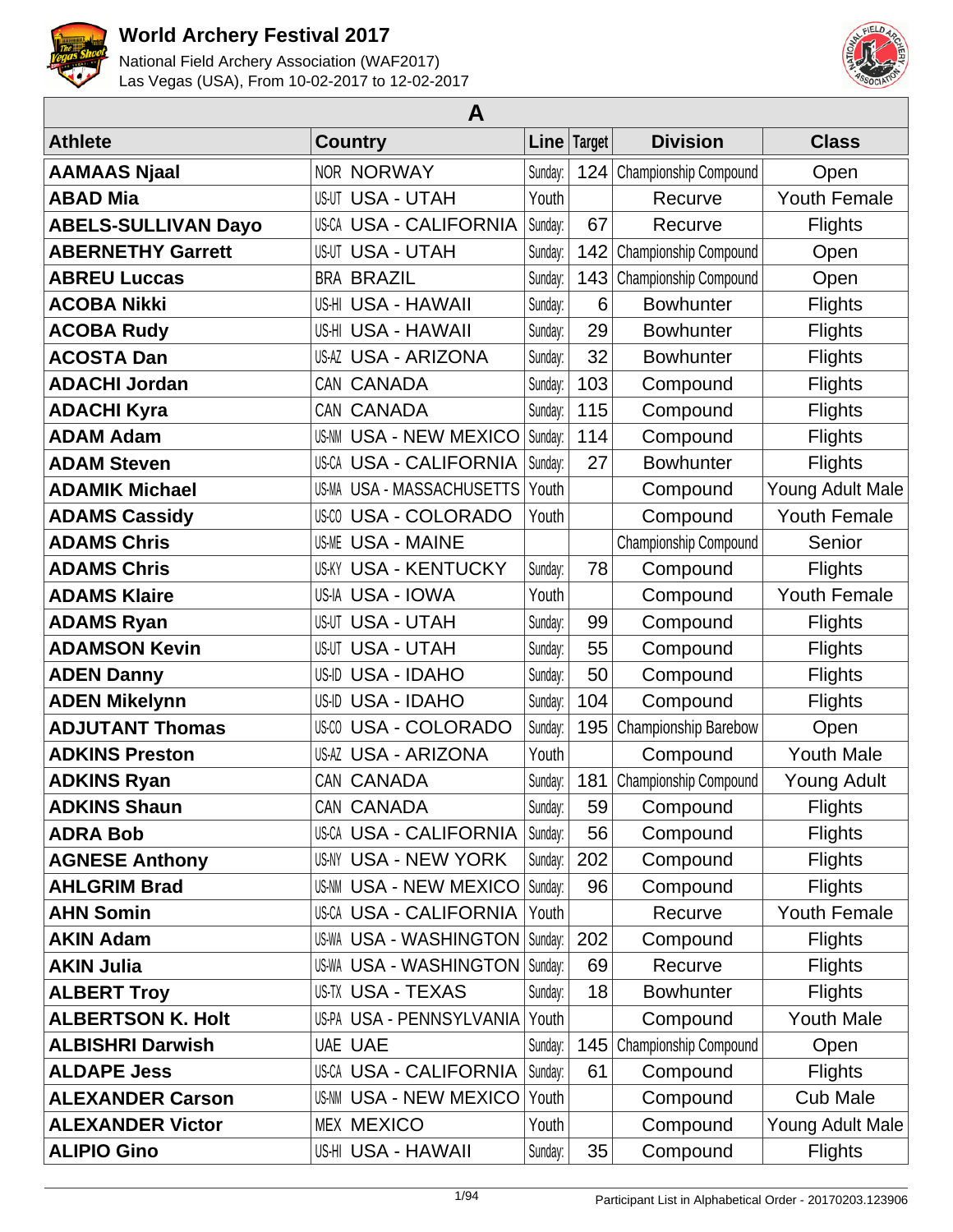# World Archery Festival 2017

National Field Archery Association (WAF2017)
Las Vegas (USA), From 10-02-2017 to 12-02-2017

## A

| Athlete | Country | Line | Target | Division | Class |
|---|---|---|---|---|---|
| AAMAAS Njaal | NOR NORWAY | Sunday: | 124 | Championship Compound | Open |
| ABAD Mia | US-UT USA - UTAH | Youth | | Recurve | Youth Female |
| ABELS-SULLIVAN Dayo | US-CA USA - CALIFORNIA | Sunday: | 67 | Recurve | Flights |
| ABERNETHY Garrett | US-UT USA - UTAH | Sunday: | 142 | Championship Compound | Open |
| ABREU Luccas | BRA BRAZIL | Sunday: | 143 | Championship Compound | Open |
| ACOBA Nikki | US-HI USA - HAWAII | Sunday: | 6 | Bowhunter | Flights |
| ACOBA Rudy | US-HI USA - HAWAII | Sunday: | 29 | Bowhunter | Flights |
| ACOSTA Dan | US-AZ USA - ARIZONA | Sunday: | 32 | Bowhunter | Flights |
| ADACHI Jordan | CAN CANADA | Sunday: | 103 | Compound | Flights |
| ADACHI Kyra | CAN CANADA | Sunday: | 115 | Compound | Flights |
| ADAM Adam | US-NM USA - NEW MEXICO | Sunday: | 114 | Compound | Flights |
| ADAM Steven | US-CA USA - CALIFORNIA | Sunday: | 27 | Bowhunter | Flights |
| ADAMIK Michael | US-MA USA - MASSACHUSETTS | Youth | | Compound | Young Adult Male |
| ADAMS Cassidy | US-CO USA - COLORADO | Youth | | Compound | Youth Female |
| ADAMS Chris | US-ME USA - MAINE | | | Championship Compound | Senior |
| ADAMS Chris | US-KY USA - KENTUCKY | Sunday: | 78 | Compound | Flights |
| ADAMS Klaire | US-IA USA - IOWA | Youth | | Compound | Youth Female |
| ADAMS Ryan | US-UT USA - UTAH | Sunday: | 99 | Compound | Flights |
| ADAMSON Kevin | US-UT USA - UTAH | Sunday: | 55 | Compound | Flights |
| ADEN Danny | US-ID USA - IDAHO | Sunday: | 50 | Compound | Flights |
| ADEN Mikelynn | US-ID USA - IDAHO | Sunday: | 104 | Compound | Flights |
| ADJUTANT Thomas | US-CO USA - COLORADO | Sunday: | 195 | Championship Barebow | Open |
| ADKINS Preston | US-AZ USA - ARIZONA | Youth | | Compound | Youth Male |
| ADKINS Ryan | CAN CANADA | Sunday: | 181 | Championship Compound | Young Adult |
| ADKINS Shaun | CAN CANADA | Sunday: | 59 | Compound | Flights |
| ADRA Bob | US-CA USA - CALIFORNIA | Sunday: | 56 | Compound | Flights |
| AGNESE Anthony | US-NY USA - NEW YORK | Sunday: | 202 | Compound | Flights |
| AHLGRIM Brad | US-NM USA - NEW MEXICO | Sunday: | 96 | Compound | Flights |
| AHN Somin | US-CA USA - CALIFORNIA | Youth | | Recurve | Youth Female |
| AKIN Adam | US-WA USA - WASHINGTON | Sunday: | 202 | Compound | Flights |
| AKIN Julia | US-WA USA - WASHINGTON | Sunday: | 69 | Recurve | Flights |
| ALBERT Troy | US-TX USA - TEXAS | Sunday: | 18 | Bowhunter | Flights |
| ALBERTSON K. Holt | US-PA USA - PENNSYLVANIA | Youth | | Compound | Youth Male |
| ALBISHRI Darwish | UAE UAE | Sunday: | 145 | Championship Compound | Open |
| ALDAPE Jess | US-CA USA - CALIFORNIA | Sunday: | 61 | Compound | Flights |
| ALEXANDER Carson | US-NM USA - NEW MEXICO | Youth | | Compound | Cub Male |
| ALEXANDER Victor | MEX MEXICO | Youth | | Compound | Young Adult Male |
| ALIPIO Gino | US-HI USA - HAWAII | Sunday: | 35 | Compound | Flights |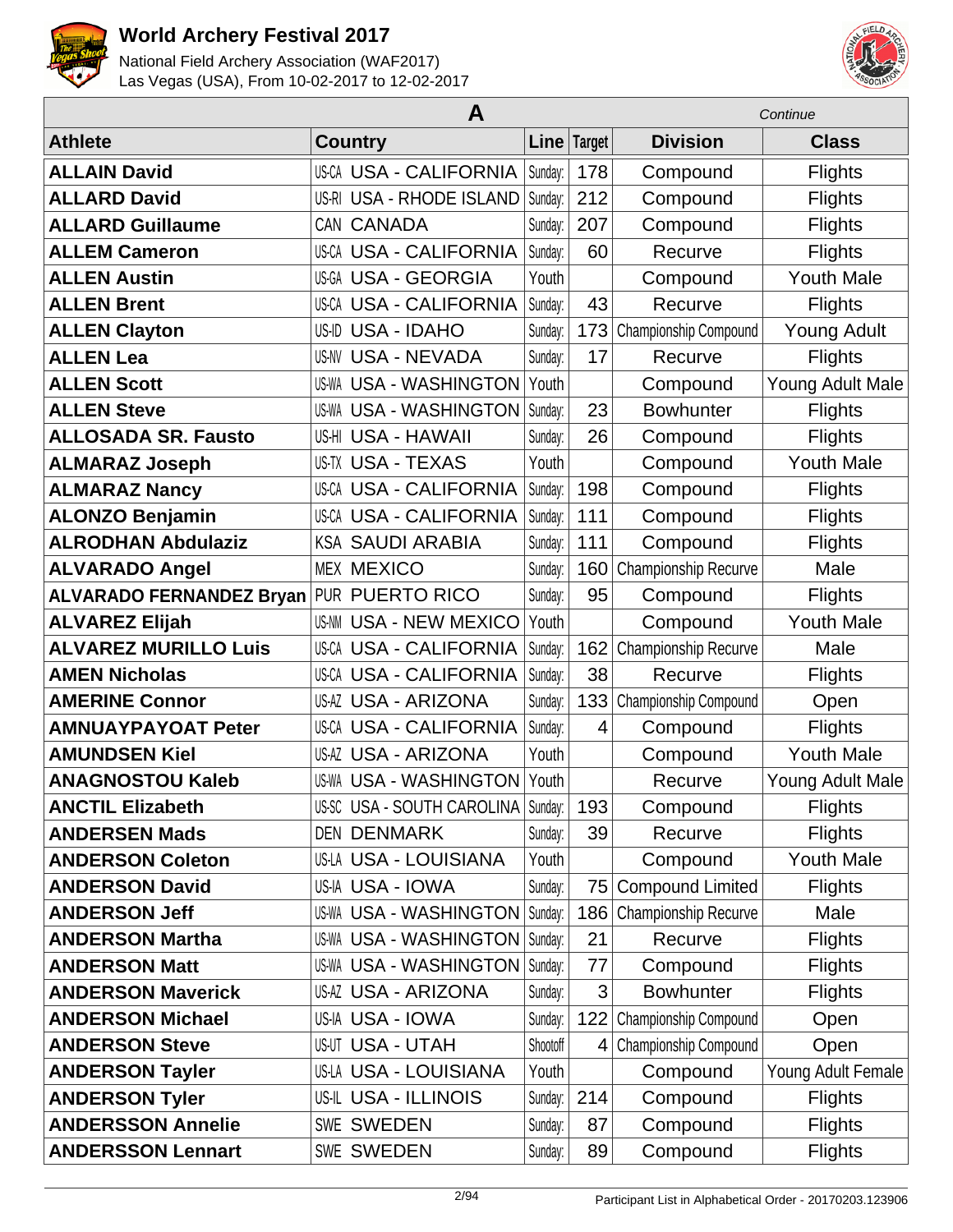# World Archery Festival 2017

National Field Archery Association (WAF2017)
Las Vegas (USA), From 10-02-2017 to 12-02-2017

## A

*Continue*

| Athlete | Country | | Line | Target | Division | Class |
|---|---|---|---|---|---|---|
| **ALLAIN David** | US-CA | USA - CALIFORNIA | Sunday: | 178 | Compound | Flights |
| **ALLARD David** | US-RI | USA - RHODE ISLAND | Sunday: | 212 | Compound | Flights |
| **ALLARD Guillaume** | CAN | CANADA | Sunday: | 207 | Compound | Flights |
| **ALLEM Cameron** | US-CA | USA - CALIFORNIA | Sunday: | 60 | Recurve | Flights |
| **ALLEN Austin** | US-GA | USA - GEORGIA | Youth | | Compound | Youth Male |
| **ALLEN Brent** | US-CA | USA - CALIFORNIA | Sunday: | 43 | Recurve | Flights |
| **ALLEN Clayton** | US-ID | USA - IDAHO | Sunday: | 173 | Championship Compound | Young Adult |
| **ALLEN Lea** | US-NV | USA - NEVADA | Sunday: | 17 | Recurve | Flights |
| **ALLEN Scott** | US-WA | USA - WASHINGTON | Youth | | Compound | Young Adult Male |
| **ALLEN Steve** | US-WA | USA - WASHINGTON | Sunday: | 23 | Bowhunter | Flights |
| **ALLOSADA SR. Fausto** | US-HI | USA - HAWAII | Sunday: | 26 | Compound | Flights |
| **ALMARAZ Joseph** | US-TX | USA - TEXAS | Youth | | Compound | Youth Male |
| **ALMARAZ Nancy** | US-CA | USA - CALIFORNIA | Sunday: | 198 | Compound | Flights |
| **ALONZO Benjamin** | US-CA | USA - CALIFORNIA | Sunday: | 111 | Compound | Flights |
| **ALRODHAN Abdulaziz** | KSA | SAUDI ARABIA | Sunday: | 111 | Compound | Flights |
| **ALVARADO Angel** | MEX | MEXICO | Sunday: | 160 | Championship Recurve | Male |
| **ALVARADO FERNANDEZ Bryan** | PUR | PUERTO RICO | Sunday: | 95 | Compound | Flights |
| **ALVAREZ Elijah** | US-NM | USA - NEW MEXICO | Youth | | Compound | Youth Male |
| **ALVAREZ MURILLO Luis** | US-CA | USA - CALIFORNIA | Sunday: | 162 | Championship Recurve | Male |
| **AMEN Nicholas** | US-CA | USA - CALIFORNIA | Sunday: | 38 | Recurve | Flights |
| **AMERINE Connor** | US-AZ | USA - ARIZONA | Sunday: | 133 | Championship Compound | Open |
| **AMNUAYPAYOAT Peter** | US-CA | USA - CALIFORNIA | Sunday: | 4 | Compound | Flights |
| **AMUNDSEN Kiel** | US-AZ | USA - ARIZONA | Youth | | Compound | Youth Male |
| **ANAGNOSTOU Kaleb** | US-WA | USA - WASHINGTON | Youth | | Recurve | Young Adult Male |
| **ANCTIL Elizabeth** | US-SC | USA - SOUTH CAROLINA | Sunday: | 193 | Compound | Flights |
| **ANDERSEN Mads** | DEN | DENMARK | Sunday: | 39 | Recurve | Flights |
| **ANDERSON Coleton** | US-LA | USA - LOUISIANA | Youth | | Compound | Youth Male |
| **ANDERSON David** | US-IA | USA - IOWA | Sunday: | 75 | Compound Limited | Flights |
| **ANDERSON Jeff** | US-WA | USA - WASHINGTON | Sunday: | 186 | Championship Recurve | Male |
| **ANDERSON Martha** | US-WA | USA - WASHINGTON | Sunday: | 21 | Recurve | Flights |
| **ANDERSON Matt** | US-WA | USA - WASHINGTON | Sunday: | 77 | Compound | Flights |
| **ANDERSON Maverick** | US-AZ | USA - ARIZONA | Sunday: | 3 | Bowhunter | Flights |
| **ANDERSON Michael** | US-IA | USA - IOWA | Sunday: | 122 | Championship Compound | Open |
| **ANDERSON Steve** | US-UT | USA - UTAH | Shootoff | 4 | Championship Compound | Open |
| **ANDERSON Tayler** | US-LA | USA - LOUISIANA | Youth | | Compound | Young Adult Female |
| **ANDERSON Tyler** | US-IL | USA - ILLINOIS | Sunday: | 214 | Compound | Flights |
| **ANDERSSON Annelie** | SWE | SWEDEN | Sunday: | 87 | Compound | Flights |
| **ANDERSSON Lennart** | SWE | SWEDEN | Sunday: | 89 | Compound | Flights |

Participant List in Alphabetical Order - 20170203.123906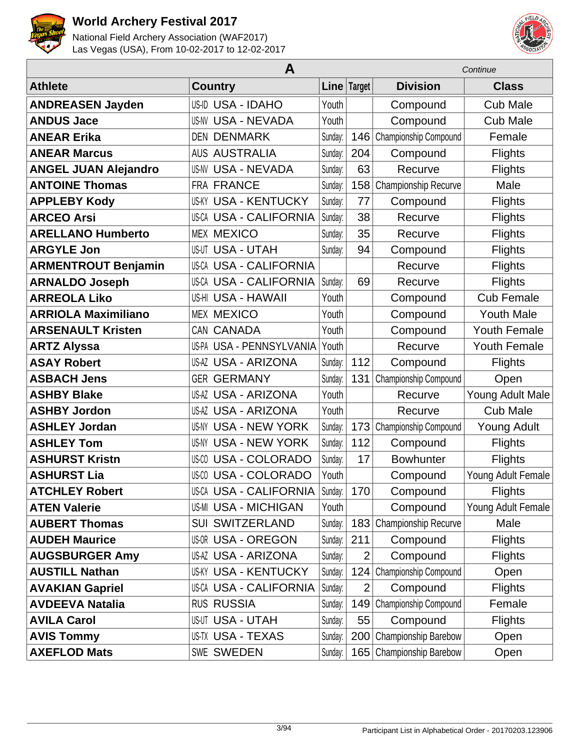| A | | | | | Continue |
|---|---|---|---|---|---|
| **Athlete** | **Country** | **Line** | **Target** | **Division** | **Class** |
| **ANDREASEN Jayden** | US-ID USA - IDAHO | Youth | | Compound | Cub Male |
| **ANDUS Jace** | US-NV USA - NEVADA | Youth | | Compound | Cub Male |
| **ANEAR Erika** | DEN DENMARK | Sunday: | 146 | Championship Compound | Female |
| **ANEAR Marcus** | AUS AUSTRALIA | Sunday: | 204 | Compound | Flights |
| **ANGEL JUAN Alejandro** | US-NV USA - NEVADA | Sunday: | 63 | Recurve | Flights |
| **ANTOINE Thomas** | FRA FRANCE | Sunday: | 158 | Championship Recurve | Male |
| **APPLEBY Kody** | US-KY USA - KENTUCKY | Sunday: | 77 | Compound | Flights |
| **ARCEO Arsi** | US-CA USA - CALIFORNIA | Sunday: | 38 | Recurve | Flights |
| **ARELLANO Humberto** | MEX MEXICO | Sunday: | 35 | Recurve | Flights |
| **ARGYLE Jon** | US-UT USA - UTAH | Sunday: | 94 | Compound | Flights |
| **ARMENTROUT Benjamin** | US-CA USA - CALIFORNIA | | | Recurve | Flights |
| **ARNALDO Joseph** | US-CA USA - CALIFORNIA | Sunday: | 69 | Recurve | Flights |
| **ARREOLA Liko** | US-HI USA - HAWAII | Youth | | Compound | Cub Female |
| **ARRIOLA Maximiliano** | MEX MEXICO | Youth | | Compound | Youth Male |
| **ARSENAULT Kristen** | CAN CANADA | Youth | | Compound | Youth Female |
| **ARTZ Alyssa** | US-PA USA - PENNSYLVANIA | Youth | | Recurve | Youth Female |
| **ASAY Robert** | US-AZ USA - ARIZONA | Sunday: | 112 | Compound | Flights |
| **ASBACH Jens** | GER GERMANY | Sunday: | 131 | Championship Compound | Open |
| **ASHBY Blake** | US-AZ USA - ARIZONA | Youth | | Recurve | Young Adult Male |
| **ASHBY Jordon** | US-AZ USA - ARIZONA | Youth | | Recurve | Cub Male |
| **ASHLEY Jordan** | US-NY USA - NEW YORK | Sunday: | 173 | Championship Compound | Young Adult |
| **ASHLEY Tom** | US-NY USA - NEW YORK | Sunday: | 112 | Compound | Flights |
| **ASHURST Kristn** | US-CO USA - COLORADO | Sunday: | 17 | Bowhunter | Flights |
| **ASHURST Lia** | US-CO USA - COLORADO | Youth | | Compound | Young Adult Female |
| **ATCHLEY Robert** | US-CA USA - CALIFORNIA | Sunday: | 170 | Compound | Flights |
| **ATEN Valerie** | US-MI USA - MICHIGAN | Youth | | Compound | Young Adult Female |
| **AUBERT Thomas** | SUI SWITZERLAND | Sunday: | 183 | Championship Recurve | Male |
| **AUDEH Maurice** | US-OR USA - OREGON | Sunday: | 211 | Compound | Flights |
| **AUGSBURGER Amy** | US-AZ USA - ARIZONA | Sunday: | 2 | Compound | Flights |
| **AUSTILL Nathan** | US-KY USA - KENTUCKY | Sunday: | 124 | Championship Compound | Open |
| **AVAKIAN Gapriel** | US-CA USA - CALIFORNIA | Sunday: | 2 | Compound | Flights |
| **AVDEEVA Natalia** | RUS RUSSIA | Sunday: | 149 | Championship Compound | Female |
| **AVILA Carol** | US-UT USA - UTAH | Sunday: | 55 | Compound | Flights |
| **AVIS Tommy** | US-TX USA - TEXAS | Sunday: | 200 | Championship Barebow | Open |
| **AXEFLOD Mats** | SWE SWEDEN | Sunday: | 165 | Championship Barebow | Open |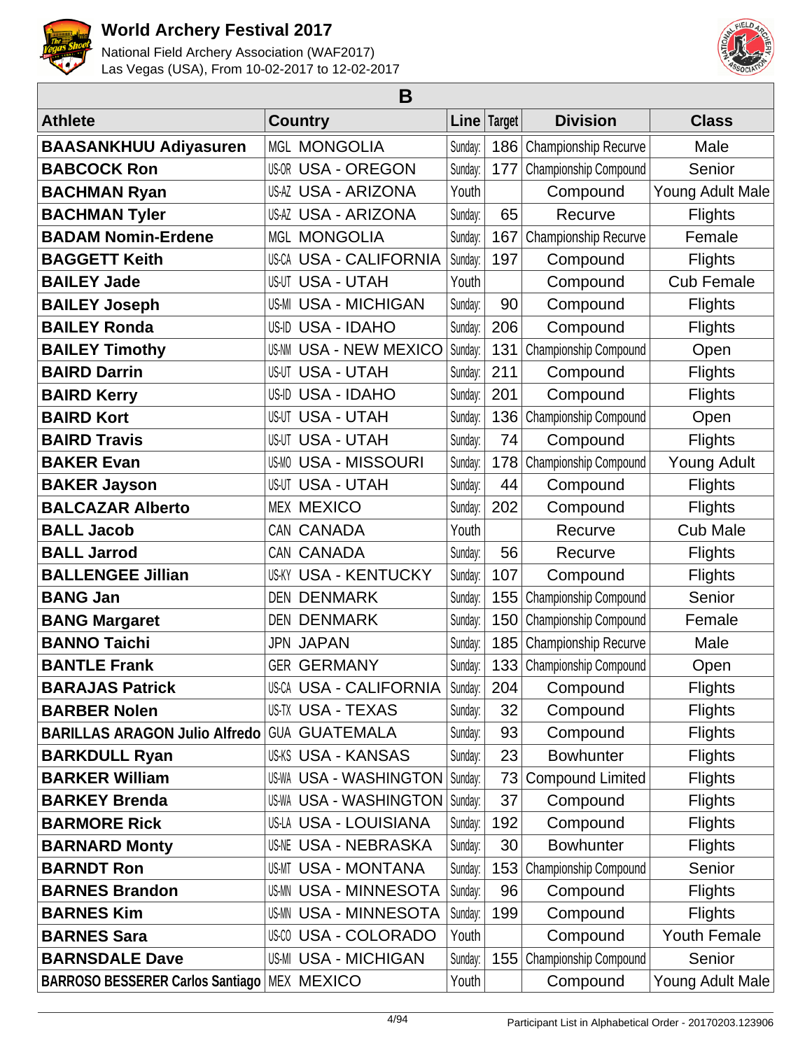# World Archery Festival 2017

National Field Archery Association (WAF2017)
Las Vegas (USA), From 10-02-2017 to 12-02-2017

| B | | | | | |
|---|---|---|---|---|---|
| **Athlete** | **Country** | **Line** | **Target** | **Division** | **Class** |
| **BAASANKHUU Adiyasuren** | MGL MONGOLIA | Sunday | 186 | Championship Recurve | Male |
| **BABCOCK Ron** | US-OR USA - OREGON | Sunday | 177 | Championship Compound | Senior |
| **BACHMAN Ryan** | US-AZ USA - ARIZONA | Youth | | Compound | Young Adult Male |
| **BACHMAN Tyler** | US-AZ USA - ARIZONA | Sunday | 65 | Recurve | Flights |
| **BADAM Nomin-Erdene** | MGL MONGOLIA | Sunday | 167 | Championship Recurve | Female |
| **BAGGETT Keith** | US-CA USA - CALIFORNIA | Sunday | 197 | Compound | Flights |
| **BAILEY Jade** | US-UT USA - UTAH | Youth | | Compound | Cub Female |
| **BAILEY Joseph** | US-MI USA - MICHIGAN | Sunday | 90 | Compound | Flights |
| **BAILEY Ronda** | US-ID USA - IDAHO | Sunday | 206 | Compound | Flights |
| **BAILEY Timothy** | US-NM USA - NEW MEXICO | Sunday | 131 | Championship Compound | Open |
| **BAIRD Darrin** | US-UT USA - UTAH | Sunday | 211 | Compound | Flights |
| **BAIRD Kerry** | US-ID USA - IDAHO | Sunday | 201 | Compound | Flights |
| **BAIRD Kort** | US-UT USA - UTAH | Sunday | 136 | Championship Compound | Open |
| **BAIRD Travis** | US-UT USA - UTAH | Sunday | 74 | Compound | Flights |
| **BAKER Evan** | US-MO USA - MISSOURI | Sunday | 178 | Championship Compound | Young Adult |
| **BAKER Jayson** | US-UT USA - UTAH | Sunday | 44 | Compound | Flights |
| **BALCAZAR Alberto** | MEX MEXICO | Sunday | 202 | Compound | Flights |
| **BALL Jacob** | CAN CANADA | Youth | | Recurve | Cub Male |
| **BALL Jarrod** | CAN CANADA | Sunday | 56 | Recurve | Flights |
| **BALLENGEE Jillian** | US-KY USA - KENTUCKY | Sunday | 107 | Compound | Flights |
| **BANG Jan** | DEN DENMARK | Sunday | 155 | Championship Compound | Senior |
| **BANG Margaret** | DEN DENMARK | Sunday | 150 | Championship Compound | Female |
| **BANNO Taichi** | JPN JAPAN | Sunday | 185 | Championship Recurve | Male |
| **BANTLE Frank** | GER GERMANY | Sunday | 133 | Championship Compound | Open |
| **BARAJAS Patrick** | US-CA USA - CALIFORNIA | Sunday | 204 | Compound | Flights |
| **BARBER Nolen** | US-TX USA - TEXAS | Sunday | 32 | Compound | Flights |
| **BARILLAS ARAGON Julio Alfredo** | GUA GUATEMALA | Sunday | 93 | Compound | Flights |
| **BARKDULL Ryan** | US-KS USA - KANSAS | Sunday | 23 | Bowhunter | Flights |
| **BARKER William** | US-WA USA - WASHINGTON | Sunday | 73 | Compound Limited | Flights |
| **BARKEY Brenda** | US-WA USA - WASHINGTON | Sunday | 37 | Compound | Flights |
| **BARMORE Rick** | US-LA USA - LOUISIANA | Sunday | 192 | Compound | Flights |
| **BARNARD Monty** | US-NE USA - NEBRASKA | Sunday | 30 | Bowhunter | Flights |
| **BARNDT Ron** | US-MT USA - MONTANA | Sunday | 153 | Championship Compound | Senior |
| **BARNES Brandon** | US-MN USA - MINNESOTA | Sunday | 96 | Compound | Flights |
| **BARNES Kim** | US-MN USA - MINNESOTA | Sunday | 199 | Compound | Flights |
| **BARNES Sara** | US-CO USA - COLORADO | Youth | | Compound | Youth Female |
| **BARNSDALE Dave** | US-MI USA - MICHIGAN | Sunday | 155 | Championship Compound | Senior |
| **BARROSO BESSERER Carlos Santiago** | MEX MEXICO | Youth | | Compound | Young Adult Male |

Participant List in Alphabetical Order - 20170203.123906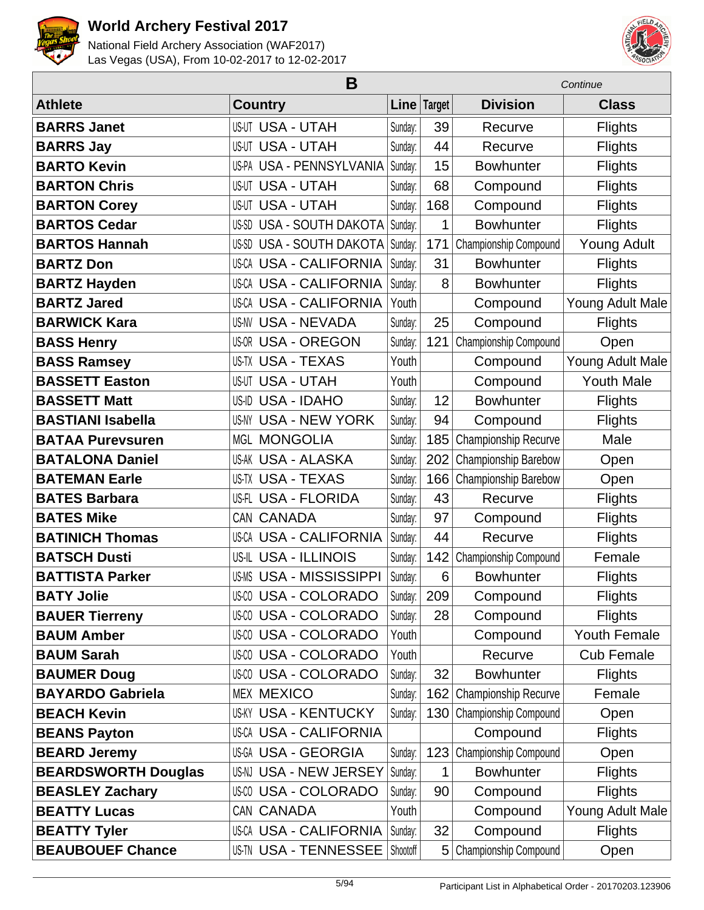# World Archery Festival 2017

National Field Archery Association (WAF2017)
Las Vegas (USA), From 10-02-2017 to 12-02-2017

## B

*Continue*

| Athlete | Country | | Line | Target | Division | Class |
|---|---|---|---|---|---|---|
| **BARRS Janet** | US-UT | USA - UTAH | Sunday: | 39 | Recurve | Flights |
| **BARRS Jay** | US-UT | USA - UTAH | Sunday: | 44 | Recurve | Flights |
| **BARTO Kevin** | US-PA | USA - PENNSYLVANIA | Sunday: | 15 | Bowhunter | Flights |
| **BARTON Chris** | US-UT | USA - UTAH | Sunday: | 68 | Compound | Flights |
| **BARTON Corey** | US-UT | USA - UTAH | Sunday: | 168 | Compound | Flights |
| **BARTOS Cedar** | US-SD | USA - SOUTH DAKOTA | Sunday: | 1 | Bowhunter | Flights |
| **BARTOS Hannah** | US-SD | USA - SOUTH DAKOTA | Sunday: | 171 | Championship Compound | Young Adult |
| **BARTZ Don** | US-CA | USA - CALIFORNIA | Sunday: | 31 | Bowhunter | Flights |
| **BARTZ Hayden** | US-CA | USA - CALIFORNIA | Sunday: | 8 | Bowhunter | Flights |
| **BARTZ Jared** | US-CA | USA - CALIFORNIA | Youth | | Compound | Young Adult Male |
| **BARWICK Kara** | US-NV | USA - NEVADA | Sunday: | 25 | Compound | Flights |
| **BASS Henry** | US-OR | USA - OREGON | Sunday: | 121 | Championship Compound | Open |
| **BASS Ramsey** | US-TX | USA - TEXAS | Youth | | Compound | Young Adult Male |
| **BASSETT Easton** | US-UT | USA - UTAH | Youth | | Compound | Youth Male |
| **BASSETT Matt** | US-ID | USA - IDAHO | Sunday: | 12 | Bowhunter | Flights |
| **BASTIANI Isabella** | US-NY | USA - NEW YORK | Sunday: | 94 | Compound | Flights |
| **BATAA Purevsuren** | MGL | MONGOLIA | Sunday: | 185 | Championship Recurve | Male |
| **BATALONA Daniel** | US-AK | USA - ALASKA | Sunday: | 202 | Championship Barebow | Open |
| **BATEMAN Earle** | US-TX | USA - TEXAS | Sunday: | 166 | Championship Barebow | Open |
| **BATES Barbara** | US-FL | USA - FLORIDA | Sunday: | 43 | Recurve | Flights |
| **BATES Mike** | CAN | CANADA | Sunday: | 97 | Compound | Flights |
| **BATINICH Thomas** | US-CA | USA - CALIFORNIA | Sunday: | 44 | Recurve | Flights |
| **BATSCH Dusti** | US-IL | USA - ILLINOIS | Sunday: | 142 | Championship Compound | Female |
| **BATTISTA Parker** | US-MS | USA - MISSISSIPPI | Sunday: | 6 | Bowhunter | Flights |
| **BATY Jolie** | US-CO | USA - COLORADO | Sunday: | 209 | Compound | Flights |
| **BAUER Tierreny** | US-CO | USA - COLORADO | Sunday: | 28 | Compound | Flights |
| **BAUM Amber** | US-CO | USA - COLORADO | Youth | | Compound | Youth Female |
| **BAUM Sarah** | US-CO | USA - COLORADO | Youth | | Recurve | Cub Female |
| **BAUMER Doug** | US-CO | USA - COLORADO | Sunday: | 32 | Bowhunter | Flights |
| **BAYARDO Gabriela** | MEX | MEXICO | Sunday: | 162 | Championship Recurve | Female |
| **BEACH Kevin** | US-KY | USA - KENTUCKY | Sunday: | 130 | Championship Compound | Open |
| **BEANS Payton** | US-CA | USA - CALIFORNIA | | | Compound | Flights |
| **BEARD Jeremy** | US-GA | USA - GEORGIA | Sunday: | 123 | Championship Compound | Open |
| **BEARDSWORTH Douglas** | US-NJ | USA - NEW JERSEY | Sunday: | 1 | Bowhunter | Flights |
| **BEASLEY Zachary** | US-CO | USA - COLORADO | Sunday: | 90 | Compound | Flights |
| **BEATTY Lucas** | CAN | CANADA | Youth | | Compound | Young Adult Male |
| **BEATTY Tyler** | US-CA | USA - CALIFORNIA | Sunday: | 32 | Compound | Flights |
| **BEAUBOUEF Chance** | US-TN | USA - TENNESSEE | Shootoff | 5 | Championship Compound | Open |

Participant List in Alphabetical Order - 20170203.123906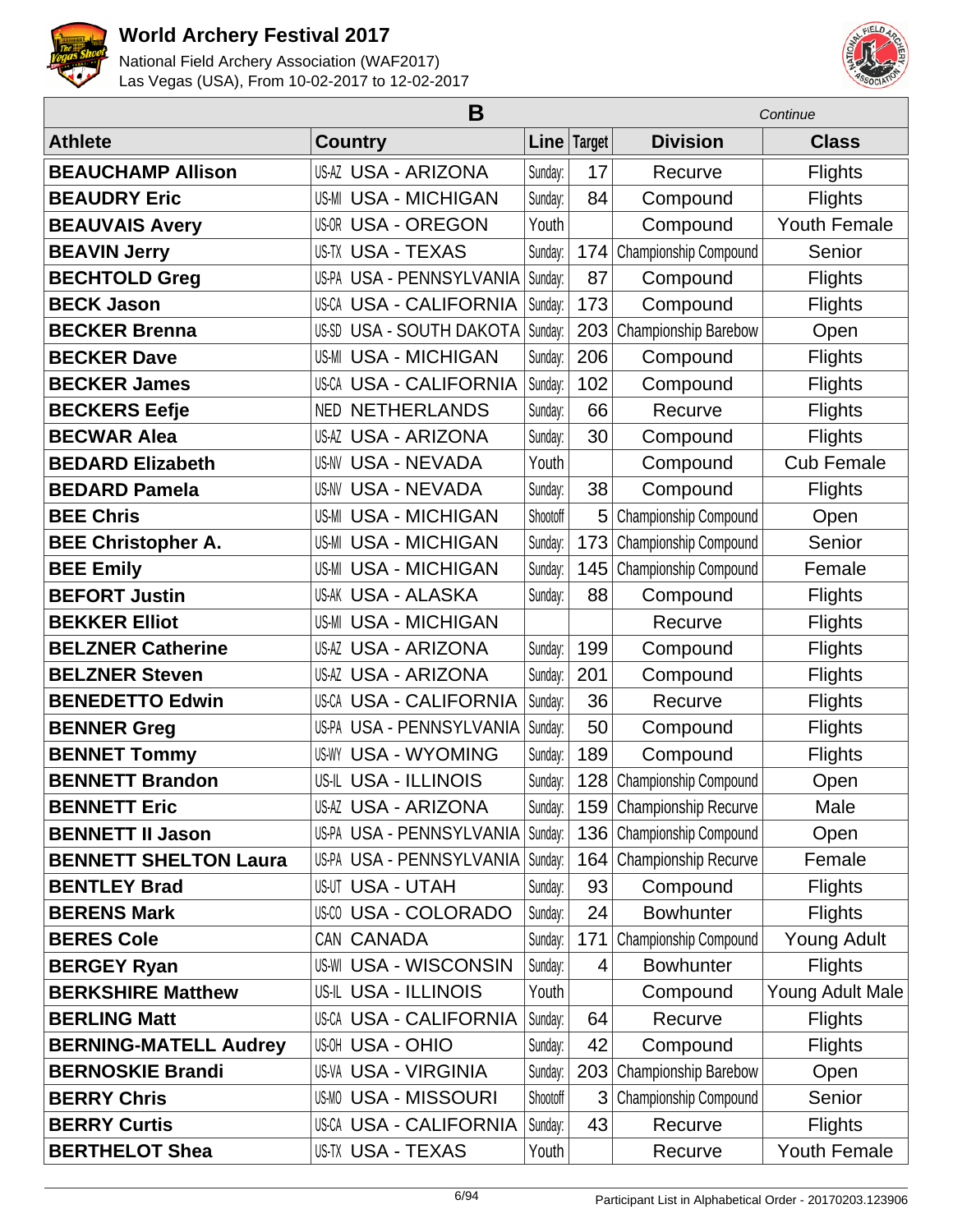| B | | | | | *Continue* |
|---|---|---|---|---|---|
| **Athlete** | **Country** | **Line** | **Target** | **Division** | **Class** |
| **BEAUCHAMP Allison** | US-AZ USA - ARIZONA | Sunday: | 17 | Recurve | Flights |
| **BEAUDRY Eric** | US-MI USA - MICHIGAN | Sunday: | 84 | Compound | Flights |
| **BEAUVAIS Avery** | US-OR USA - OREGON | Youth | | Compound | Youth Female |
| **BEAVIN Jerry** | US-TX USA - TEXAS | Sunday: | 174 | Championship Compound | Senior |
| **BECHTOLD Greg** | US-PA USA - PENNSYLVANIA | Sunday: | 87 | Compound | Flights |
| **BECK Jason** | US-CA USA - CALIFORNIA | Sunday: | 173 | Compound | Flights |
| **BECKER Brenna** | US-SD USA - SOUTH DAKOTA | Sunday: | 203 | Championship Barebow | Open |
| **BECKER Dave** | US-MI USA - MICHIGAN | Sunday: | 206 | Compound | Flights |
| **BECKER James** | US-CA USA - CALIFORNIA | Sunday: | 102 | Compound | Flights |
| **BECKERS Eefje** | NED NETHERLANDS | Sunday: | 66 | Recurve | Flights |
| **BECWAR Alea** | US-AZ USA - ARIZONA | Sunday: | 30 | Compound | Flights |
| **BEDARD Elizabeth** | US-NV USA - NEVADA | Youth | | Compound | Cub Female |
| **BEDARD Pamela** | US-NV USA - NEVADA | Sunday: | 38 | Compound | Flights |
| **BEE Chris** | US-MI USA - MICHIGAN | Shootoff | 5 | Championship Compound | Open |
| **BEE Christopher A.** | US-MI USA - MICHIGAN | Sunday: | 173 | Championship Compound | Senior |
| **BEE Emily** | US-MI USA - MICHIGAN | Sunday: | 145 | Championship Compound | Female |
| **BEFORT Justin** | US-AK USA - ALASKA | Sunday: | 88 | Compound | Flights |
| **BEKKER Elliot** | US-MI USA - MICHIGAN | | | Recurve | Flights |
| **BELZNER Catherine** | US-AZ USA - ARIZONA | Sunday: | 199 | Compound | Flights |
| **BELZNER Steven** | US-AZ USA - ARIZONA | Sunday: | 201 | Compound | Flights |
| **BENEDETTO Edwin** | US-CA USA - CALIFORNIA | Sunday: | 36 | Recurve | Flights |
| **BENNER Greg** | US-PA USA - PENNSYLVANIA | Sunday: | 50 | Compound | Flights |
| **BENNET Tommy** | US-WY USA - WYOMING | Sunday: | 189 | Compound | Flights |
| **BENNETT Brandon** | US-IL USA - ILLINOIS | Sunday: | 128 | Championship Compound | Open |
| **BENNETT Eric** | US-AZ USA - ARIZONA | Sunday: | 159 | Championship Recurve | Male |
| **BENNETT II Jason** | US-PA USA - PENNSYLVANIA | Sunday: | 136 | Championship Compound | Open |
| **BENNETT SHELTON Laura** | US-PA USA - PENNSYLVANIA | Sunday: | 164 | Championship Recurve | Female |
| **BENTLEY Brad** | US-UT USA - UTAH | Sunday: | 93 | Compound | Flights |
| **BERENS Mark** | US-CO USA - COLORADO | Sunday: | 24 | Bowhunter | Flights |
| **BERES Cole** | CAN CANADA | Sunday: | 171 | Championship Compound | Young Adult |
| **BERGEY Ryan** | US-WI USA - WISCONSIN | Sunday: | 4 | Bowhunter | Flights |
| **BERKSHIRE Matthew** | US-IL USA - ILLINOIS | Youth | | Compound | Young Adult Male |
| **BERLING Matt** | US-CA USA - CALIFORNIA | Sunday: | 64 | Recurve | Flights |
| **BERNING-MATELL Audrey** | US-OH USA - OHIO | Sunday: | 42 | Compound | Flights |
| **BERNOSKIE Brandi** | US-VA USA - VIRGINIA | Sunday: | 203 | Championship Barebow | Open |
| **BERRY Chris** | US-MO USA - MISSOURI | Shootoff | 3 | Championship Compound | Senior |
| **BERRY Curtis** | US-CA USA - CALIFORNIA | Sunday: | 43 | Recurve | Flights |
| **BERTHELOT Shea** | US-TX USA - TEXAS | Youth | | Recurve | Youth Female |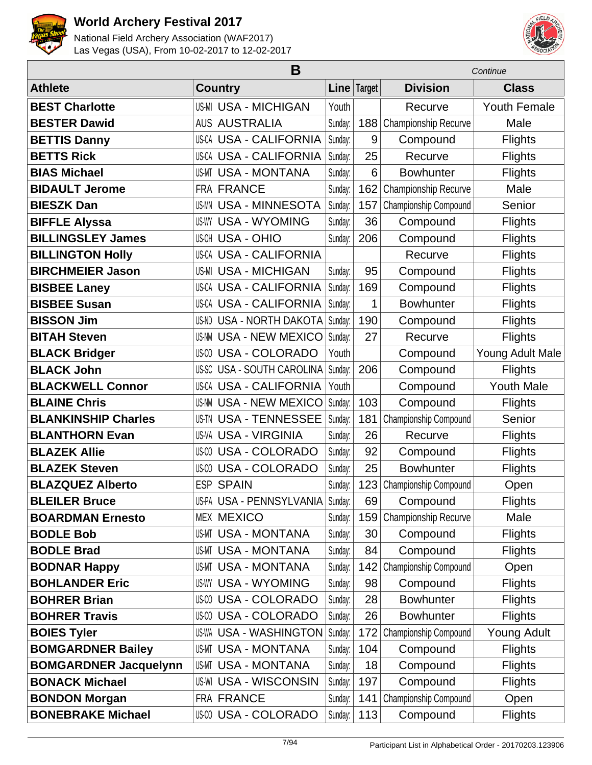# World Archery Festival 2017

National Field Archery Association (WAF2017)
Las Vegas (USA), From 10-02-2017 to 12-02-2017

## B

*Continue*

| Athlete | Country | | Line | Target | Division | Class |
|---|---|---|---|---|---|---|
| **BEST Charlotte** | US-MI | USA - MICHIGAN | Youth | | Recurve | Youth Female |
| **BESTER Dawid** | AUS | AUSTRALIA | Sunday: | 188 | Championship Recurve | Male |
| **BETTIS Danny** | US-CA | USA - CALIFORNIA | Sunday: | 9 | Compound | Flights |
| **BETTS Rick** | US-CA | USA - CALIFORNIA | Sunday: | 25 | Recurve | Flights |
| **BIAS Michael** | US-MT | USA - MONTANA | Sunday: | 6 | Bowhunter | Flights |
| **BIDAULT Jerome** | FRA | FRANCE | Sunday: | 162 | Championship Recurve | Male |
| **BIESZK Dan** | US-MN | USA - MINNESOTA | Sunday: | 157 | Championship Compound | Senior |
| **BIFFLE Alyssa** | US-WY | USA - WYOMING | Sunday: | 36 | Compound | Flights |
| **BILLINGSLEY James** | US-OH | USA - OHIO | Sunday: | 206 | Compound | Flights |
| **BILLINGTON Holly** | US-CA | USA - CALIFORNIA | | | Recurve | Flights |
| **BIRCHMEIER Jason** | US-MI | USA - MICHIGAN | Sunday: | 95 | Compound | Flights |
| **BISBEE Laney** | US-CA | USA - CALIFORNIA | Sunday: | 169 | Compound | Flights |
| **BISBEE Susan** | US-CA | USA - CALIFORNIA | Sunday: | 1 | Bowhunter | Flights |
| **BISSON Jim** | US-ND | USA - NORTH DAKOTA | Sunday: | 190 | Compound | Flights |
| **BITAH Steven** | US-NM | USA - NEW MEXICO | Sunday: | 27 | Recurve | Flights |
| **BLACK Bridger** | US-CO | USA - COLORADO | Youth | | Compound | Young Adult Male |
| **BLACK John** | US-SC | USA - SOUTH CAROLINA | Sunday: | 206 | Compound | Flights |
| **BLACKWELL Connor** | US-CA | USA - CALIFORNIA | Youth | | Compound | Youth Male |
| **BLAINE Chris** | US-NM | USA - NEW MEXICO | Sunday: | 103 | Compound | Flights |
| **BLANKINSHIP Charles** | US-TN | USA - TENNESSEE | Sunday: | 181 | Championship Compound | Senior |
| **BLANTHORN Evan** | US-VA | USA - VIRGINIA | Sunday: | 26 | Recurve | Flights |
| **BLAZEK Allie** | US-CO | USA - COLORADO | Sunday: | 92 | Compound | Flights |
| **BLAZEK Steven** | US-CO | USA - COLORADO | Sunday: | 25 | Bowhunter | Flights |
| **BLAZQUEZ Alberto** | ESP | SPAIN | Sunday: | 123 | Championship Compound | Open |
| **BLEILER Bruce** | US-PA | USA - PENNSYLVANIA | Sunday: | 69 | Compound | Flights |
| **BOARDMAN Ernesto** | MEX | MEXICO | Sunday: | 159 | Championship Recurve | Male |
| **BODLE Bob** | US-MT | USA - MONTANA | Sunday: | 30 | Compound | Flights |
| **BODLE Brad** | US-MT | USA - MONTANA | Sunday: | 84 | Compound | Flights |
| **BODNAR Happy** | US-MT | USA - MONTANA | Sunday: | 142 | Championship Compound | Open |
| **BOHLANDER Eric** | US-WY | USA - WYOMING | Sunday: | 98 | Compound | Flights |
| **BOHRER Brian** | US-CO | USA - COLORADO | Sunday: | 28 | Bowhunter | Flights |
| **BOHRER Travis** | US-CO | USA - COLORADO | Sunday: | 26 | Bowhunter | Flights |
| **BOIES Tyler** | US-WA | USA - WASHINGTON | Sunday: | 172 | Championship Compound | Young Adult |
| **BOMGARDNER Bailey** | US-MT | USA - MONTANA | Sunday: | 104 | Compound | Flights |
| **BOMGARDNER Jacquelynn** | US-MT | USA - MONTANA | Sunday: | 18 | Compound | Flights |
| **BONACK Michael** | US-WI | USA - WISCONSIN | Sunday: | 197 | Compound | Flights |
| **BONDON Morgan** | FRA | FRANCE | Sunday: | 141 | Championship Compound | Open |
| **BONEBRAKE Michael** | US-CO | USA - COLORADO | Sunday: | 113 | Compound | Flights |

Participant List in Alphabetical Order - 20170203.123906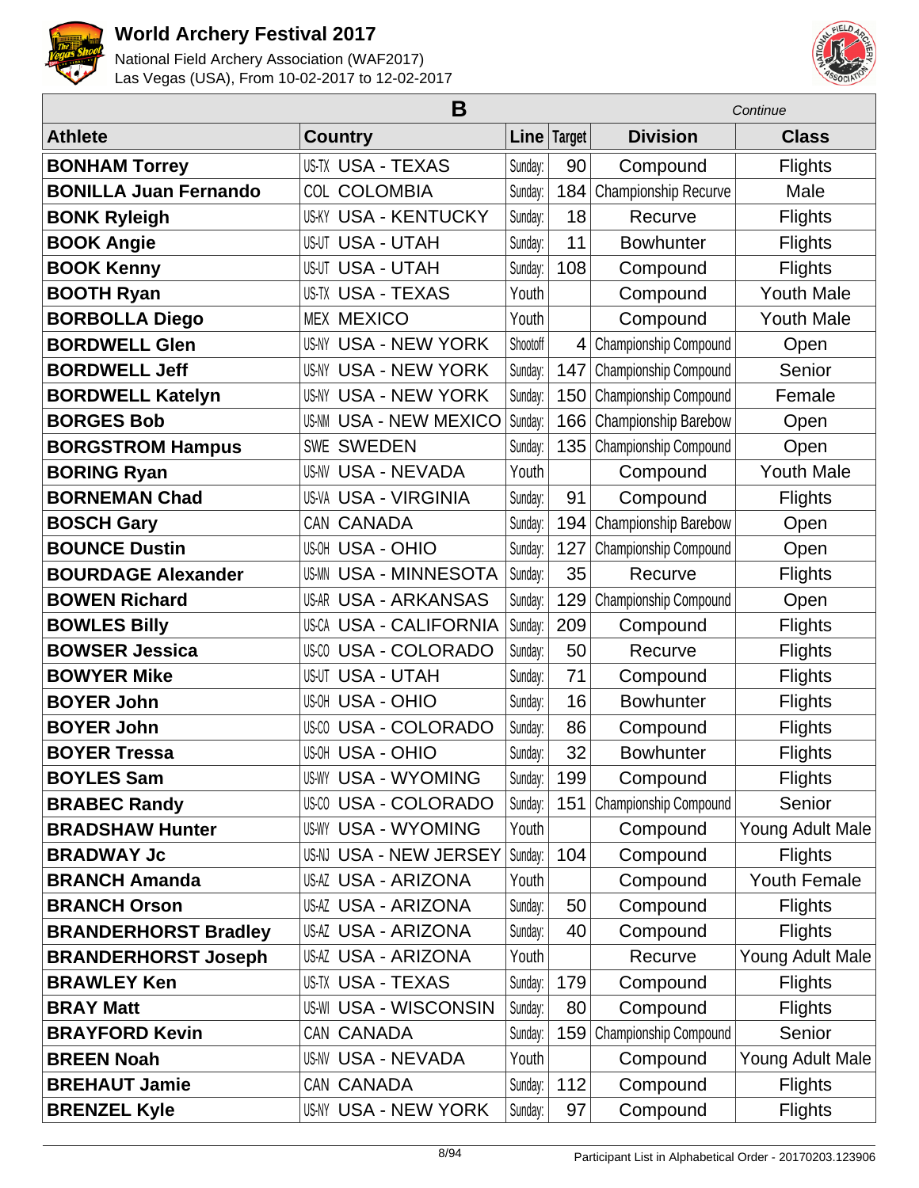# World Archery Festival 2017

National Field Archery Association (WAF2017)
Las Vegas (USA), From 10-02-2017 to 12-02-2017

## B

*Continue*

| Athlete | Country | | Line | Target | Division | Class |
|---|---|---|---|---|---|---|
| **BONHAM Torrey** | US-TX | USA - TEXAS | Sunday: | 90 | Compound | Flights |
| **BONILLA Juan Fernando** | COL | COLOMBIA | Sunday: | 184 | Championship Recurve | Male |
| **BONK Ryleigh** | US-KY | USA - KENTUCKY | Sunday: | 18 | Recurve | Flights |
| **BOOK Angie** | US-UT | USA - UTAH | Sunday: | 11 | Bowhunter | Flights |
| **BOOK Kenny** | US-UT | USA - UTAH | Sunday: | 108 | Compound | Flights |
| **BOOTH Ryan** | US-TX | USA - TEXAS | Youth | | Compound | Youth Male |
| **BORBOLLA Diego** | MEX | MEXICO | Youth | | Compound | Youth Male |
| **BORDWELL Glen** | US-NY | USA - NEW YORK | Shootoff | 4 | Championship Compound | Open |
| **BORDWELL Jeff** | US-NY | USA - NEW YORK | Sunday: | 147 | Championship Compound | Senior |
| **BORDWELL Katelyn** | US-NY | USA - NEW YORK | Sunday: | 150 | Championship Compound | Female |
| **BORGES Bob** | US-NM | USA - NEW MEXICO | Sunday: | 166 | Championship Barebow | Open |
| **BORGSTROM Hampus** | SWE | SWEDEN | Sunday: | 135 | Championship Compound | Open |
| **BORING Ryan** | US-NV | USA - NEVADA | Youth | | Compound | Youth Male |
| **BORNEMAN Chad** | US-VA | USA - VIRGINIA | Sunday: | 91 | Compound | Flights |
| **BOSCH Gary** | CAN | CANADA | Sunday: | 194 | Championship Barebow | Open |
| **BOUNCE Dustin** | US-OH | USA - OHIO | Sunday: | 127 | Championship Compound | Open |
| **BOURDAGE Alexander** | US-MN | USA - MINNESOTA | Sunday: | 35 | Recurve | Flights |
| **BOWEN Richard** | US-AR | USA - ARKANSAS | Sunday: | 129 | Championship Compound | Open |
| **BOWLES Billy** | US-CA | USA - CALIFORNIA | Sunday: | 209 | Compound | Flights |
| **BOWSER Jessica** | US-CO | USA - COLORADO | Sunday: | 50 | Recurve | Flights |
| **BOWYER Mike** | US-UT | USA - UTAH | Sunday: | 71 | Compound | Flights |
| **BOYER John** | US-OH | USA - OHIO | Sunday: | 16 | Bowhunter | Flights |
| **BOYER John** | US-CO | USA - COLORADO | Sunday: | 86 | Compound | Flights |
| **BOYER Tressa** | US-OH | USA - OHIO | Sunday: | 32 | Bowhunter | Flights |
| **BOYLES Sam** | US-WY | USA - WYOMING | Sunday: | 199 | Compound | Flights |
| **BRABEC Randy** | US-CO | USA - COLORADO | Sunday: | 151 | Championship Compound | Senior |
| **BRADSHAW Hunter** | US-WY | USA - WYOMING | Youth | | Compound | Young Adult Male |
| **BRADWAY Jc** | US-NJ | USA - NEW JERSEY | Sunday: | 104 | Compound | Flights |
| **BRANCH Amanda** | US-AZ | USA - ARIZONA | Youth | | Compound | Youth Female |
| **BRANCH Orson** | US-AZ | USA - ARIZONA | Sunday: | 50 | Compound | Flights |
| **BRANDERHORST Bradley** | US-AZ | USA - ARIZONA | Sunday: | 40 | Compound | Flights |
| **BRANDERHORST Joseph** | US-AZ | USA - ARIZONA | Youth | | Recurve | Young Adult Male |
| **BRAWLEY Ken** | US-TX | USA - TEXAS | Sunday: | 179 | Compound | Flights |
| **BRAY Matt** | US-WI | USA - WISCONSIN | Sunday: | 80 | Compound | Flights |
| **BRAYFORD Kevin** | CAN | CANADA | Sunday: | 159 | Championship Compound | Senior |
| **BREEN Noah** | US-NV | USA - NEVADA | Youth | | Compound | Young Adult Male |
| **BREHAUT Jamie** | CAN | CANADA | Sunday: | 112 | Compound | Flights |
| **BRENZEL Kyle** | US-NY | USA - NEW YORK | Sunday: | 97 | Compound | Flights |

Participant List in Alphabetical Order - 20170203.123906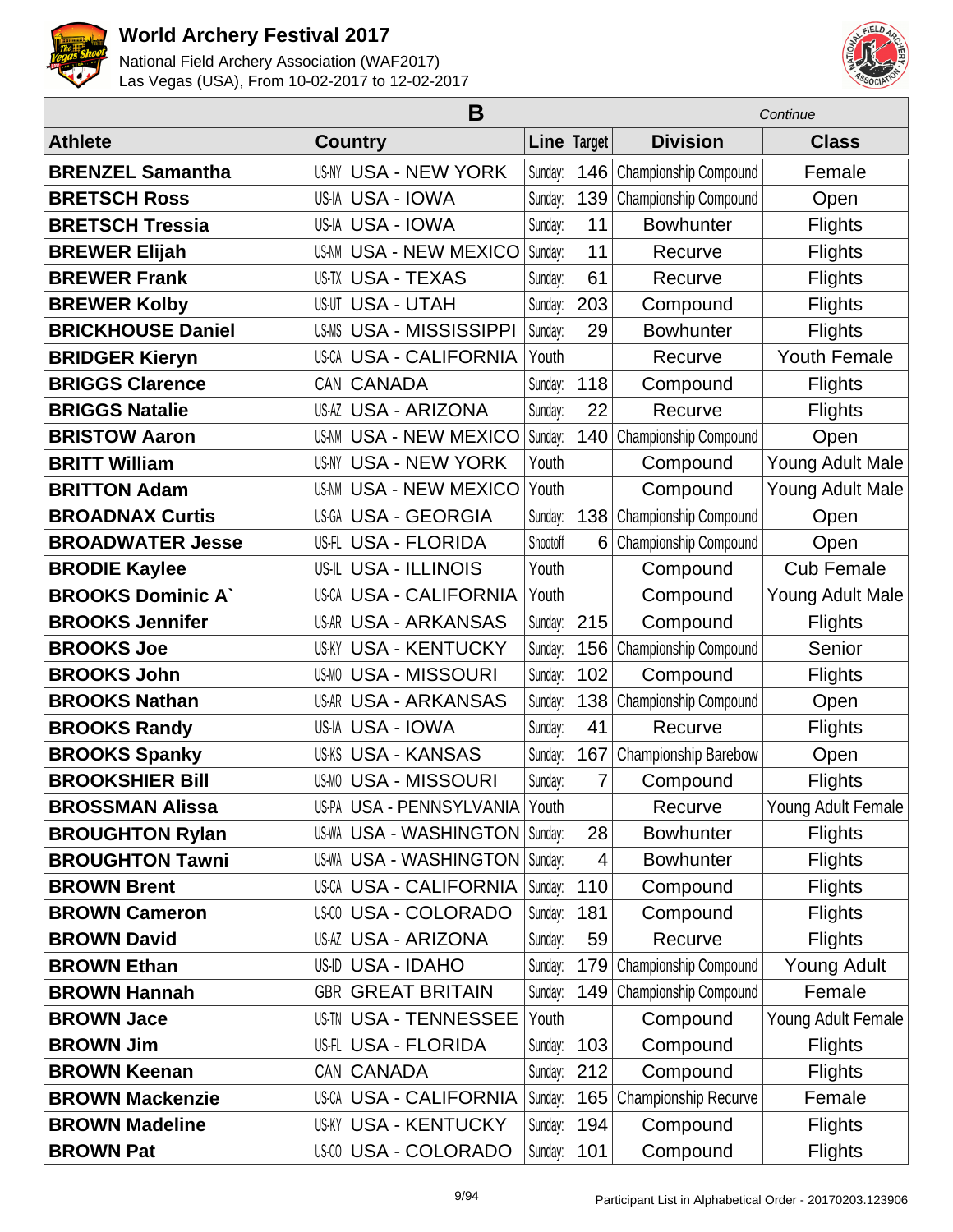# World Archery Festival 2017

National Field Archery Association (WAF2017)
Las Vegas (USA), From 10-02-2017 to 12-02-2017

| B | | | | | *Continue* |
|---|---|---|---|---|---|
| **Athlete** | **Country** | **Line** | **Target** | **Division** | **Class** |
| **BRENZEL Samantha** | US-NY USA - NEW YORK | Sunday: | 146 | Championship Compound | Female |
| **BRETSCH Ross** | US-IA USA - IOWA | Sunday: | 139 | Championship Compound | Open |
| **BRETSCH Tressia** | US-IA USA - IOWA | Sunday: | 11 | Bowhunter | Flights |
| **BREWER Elijah** | US-NM USA - NEW MEXICO | Sunday: | 11 | Recurve | Flights |
| **BREWER Frank** | US-TX USA - TEXAS | Sunday: | 61 | Recurve | Flights |
| **BREWER Kolby** | US-UT USA - UTAH | Sunday: | 203 | Compound | Flights |
| **BRICKHOUSE Daniel** | US-MS USA - MISSISSIPPI | Sunday: | 29 | Bowhunter | Flights |
| **BRIDGER Kieryn** | US-CA USA - CALIFORNIA | Youth | | Recurve | Youth Female |
| **BRIGGS Clarence** | CAN CANADA | Sunday: | 118 | Compound | Flights |
| **BRIGGS Natalie** | US-AZ USA - ARIZONA | Sunday: | 22 | Recurve | Flights |
| **BRISTOW Aaron** | US-NM USA - NEW MEXICO | Sunday: | 140 | Championship Compound | Open |
| **BRITT William** | US-NY USA - NEW YORK | Youth | | Compound | Young Adult Male |
| **BRITTON Adam** | US-NM USA - NEW MEXICO | Youth | | Compound | Young Adult Male |
| **BROADNAX Curtis** | US-GA USA - GEORGIA | Sunday: | 138 | Championship Compound | Open |
| **BROADWATER Jesse** | US-FL USA - FLORIDA | Shootoff | 6 | Championship Compound | Open |
| **BRODIE Kaylee** | US-IL USA - ILLINOIS | Youth | | Compound | Cub Female |
| **BROOKS Dominic A`** | US-CA USA - CALIFORNIA | Youth | | Compound | Young Adult Male |
| **BROOKS Jennifer** | US-AR USA - ARKANSAS | Sunday: | 215 | Compound | Flights |
| **BROOKS Joe** | US-KY USA - KENTUCKY | Sunday: | 156 | Championship Compound | Senior |
| **BROOKS John** | US-MO USA - MISSOURI | Sunday: | 102 | Compound | Flights |
| **BROOKS Nathan** | US-AR USA - ARKANSAS | Sunday: | 138 | Championship Compound | Open |
| **BROOKS Randy** | US-IA USA - IOWA | Sunday: | 41 | Recurve | Flights |
| **BROOKS Spanky** | US-KS USA - KANSAS | Sunday: | 167 | Championship Barebow | Open |
| **BROOKSHIER Bill** | US-MO USA - MISSOURI | Sunday: | 7 | Compound | Flights |
| **BROSSMAN Alissa** | US-PA USA - PENNSYLVANIA | Youth | | Recurve | Young Adult Female |
| **BROUGHTON Rylan** | US-WA USA - WASHINGTON | Sunday: | 28 | Bowhunter | Flights |
| **BROUGHTON Tawni** | US-WA USA - WASHINGTON | Sunday: | 4 | Bowhunter | Flights |
| **BROWN Brent** | US-CA USA - CALIFORNIA | Sunday: | 110 | Compound | Flights |
| **BROWN Cameron** | US-CO USA - COLORADO | Sunday: | 181 | Compound | Flights |
| **BROWN David** | US-AZ USA - ARIZONA | Sunday: | 59 | Recurve | Flights |
| **BROWN Ethan** | US-ID USA - IDAHO | Sunday: | 179 | Championship Compound | Young Adult |
| **BROWN Hannah** | GBR GREAT BRITAIN | Sunday: | 149 | Championship Compound | Female |
| **BROWN Jace** | US-TN USA - TENNESSEE | Youth | | Compound | Young Adult Female |
| **BROWN Jim** | US-FL USA - FLORIDA | Sunday: | 103 | Compound | Flights |
| **BROWN Keenan** | CAN CANADA | Sunday: | 212 | Compound | Flights |
| **BROWN Mackenzie** | US-CA USA - CALIFORNIA | Sunday: | 165 | Championship Recurve | Female |
| **BROWN Madeline** | US-KY USA - KENTUCKY | Sunday: | 194 | Compound | Flights |
| **BROWN Pat** | US-CO USA - COLORADO | Sunday: | 101 | Compound | Flights |

Participant List in Alphabetical Order - 20170203.123906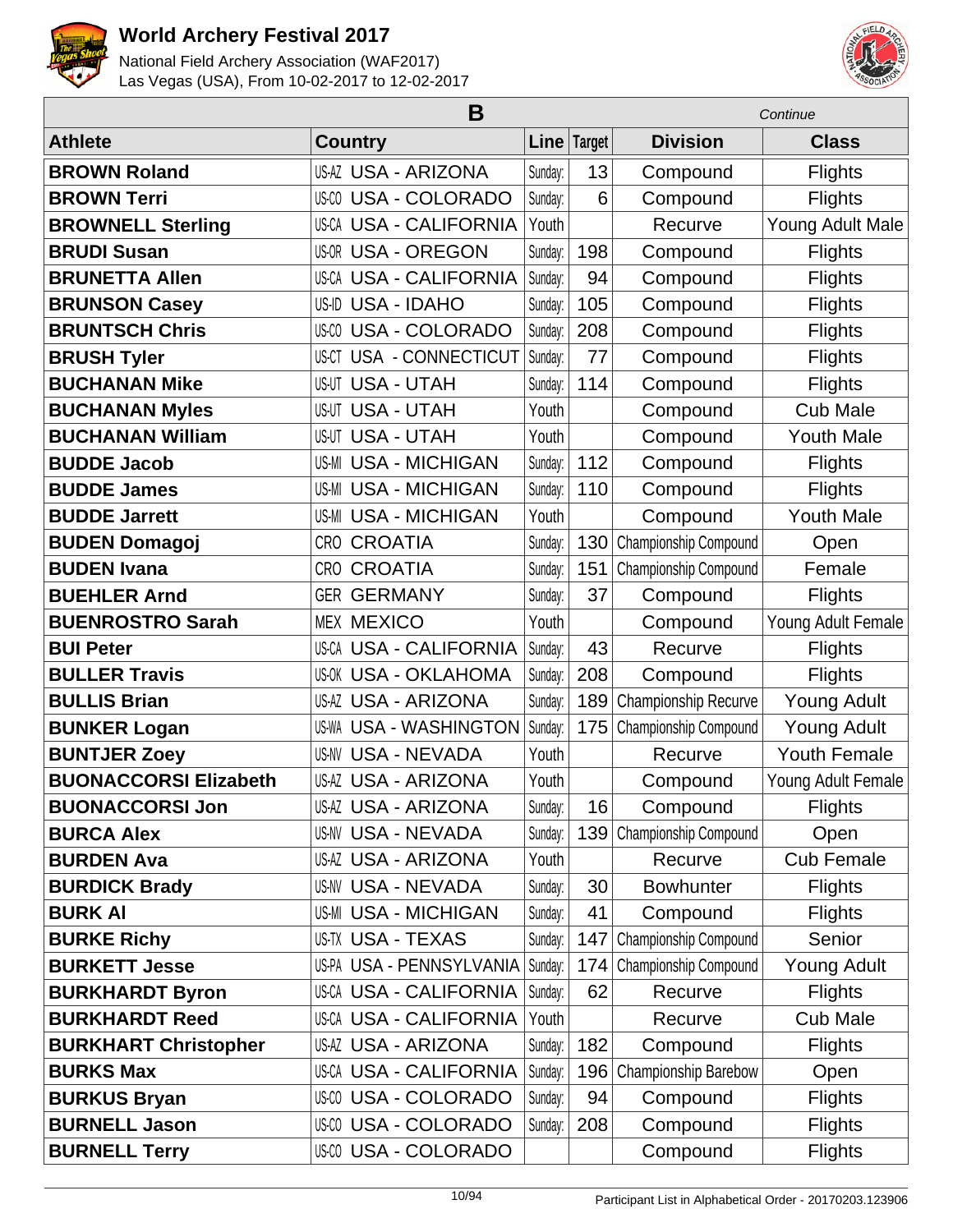| B | | | | | *Continue* |
|---|---|---|---|---|---|
| **Athlete** | **Country** | **Line** | **Target** | **Division** | **Class** |
| **BROWN Roland** | US-AZ USA - ARIZONA | Sunday: | 13 | Compound | Flights |
| **BROWN Terri** | US-CO USA - COLORADO | Sunday: | 6 | Compound | Flights |
| **BROWNELL Sterling** | US-CA USA - CALIFORNIA | Youth | | Recurve | Young Adult Male |
| **BRUDI Susan** | US-OR USA - OREGON | Sunday: | 198 | Compound | Flights |
| **BRUNETTA Allen** | US-CA USA - CALIFORNIA | Sunday: | 94 | Compound | Flights |
| **BRUNSON Casey** | US-ID USA - IDAHO | Sunday: | 105 | Compound | Flights |
| **BRUNTSCH Chris** | US-CO USA - COLORADO | Sunday: | 208 | Compound | Flights |
| **BRUSH Tyler** | US-CT USA - CONNECTICUT | Sunday: | 77 | Compound | Flights |
| **BUCHANAN Mike** | US-UT USA - UTAH | Sunday: | 114 | Compound | Flights |
| **BUCHANAN Myles** | US-UT USA - UTAH | Youth | | Compound | Cub Male |
| **BUCHANAN William** | US-UT USA - UTAH | Youth | | Compound | Youth Male |
| **BUDDE Jacob** | US-MI USA - MICHIGAN | Sunday: | 112 | Compound | Flights |
| **BUDDE James** | US-MI USA - MICHIGAN | Sunday: | 110 | Compound | Flights |
| **BUDDE Jarrett** | US-MI USA - MICHIGAN | Youth | | Compound | Youth Male |
| **BUDEN Domagoj** | CRO CROATIA | Sunday: | 130 | Championship Compound | Open |
| **BUDEN Ivana** | CRO CROATIA | Sunday: | 151 | Championship Compound | Female |
| **BUEHLER Arnd** | GER GERMANY | Sunday: | 37 | Compound | Flights |
| **BUENROSTRO Sarah** | MEX MEXICO | Youth | | Compound | Young Adult Female |
| **BUI Peter** | US-CA USA - CALIFORNIA | Sunday: | 43 | Recurve | Flights |
| **BULLER Travis** | US-OK USA - OKLAHOMA | Sunday: | 208 | Compound | Flights |
| **BULLIS Brian** | US-AZ USA - ARIZONA | Sunday: | 189 | Championship Recurve | Young Adult |
| **BUNKER Logan** | US-WA USA - WASHINGTON | Sunday: | 175 | Championship Compound | Young Adult |
| **BUNTJER Zoey** | US-NV USA - NEVADA | Youth | | Recurve | Youth Female |
| **BUONACCORSI Elizabeth** | US-AZ USA - ARIZONA | Youth | | Compound | Young Adult Female |
| **BUONACCORSI Jon** | US-AZ USA - ARIZONA | Sunday: | 16 | Compound | Flights |
| **BURCA Alex** | US-NV USA - NEVADA | Sunday: | 139 | Championship Compound | Open |
| **BURDEN Ava** | US-AZ USA - ARIZONA | Youth | | Recurve | Cub Female |
| **BURDICK Brady** | US-NV USA - NEVADA | Sunday: | 30 | Bowhunter | Flights |
| **BURK Al** | US-MI USA - MICHIGAN | Sunday: | 41 | Compound | Flights |
| **BURKE Richy** | US-TX USA - TEXAS | Sunday: | 147 | Championship Compound | Senior |
| **BURKETT Jesse** | US-PA USA - PENNSYLVANIA | Sunday: | 174 | Championship Compound | Young Adult |
| **BURKHARDT Byron** | US-CA USA - CALIFORNIA | Sunday: | 62 | Recurve | Flights |
| **BURKHARDT Reed** | US-CA USA - CALIFORNIA | Youth | | Recurve | Cub Male |
| **BURKHART Christopher** | US-AZ USA - ARIZONA | Sunday: | 182 | Compound | Flights |
| **BURKS Max** | US-CA USA - CALIFORNIA | Sunday: | 196 | Championship Barebow | Open |
| **BURKUS Bryan** | US-CO USA - COLORADO | Sunday: | 94 | Compound | Flights |
| **BURNELL Jason** | US-CO USA - COLORADO | Sunday: | 208 | Compound | Flights |
| **BURNELL Terry** | US-CO USA - COLORADO | | | Compound | Flights |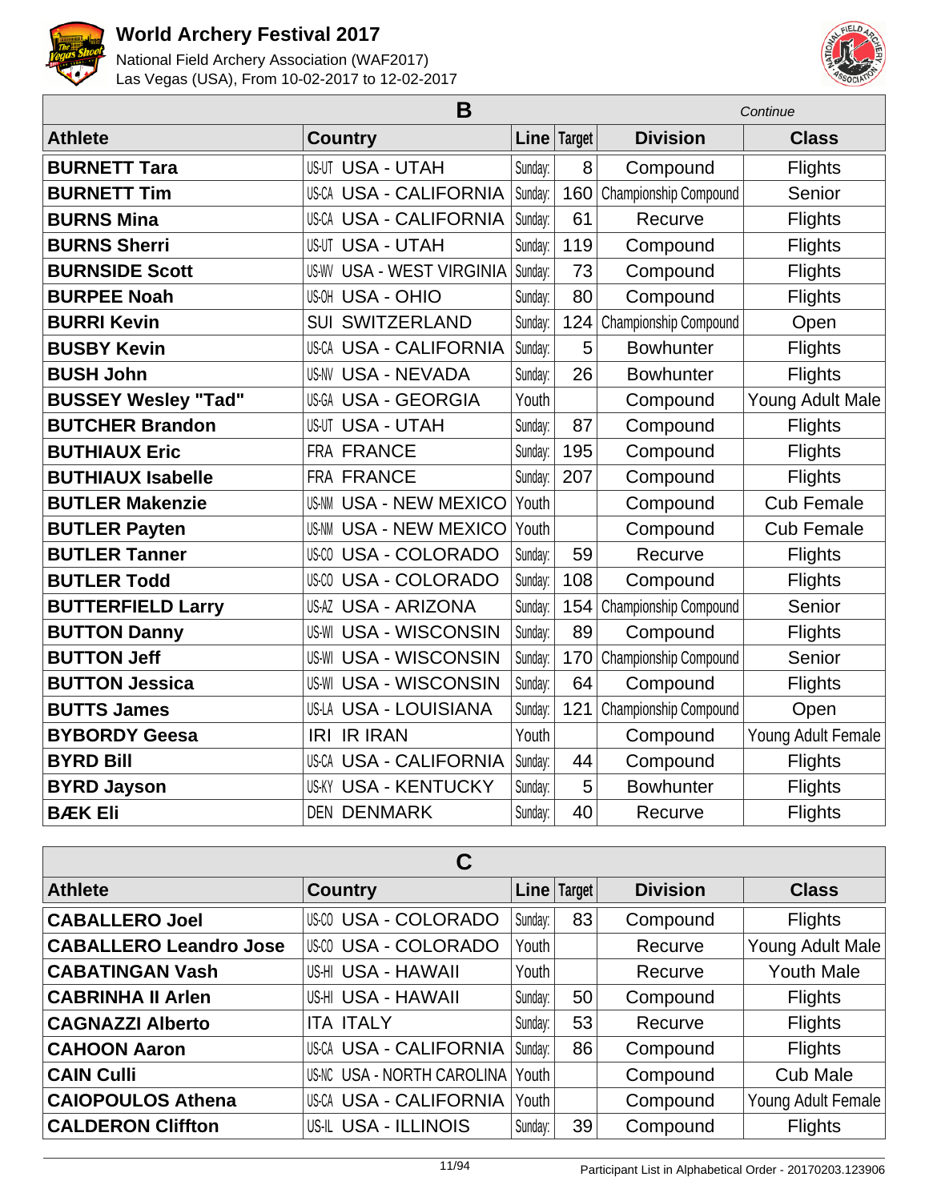# World Archery Festival 2017

National Field Archery Association (WAF2017)
Las Vegas (USA), From 10-02-2017 to 12-02-2017

## B

*Continue*

| Athlete | Country | Line | Target | Division | Class |
|---|---|---|---|---|---|
| **BURNETT Tara** | US-UT USA - UTAH | Sunday: | 8 | Compound | Flights |
| **BURNETT Tim** | US-CA USA - CALIFORNIA | Sunday: | 160 | Championship Compound | Senior |
| **BURNS Mina** | US-CA USA - CALIFORNIA | Sunday: | 61 | Recurve | Flights |
| **BURNS Sherri** | US-UT USA - UTAH | Sunday: | 119 | Compound | Flights |
| **BURNSIDE Scott** | US-WV USA - WEST VIRGINIA | Sunday: | 73 | Compound | Flights |
| **BURPEE Noah** | US-OH USA - OHIO | Sunday: | 80 | Compound | Flights |
| **BURRI Kevin** | SUI SWITZERLAND | Sunday: | 124 | Championship Compound | Open |
| **BUSBY Kevin** | US-CA USA - CALIFORNIA | Sunday: | 5 | Bowhunter | Flights |
| **BUSH John** | US-NV USA - NEVADA | Sunday: | 26 | Bowhunter | Flights |
| **BUSSEY Wesley "Tad"** | US-GA USA - GEORGIA | Youth | | Compound | Young Adult Male |
| **BUTCHER Brandon** | US-UT USA - UTAH | Sunday: | 87 | Compound | Flights |
| **BUTHIAUX Eric** | FRA FRANCE | Sunday: | 195 | Compound | Flights |
| **BUTHIAUX Isabelle** | FRA FRANCE | Sunday: | 207 | Compound | Flights |
| **BUTLER Makenzie** | US-NM USA - NEW MEXICO | Youth | | Compound | Cub Female |
| **BUTLER Payten** | US-NM USA - NEW MEXICO | Youth | | Compound | Cub Female |
| **BUTLER Tanner** | US-CO USA - COLORADO | Sunday: | 59 | Recurve | Flights |
| **BUTLER Todd** | US-CO USA - COLORADO | Sunday: | 108 | Compound | Flights |
| **BUTTERFIELD Larry** | US-AZ USA - ARIZONA | Sunday: | 154 | Championship Compound | Senior |
| **BUTTON Danny** | US-WI USA - WISCONSIN | Sunday: | 89 | Compound | Flights |
| **BUTTON Jeff** | US-WI USA - WISCONSIN | Sunday: | 170 | Championship Compound | Senior |
| **BUTTON Jessica** | US-WI USA - WISCONSIN | Sunday: | 64 | Compound | Flights |
| **BUTTS James** | US-LA USA - LOUISIANA | Sunday: | 121 | Championship Compound | Open |
| **BYBORDY Geesa** | IRI IR IRAN | Youth | | Compound | Young Adult Female |
| **BYRD Bill** | US-CA USA - CALIFORNIA | Sunday: | 44 | Compound | Flights |
| **BYRD Jayson** | US-KY USA - KENTUCKY | Sunday: | 5 | Bowhunter | Flights |
| **BÆK Eli** | DEN DENMARK | Sunday: | 40 | Recurve | Flights |

## C

| Athlete | Country | Line | Target | Division | Class |
|---|---|---|---|---|---|
| **CABALLERO Joel** | US-CO USA - COLORADO | Sunday: | 83 | Compound | Flights |
| **CABALLERO Leandro Jose** | US-CO USA - COLORADO | Youth | | Recurve | Young Adult Male |
| **CABATINGAN Vash** | US-HI USA - HAWAII | Youth | | Recurve | Youth Male |
| **CABRINHA II Arlen** | US-HI USA - HAWAII | Sunday: | 50 | Compound | Flights |
| **CAGNAZZI Alberto** | ITA ITALY | Sunday: | 53 | Recurve | Flights |
| **CAHOON Aaron** | US-CA USA - CALIFORNIA | Sunday: | 86 | Compound | Flights |
| **CAIN Culli** | US-NC USA - NORTH CAROLINA | Youth | | Compound | Cub Male |
| **CAIOPOULOS Athena** | US-CA USA - CALIFORNIA | Youth | | Compound | Young Adult Female |
| **CALDERON Cliffton** | US-IL USA - ILLINOIS | Sunday: | 39 | Compound | Flights |

Participant List in Alphabetical Order - 20170203.123906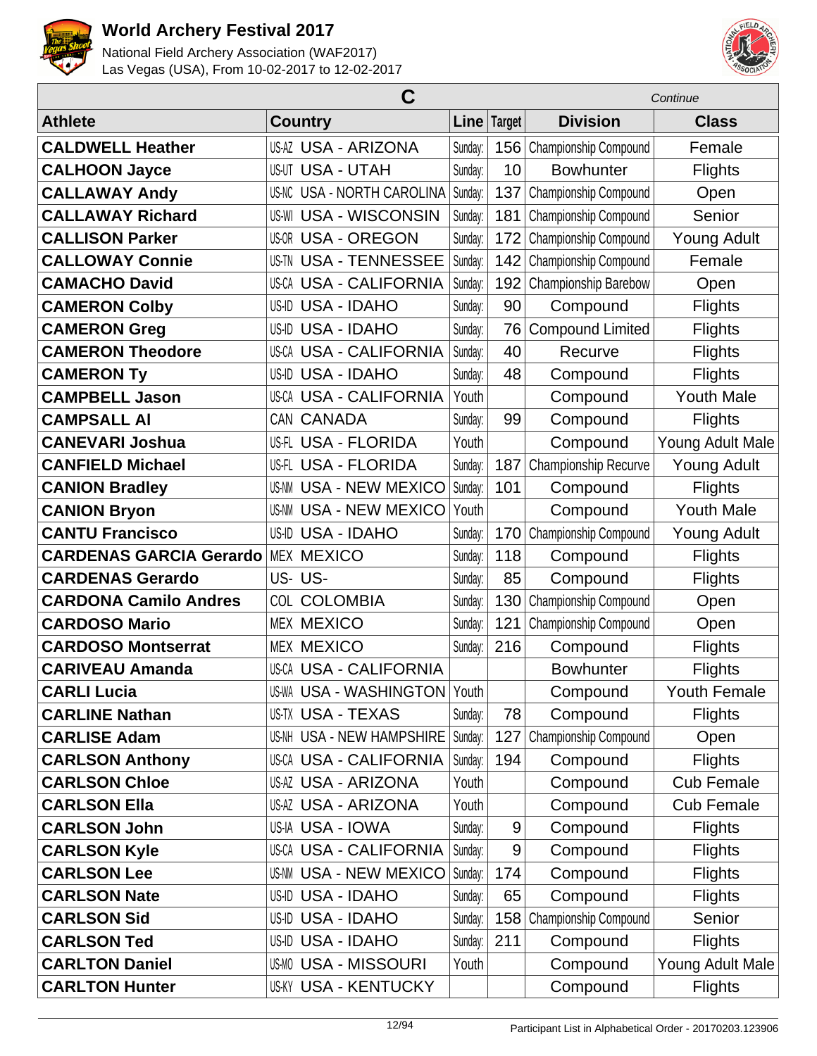# World Archery Festival 2017

National Field Archery Association (WAF2017)
Las Vegas (USA), From 10-02-2017 to 12-02-2017

## C

*Continue*

| Athlete | Country | | Line | Target | Division | Class |
|---|---|---|---|---|---|---|
| **CALDWELL Heather** | US-AZ | USA - ARIZONA | Sunday: | 156 | Championship Compound | Female |
| **CALHOON Jayce** | US-UT | USA - UTAH | Sunday: | 10 | Bowhunter | Flights |
| **CALLAWAY Andy** | US-NC | USA - NORTH CAROLINA | Sunday: | 137 | Championship Compound | Open |
| **CALLAWAY Richard** | US-WI | USA - WISCONSIN | Sunday: | 181 | Championship Compound | Senior |
| **CALLISON Parker** | US-OR | USA - OREGON | Sunday: | 172 | Championship Compound | Young Adult |
| **CALLOWAY Connie** | US-TN | USA - TENNESSEE | Sunday: | 142 | Championship Compound | Female |
| **CAMACHO David** | US-CA | USA - CALIFORNIA | Sunday: | 192 | Championship Barebow | Open |
| **CAMERON Colby** | US-ID | USA - IDAHO | Sunday: | 90 | Compound | Flights |
| **CAMERON Greg** | US-ID | USA - IDAHO | Sunday: | 76 | Compound Limited | Flights |
| **CAMERON Theodore** | US-CA | USA - CALIFORNIA | Sunday: | 40 | Recurve | Flights |
| **CAMERON Ty** | US-ID | USA - IDAHO | Sunday: | 48 | Compound | Flights |
| **CAMPBELL Jason** | US-CA | USA - CALIFORNIA | Youth | | Compound | Youth Male |
| **CAMPSALL Al** | CAN | CANADA | Sunday: | 99 | Compound | Flights |
| **CANEVARI Joshua** | US-FL | USA - FLORIDA | Youth | | Compound | Young Adult Male |
| **CANFIELD Michael** | US-FL | USA - FLORIDA | Sunday: | 187 | Championship Recurve | Young Adult |
| **CANION Bradley** | US-NM | USA - NEW MEXICO | Sunday: | 101 | Compound | Flights |
| **CANION Bryon** | US-NM | USA - NEW MEXICO | Youth | | Compound | Youth Male |
| **CANTU Francisco** | US-ID | USA - IDAHO | Sunday: | 170 | Championship Compound | Young Adult |
| **CARDENAS GARCIA Gerardo** | MEX | MEXICO | Sunday: | 118 | Compound | Flights |
| **CARDENAS Gerardo** | US- | US- | Sunday: | 85 | Compound | Flights |
| **CARDONA Camilo Andres** | COL | COLOMBIA | Sunday: | 130 | Championship Compound | Open |
| **CARDOSO Mario** | MEX | MEXICO | Sunday: | 121 | Championship Compound | Open |
| **CARDOSO Montserrat** | MEX | MEXICO | Sunday: | 216 | Compound | Flights |
| **CARIVEAU Amanda** | US-CA | USA - CALIFORNIA | | | Bowhunter | Flights |
| **CARLI Lucia** | US-WA | USA - WASHINGTON | Youth | | Compound | Youth Female |
| **CARLINE Nathan** | US-TX | USA - TEXAS | Sunday: | 78 | Compound | Flights |
| **CARLISE Adam** | US-NH | USA - NEW HAMPSHIRE | Sunday: | 127 | Championship Compound | Open |
| **CARLSON Anthony** | US-CA | USA - CALIFORNIA | Sunday: | 194 | Compound | Flights |
| **CARLSON Chloe** | US-AZ | USA - ARIZONA | Youth | | Compound | Cub Female |
| **CARLSON Ella** | US-AZ | USA - ARIZONA | Youth | | Compound | Cub Female |
| **CARLSON John** | US-IA | USA - IOWA | Sunday: | 9 | Compound | Flights |
| **CARLSON Kyle** | US-CA | USA - CALIFORNIA | Sunday: | 9 | Compound | Flights |
| **CARLSON Lee** | US-NM | USA - NEW MEXICO | Sunday: | 174 | Compound | Flights |
| **CARLSON Nate** | US-ID | USA - IDAHO | Sunday: | 65 | Compound | Flights |
| **CARLSON Sid** | US-ID | USA - IDAHO | Sunday: | 158 | Championship Compound | Senior |
| **CARLSON Ted** | US-ID | USA - IDAHO | Sunday: | 211 | Compound | Flights |
| **CARLTON Daniel** | US-MO | USA - MISSOURI | Youth | | Compound | Young Adult Male |
| **CARLTON Hunter** | US-KY | USA - KENTUCKY | | | Compound | Flights |

Participant List in Alphabetical Order - 20170203.123906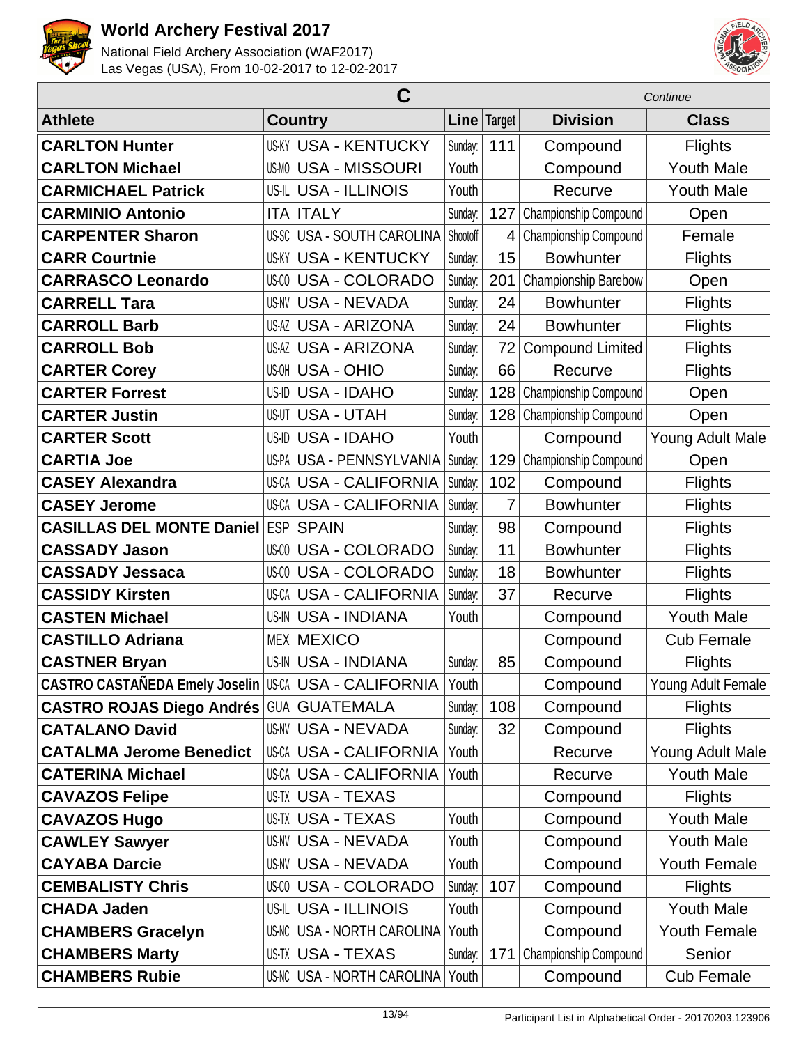| C | | | | | Continue |
|---|---|---|---|---|---|
| **Athlete** | **Country** | **Line** | **Target** | **Division** | **Class** |
| **CARLTON Hunter** | US-KY USA - KENTUCKY | Sunday: | 111 | Compound | Flights |
| **CARLTON Michael** | US-MO USA - MISSOURI | Youth | | Compound | Youth Male |
| **CARMICHAEL Patrick** | US-IL USA - ILLINOIS | Youth | | Recurve | Youth Male |
| **CARMINIO Antonio** | ITA ITALY | Sunday: | 127 | Championship Compound | Open |
| **CARPENTER Sharon** | US-SC USA - SOUTH CAROLINA | Shootoff | 4 | Championship Compound | Female |
| **CARR Courtnie** | US-KY USA - KENTUCKY | Sunday: | 15 | Bowhunter | Flights |
| **CARRASCO Leonardo** | US-CO USA - COLORADO | Sunday: | 201 | Championship Barebow | Open |
| **CARRELL Tara** | US-NV USA - NEVADA | Sunday: | 24 | Bowhunter | Flights |
| **CARROLL Barb** | US-AZ USA - ARIZONA | Sunday: | 24 | Bowhunter | Flights |
| **CARROLL Bob** | US-AZ USA - ARIZONA | Sunday: | 72 | Compound Limited | Flights |
| **CARTER Corey** | US-OH USA - OHIO | Sunday: | 66 | Recurve | Flights |
| **CARTER Forrest** | US-ID USA - IDAHO | Sunday: | 128 | Championship Compound | Open |
| **CARTER Justin** | US-UT USA - UTAH | Sunday: | 128 | Championship Compound | Open |
| **CARTER Scott** | US-ID USA - IDAHO | Youth | | Compound | Young Adult Male |
| **CARTIA Joe** | US-PA USA - PENNSYLVANIA | Sunday: | 129 | Championship Compound | Open |
| **CASEY Alexandra** | US-CA USA - CALIFORNIA | Sunday: | 102 | Compound | Flights |
| **CASEY Jerome** | US-CA USA - CALIFORNIA | Sunday: | 7 | Bowhunter | Flights |
| **CASILLAS DEL MONTE Daniel** | ESP SPAIN | Sunday: | 98 | Compound | Flights |
| **CASSADY Jason** | US-CO USA - COLORADO | Sunday: | 11 | Bowhunter | Flights |
| **CASSADY Jessaca** | US-CO USA - COLORADO | Sunday: | 18 | Bowhunter | Flights |
| **CASSIDY Kirsten** | US-CA USA - CALIFORNIA | Sunday: | 37 | Recurve | Flights |
| **CASTEN Michael** | US-IN USA - INDIANA | Youth | | Compound | Youth Male |
| **CASTILLO Adriana** | MEX MEXICO | | | Compound | Cub Female |
| **CASTNER Bryan** | US-IN USA - INDIANA | Sunday: | 85 | Compound | Flights |
| **CASTRO CASTAÑEDA Emely Joselin** | US-CA USA - CALIFORNIA | Youth | | Compound | Young Adult Female |
| **CASTRO ROJAS Diego Andrés** | GUA GUATEMALA | Sunday: | 108 | Compound | Flights |
| **CATALANO David** | US-NV USA - NEVADA | Sunday: | 32 | Compound | Flights |
| **CATALMA Jerome Benedict** | US-CA USA - CALIFORNIA | Youth | | Recurve | Young Adult Male |
| **CATERINA Michael** | US-CA USA - CALIFORNIA | Youth | | Recurve | Youth Male |
| **CAVAZOS Felipe** | US-TX USA - TEXAS | | | Compound | Flights |
| **CAVAZOS Hugo** | US-TX USA - TEXAS | Youth | | Compound | Youth Male |
| **CAWLEY Sawyer** | US-NV USA - NEVADA | Youth | | Compound | Youth Male |
| **CAYABA Darcie** | US-NV USA - NEVADA | Youth | | Compound | Youth Female |
| **CEMBALISTY Chris** | US-CO USA - COLORADO | Sunday: | 107 | Compound | Flights |
| **CHADA Jaden** | US-IL USA - ILLINOIS | Youth | | Compound | Youth Male |
| **CHAMBERS Gracelyn** | US-NC USA - NORTH CAROLINA | Youth | | Compound | Youth Female |
| **CHAMBERS Marty** | US-TX USA - TEXAS | Sunday: | 171 | Championship Compound | Senior |
| **CHAMBERS Rubie** | US-NC USA - NORTH CAROLINA | Youth | | Compound | Cub Female |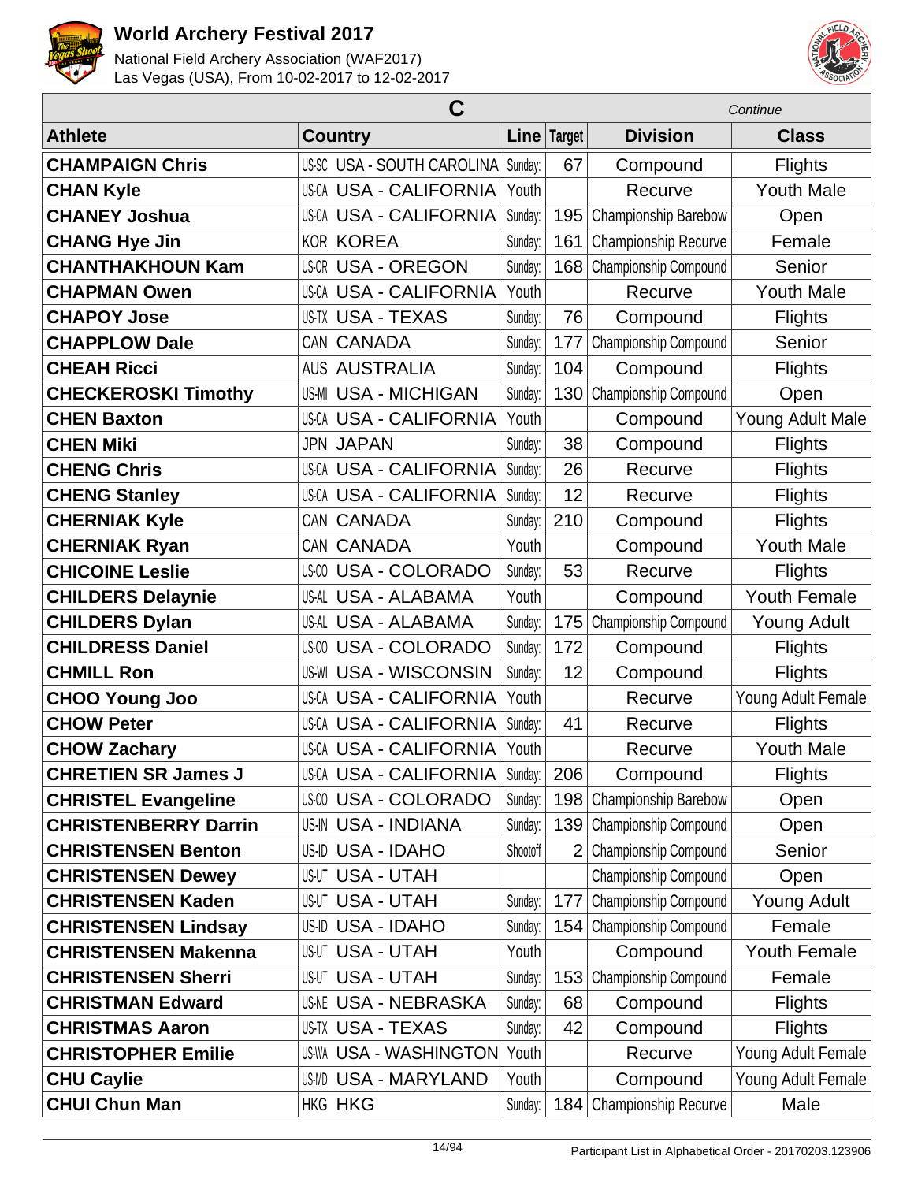| C | | | | | Continue |
|---|---|---|---|---|---|
| **Athlete** | **Country** | **Line** | **Target** | **Division** | **Class** |
| **CHAMPAIGN Chris** | US-SC USA - SOUTH CAROLINA | Sunday: | 67 | Compound | Flights |
| **CHAN Kyle** | US-CA USA - CALIFORNIA | Youth | | Recurve | Youth Male |
| **CHANEY Joshua** | US-CA USA - CALIFORNIA | Sunday: | 195 | Championship Barebow | Open |
| **CHANG Hye Jin** | KOR KOREA | Sunday: | 161 | Championship Recurve | Female |
| **CHANTHAKHOUN Kam** | US-OR USA - OREGON | Sunday: | 168 | Championship Compound | Senior |
| **CHAPMAN Owen** | US-CA USA - CALIFORNIA | Youth | | Recurve | Youth Male |
| **CHAPOY Jose** | US-TX USA - TEXAS | Sunday: | 76 | Compound | Flights |
| **CHAPPLOW Dale** | CAN CANADA | Sunday: | 177 | Championship Compound | Senior |
| **CHEAH Ricci** | AUS AUSTRALIA | Sunday: | 104 | Compound | Flights |
| **CHECKEROSKI Timothy** | US-MI USA - MICHIGAN | Sunday: | 130 | Championship Compound | Open |
| **CHEN Baxton** | US-CA USA - CALIFORNIA | Youth | | Compound | Young Adult Male |
| **CHEN Miki** | JPN JAPAN | Sunday: | 38 | Compound | Flights |
| **CHENG Chris** | US-CA USA - CALIFORNIA | Sunday: | 26 | Recurve | Flights |
| **CHENG Stanley** | US-CA USA - CALIFORNIA | Sunday: | 12 | Recurve | Flights |
| **CHERNIAK Kyle** | CAN CANADA | Sunday: | 210 | Compound | Flights |
| **CHERNIAK Ryan** | CAN CANADA | Youth | | Compound | Youth Male |
| **CHICOINE Leslie** | US-CO USA - COLORADO | Sunday: | 53 | Recurve | Flights |
| **CHILDERS Delaynie** | US-AL USA - ALABAMA | Youth | | Compound | Youth Female |
| **CHILDERS Dylan** | US-AL USA - ALABAMA | Sunday: | 175 | Championship Compound | Young Adult |
| **CHILDRESS Daniel** | US-CO USA - COLORADO | Sunday: | 172 | Compound | Flights |
| **CHMILL Ron** | US-WI USA - WISCONSIN | Sunday: | 12 | Compound | Flights |
| **CHOO Young Joo** | US-CA USA - CALIFORNIA | Youth | | Recurve | Young Adult Female |
| **CHOW Peter** | US-CA USA - CALIFORNIA | Sunday: | 41 | Recurve | Flights |
| **CHOW Zachary** | US-CA USA - CALIFORNIA | Youth | | Recurve | Youth Male |
| **CHRETIEN SR James J** | US-CA USA - CALIFORNIA | Sunday: | 206 | Compound | Flights |
| **CHRISTEL Evangeline** | US-CO USA - COLORADO | Sunday: | 198 | Championship Barebow | Open |
| **CHRISTENBERRY Darrin** | US-IN USA - INDIANA | Sunday: | 139 | Championship Compound | Open |
| **CHRISTENSEN Benton** | US-ID USA - IDAHO | Shootoff | 2 | Championship Compound | Senior |
| **CHRISTENSEN Dewey** | US-UT USA - UTAH | | | Championship Compound | Open |
| **CHRISTENSEN Kaden** | US-UT USA - UTAH | Sunday: | 177 | Championship Compound | Young Adult |
| **CHRISTENSEN Lindsay** | US-ID USA - IDAHO | Sunday: | 154 | Championship Compound | Female |
| **CHRISTENSEN Makenna** | US-UT USA - UTAH | Youth | | Compound | Youth Female |
| **CHRISTENSEN Sherri** | US-UT USA - UTAH | Sunday: | 153 | Championship Compound | Female |
| **CHRISTMAN Edward** | US-NE USA - NEBRASKA | Sunday: | 68 | Compound | Flights |
| **CHRISTMAS Aaron** | US-TX USA - TEXAS | Sunday: | 42 | Compound | Flights |
| **CHRISTOPHER Emilie** | US-WA USA - WASHINGTON | Youth | | Recurve | Young Adult Female |
| **CHU Caylie** | US-MD USA - MARYLAND | Youth | | Compound | Young Adult Female |
| **CHUI Chun Man** | HKG HKG | Sunday: | 184 | Championship Recurve | Male |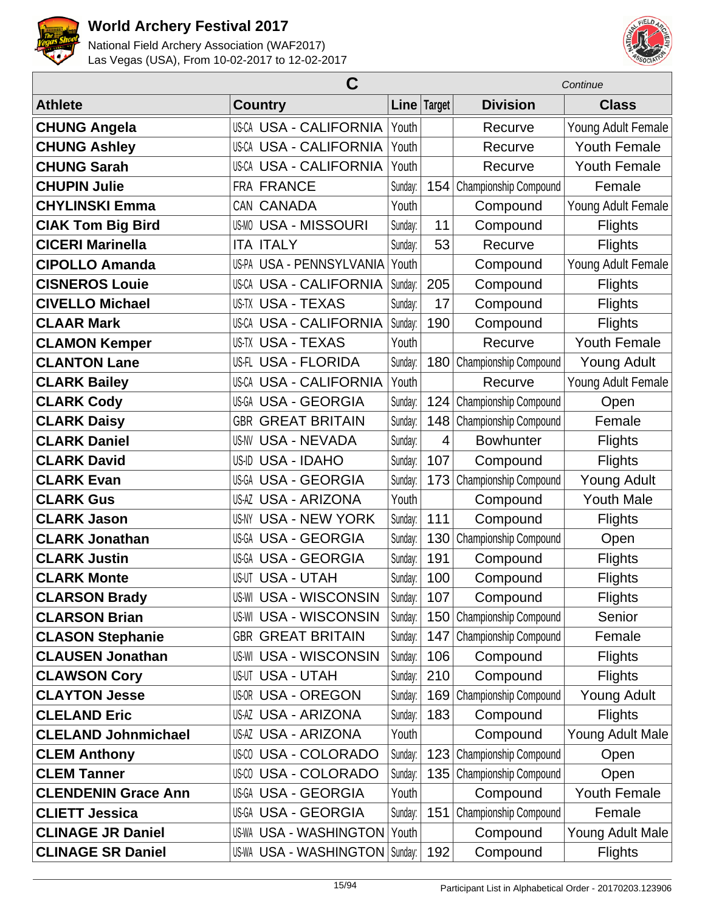# World Archery Festival 2017

National Field Archery Association (WAF2017)
Las Vegas (USA), From 10-02-2017 to 12-02-2017

| C | | | | | *Continue* |
|---|---|---|---|---|---|
| **Athlete** | **Country** | **Line** | **Target** | **Division** | **Class** |
| **CHUNG Angela** | US-CA USA - CALIFORNIA | Youth | | Recurve | Young Adult Female |
| **CHUNG Ashley** | US-CA USA - CALIFORNIA | Youth | | Recurve | Youth Female |
| **CHUNG Sarah** | US-CA USA - CALIFORNIA | Youth | | Recurve | Youth Female |
| **CHUPIN Julie** | FRA FRANCE | Sunday: | 154 | Championship Compound | Female |
| **CHYLINSKI Emma** | CAN CANADA | Youth | | Compound | Young Adult Female |
| **CIAK Tom Big Bird** | US-MO USA - MISSOURI | Sunday: | 11 | Compound | Flights |
| **CICERI Marinella** | ITA ITALY | Sunday: | 53 | Recurve | Flights |
| **CIPOLLO Amanda** | US-PA USA - PENNSYLVANIA | Youth | | Compound | Young Adult Female |
| **CISNEROS Louie** | US-CA USA - CALIFORNIA | Sunday: | 205 | Compound | Flights |
| **CIVELLO Michael** | US-TX USA - TEXAS | Sunday: | 17 | Compound | Flights |
| **CLAAR Mark** | US-CA USA - CALIFORNIA | Sunday: | 190 | Compound | Flights |
| **CLAMON Kemper** | US-TX USA - TEXAS | Youth | | Recurve | Youth Female |
| **CLANTON Lane** | US-FL USA - FLORIDA | Sunday: | 180 | Championship Compound | Young Adult |
| **CLARK Bailey** | US-CA USA - CALIFORNIA | Youth | | Recurve | Young Adult Female |
| **CLARK Cody** | US-GA USA - GEORGIA | Sunday: | 124 | Championship Compound | Open |
| **CLARK Daisy** | GBR GREAT BRITAIN | Sunday: | 148 | Championship Compound | Female |
| **CLARK Daniel** | US-NV USA - NEVADA | Sunday: | 4 | Bowhunter | Flights |
| **CLARK David** | US-ID USA - IDAHO | Sunday: | 107 | Compound | Flights |
| **CLARK Evan** | US-GA USA - GEORGIA | Sunday: | 173 | Championship Compound | Young Adult |
| **CLARK Gus** | US-AZ USA - ARIZONA | Youth | | Compound | Youth Male |
| **CLARK Jason** | US-NY USA - NEW YORK | Sunday: | 111 | Compound | Flights |
| **CLARK Jonathan** | US-GA USA - GEORGIA | Sunday: | 130 | Championship Compound | Open |
| **CLARK Justin** | US-GA USA - GEORGIA | Sunday: | 191 | Compound | Flights |
| **CLARK Monte** | US-UT USA - UTAH | Sunday: | 100 | Compound | Flights |
| **CLARSON Brady** | US-WI USA - WISCONSIN | Sunday: | 107 | Compound | Flights |
| **CLARSON Brian** | US-WI USA - WISCONSIN | Sunday: | 150 | Championship Compound | Senior |
| **CLASON Stephanie** | GBR GREAT BRITAIN | Sunday: | 147 | Championship Compound | Female |
| **CLAUSEN Jonathan** | US-WI USA - WISCONSIN | Sunday: | 106 | Compound | Flights |
| **CLAWSON Cory** | US-UT USA - UTAH | Sunday: | 210 | Compound | Flights |
| **CLAYTON Jesse** | US-OR USA - OREGON | Sunday: | 169 | Championship Compound | Young Adult |
| **CLELAND Eric** | US-AZ USA - ARIZONA | Sunday: | 183 | Compound | Flights |
| **CLELAND Johnmichael** | US-AZ USA - ARIZONA | Youth | | Compound | Young Adult Male |
| **CLEM Anthony** | US-CO USA - COLORADO | Sunday: | 123 | Championship Compound | Open |
| **CLEM Tanner** | US-CO USA - COLORADO | Sunday: | 135 | Championship Compound | Open |
| **CLENDENIN Grace Ann** | US-GA USA - GEORGIA | Youth | | Compound | Youth Female |
| **CLIETT Jessica** | US-GA USA - GEORGIA | Sunday: | 151 | Championship Compound | Female |
| **CLINAGE JR Daniel** | US-WA USA - WASHINGTON | Youth | | Compound | Young Adult Male |
| **CLINAGE SR Daniel** | US-WA USA - WASHINGTON | Sunday: | 192 | Compound | Flights |

Participant List in Alphabetical Order - 20170203.123906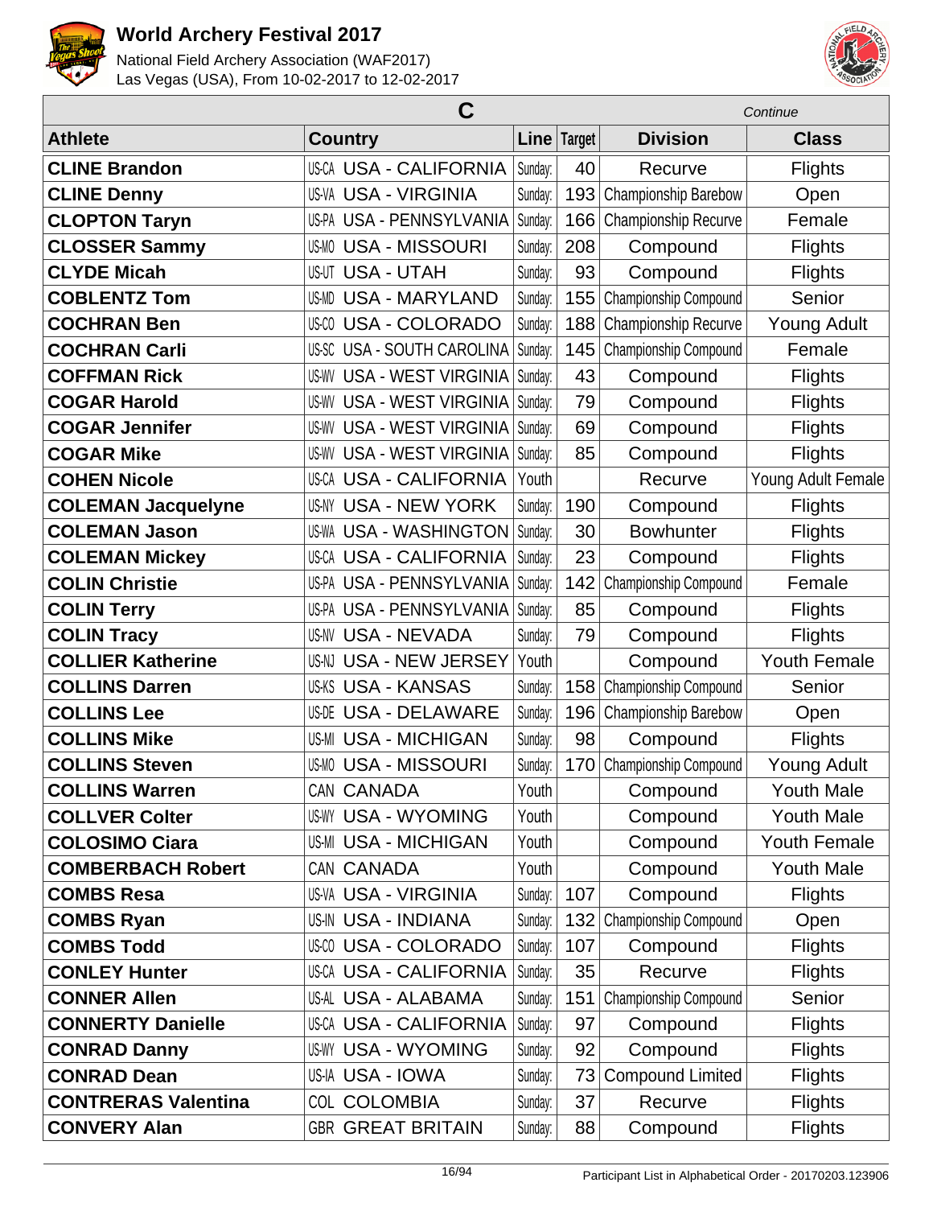# World Archery Festival 2017

National Field Archery Association (WAF2017)
Las Vegas (USA), From 10-02-2017 to 12-02-2017

| C | | | | | *Continue* |
|---|---|---|---|---|---|
| **Athlete** | **Country** | **Line** | **Target** | **Division** | **Class** |
| **CLINE Brandon** | US-CA USA - CALIFORNIA | Sunday: | 40 | Recurve | Flights |
| **CLINE Denny** | US-VA USA - VIRGINIA | Sunday: | 193 | Championship Barebow | Open |
| **CLOPTON Taryn** | US-PA USA - PENNSYLVANIA | Sunday: | 166 | Championship Recurve | Female |
| **CLOSSER Sammy** | US-MO USA - MISSOURI | Sunday: | 208 | Compound | Flights |
| **CLYDE Micah** | US-UT USA - UTAH | Sunday: | 93 | Compound | Flights |
| **COBLENTZ Tom** | US-MD USA - MARYLAND | Sunday: | 155 | Championship Compound | Senior |
| **COCHRAN Ben** | US-CO USA - COLORADO | Sunday: | 188 | Championship Recurve | Young Adult |
| **COCHRAN Carli** | US-SC USA - SOUTH CAROLINA | Sunday: | 145 | Championship Compound | Female |
| **COFFMAN Rick** | US-WV USA - WEST VIRGINIA | Sunday: | 43 | Compound | Flights |
| **COGAR Harold** | US-WV USA - WEST VIRGINIA | Sunday: | 79 | Compound | Flights |
| **COGAR Jennifer** | US-WV USA - WEST VIRGINIA | Sunday: | 69 | Compound | Flights |
| **COGAR Mike** | US-WV USA - WEST VIRGINIA | Sunday: | 85 | Compound | Flights |
| **COHEN Nicole** | US-CA USA - CALIFORNIA | Youth | | Recurve | Young Adult Female |
| **COLEMAN Jacquelyne** | US-NY USA - NEW YORK | Sunday: | 190 | Compound | Flights |
| **COLEMAN Jason** | US-WA USA - WASHINGTON | Sunday: | 30 | Bowhunter | Flights |
| **COLEMAN Mickey** | US-CA USA - CALIFORNIA | Sunday: | 23 | Compound | Flights |
| **COLIN Christie** | US-PA USA - PENNSYLVANIA | Sunday: | 142 | Championship Compound | Female |
| **COLIN Terry** | US-PA USA - PENNSYLVANIA | Sunday: | 85 | Compound | Flights |
| **COLIN Tracy** | US-NV USA - NEVADA | Sunday: | 79 | Compound | Flights |
| **COLLIER Katherine** | US-NJ USA - NEW JERSEY | Youth | | Compound | Youth Female |
| **COLLINS Darren** | US-KS USA - KANSAS | Sunday: | 158 | Championship Compound | Senior |
| **COLLINS Lee** | US-DE USA - DELAWARE | Sunday: | 196 | Championship Barebow | Open |
| **COLLINS Mike** | US-MI USA - MICHIGAN | Sunday: | 98 | Compound | Flights |
| **COLLINS Steven** | US-MO USA - MISSOURI | Sunday: | 170 | Championship Compound | Young Adult |
| **COLLINS Warren** | CAN CANADA | Youth | | Compound | Youth Male |
| **COLLVER Colter** | US-WY USA - WYOMING | Youth | | Compound | Youth Male |
| **COLOSIMO Ciara** | US-MI USA - MICHIGAN | Youth | | Compound | Youth Female |
| **COMBERBACH Robert** | CAN CANADA | Youth | | Compound | Youth Male |
| **COMBS Resa** | US-VA USA - VIRGINIA | Sunday: | 107 | Compound | Flights |
| **COMBS Ryan** | US-IN USA - INDIANA | Sunday: | 132 | Championship Compound | Open |
| **COMBS Todd** | US-CO USA - COLORADO | Sunday: | 107 | Compound | Flights |
| **CONLEY Hunter** | US-CA USA - CALIFORNIA | Sunday: | 35 | Recurve | Flights |
| **CONNER Allen** | US-AL USA - ALABAMA | Sunday: | 151 | Championship Compound | Senior |
| **CONNERTY Danielle** | US-CA USA - CALIFORNIA | Sunday: | 97 | Compound | Flights |
| **CONRAD Danny** | US-WY USA - WYOMING | Sunday: | 92 | Compound | Flights |
| **CONRAD Dean** | US-IA USA - IOWA | Sunday: | 73 | Compound Limited | Flights |
| **CONTRERAS Valentina** | COL COLOMBIA | Sunday: | 37 | Recurve | Flights |
| **CONVERY Alan** | GBR GREAT BRITAIN | Sunday: | 88 | Compound | Flights |

Participant List in Alphabetical Order - 20170203.123906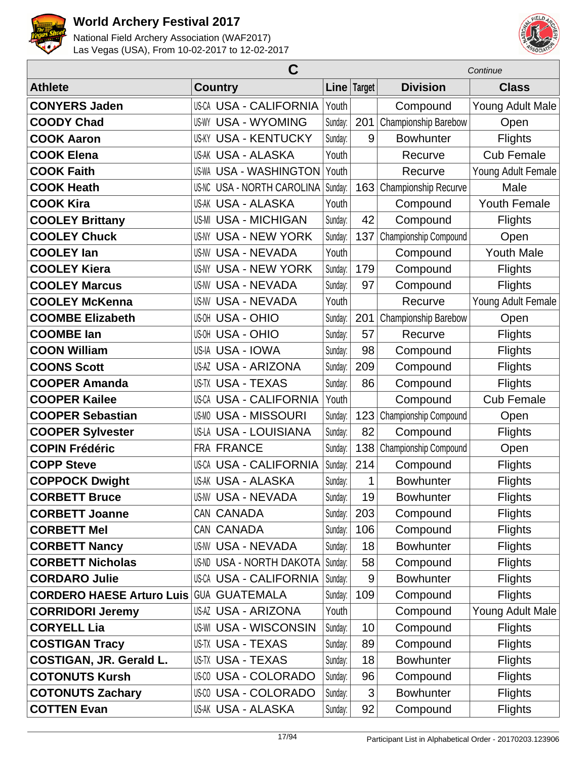# World Archery Festival 2017

National Field Archery Association (WAF2017)
Las Vegas (USA), From 10-02-2017 to 12-02-2017

## C

*Continue*

| Athlete | Country | | Line | Target | Division | Class |
|---|---|---|---|---|---|---|
| **CONYERS Jaden** | US-CA | USA - CALIFORNIA | Youth | | Compound | Young Adult Male |
| **COODY Chad** | US-WY | USA - WYOMING | Sunday: | 201 | Championship Barebow | Open |
| **COOK Aaron** | US-KY | USA - KENTUCKY | Sunday: | 9 | Bowhunter | Flights |
| **COOK Elena** | US-AK | USA - ALASKA | Youth | | Recurve | Cub Female |
| **COOK Faith** | US-WA | USA - WASHINGTON | Youth | | Recurve | Young Adult Female |
| **COOK Heath** | US-NC | USA - NORTH CAROLINA | Sunday: | 163 | Championship Recurve | Male |
| **COOK Kira** | US-AK | USA - ALASKA | Youth | | Compound | Youth Female |
| **COOLEY Brittany** | US-MI | USA - MICHIGAN | Sunday: | 42 | Compound | Flights |
| **COOLEY Chuck** | US-NY | USA - NEW YORK | Sunday: | 137 | Championship Compound | Open |
| **COOLEY Ian** | US-NV | USA - NEVADA | Youth | | Compound | Youth Male |
| **COOLEY Kiera** | US-NY | USA - NEW YORK | Sunday: | 179 | Compound | Flights |
| **COOLEY Marcus** | US-NV | USA - NEVADA | Sunday: | 97 | Compound | Flights |
| **COOLEY McKenna** | US-NV | USA - NEVADA | Youth | | Recurve | Young Adult Female |
| **COOMBE Elizabeth** | US-OH | USA - OHIO | Sunday: | 201 | Championship Barebow | Open |
| **COOMBE Ian** | US-OH | USA - OHIO | Sunday: | 57 | Recurve | Flights |
| **COON William** | US-IA | USA - IOWA | Sunday: | 98 | Compound | Flights |
| **COONS Scott** | US-AZ | USA - ARIZONA | Sunday: | 209 | Compound | Flights |
| **COOPER Amanda** | US-TX | USA - TEXAS | Sunday: | 86 | Compound | Flights |
| **COOPER Kailee** | US-CA | USA - CALIFORNIA | Youth | | Compound | Cub Female |
| **COOPER Sebastian** | US-MO | USA - MISSOURI | Sunday: | 123 | Championship Compound | Open |
| **COOPER Sylvester** | US-LA | USA - LOUISIANA | Sunday: | 82 | Compound | Flights |
| **COPIN Frédéric** | FRA | FRANCE | Sunday: | 138 | Championship Compound | Open |
| **COPP Steve** | US-CA | USA - CALIFORNIA | Sunday: | 214 | Compound | Flights |
| **COPPOCK Dwight** | US-AK | USA - ALASKA | Sunday: | 1 | Bowhunter | Flights |
| **CORBETT Bruce** | US-NV | USA - NEVADA | Sunday: | 19 | Bowhunter | Flights |
| **CORBETT Joanne** | CAN | CANADA | Sunday: | 203 | Compound | Flights |
| **CORBETT Mel** | CAN | CANADA | Sunday: | 106 | Compound | Flights |
| **CORBETT Nancy** | US-NV | USA - NEVADA | Sunday: | 18 | Bowhunter | Flights |
| **CORBETT Nicholas** | US-ND | USA - NORTH DAKOTA | Sunday: | 58 | Compound | Flights |
| **CORDARO Julie** | US-CA | USA - CALIFORNIA | Sunday: | 9 | Bowhunter | Flights |
| **CORDERO HAESE Arturo Luis** | GUA | GUATEMALA | Sunday: | 109 | Compound | Flights |
| **CORRIDORI Jeremy** | US-AZ | USA - ARIZONA | Youth | | Compound | Young Adult Male |
| **CORYELL Lia** | US-WI | USA - WISCONSIN | Sunday: | 10 | Compound | Flights |
| **COSTIGAN Tracy** | US-TX | USA - TEXAS | Sunday: | 89 | Compound | Flights |
| **COSTIGAN, JR. Gerald L.** | US-TX | USA - TEXAS | Sunday: | 18 | Bowhunter | Flights |
| **COTONUTS Kursh** | US-CO | USA - COLORADO | Sunday: | 96 | Compound | Flights |
| **COTONUTS Zachary** | US-CO | USA - COLORADO | Sunday: | 3 | Bowhunter | Flights |
| **COTTEN Evan** | US-AK | USA - ALASKA | Sunday: | 92 | Compound | Flights |

Participant List in Alphabetical Order - 20170203.123906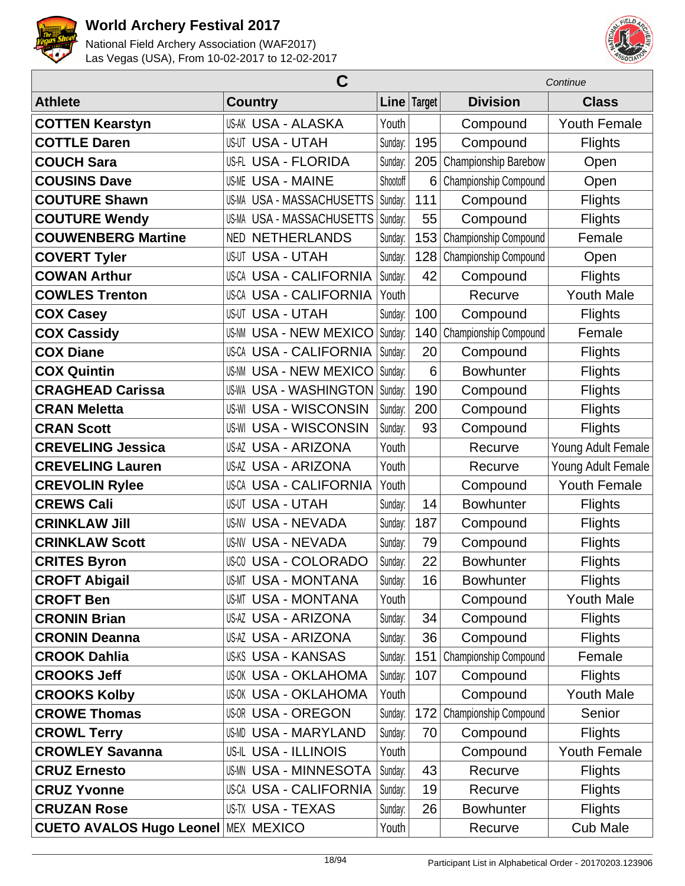# World Archery Festival 2017

National Field Archery Association (WAF2017)
Las Vegas (USA), From 10-02-2017 to 12-02-2017

## C

*Continue*

| Athlete | Country | | Line | Target | Division | Class |
|---|---|---|---|---|---|---|
| **COTTEN Kearstyn** | US-AK | USA - ALASKA | Youth | | Compound | Youth Female |
| **COTTLE Daren** | US-UT | USA - UTAH | Sunday: | 195 | Compound | Flights |
| **COUCH Sara** | US-FL | USA - FLORIDA | Sunday: | 205 | Championship Barebow | Open |
| **COUSINS Dave** | US-ME | USA - MAINE | Shootoff | 6 | Championship Compound | Open |
| **COUTURE Shawn** | US-MA | USA - MASSACHUSETTS | Sunday: | 111 | Compound | Flights |
| **COUTURE Wendy** | US-MA | USA - MASSACHUSETTS | Sunday: | 55 | Compound | Flights |
| **COUWENBERG Martine** | NED | NETHERLANDS | Sunday: | 153 | Championship Compound | Female |
| **COVERT Tyler** | US-UT | USA - UTAH | Sunday: | 128 | Championship Compound | Open |
| **COWAN Arthur** | US-CA | USA - CALIFORNIA | Sunday: | 42 | Compound | Flights |
| **COWLES Trenton** | US-CA | USA - CALIFORNIA | Youth | | Recurve | Youth Male |
| **COX Casey** | US-UT | USA - UTAH | Sunday: | 100 | Compound | Flights |
| **COX Cassidy** | US-NM | USA - NEW MEXICO | Sunday: | 140 | Championship Compound | Female |
| **COX Diane** | US-CA | USA - CALIFORNIA | Sunday: | 20 | Compound | Flights |
| **COX Quintin** | US-NM | USA - NEW MEXICO | Sunday: | 6 | Bowhunter | Flights |
| **CRAGHEAD Carissa** | US-WA | USA - WASHINGTON | Sunday: | 190 | Compound | Flights |
| **CRAN Meletta** | US-WI | USA - WISCONSIN | Sunday: | 200 | Compound | Flights |
| **CRAN Scott** | US-WI | USA - WISCONSIN | Sunday: | 93 | Compound | Flights |
| **CREVELING Jessica** | US-AZ | USA - ARIZONA | Youth | | Recurve | Young Adult Female |
| **CREVELING Lauren** | US-AZ | USA - ARIZONA | Youth | | Recurve | Young Adult Female |
| **CREVOLIN Rylee** | US-CA | USA - CALIFORNIA | Youth | | Compound | Youth Female |
| **CREWS Cali** | US-UT | USA - UTAH | Sunday: | 14 | Bowhunter | Flights |
| **CRINKLAW Jill** | US-NV | USA - NEVADA | Sunday: | 187 | Compound | Flights |
| **CRINKLAW Scott** | US-NV | USA - NEVADA | Sunday: | 79 | Compound | Flights |
| **CRITES Byron** | US-CO | USA - COLORADO | Sunday: | 22 | Bowhunter | Flights |
| **CROFT Abigail** | US-MT | USA - MONTANA | Sunday: | 16 | Bowhunter | Flights |
| **CROFT Ben** | US-MT | USA - MONTANA | Youth | | Compound | Youth Male |
| **CRONIN Brian** | US-AZ | USA - ARIZONA | Sunday: | 34 | Compound | Flights |
| **CRONIN Deanna** | US-AZ | USA - ARIZONA | Sunday: | 36 | Compound | Flights |
| **CROOK Dahlia** | US-KS | USA - KANSAS | Sunday: | 151 | Championship Compound | Female |
| **CROOKS Jeff** | US-OK | USA - OKLAHOMA | Sunday: | 107 | Compound | Flights |
| **CROOKS Kolby** | US-OK | USA - OKLAHOMA | Youth | | Compound | Youth Male |
| **CROWE Thomas** | US-OR | USA - OREGON | Sunday: | 172 | Championship Compound | Senior |
| **CROWL Terry** | US-MD | USA - MARYLAND | Sunday: | 70 | Compound | Flights |
| **CROWLEY Savanna** | US-IL | USA - ILLINOIS | Youth | | Compound | Youth Female |
| **CRUZ Ernesto** | US-MN | USA - MINNESOTA | Sunday: | 43 | Recurve | Flights |
| **CRUZ Yvonne** | US-CA | USA - CALIFORNIA | Sunday: | 19 | Recurve | Flights |
| **CRUZAN Rose** | US-TX | USA - TEXAS | Sunday: | 26 | Bowhunter | Flights |
| **CUETO AVALOS Hugo Leonel** | MEX | MEXICO | Youth | | Recurve | Cub Male |

Participant List in Alphabetical Order - 20170203.123906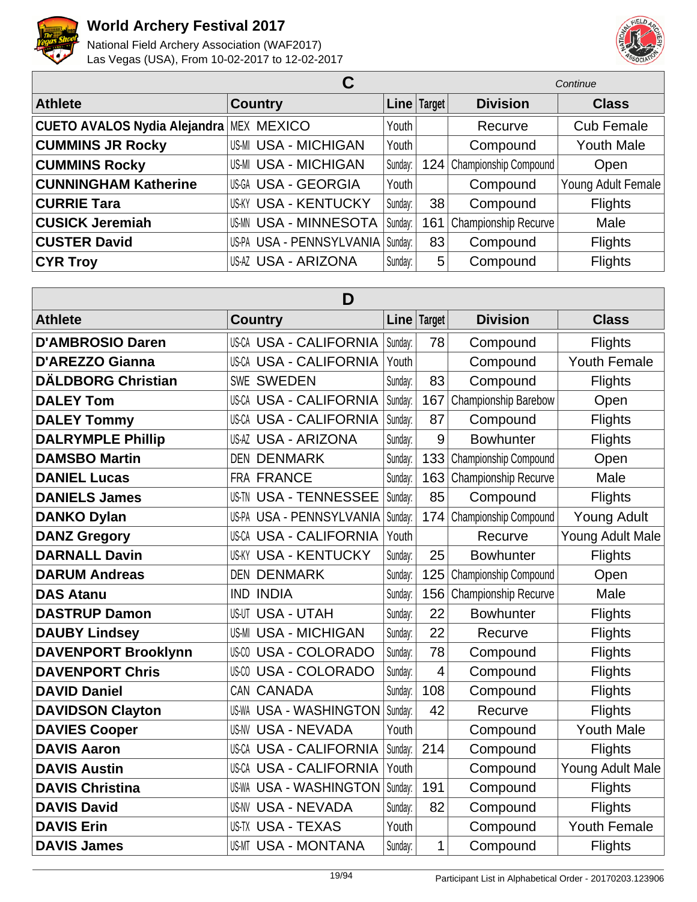# World Archery Festival 2017

National Field Archery Association (WAF2017)
Las Vegas (USA), From 10-02-2017 to 12-02-2017

## C

*Continue*

| Athlete | Country | | Line | Target | Division | Class |
|---|---|---|---|---|---|---|
| **CUETO AVALOS Nydia Alejandra** | MEX | MEXICO | Youth | | Recurve | Cub Female |
| **CUMMINS JR Rocky** | US-MI | USA - MICHIGAN | Youth | | Compound | Youth Male |
| **CUMMINS Rocky** | US-MI | USA - MICHIGAN | Sunday: | 124 | Championship Compound | Open |
| **CUNNINGHAM Katherine** | US-GA | USA - GEORGIA | Youth | | Compound | Young Adult Female |
| **CURRIE Tara** | US-KY | USA - KENTUCKY | Sunday: | 38 | Compound | Flights |
| **CUSICK Jeremiah** | US-MN | USA - MINNESOTA | Sunday: | 161 | Championship Recurve | Male |
| **CUSTER David** | US-PA | USA - PENNSYLVANIA | Sunday: | 83 | Compound | Flights |
| **CYR Troy** | US-AZ | USA - ARIZONA | Sunday: | 5 | Compound | Flights |

## D

| Athlete | Country | | Line | Target | Division | Class |
|---|---|---|---|---|---|---|
| **D'AMBROSIO Daren** | US-CA | USA - CALIFORNIA | Sunday: | 78 | Compound | Flights |
| **D'AREZZO Gianna** | US-CA | USA - CALIFORNIA | Youth | | Compound | Youth Female |
| **DÄLDBORG Christian** | SWE | SWEDEN | Sunday: | 83 | Compound | Flights |
| **DALEY Tom** | US-CA | USA - CALIFORNIA | Sunday: | 167 | Championship Barebow | Open |
| **DALEY Tommy** | US-CA | USA - CALIFORNIA | Sunday: | 87 | Compound | Flights |
| **DALRYMPLE Phillip** | US-AZ | USA - ARIZONA | Sunday: | 9 | Bowhunter | Flights |
| **DAMSBO Martin** | DEN | DENMARK | Sunday: | 133 | Championship Compound | Open |
| **DANIEL Lucas** | FRA | FRANCE | Sunday: | 163 | Championship Recurve | Male |
| **DANIELS James** | US-TN | USA - TENNESSEE | Sunday: | 85 | Compound | Flights |
| **DANKO Dylan** | US-PA | USA - PENNSYLVANIA | Sunday: | 174 | Championship Compound | Young Adult |
| **DANZ Gregory** | US-CA | USA - CALIFORNIA | Youth | | Recurve | Young Adult Male |
| **DARNALL Davin** | US-KY | USA - KENTUCKY | Sunday: | 25 | Bowhunter | Flights |
| **DARUM Andreas** | DEN | DENMARK | Sunday: | 125 | Championship Compound | Open |
| **DAS Atanu** | IND | INDIA | Sunday: | 156 | Championship Recurve | Male |
| **DASTRUP Damon** | US-UT | USA - UTAH | Sunday: | 22 | Bowhunter | Flights |
| **DAUBY Lindsey** | US-MI | USA - MICHIGAN | Sunday: | 22 | Recurve | Flights |
| **DAVENPORT Brooklynn** | US-CO | USA - COLORADO | Sunday: | 78 | Compound | Flights |
| **DAVENPORT Chris** | US-CO | USA - COLORADO | Sunday: | 4 | Compound | Flights |
| **DAVID Daniel** | CAN | CANADA | Sunday: | 108 | Compound | Flights |
| **DAVIDSON Clayton** | US-WA | USA - WASHINGTON | Sunday: | 42 | Recurve | Flights |
| **DAVIES Cooper** | US-NV | USA - NEVADA | Youth | | Compound | Youth Male |
| **DAVIS Aaron** | US-CA | USA - CALIFORNIA | Sunday: | 214 | Compound | Flights |
| **DAVIS Austin** | US-CA | USA - CALIFORNIA | Youth | | Compound | Young Adult Male |
| **DAVIS Christina** | US-WA | USA - WASHINGTON | Sunday: | 191 | Compound | Flights |
| **DAVIS David** | US-NV | USA - NEVADA | Sunday: | 82 | Compound | Flights |
| **DAVIS Erin** | US-TX | USA - TEXAS | Youth | | Compound | Youth Female |
| **DAVIS James** | US-MT | USA - MONTANA | Sunday: | 1 | Compound | Flights |

Participant List in Alphabetical Order - 20170203.123906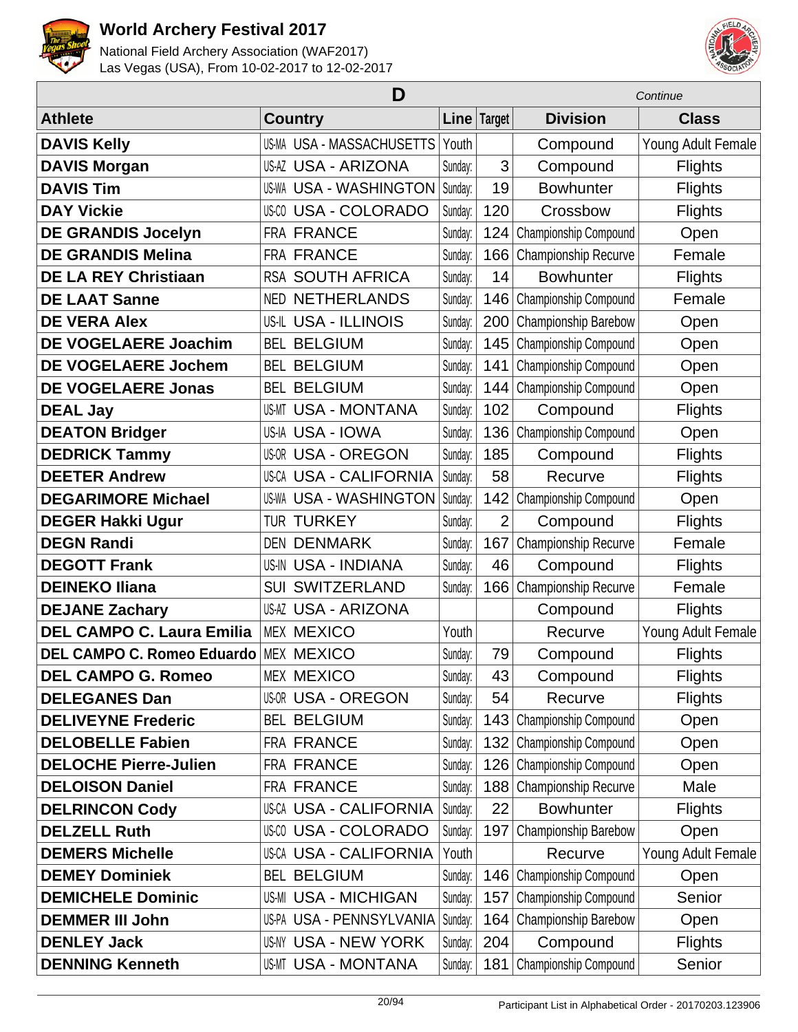# World Archery Festival 2017

National Field Archery Association (WAF2017)
Las Vegas (USA), From 10-02-2017 to 12-02-2017

## D

*Continue*

| Athlete | Country | Line | Target | Division | Class |
|---|---|---|---|---|---|
| **DAVIS Kelly** | US-MA USA - MASSACHUSETTS | Youth | | Compound | Young Adult Female |
| **DAVIS Morgan** | US-AZ USA - ARIZONA | Sunday: | 3 | Compound | Flights |
| **DAVIS Tim** | US-WA USA - WASHINGTON | Sunday: | 19 | Bowhunter | Flights |
| **DAY Vickie** | US-CO USA - COLORADO | Sunday: | 120 | Crossbow | Flights |
| **DE GRANDIS Jocelyn** | FRA FRANCE | Sunday: | 124 | Championship Compound | Open |
| **DE GRANDIS Melina** | FRA FRANCE | Sunday: | 166 | Championship Recurve | Female |
| **DE LA REY Christiaan** | RSA SOUTH AFRICA | Sunday: | 14 | Bowhunter | Flights |
| **DE LAAT Sanne** | NED NETHERLANDS | Sunday: | 146 | Championship Compound | Female |
| **DE VERA Alex** | US-IL USA - ILLINOIS | Sunday: | 200 | Championship Barebow | Open |
| **DE VOGELAERE Joachim** | BEL BELGIUM | Sunday: | 145 | Championship Compound | Open |
| **DE VOGELAERE Jochem** | BEL BELGIUM | Sunday: | 141 | Championship Compound | Open |
| **DE VOGELAERE Jonas** | BEL BELGIUM | Sunday: | 144 | Championship Compound | Open |
| **DEAL Jay** | US-MT USA - MONTANA | Sunday: | 102 | Compound | Flights |
| **DEATON Bridger** | US-IA USA - IOWA | Sunday: | 136 | Championship Compound | Open |
| **DEDRICK Tammy** | US-OR USA - OREGON | Sunday: | 185 | Compound | Flights |
| **DEETER Andrew** | US-CA USA - CALIFORNIA | Sunday: | 58 | Recurve | Flights |
| **DEGARIMORE Michael** | US-WA USA - WASHINGTON | Sunday: | 142 | Championship Compound | Open |
| **DEGER Hakki Ugur** | TUR TURKEY | Sunday: | 2 | Compound | Flights |
| **DEGN Randi** | DEN DENMARK | Sunday: | 167 | Championship Recurve | Female |
| **DEGOTT Frank** | US-IN USA - INDIANA | Sunday: | 46 | Compound | Flights |
| **DEINEKO Iliana** | SUI SWITZERLAND | Sunday: | 166 | Championship Recurve | Female |
| **DEJANE Zachary** | US-AZ USA - ARIZONA | | | Compound | Flights |
| **DEL CAMPO C. Laura Emilia** | MEX MEXICO | Youth | | Recurve | Young Adult Female |
| **DEL CAMPO C. Romeo Eduardo** | MEX MEXICO | Sunday: | 79 | Compound | Flights |
| **DEL CAMPO G. Romeo** | MEX MEXICO | Sunday: | 43 | Compound | Flights |
| **DELEGANES Dan** | US-OR USA - OREGON | Sunday: | 54 | Recurve | Flights |
| **DELIVEYNE Frederic** | BEL BELGIUM | Sunday: | 143 | Championship Compound | Open |
| **DELOBELLE Fabien** | FRA FRANCE | Sunday: | 132 | Championship Compound | Open |
| **DELOCHE Pierre-Julien** | FRA FRANCE | Sunday: | 126 | Championship Compound | Open |
| **DELOISON Daniel** | FRA FRANCE | Sunday: | 188 | Championship Recurve | Male |
| **DELRINCON Cody** | US-CA USA - CALIFORNIA | Sunday: | 22 | Bowhunter | Flights |
| **DELZELL Ruth** | US-CO USA - COLORADO | Sunday: | 197 | Championship Barebow | Open |
| **DEMERS Michelle** | US-CA USA - CALIFORNIA | Youth | | Recurve | Young Adult Female |
| **DEMEY Dominiek** | BEL BELGIUM | Sunday: | 146 | Championship Compound | Open |
| **DEMICHELE Dominic** | US-MI USA - MICHIGAN | Sunday: | 157 | Championship Compound | Senior |
| **DEMMER III John** | US-PA USA - PENNSYLVANIA | Sunday: | 164 | Championship Barebow | Open |
| **DENLEY Jack** | US-NY USA - NEW YORK | Sunday: | 204 | Compound | Flights |
| **DENNING Kenneth** | US-MT USA - MONTANA | Sunday: | 181 | Championship Compound | Senior |

Participant List in Alphabetical Order - 20170203.123906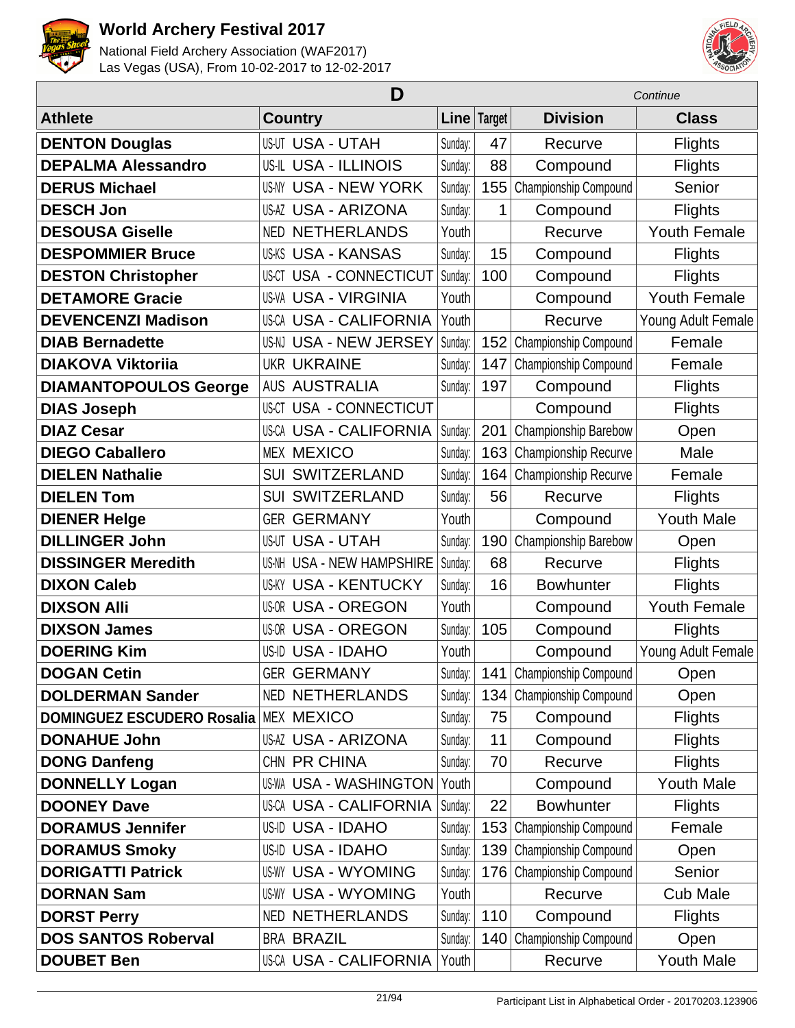# World Archery Festival 2017

National Field Archery Association (WAF2017)
Las Vegas (USA), From 10-02-2017 to 12-02-2017

## D

*Continue*

| Athlete | Country | | Line | Target | Division | Class |
|---|---|---|---|---|---|---|
| **DENTON Douglas** | US-UT | USA - UTAH | Sunday: | 47 | Recurve | Flights |
| **DEPALMA Alessandro** | US-IL | USA - ILLINOIS | Sunday: | 88 | Compound | Flights |
| **DERUS Michael** | US-NY | USA - NEW YORK | Sunday: | 155 | Championship Compound | Senior |
| **DESCH Jon** | US-AZ | USA - ARIZONA | Sunday: | 1 | Compound | Flights |
| **DESOUSA Giselle** | NED | NETHERLANDS | Youth | | Recurve | Youth Female |
| **DESPOMMIER Bruce** | US-KS | USA - KANSAS | Sunday: | 15 | Compound | Flights |
| **DESTON Christopher** | US-CT | USA - CONNECTICUT | Sunday: | 100 | Compound | Flights |
| **DETAMORE Gracie** | US-VA | USA - VIRGINIA | Youth | | Compound | Youth Female |
| **DEVENCENZI Madison** | US-CA | USA - CALIFORNIA | Youth | | Recurve | Young Adult Female |
| **DIAB Bernadette** | US-NJ | USA - NEW JERSEY | Sunday: | 152 | Championship Compound | Female |
| **DIAKOVA Viktoriia** | UKR | UKRAINE | Sunday: | 147 | Championship Compound | Female |
| **DIAMANTOPOULOS George** | AUS | AUSTRALIA | Sunday: | 197 | Compound | Flights |
| **DIAS Joseph** | US-CT | USA - CONNECTICUT | | | Compound | Flights |
| **DIAZ Cesar** | US-CA | USA - CALIFORNIA | Sunday: | 201 | Championship Barebow | Open |
| **DIEGO Caballero** | MEX | MEXICO | Sunday: | 163 | Championship Recurve | Male |
| **DIELEN Nathalie** | SUI | SWITZERLAND | Sunday: | 164 | Championship Recurve | Female |
| **DIELEN Tom** | SUI | SWITZERLAND | Sunday: | 56 | Recurve | Flights |
| **DIENER Helge** | GER | GERMANY | Youth | | Compound | Youth Male |
| **DILLINGER John** | US-UT | USA - UTAH | Sunday: | 190 | Championship Barebow | Open |
| **DISSINGER Meredith** | US-NH | USA - NEW HAMPSHIRE | Sunday: | 68 | Recurve | Flights |
| **DIXON Caleb** | US-KY | USA - KENTUCKY | Sunday: | 16 | Bowhunter | Flights |
| **DIXSON Alli** | US-OR | USA - OREGON | Youth | | Compound | Youth Female |
| **DIXSON James** | US-OR | USA - OREGON | Sunday: | 105 | Compound | Flights |
| **DOERING Kim** | US-ID | USA - IDAHO | Youth | | Compound | Young Adult Female |
| **DOGAN Cetin** | GER | GERMANY | Sunday: | 141 | Championship Compound | Open |
| **DOLDERMAN Sander** | NED | NETHERLANDS | Sunday: | 134 | Championship Compound | Open |
| **DOMINGUEZ ESCUDERO Rosalia** | MEX | MEXICO | Sunday: | 75 | Compound | Flights |
| **DONAHUE John** | US-AZ | USA - ARIZONA | Sunday: | 11 | Compound | Flights |
| **DONG Danfeng** | CHN | PR CHINA | Sunday: | 70 | Recurve | Flights |
| **DONNELLY Logan** | US-WA | USA - WASHINGTON | Youth | | Compound | Youth Male |
| **DOONEY Dave** | US-CA | USA - CALIFORNIA | Sunday: | 22 | Bowhunter | Flights |
| **DORAMUS Jennifer** | US-ID | USA - IDAHO | Sunday: | 153 | Championship Compound | Female |
| **DORAMUS Smoky** | US-ID | USA - IDAHO | Sunday: | 139 | Championship Compound | Open |
| **DORIGATTI Patrick** | US-WY | USA - WYOMING | Sunday: | 176 | Championship Compound | Senior |
| **DORNAN Sam** | US-WY | USA - WYOMING | Youth | | Recurve | Cub Male |
| **DORST Perry** | NED | NETHERLANDS | Sunday: | 110 | Compound | Flights |
| **DOS SANTOS Roberval** | BRA | BRAZIL | Sunday: | 140 | Championship Compound | Open |
| **DOUBET Ben** | US-CA | USA - CALIFORNIA | Youth | | Recurve | Youth Male |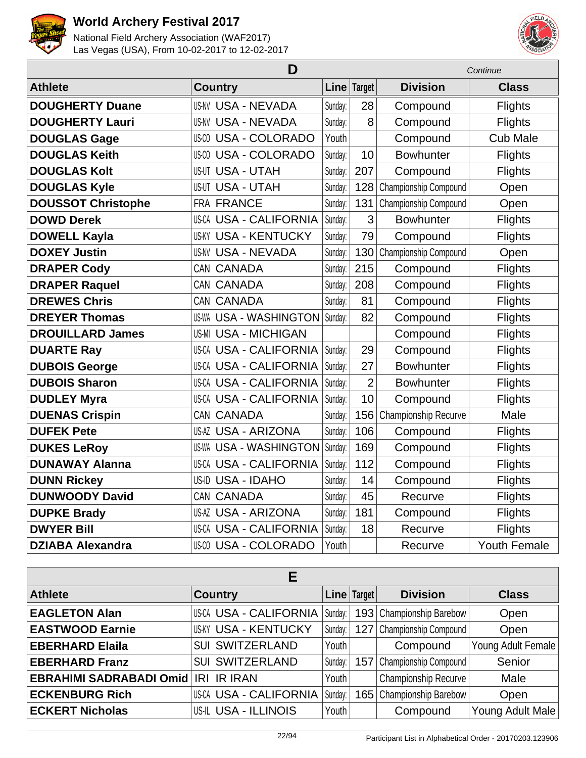# World Archery Festival 2017

National Field Archery Association (WAF2017)
Las Vegas (USA), From 10-02-2017 to 12-02-2017

## D

*Continue*

| Athlete | Country | | Line | Target | Division | Class |
|---|---|---|---|---|---|---|
| DOUGHERTY Duane | US-NV | USA - NEVADA | Sunday: | 28 | Compound | Flights |
| DOUGHERTY Lauri | US-NV | USA - NEVADA | Sunday: | 8 | Compound | Flights |
| DOUGLAS Gage | US-CO | USA - COLORADO | Youth | | Compound | Cub Male |
| DOUGLAS Keith | US-CO | USA - COLORADO | Sunday: | 10 | Bowhunter | Flights |
| DOUGLAS Kolt | US-UT | USA - UTAH | Sunday: | 207 | Compound | Flights |
| DOUGLAS Kyle | US-UT | USA - UTAH | Sunday: | 128 | Championship Compound | Open |
| DOUSSOT Christophe | FRA | FRANCE | Sunday: | 131 | Championship Compound | Open |
| DOWD Derek | US-CA | USA - CALIFORNIA | Sunday: | 3 | Bowhunter | Flights |
| DOWELL Kayla | US-KY | USA - KENTUCKY | Sunday: | 79 | Compound | Flights |
| DOXEY Justin | US-NV | USA - NEVADA | Sunday: | 130 | Championship Compound | Open |
| DRAPER Cody | CAN | CANADA | Sunday: | 215 | Compound | Flights |
| DRAPER Raquel | CAN | CANADA | Sunday: | 208 | Compound | Flights |
| DREWES Chris | CAN | CANADA | Sunday: | 81 | Compound | Flights |
| DREYER Thomas | US-WA | USA - WASHINGTON | Sunday: | 82 | Compound | Flights |
| DROUILLARD James | US-MI | USA - MICHIGAN | | | Compound | Flights |
| DUARTE Ray | US-CA | USA - CALIFORNIA | Sunday: | 29 | Compound | Flights |
| DUBOIS George | US-CA | USA - CALIFORNIA | Sunday: | 27 | Bowhunter | Flights |
| DUBOIS Sharon | US-CA | USA - CALIFORNIA | Sunday: | 2 | Bowhunter | Flights |
| DUDLEY Myra | US-CA | USA - CALIFORNIA | Sunday: | 10 | Compound | Flights |
| DUENAS Crispin | CAN | CANADA | Sunday: | 156 | Championship Recurve | Male |
| DUFEK Pete | US-AZ | USA - ARIZONA | Sunday: | 106 | Compound | Flights |
| DUKES LeRoy | US-WA | USA - WASHINGTON | Sunday: | 169 | Compound | Flights |
| DUNAWAY Alanna | US-CA | USA - CALIFORNIA | Sunday: | 112 | Compound | Flights |
| DUNN Rickey | US-ID | USA - IDAHO | Sunday: | 14 | Compound | Flights |
| DUNWOODY David | CAN | CANADA | Sunday: | 45 | Recurve | Flights |
| DUPKE Brady | US-AZ | USA - ARIZONA | Sunday: | 181 | Compound | Flights |
| DWYER Bill | US-CA | USA - CALIFORNIA | Sunday: | 18 | Recurve | Flights |
| DZIABA Alexandra | US-CO | USA - COLORADO | Youth | | Recurve | Youth Female |

## E

| Athlete | Country | | Line | Target | Division | Class |
|---|---|---|---|---|---|---|
| EAGLETON Alan | US-CA | USA - CALIFORNIA | Sunday: | 193 | Championship Barebow | Open |
| EASTWOOD Earnie | US-KY | USA - KENTUCKY | Sunday: | 127 | Championship Compound | Open |
| EBERHARD Elaila | SUI | SWITZERLAND | Youth | | Compound | Young Adult Female |
| EBERHARD Franz | SUI | SWITZERLAND | Sunday: | 157 | Championship Compound | Senior |
| EBRAHIMI SADRABADI Omid | IRI | IR IRAN | Youth | | Championship Recurve | Male |
| ECKENBURG Rich | US-CA | USA - CALIFORNIA | Sunday: | 165 | Championship Barebow | Open |
| ECKERT Nicholas | US-IL | USA - ILLINOIS | Youth | | Compound | Young Adult Male |

Participant List in Alphabetical Order - 20170203.123906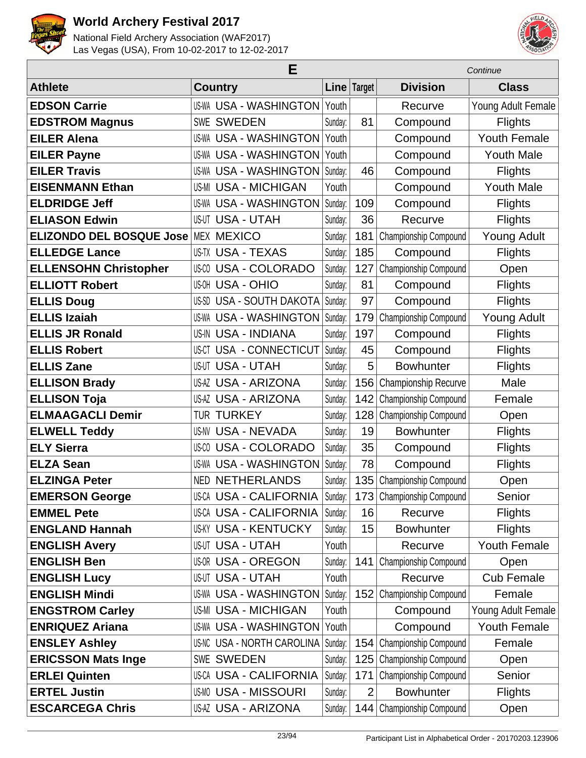# World Archery Festival 2017

National Field Archery Association (WAF2017)
Las Vegas (USA), From 10-02-2017 to 12-02-2017

## E

*Continue*

| Athlete | Country | | Line | Target | Division | Class |
|---|---|---|---|---|---|---|
| **EDSON Carrie** | US-WA | USA - WASHINGTON | Youth | | Recurve | Young Adult Female |
| **EDSTROM Magnus** | SWE | SWEDEN | Sunday: | 81 | Compound | Flights |
| **EILER Alena** | US-WA | USA - WASHINGTON | Youth | | Compound | Youth Female |
| **EILER Payne** | US-WA | USA - WASHINGTON | Youth | | Compound | Youth Male |
| **EILER Travis** | US-WA | USA - WASHINGTON | Sunday: | 46 | Compound | Flights |
| **EISENMANN Ethan** | US-MI | USA - MICHIGAN | Youth | | Compound | Youth Male |
| **ELDRIDGE Jeff** | US-WA | USA - WASHINGTON | Sunday: | 109 | Compound | Flights |
| **ELIASON Edwin** | US-UT | USA - UTAH | Sunday: | 36 | Recurve | Flights |
| **ELIZONDO DEL BOSQUE Jose** | MEX | MEXICO | Sunday: | 181 | Championship Compound | Young Adult |
| **ELLEDGE Lance** | US-TX | USA - TEXAS | Sunday: | 185 | Compound | Flights |
| **ELLENSOHN Christopher** | US-CO | USA - COLORADO | Sunday: | 127 | Championship Compound | Open |
| **ELLIOTT Robert** | US-OH | USA - OHIO | Sunday: | 81 | Compound | Flights |
| **ELLIS Doug** | US-SD | USA - SOUTH DAKOTA | Sunday: | 97 | Compound | Flights |
| **ELLIS Izaiah** | US-WA | USA - WASHINGTON | Sunday: | 179 | Championship Compound | Young Adult |
| **ELLIS JR Ronald** | US-IN | USA - INDIANA | Sunday: | 197 | Compound | Flights |
| **ELLIS Robert** | US-CT | USA - CONNECTICUT | Sunday: | 45 | Compound | Flights |
| **ELLIS Zane** | US-UT | USA - UTAH | Sunday: | 5 | Bowhunter | Flights |
| **ELLISON Brady** | US-AZ | USA - ARIZONA | Sunday: | 156 | Championship Recurve | Male |
| **ELLISON Toja** | US-AZ | USA - ARIZONA | Sunday: | 142 | Championship Compound | Female |
| **ELMAAGACLI Demir** | TUR | TURKEY | Sunday: | 128 | Championship Compound | Open |
| **ELWELL Teddy** | US-NV | USA - NEVADA | Sunday: | 19 | Bowhunter | Flights |
| **ELY Sierra** | US-CO | USA - COLORADO | Sunday: | 35 | Compound | Flights |
| **ELZA Sean** | US-WA | USA - WASHINGTON | Sunday: | 78 | Compound | Flights |
| **ELZINGA Peter** | NED | NETHERLANDS | Sunday: | 135 | Championship Compound | Open |
| **EMERSON George** | US-CA | USA - CALIFORNIA | Sunday: | 173 | Championship Compound | Senior |
| **EMMEL Pete** | US-CA | USA - CALIFORNIA | Sunday: | 16 | Recurve | Flights |
| **ENGLAND Hannah** | US-KY | USA - KENTUCKY | Sunday: | 15 | Bowhunter | Flights |
| **ENGLISH Avery** | US-UT | USA - UTAH | Youth | | Recurve | Youth Female |
| **ENGLISH Ben** | US-OR | USA - OREGON | Sunday: | 141 | Championship Compound | Open |
| **ENGLISH Lucy** | US-UT | USA - UTAH | Youth | | Recurve | Cub Female |
| **ENGLISH Mindi** | US-WA | USA - WASHINGTON | Sunday: | 152 | Championship Compound | Female |
| **ENGSTROM Carley** | US-MI | USA - MICHIGAN | Youth | | Compound | Young Adult Female |
| **ENRIQUEZ Ariana** | US-WA | USA - WASHINGTON | Youth | | Compound | Youth Female |
| **ENSLEY Ashley** | US-NC | USA - NORTH CAROLINA | Sunday: | 154 | Championship Compound | Female |
| **ERICSSON Mats Inge** | SWE | SWEDEN | Sunday: | 125 | Championship Compound | Open |
| **ERLEI Quinten** | US-CA | USA - CALIFORNIA | Sunday: | 171 | Championship Compound | Senior |
| **ERTEL Justin** | US-MO | USA - MISSOURI | Sunday: | 2 | Bowhunter | Flights |
| **ESCARCEGA Chris** | US-AZ | USA - ARIZONA | Sunday: | 144 | Championship Compound | Open |

Participant List in Alphabetical Order - 20170203.123906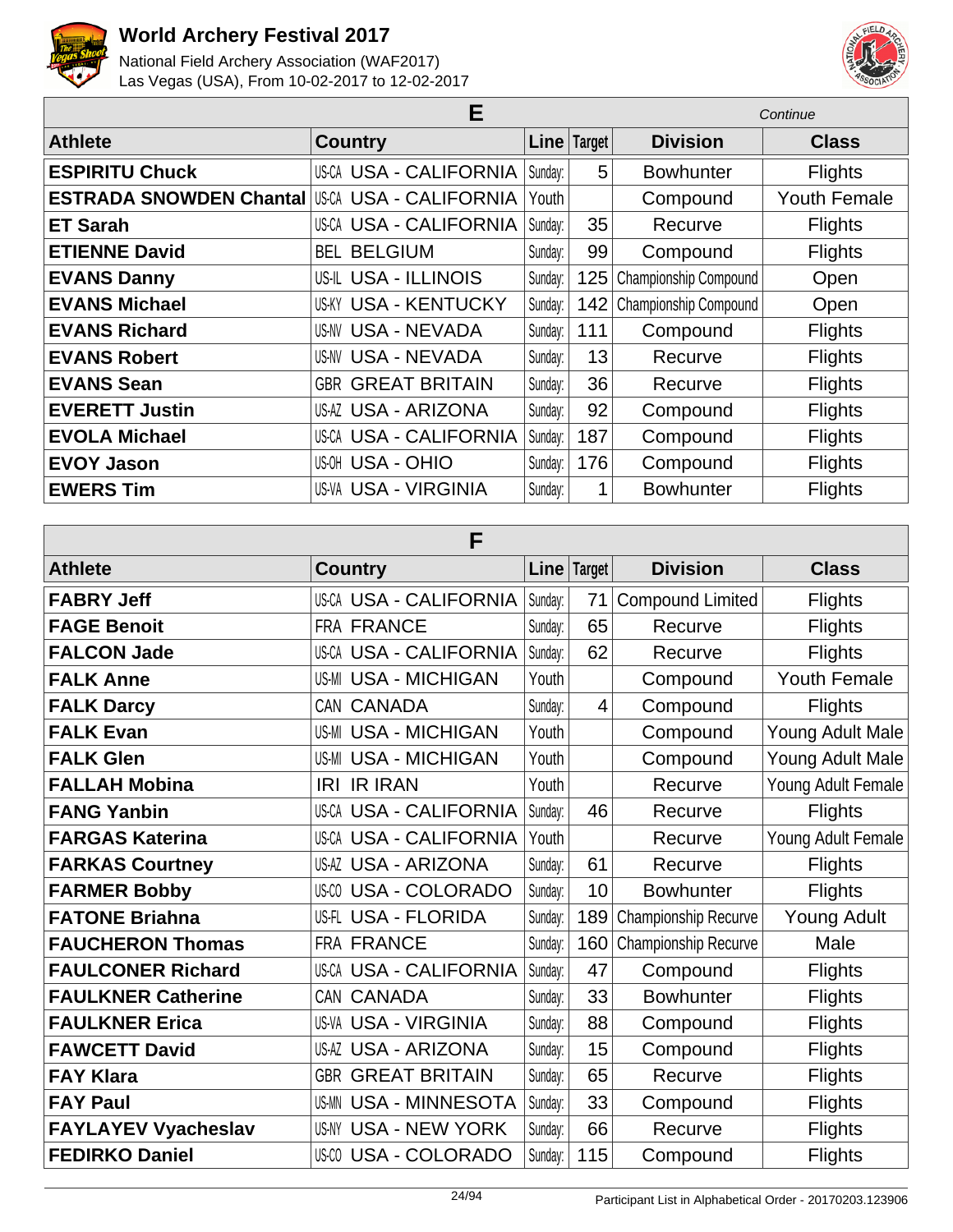## E

*Continue*

| Athlete | Country | Line | Target | Division | Class |
|---|---|---|---|---|---|
| **ESPIRITU Chuck** | US-CA USA - CALIFORNIA | Sunday: | 5 | Bowhunter | Flights |
| **ESTRADA SNOWDEN Chantal** | US-CA USA - CALIFORNIA | Youth | | Compound | Youth Female |
| **ET Sarah** | US-CA USA - CALIFORNIA | Sunday: | 35 | Recurve | Flights |
| **ETIENNE David** | BEL BELGIUM | Sunday: | 99 | Compound | Flights |
| **EVANS Danny** | US-IL USA - ILLINOIS | Sunday: | 125 | Championship Compound | Open |
| **EVANS Michael** | US-KY USA - KENTUCKY | Sunday: | 142 | Championship Compound | Open |
| **EVANS Richard** | US-NV USA - NEVADA | Sunday: | 111 | Compound | Flights |
| **EVANS Robert** | US-NV USA - NEVADA | Sunday: | 13 | Recurve | Flights |
| **EVANS Sean** | GBR GREAT BRITAIN | Sunday: | 36 | Recurve | Flights |
| **EVERETT Justin** | US-AZ USA - ARIZONA | Sunday: | 92 | Compound | Flights |
| **EVOLA Michael** | US-CA USA - CALIFORNIA | Sunday: | 187 | Compound | Flights |
| **EVOY Jason** | US-OH USA - OHIO | Sunday: | 176 | Compound | Flights |
| **EWERS Tim** | US-VA USA - VIRGINIA | Sunday: | 1 | Bowhunter | Flights |

## F

| Athlete | Country | Line | Target | Division | Class |
|---|---|---|---|---|---|
| **FABRY Jeff** | US-CA USA - CALIFORNIA | Sunday: | 71 | Compound Limited | Flights |
| **FAGE Benoit** | FRA FRANCE | Sunday: | 65 | Recurve | Flights |
| **FALCON Jade** | US-CA USA - CALIFORNIA | Sunday: | 62 | Recurve | Flights |
| **FALK Anne** | US-MI USA - MICHIGAN | Youth | | Compound | Youth Female |
| **FALK Darcy** | CAN CANADA | Sunday: | 4 | Compound | Flights |
| **FALK Evan** | US-MI USA - MICHIGAN | Youth | | Compound | Young Adult Male |
| **FALK Glen** | US-MI USA - MICHIGAN | Youth | | Compound | Young Adult Male |
| **FALLAH Mobina** | IRI IR IRAN | Youth | | Recurve | Young Adult Female |
| **FANG Yanbin** | US-CA USA - CALIFORNIA | Sunday: | 46 | Recurve | Flights |
| **FARGAS Katerina** | US-CA USA - CALIFORNIA | Youth | | Recurve | Young Adult Female |
| **FARKAS Courtney** | US-AZ USA - ARIZONA | Sunday: | 61 | Recurve | Flights |
| **FARMER Bobby** | US-CO USA - COLORADO | Sunday: | 10 | Bowhunter | Flights |
| **FATONE Briahna** | US-FL USA - FLORIDA | Sunday: | 189 | Championship Recurve | Young Adult |
| **FAUCHERON Thomas** | FRA FRANCE | Sunday: | 160 | Championship Recurve | Male |
| **FAULCONER Richard** | US-CA USA - CALIFORNIA | Sunday: | 47 | Compound | Flights |
| **FAULKNER Catherine** | CAN CANADA | Sunday: | 33 | Bowhunter | Flights |
| **FAULKNER Erica** | US-VA USA - VIRGINIA | Sunday: | 88 | Compound | Flights |
| **FAWCETT David** | US-AZ USA - ARIZONA | Sunday: | 15 | Compound | Flights |
| **FAY Klara** | GBR GREAT BRITAIN | Sunday: | 65 | Recurve | Flights |
| **FAY Paul** | US-MN USA - MINNESOTA | Sunday: | 33 | Compound | Flights |
| **FAYLAYEV Vyacheslav** | US-NY USA - NEW YORK | Sunday: | 66 | Recurve | Flights |
| **FEDIRKO Daniel** | US-CO USA - COLORADO | Sunday: | 115 | Compound | Flights |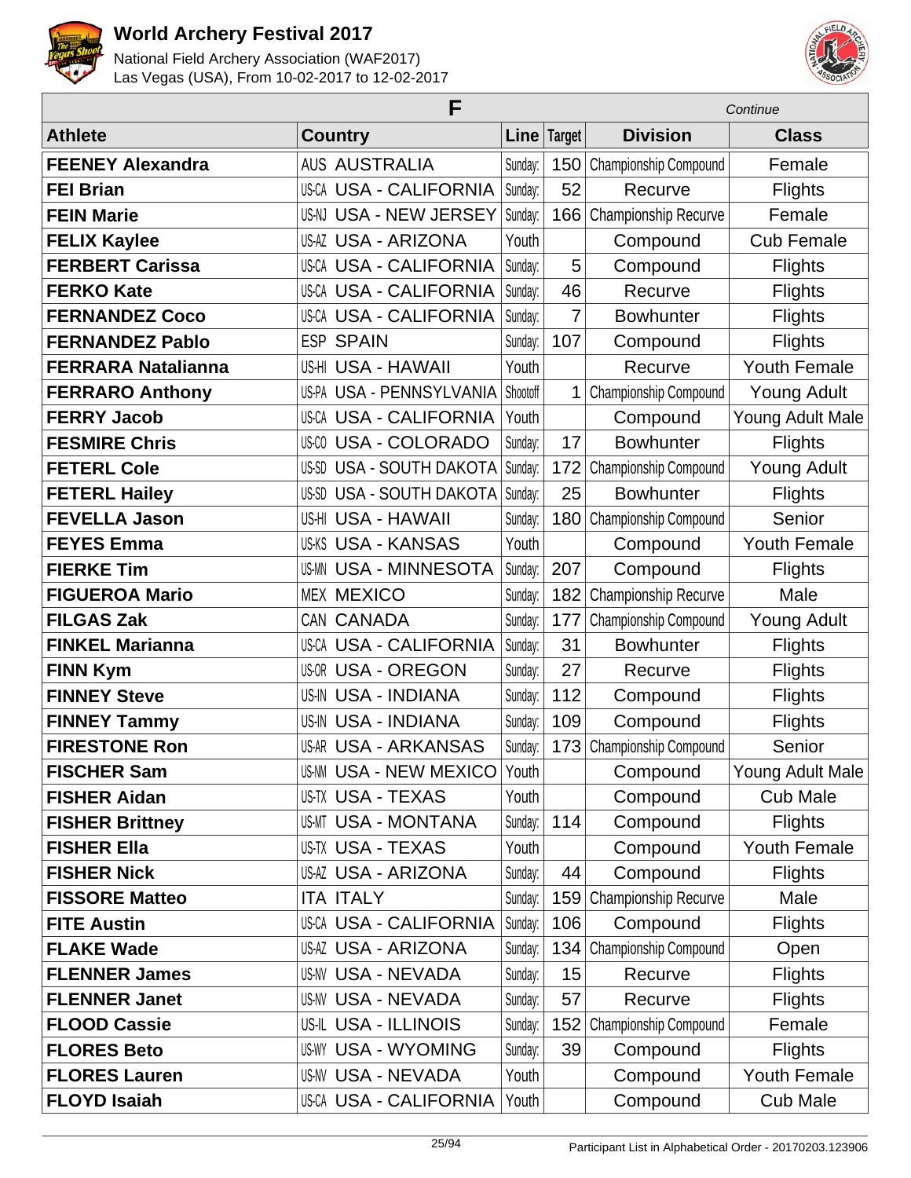# World Archery Festival 2017

National Field Archery Association (WAF2017)
Las Vegas (USA), From 10-02-2017 to 12-02-2017

## F

*Continue*

| Athlete | Country | Line | Target | Division | Class |
|---|---|---|---|---|---|
| **FEENEY Alexandra** | AUS AUSTRALIA | Sunday: | 150 | Championship Compound | Female |
| **FEI Brian** | US-CA USA - CALIFORNIA | Sunday: | 52 | Recurve | Flights |
| **FEIN Marie** | US-NJ USA - NEW JERSEY | Sunday: | 166 | Championship Recurve | Female |
| **FELIX Kaylee** | US-AZ USA - ARIZONA | Youth | | Compound | Cub Female |
| **FERBERT Carissa** | US-CA USA - CALIFORNIA | Sunday: | 5 | Compound | Flights |
| **FERKO Kate** | US-CA USA - CALIFORNIA | Sunday: | 46 | Recurve | Flights |
| **FERNANDEZ Coco** | US-CA USA - CALIFORNIA | Sunday: | 7 | Bowhunter | Flights |
| **FERNANDEZ Pablo** | ESP SPAIN | Sunday: | 107 | Compound | Flights |
| **FERRARA Natalianna** | US-HI USA - HAWAII | Youth | | Recurve | Youth Female |
| **FERRARO Anthony** | US-PA USA - PENNSYLVANIA | Shootoff | 1 | Championship Compound | Young Adult |
| **FERRY Jacob** | US-CA USA - CALIFORNIA | Youth | | Compound | Young Adult Male |
| **FESMIRE Chris** | US-CO USA - COLORADO | Sunday: | 17 | Bowhunter | Flights |
| **FETERL Cole** | US-SD USA - SOUTH DAKOTA | Sunday: | 172 | Championship Compound | Young Adult |
| **FETERL Hailey** | US-SD USA - SOUTH DAKOTA | Sunday: | 25 | Bowhunter | Flights |
| **FEVELLA Jason** | US-HI USA - HAWAII | Sunday: | 180 | Championship Compound | Senior |
| **FEYES Emma** | US-KS USA - KANSAS | Youth | | Compound | Youth Female |
| **FIERKE Tim** | US-MN USA - MINNESOTA | Sunday: | 207 | Compound | Flights |
| **FIGUEROA Mario** | MEX MEXICO | Sunday: | 182 | Championship Recurve | Male |
| **FILGAS Zak** | CAN CANADA | Sunday: | 177 | Championship Compound | Young Adult |
| **FINKEL Marianna** | US-CA USA - CALIFORNIA | Sunday: | 31 | Bowhunter | Flights |
| **FINN Kym** | US-OR USA - OREGON | Sunday: | 27 | Recurve | Flights |
| **FINNEY Steve** | US-IN USA - INDIANA | Sunday: | 112 | Compound | Flights |
| **FINNEY Tammy** | US-IN USA - INDIANA | Sunday: | 109 | Compound | Flights |
| **FIRESTONE Ron** | US-AR USA - ARKANSAS | Sunday: | 173 | Championship Compound | Senior |
| **FISCHER Sam** | US-NM USA - NEW MEXICO | Youth | | Compound | Young Adult Male |
| **FISHER Aidan** | US-TX USA - TEXAS | Youth | | Compound | Cub Male |
| **FISHER Brittney** | US-MT USA - MONTANA | Sunday: | 114 | Compound | Flights |
| **FISHER Ella** | US-TX USA - TEXAS | Youth | | Compound | Youth Female |
| **FISHER Nick** | US-AZ USA - ARIZONA | Sunday: | 44 | Compound | Flights |
| **FISSORE Matteo** | ITA ITALY | Sunday: | 159 | Championship Recurve | Male |
| **FITE Austin** | US-CA USA - CALIFORNIA | Sunday: | 106 | Compound | Flights |
| **FLAKE Wade** | US-AZ USA - ARIZONA | Sunday: | 134 | Championship Compound | Open |
| **FLENNER James** | US-NV USA - NEVADA | Sunday: | 15 | Recurve | Flights |
| **FLENNER Janet** | US-NV USA - NEVADA | Sunday: | 57 | Recurve | Flights |
| **FLOOD Cassie** | US-IL USA - ILLINOIS | Sunday: | 152 | Championship Compound | Female |
| **FLORES Beto** | US-WY USA - WYOMING | Sunday: | 39 | Compound | Flights |
| **FLORES Lauren** | US-NV USA - NEVADA | Youth | | Compound | Youth Female |
| **FLOYD Isaiah** | US-CA USA - CALIFORNIA | Youth | | Compound | Cub Male |

Participant List in Alphabetical Order - 20170203.123906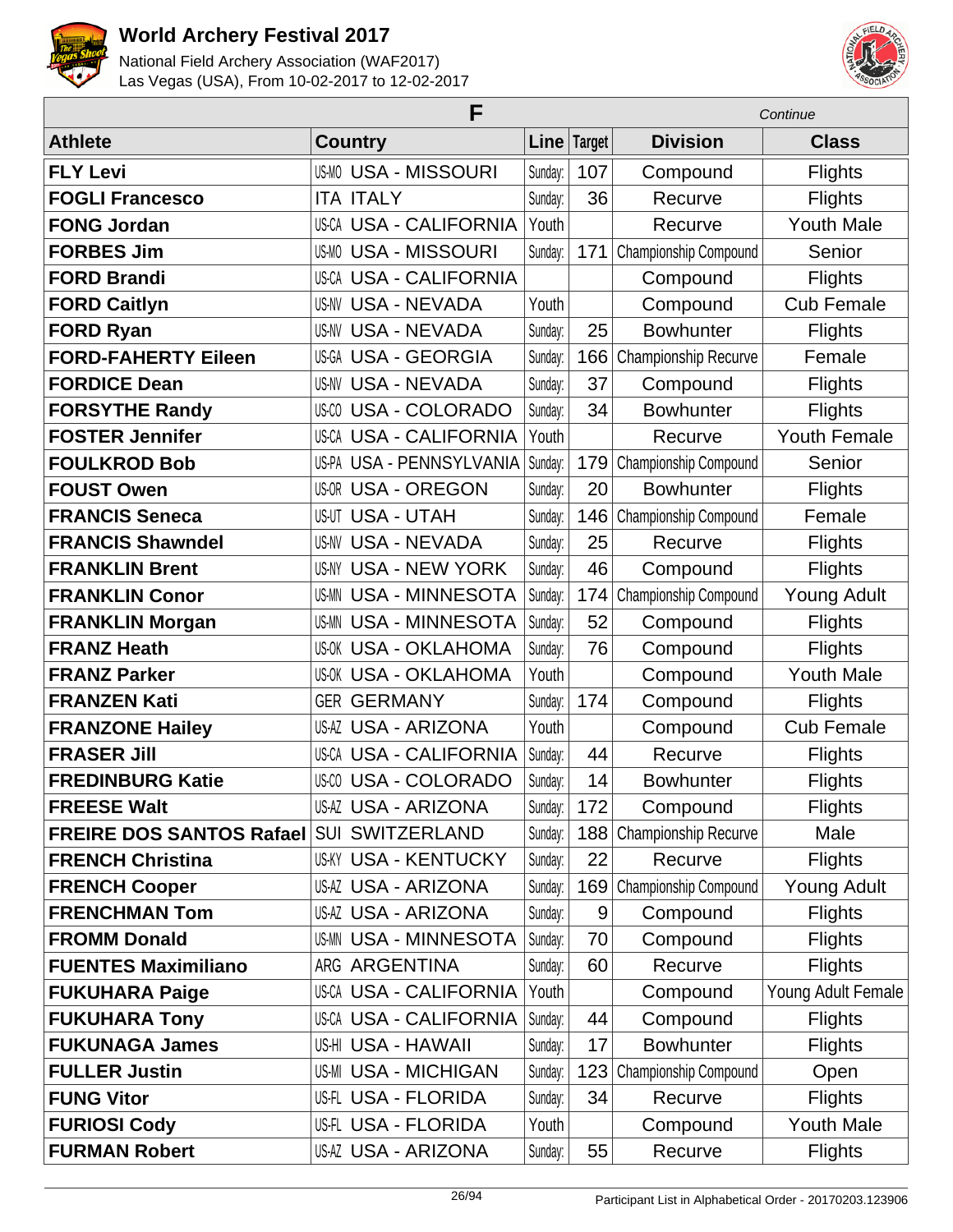# World Archery Festival 2017

National Field Archery Association (WAF2017)
Las Vegas (USA), From 10-02-2017 to 12-02-2017

## F

*Continue*

| Athlete | Country | | Line | Target | Division | Class |
|---|---|---|---|---|---|---|
| **FLY Levi** | US-MO | USA - MISSOURI | Sunday: | 107 | Compound | Flights |
| **FOGLI Francesco** | ITA | ITALY | Sunday: | 36 | Recurve | Flights |
| **FONG Jordan** | US-CA | USA - CALIFORNIA | Youth | | Recurve | Youth Male |
| **FORBES Jim** | US-MO | USA - MISSOURI | Sunday: | 171 | Championship Compound | Senior |
| **FORD Brandi** | US-CA | USA - CALIFORNIA | | | Compound | Flights |
| **FORD Caitlyn** | US-NV | USA - NEVADA | Youth | | Compound | Cub Female |
| **FORD Ryan** | US-NV | USA - NEVADA | Sunday: | 25 | Bowhunter | Flights |
| **FORD-FAHERTY Eileen** | US-GA | USA - GEORGIA | Sunday: | 166 | Championship Recurve | Female |
| **FORDICE Dean** | US-NV | USA - NEVADA | Sunday: | 37 | Compound | Flights |
| **FORSYTHE Randy** | US-CO | USA - COLORADO | Sunday: | 34 | Bowhunter | Flights |
| **FOSTER Jennifer** | US-CA | USA - CALIFORNIA | Youth | | Recurve | Youth Female |
| **FOULKROD Bob** | US-PA | USA - PENNSYLVANIA | Sunday: | 179 | Championship Compound | Senior |
| **FOUST Owen** | US-OR | USA - OREGON | Sunday: | 20 | Bowhunter | Flights |
| **FRANCIS Seneca** | US-UT | USA - UTAH | Sunday: | 146 | Championship Compound | Female |
| **FRANCIS Shawndel** | US-NV | USA - NEVADA | Sunday: | 25 | Recurve | Flights |
| **FRANKLIN Brent** | US-NY | USA - NEW YORK | Sunday: | 46 | Compound | Flights |
| **FRANKLIN Conor** | US-MN | USA - MINNESOTA | Sunday: | 174 | Championship Compound | Young Adult |
| **FRANKLIN Morgan** | US-MN | USA - MINNESOTA | Sunday: | 52 | Compound | Flights |
| **FRANZ Heath** | US-OK | USA - OKLAHOMA | Sunday: | 76 | Compound | Flights |
| **FRANZ Parker** | US-OK | USA - OKLAHOMA | Youth | | Compound | Youth Male |
| **FRANZEN Kati** | GER | GERMANY | Sunday: | 174 | Compound | Flights |
| **FRANZONE Hailey** | US-AZ | USA - ARIZONA | Youth | | Compound | Cub Female |
| **FRASER Jill** | US-CA | USA - CALIFORNIA | Sunday: | 44 | Recurve | Flights |
| **FREDINBURG Katie** | US-CO | USA - COLORADO | Sunday: | 14 | Bowhunter | Flights |
| **FREESE Walt** | US-AZ | USA - ARIZONA | Sunday: | 172 | Compound | Flights |
| **FREIRE DOS SANTOS Rafael** | SUI | SWITZERLAND | Sunday: | 188 | Championship Recurve | Male |
| **FRENCH Christina** | US-KY | USA - KENTUCKY | Sunday: | 22 | Recurve | Flights |
| **FRENCH Cooper** | US-AZ | USA - ARIZONA | Sunday: | 169 | Championship Compound | Young Adult |
| **FRENCHMAN Tom** | US-AZ | USA - ARIZONA | Sunday: | 9 | Compound | Flights |
| **FROMM Donald** | US-MN | USA - MINNESOTA | Sunday: | 70 | Compound | Flights |
| **FUENTES Maximiliano** | ARG | ARGENTINA | Sunday: | 60 | Recurve | Flights |
| **FUKUHARA Paige** | US-CA | USA - CALIFORNIA | Youth | | Compound | Young Adult Female |
| **FUKUHARA Tony** | US-CA | USA - CALIFORNIA | Sunday: | 44 | Compound | Flights |
| **FUKUNAGA James** | US-HI | USA - HAWAII | Sunday: | 17 | Bowhunter | Flights |
| **FULLER Justin** | US-MI | USA - MICHIGAN | Sunday: | 123 | Championship Compound | Open |
| **FUNG Vitor** | US-FL | USA - FLORIDA | Sunday: | 34 | Recurve | Flights |
| **FURIOSI Cody** | US-FL | USA - FLORIDA | Youth | | Compound | Youth Male |
| **FURMAN Robert** | US-AZ | USA - ARIZONA | Sunday: | 55 | Recurve | Flights |

Participant List in Alphabetical Order - 20170203.123906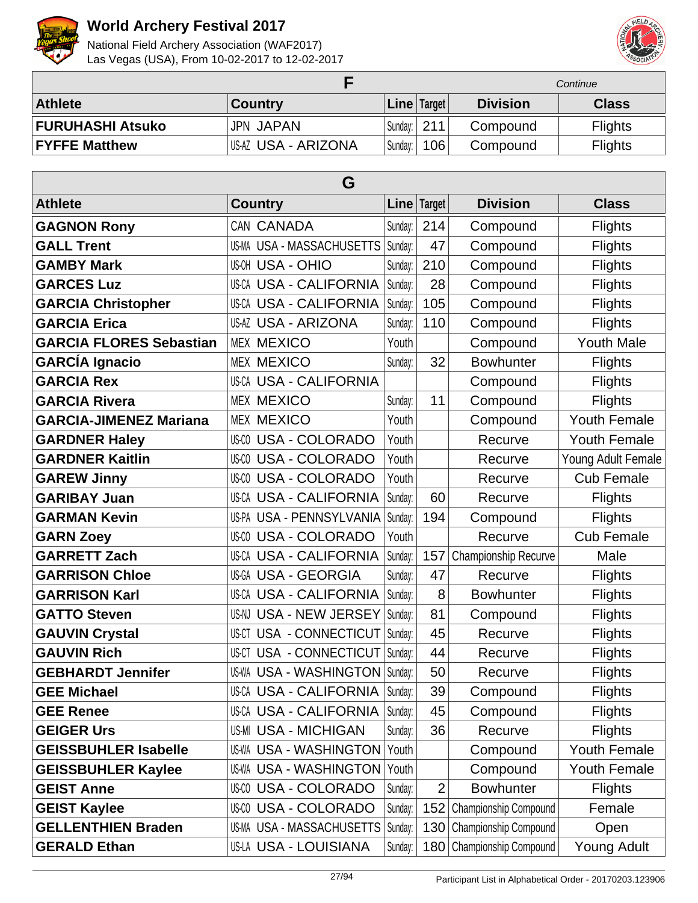# World Archery Festival 2017

National Field Archery Association (WAF2017)
Las Vegas (USA), From 10-02-2017 to 12-02-2017

| F | | | | | *Continue* |
|---|---|---|---|---|---|
| **Athlete** | **Country** | **Line** | **Target** | **Division** | **Class** |
| **FURUHASHI Atsuko** | JPN JAPAN | Sunday: | 211 | Compound | Flights |
| **FYFFE Matthew** | US-AZ USA - ARIZONA | Sunday: | 106 | Compound | Flights |

| G | | | | | |
|---|---|---|---|---|---|
| **Athlete** | **Country** | **Line** | **Target** | **Division** | **Class** |
| **GAGNON Rony** | CAN CANADA | Sunday: | 214 | Compound | Flights |
| **GALL Trent** | US-MA USA - MASSACHUSETTS | Sunday: | 47 | Compound | Flights |
| **GAMBY Mark** | US-OH USA - OHIO | Sunday: | 210 | Compound | Flights |
| **GARCES Luz** | US-CA USA - CALIFORNIA | Sunday: | 28 | Compound | Flights |
| **GARCIA Christopher** | US-CA USA - CALIFORNIA | Sunday: | 105 | Compound | Flights |
| **GARCIA Erica** | US-AZ USA - ARIZONA | Sunday: | 110 | Compound | Flights |
| **GARCIA FLORES Sebastian** | MEX MEXICO | Youth | | Compound | Youth Male |
| **GARCÍA Ignacio** | MEX MEXICO | Sunday: | 32 | Bowhunter | Flights |
| **GARCIA Rex** | US-CA USA - CALIFORNIA | | | Compound | Flights |
| **GARCIA Rivera** | MEX MEXICO | Sunday: | 11 | Compound | Flights |
| **GARCIA-JIMENEZ Mariana** | MEX MEXICO | Youth | | Compound | Youth Female |
| **GARDNER Haley** | US-CO USA - COLORADO | Youth | | Recurve | Youth Female |
| **GARDNER Kaitlin** | US-CO USA - COLORADO | Youth | | Recurve | Young Adult Female |
| **GAREW Jinny** | US-CO USA - COLORADO | Youth | | Recurve | Cub Female |
| **GARIBAY Juan** | US-CA USA - CALIFORNIA | Sunday: | 60 | Recurve | Flights |
| **GARMAN Kevin** | US-PA USA - PENNSYLVANIA | Sunday: | 194 | Compound | Flights |
| **GARN Zoey** | US-CO USA - COLORADO | Youth | | Recurve | Cub Female |
| **GARRETT Zach** | US-CA USA - CALIFORNIA | Sunday: | 157 | Championship Recurve | Male |
| **GARRISON Chloe** | US-GA USA - GEORGIA | Sunday: | 47 | Recurve | Flights |
| **GARRISON Karl** | US-CA USA - CALIFORNIA | Sunday: | 8 | Bowhunter | Flights |
| **GATTO Steven** | US-NJ USA - NEW JERSEY | Sunday: | 81 | Compound | Flights |
| **GAUVIN Crystal** | US-CT USA - CONNECTICUT | Sunday: | 45 | Recurve | Flights |
| **GAUVIN Rich** | US-CT USA - CONNECTICUT | Sunday: | 44 | Recurve | Flights |
| **GEBHARDT Jennifer** | US-WA USA - WASHINGTON | Sunday: | 50 | Recurve | Flights |
| **GEE Michael** | US-CA USA - CALIFORNIA | Sunday: | 39 | Compound | Flights |
| **GEE Renee** | US-CA USA - CALIFORNIA | Sunday: | 45 | Compound | Flights |
| **GEIGER Urs** | US-MI USA - MICHIGAN | Sunday: | 36 | Recurve | Flights |
| **GEISSBUHLER Isabelle** | US-WA USA - WASHINGTON | Youth | | Compound | Youth Female |
| **GEISSBUHLER Kaylee** | US-WA USA - WASHINGTON | Youth | | Compound | Youth Female |
| **GEIST Anne** | US-CO USA - COLORADO | Sunday: | 2 | Bowhunter | Flights |
| **GEIST Kaylee** | US-CO USA - COLORADO | Sunday: | 152 | Championship Compound | Female |
| **GELLENTHIEN Braden** | US-MA USA - MASSACHUSETTS | Sunday: | 130 | Championship Compound | Open |
| **GERALD Ethan** | US-LA USA - LOUISIANA | Sunday: | 180 | Championship Compound | Young Adult |

Participant List in Alphabetical Order - 20170203.123906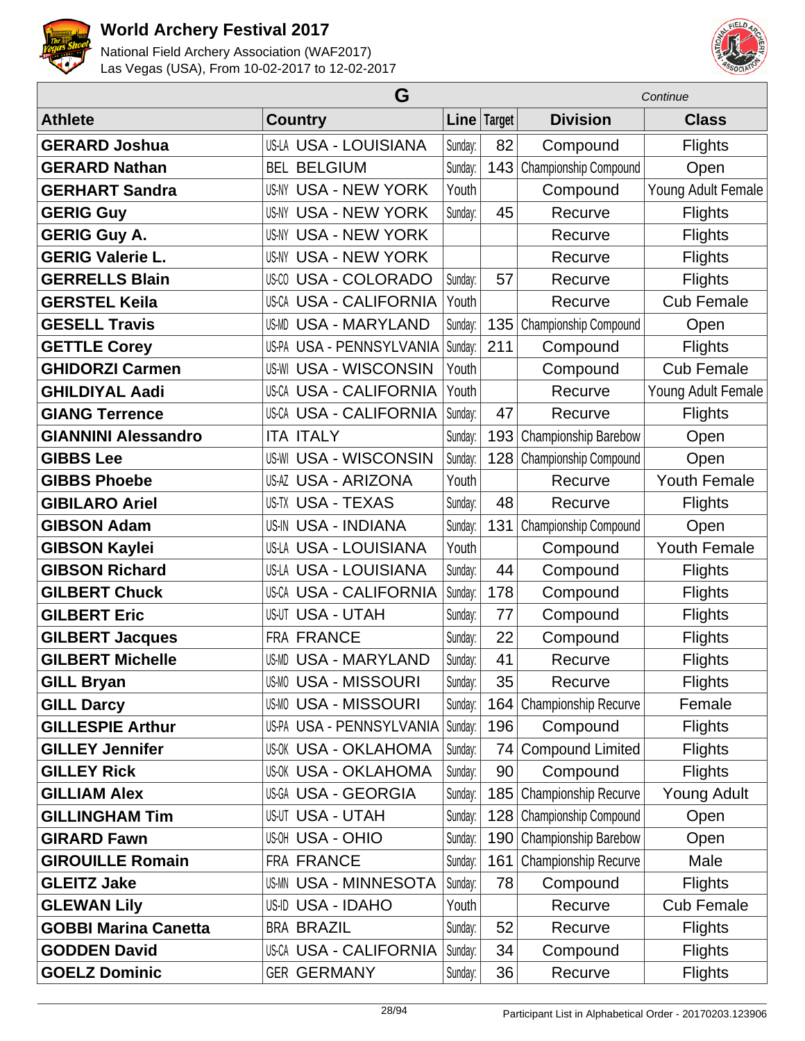# World Archery Festival 2017

National Field Archery Association (WAF2017)
Las Vegas (USA), From 10-02-2017 to 12-02-2017

## G

*Continue*

| Athlete | Country | Line | Target | Division | Class |
|---|---|---|---|---|---|
| GERARD Joshua | US-LA USA - LOUISIANA | Sunday: | 82 | Compound | Flights |
| GERARD Nathan | BEL BELGIUM | Sunday: | 143 | Championship Compound | Open |
| GERHART Sandra | US-NY USA - NEW YORK | Youth | | Compound | Young Adult Female |
| GERIG Guy | US-NY USA - NEW YORK | Sunday: | 45 | Recurve | Flights |
| GERIG Guy A. | US-NY USA - NEW YORK | | | Recurve | Flights |
| GERIG Valerie L. | US-NY USA - NEW YORK | | | Recurve | Flights |
| GERRELLS Blain | US-CO USA - COLORADO | Sunday: | 57 | Recurve | Flights |
| GERSTEL Keila | US-CA USA - CALIFORNIA | Youth | | Recurve | Cub Female |
| GESELL Travis | US-MD USA - MARYLAND | Sunday: | 135 | Championship Compound | Open |
| GETTLE Corey | US-PA USA - PENNSYLVANIA | Sunday: | 211 | Compound | Flights |
| GHIDORZI Carmen | US-WI USA - WISCONSIN | Youth | | Compound | Cub Female |
| GHILDIYAL Aadi | US-CA USA - CALIFORNIA | Youth | | Recurve | Young Adult Female |
| GIANG Terrence | US-CA USA - CALIFORNIA | Sunday: | 47 | Recurve | Flights |
| GIANNINI Alessandro | ITA ITALY | Sunday: | 193 | Championship Barebow | Open |
| GIBBS Lee | US-WI USA - WISCONSIN | Sunday: | 128 | Championship Compound | Open |
| GIBBS Phoebe | US-AZ USA - ARIZONA | Youth | | Recurve | Youth Female |
| GIBILARO Ariel | US-TX USA - TEXAS | Sunday: | 48 | Recurve | Flights |
| GIBSON Adam | US-IN USA - INDIANA | Sunday: | 131 | Championship Compound | Open |
| GIBSON Kaylei | US-LA USA - LOUISIANA | Youth | | Compound | Youth Female |
| GIBSON Richard | US-LA USA - LOUISIANA | Sunday: | 44 | Compound | Flights |
| GILBERT Chuck | US-CA USA - CALIFORNIA | Sunday: | 178 | Compound | Flights |
| GILBERT Eric | US-UT USA - UTAH | Sunday: | 77 | Compound | Flights |
| GILBERT Jacques | FRA FRANCE | Sunday: | 22 | Compound | Flights |
| GILBERT Michelle | US-MD USA - MARYLAND | Sunday: | 41 | Recurve | Flights |
| GILL Bryan | US-MO USA - MISSOURI | Sunday: | 35 | Recurve | Flights |
| GILL Darcy | US-MO USA - MISSOURI | Sunday: | 164 | Championship Recurve | Female |
| GILLESPIE Arthur | US-PA USA - PENNSYLVANIA | Sunday: | 196 | Compound | Flights |
| GILLEY Jennifer | US-OK USA - OKLAHOMA | Sunday: | 74 | Compound Limited | Flights |
| GILLEY Rick | US-OK USA - OKLAHOMA | Sunday: | 90 | Compound | Flights |
| GILLIAM Alex | US-GA USA - GEORGIA | Sunday: | 185 | Championship Recurve | Young Adult |
| GILLINGHAM Tim | US-UT USA - UTAH | Sunday: | 128 | Championship Compound | Open |
| GIRARD Fawn | US-OH USA - OHIO | Sunday: | 190 | Championship Barebow | Open |
| GIROUILLE Romain | FRA FRANCE | Sunday: | 161 | Championship Recurve | Male |
| GLEITZ Jake | US-MN USA - MINNESOTA | Sunday: | 78 | Compound | Flights |
| GLEWAN Lily | US-ID USA - IDAHO | Youth | | Recurve | Cub Female |
| GOBBI Marina Canetta | BRA BRAZIL | Sunday: | 52 | Recurve | Flights |
| GODDEN David | US-CA USA - CALIFORNIA | Sunday: | 34 | Compound | Flights |
| GOELZ Dominic | GER GERMANY | Sunday: | 36 | Recurve | Flights |

Participant List in Alphabetical Order - 20170203.123906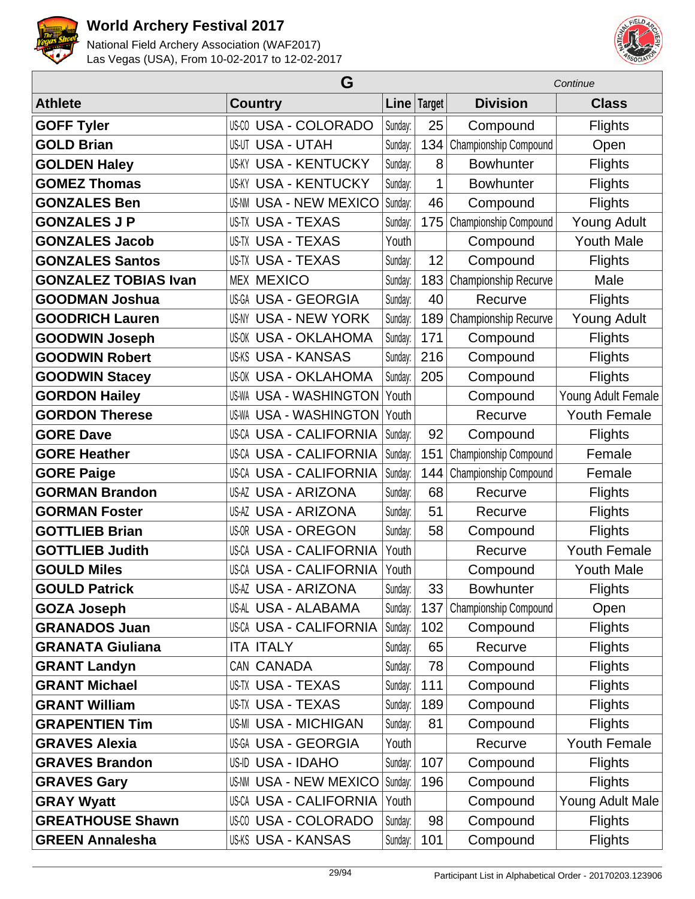# World Archery Festival 2017

National Field Archery Association (WAF2017)
Las Vegas (USA), From 10-02-2017 to 12-02-2017

## G

*Continue*

| Athlete | Country | | Line | Target | Division | Class |
|---|---|---|---|---|---|---|
| **GOFF Tyler** | US-CO | USA - COLORADO | Sunday: | 25 | Compound | Flights |
| **GOLD Brian** | US-UT | USA - UTAH | Sunday: | 134 | Championship Compound | Open |
| **GOLDEN Haley** | US-KY | USA - KENTUCKY | Sunday: | 8 | Bowhunter | Flights |
| **GOMEZ Thomas** | US-KY | USA - KENTUCKY | Sunday: | 1 | Bowhunter | Flights |
| **GONZALES Ben** | US-NM | USA - NEW MEXICO | Sunday: | 46 | Compound | Flights |
| **GONZALES J P** | US-TX | USA - TEXAS | Sunday: | 175 | Championship Compound | Young Adult |
| **GONZALES Jacob** | US-TX | USA - TEXAS | Youth | | Compound | Youth Male |
| **GONZALES Santos** | US-TX | USA - TEXAS | Sunday: | 12 | Compound | Flights |
| **GONZALEZ TOBIAS Ivan** | MEX | MEXICO | Sunday: | 183 | Championship Recurve | Male |
| **GOODMAN Joshua** | US-GA | USA - GEORGIA | Sunday: | 40 | Recurve | Flights |
| **GOODRICH Lauren** | US-NY | USA - NEW YORK | Sunday: | 189 | Championship Recurve | Young Adult |
| **GOODWIN Joseph** | US-OK | USA - OKLAHOMA | Sunday: | 171 | Compound | Flights |
| **GOODWIN Robert** | US-KS | USA - KANSAS | Sunday: | 216 | Compound | Flights |
| **GOODWIN Stacey** | US-OK | USA - OKLAHOMA | Sunday: | 205 | Compound | Flights |
| **GORDON Hailey** | US-WA | USA - WASHINGTON | Youth | | Compound | Young Adult Female |
| **GORDON Therese** | US-WA | USA - WASHINGTON | Youth | | Recurve | Youth Female |
| **GORE Dave** | US-CA | USA - CALIFORNIA | Sunday: | 92 | Compound | Flights |
| **GORE Heather** | US-CA | USA - CALIFORNIA | Sunday: | 151 | Championship Compound | Female |
| **GORE Paige** | US-CA | USA - CALIFORNIA | Sunday: | 144 | Championship Compound | Female |
| **GORMAN Brandon** | US-AZ | USA - ARIZONA | Sunday: | 68 | Recurve | Flights |
| **GORMAN Foster** | US-AZ | USA - ARIZONA | Sunday: | 51 | Recurve | Flights |
| **GOTTLIEB Brian** | US-OR | USA - OREGON | Sunday: | 58 | Compound | Flights |
| **GOTTLIEB Judith** | US-CA | USA - CALIFORNIA | Youth | | Recurve | Youth Female |
| **GOULD Miles** | US-CA | USA - CALIFORNIA | Youth | | Compound | Youth Male |
| **GOULD Patrick** | US-AZ | USA - ARIZONA | Sunday: | 33 | Bowhunter | Flights |
| **GOZA Joseph** | US-AL | USA - ALABAMA | Sunday: | 137 | Championship Compound | Open |
| **GRANADOS Juan** | US-CA | USA - CALIFORNIA | Sunday: | 102 | Compound | Flights |
| **GRANATA Giuliana** | ITA | ITALY | Sunday: | 65 | Recurve | Flights |
| **GRANT Landyn** | CAN | CANADA | Sunday: | 78 | Compound | Flights |
| **GRANT Michael** | US-TX | USA - TEXAS | Sunday: | 111 | Compound | Flights |
| **GRANT William** | US-TX | USA - TEXAS | Sunday: | 189 | Compound | Flights |
| **GRAPENTIEN Tim** | US-MI | USA - MICHIGAN | Sunday: | 81 | Compound | Flights |
| **GRAVES Alexia** | US-GA | USA - GEORGIA | Youth | | Recurve | Youth Female |
| **GRAVES Brandon** | US-ID | USA - IDAHO | Sunday: | 107 | Compound | Flights |
| **GRAVES Gary** | US-NM | USA - NEW MEXICO | Sunday: | 196 | Compound | Flights |
| **GRAY Wyatt** | US-CA | USA - CALIFORNIA | Youth | | Compound | Young Adult Male |
| **GREATHOUSE Shawn** | US-CO | USA - COLORADO | Sunday: | 98 | Compound | Flights |
| **GREEN Annalesha** | US-KS | USA - KANSAS | Sunday: | 101 | Compound | Flights |

Participant List in Alphabetical Order - 20170203.123906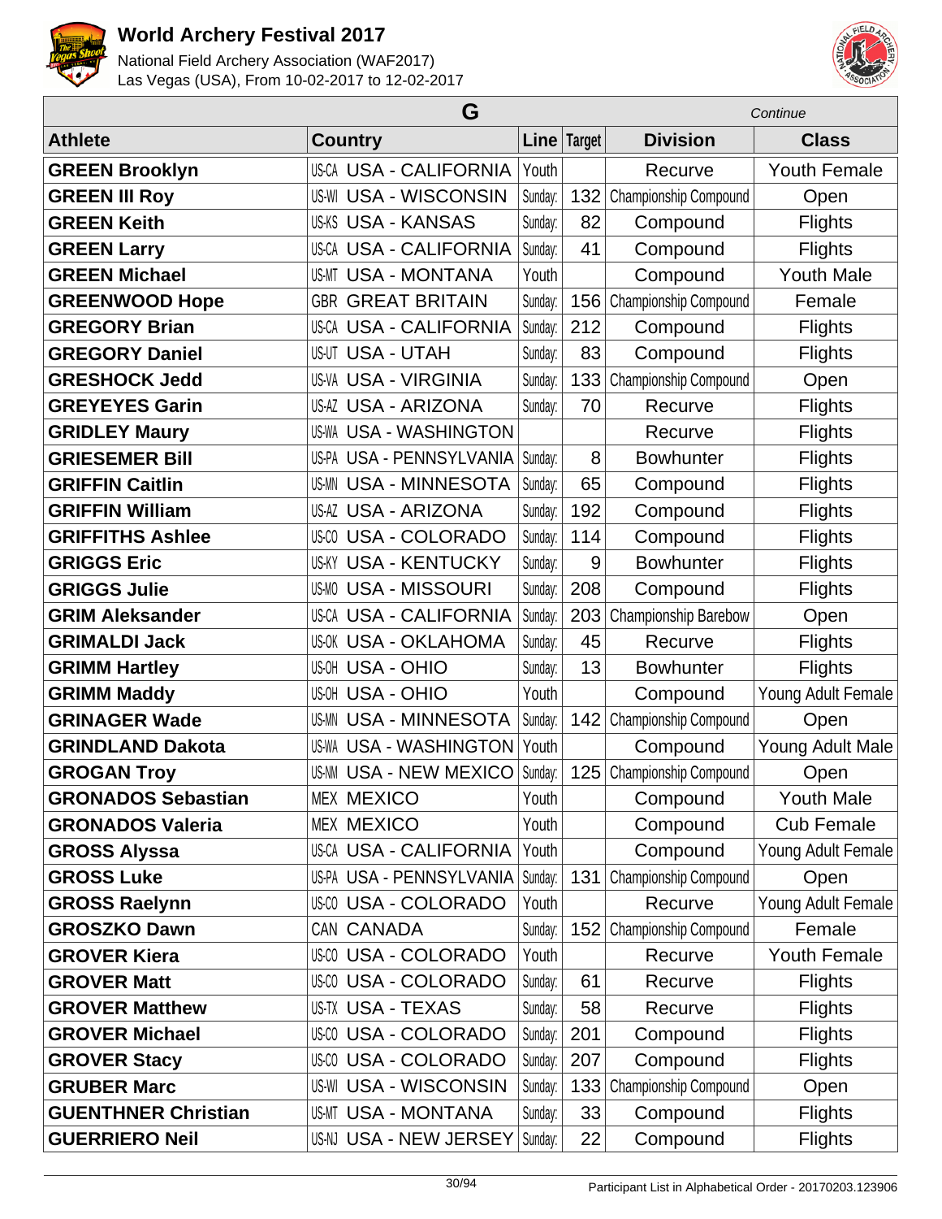# World Archery Festival 2017

National Field Archery Association (WAF2017)
Las Vegas (USA), From 10-02-2017 to 12-02-2017

| G | | | | | *Continue* |
|---|---|---|---|---|---|
| **Athlete** | **Country** | **Line** | **Target** | **Division** | **Class** |
| **GREEN Brooklyn** | US-CA USA - CALIFORNIA | Youth | | Recurve | Youth Female |
| **GREEN III Roy** | US-WI USA - WISCONSIN | Sunday: | 132 | Championship Compound | Open |
| **GREEN Keith** | US-KS USA - KANSAS | Sunday: | 82 | Compound | Flights |
| **GREEN Larry** | US-CA USA - CALIFORNIA | Sunday: | 41 | Compound | Flights |
| **GREEN Michael** | US-MT USA - MONTANA | Youth | | Compound | Youth Male |
| **GREENWOOD Hope** | GBR GREAT BRITAIN | Sunday: | 156 | Championship Compound | Female |
| **GREGORY Brian** | US-CA USA - CALIFORNIA | Sunday: | 212 | Compound | Flights |
| **GREGORY Daniel** | US-UT USA - UTAH | Sunday: | 83 | Compound | Flights |
| **GRESHOCK Jedd** | US-VA USA - VIRGINIA | Sunday: | 133 | Championship Compound | Open |
| **GREYEYES Garin** | US-AZ USA - ARIZONA | Sunday: | 70 | Recurve | Flights |
| **GRIDLEY Maury** | US-WA USA - WASHINGTON | | | Recurve | Flights |
| **GRIESEMER Bill** | US-PA USA - PENNSYLVANIA | Sunday: | 8 | Bowhunter | Flights |
| **GRIFFIN Caitlin** | US-MN USA - MINNESOTA | Sunday: | 65 | Compound | Flights |
| **GRIFFIN William** | US-AZ USA - ARIZONA | Sunday: | 192 | Compound | Flights |
| **GRIFFITHS Ashlee** | US-CO USA - COLORADO | Sunday: | 114 | Compound | Flights |
| **GRIGGS Eric** | US-KY USA - KENTUCKY | Sunday: | 9 | Bowhunter | Flights |
| **GRIGGS Julie** | US-MO USA - MISSOURI | Sunday: | 208 | Compound | Flights |
| **GRIM Aleksander** | US-CA USA - CALIFORNIA | Sunday: | 203 | Championship Barebow | Open |
| **GRIMALDI Jack** | US-OK USA - OKLAHOMA | Sunday: | 45 | Recurve | Flights |
| **GRIMM Hartley** | US-OH USA - OHIO | Sunday: | 13 | Bowhunter | Flights |
| **GRIMM Maddy** | US-OH USA - OHIO | Youth | | Compound | Young Adult Female |
| **GRINAGER Wade** | US-MN USA - MINNESOTA | Sunday: | 142 | Championship Compound | Open |
| **GRINDLAND Dakota** | US-WA USA - WASHINGTON | Youth | | Compound | Young Adult Male |
| **GROGAN Troy** | US-NM USA - NEW MEXICO | Sunday: | 125 | Championship Compound | Open |
| **GRONADOS Sebastian** | MEX MEXICO | Youth | | Compound | Youth Male |
| **GRONADOS Valeria** | MEX MEXICO | Youth | | Compound | Cub Female |
| **GROSS Alyssa** | US-CA USA - CALIFORNIA | Youth | | Compound | Young Adult Female |
| **GROSS Luke** | US-PA USA - PENNSYLVANIA | Sunday: | 131 | Championship Compound | Open |
| **GROSS Raelynn** | US-CO USA - COLORADO | Youth | | Recurve | Young Adult Female |
| **GROSZKO Dawn** | CAN CANADA | Sunday: | 152 | Championship Compound | Female |
| **GROVER Kiera** | US-CO USA - COLORADO | Youth | | Recurve | Youth Female |
| **GROVER Matt** | US-CO USA - COLORADO | Sunday: | 61 | Recurve | Flights |
| **GROVER Matthew** | US-TX USA - TEXAS | Sunday: | 58 | Recurve | Flights |
| **GROVER Michael** | US-CO USA - COLORADO | Sunday: | 201 | Compound | Flights |
| **GROVER Stacy** | US-CO USA - COLORADO | Sunday: | 207 | Compound | Flights |
| **GRUBER Marc** | US-WI USA - WISCONSIN | Sunday: | 133 | Championship Compound | Open |
| **GUENTHNER Christian** | US-MT USA - MONTANA | Sunday: | 33 | Compound | Flights |
| **GUERRIERO Neil** | US-NJ USA - NEW JERSEY | Sunday: | 22 | Compound | Flights |

Participant List in Alphabetical Order - 20170203.123906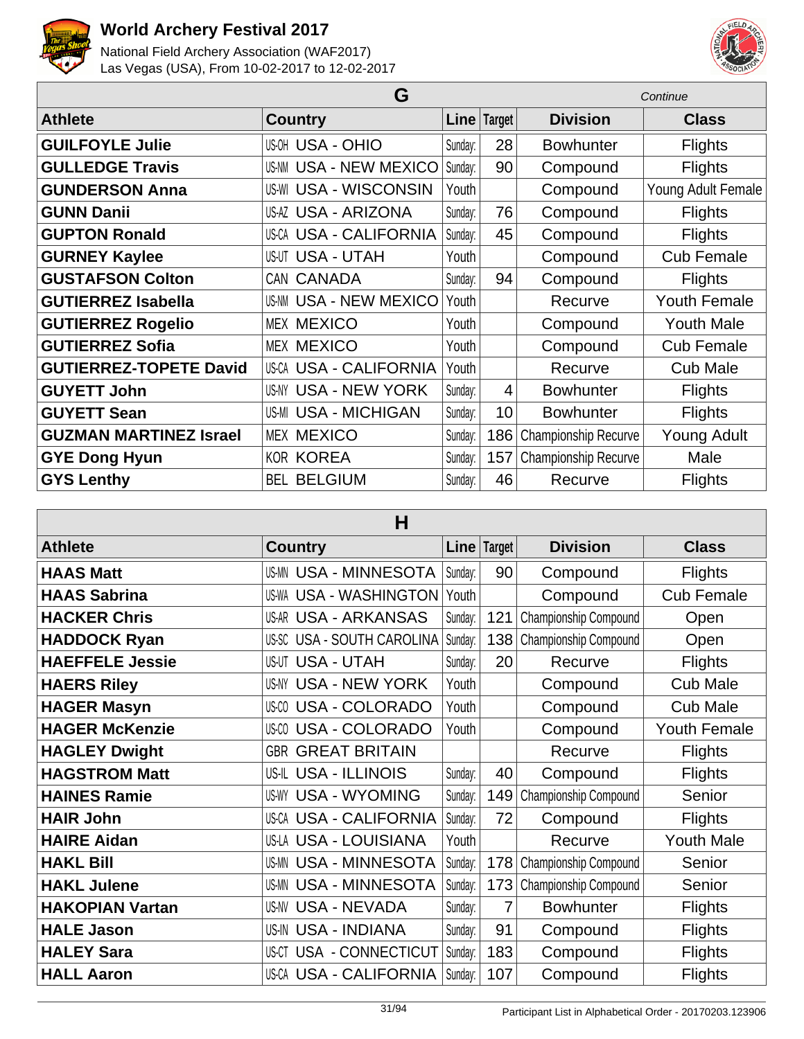# World Archery Festival 2017

National Field Archery Association (WAF2017)
Las Vegas (USA), From 10-02-2017 to 12-02-2017

## G

*Continue*

| Athlete | Country | | Line | Target | Division | Class |
|---|---|---|---|---|---|---|
| **GUILFOYLE Julie** | US-OH | USA - OHIO | Sunday: | 28 | Bowhunter | Flights |
| **GULLEDGE Travis** | US-NM | USA - NEW MEXICO | Sunday: | 90 | Compound | Flights |
| **GUNDERSON Anna** | US-WI | USA - WISCONSIN | Youth | | Compound | Young Adult Female |
| **GUNN Danii** | US-AZ | USA - ARIZONA | Sunday: | 76 | Compound | Flights |
| **GUPTON Ronald** | US-CA | USA - CALIFORNIA | Sunday: | 45 | Compound | Flights |
| **GURNEY Kaylee** | US-UT | USA - UTAH | Youth | | Compound | Cub Female |
| **GUSTAFSON Colton** | CAN | CANADA | Sunday: | 94 | Compound | Flights |
| **GUTIERREZ Isabella** | US-NM | USA - NEW MEXICO | Youth | | Recurve | Youth Female |
| **GUTIERREZ Rogelio** | MEX | MEXICO | Youth | | Compound | Youth Male |
| **GUTIERREZ Sofia** | MEX | MEXICO | Youth | | Compound | Cub Female |
| **GUTIERREZ-TOPETE David** | US-CA | USA - CALIFORNIA | Youth | | Recurve | Cub Male |
| **GUYETT John** | US-NY | USA - NEW YORK | Sunday: | 4 | Bowhunter | Flights |
| **GUYETT Sean** | US-MI | USA - MICHIGAN | Sunday: | 10 | Bowhunter | Flights |
| **GUZMAN MARTINEZ Israel** | MEX | MEXICO | Sunday: | 186 | Championship Recurve | Young Adult |
| **GYE Dong Hyun** | KOR | KOREA | Sunday: | 157 | Championship Recurve | Male |
| **GYS Lenthy** | BEL | BELGIUM | Sunday: | 46 | Recurve | Flights |

## H

| Athlete | Country | | Line | Target | Division | Class |
|---|---|---|---|---|---|---|
| **HAAS Matt** | US-MN | USA - MINNESOTA | Sunday: | 90 | Compound | Flights |
| **HAAS Sabrina** | US-WA | USA - WASHINGTON | Youth | | Compound | Cub Female |
| **HACKER Chris** | US-AR | USA - ARKANSAS | Sunday: | 121 | Championship Compound | Open |
| **HADDOCK Ryan** | US-SC | USA - SOUTH CAROLINA | Sunday: | 138 | Championship Compound | Open |
| **HAEFFELE Jessie** | US-UT | USA - UTAH | Sunday: | 20 | Recurve | Flights |
| **HAERS Riley** | US-NY | USA - NEW YORK | Youth | | Compound | Cub Male |
| **HAGER Masyn** | US-CO | USA - COLORADO | Youth | | Compound | Cub Male |
| **HAGER McKenzie** | US-CO | USA - COLORADO | Youth | | Compound | Youth Female |
| **HAGLEY Dwight** | GBR | GREAT BRITAIN | | | Recurve | Flights |
| **HAGSTROM Matt** | US-IL | USA - ILLINOIS | Sunday: | 40 | Compound | Flights |
| **HAINES Ramie** | US-WY | USA - WYOMING | Sunday: | 149 | Championship Compound | Senior |
| **HAIR John** | US-CA | USA - CALIFORNIA | Sunday: | 72 | Compound | Flights |
| **HAIRE Aidan** | US-LA | USA - LOUISIANA | Youth | | Recurve | Youth Male |
| **HAKL Bill** | US-MN | USA - MINNESOTA | Sunday: | 178 | Championship Compound | Senior |
| **HAKL Julene** | US-MN | USA - MINNESOTA | Sunday: | 173 | Championship Compound | Senior |
| **HAKOPIAN Vartan** | US-NV | USA - NEVADA | Sunday: | 7 | Bowhunter | Flights |
| **HALE Jason** | US-IN | USA - INDIANA | Sunday: | 91 | Compound | Flights |
| **HALEY Sara** | US-CT | USA - CONNECTICUT | Sunday: | 183 | Compound | Flights |
| **HALL Aaron** | US-CA | USA - CALIFORNIA | Sunday: | 107 | Compound | Flights |

Participant List in Alphabetical Order - 20170203.123906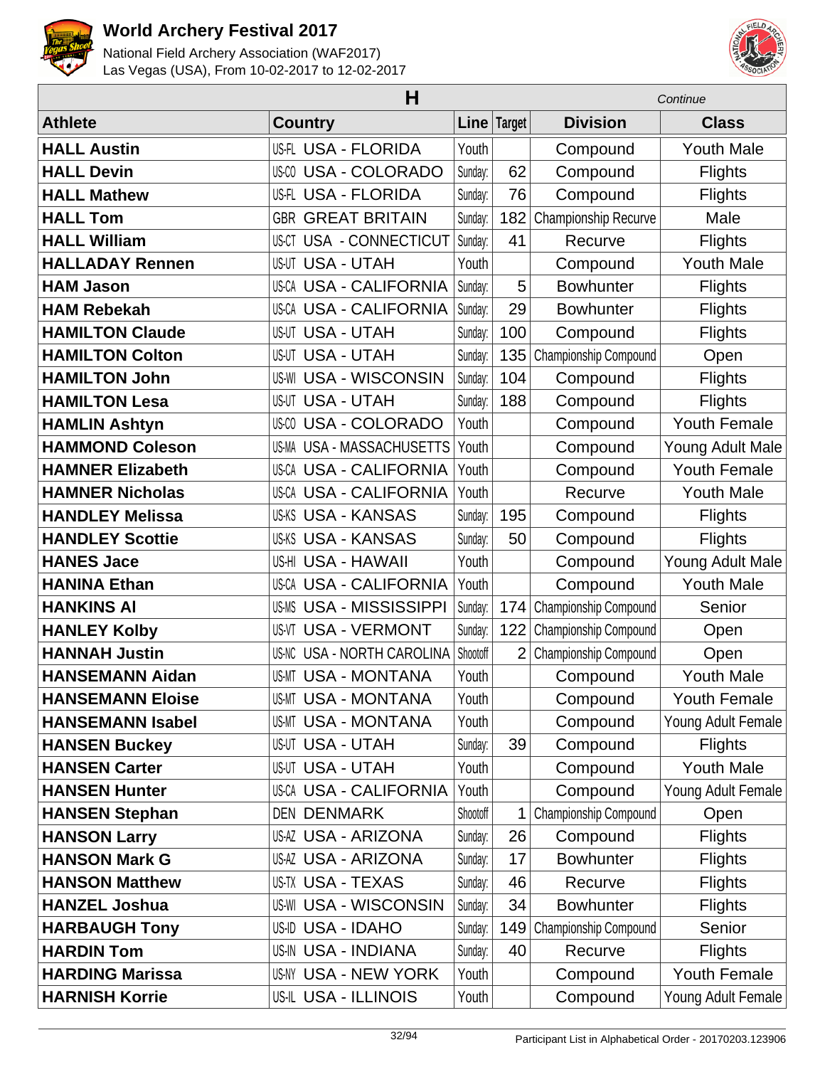# World Archery Festival 2017

National Field Archery Association (WAF2017)
Las Vegas (USA), From 10-02-2017 to 12-02-2017

## H

*Continue*

| Athlete | Country | | Line | Target | Division | Class |
|---|---|---|---|---|---|---|
| **HALL Austin** | US-FL | USA - FLORIDA | Youth | | Compound | Youth Male |
| **HALL Devin** | US-CO | USA - COLORADO | Sunday: | 62 | Compound | Flights |
| **HALL Mathew** | US-FL | USA - FLORIDA | Sunday: | 76 | Compound | Flights |
| **HALL Tom** | GBR | GREAT BRITAIN | Sunday: | 182 | Championship Recurve | Male |
| **HALL William** | US-CT | USA - CONNECTICUT | Sunday: | 41 | Recurve | Flights |
| **HALLADAY Rennen** | US-UT | USA - UTAH | Youth | | Compound | Youth Male |
| **HAM Jason** | US-CA | USA - CALIFORNIA | Sunday: | 5 | Bowhunter | Flights |
| **HAM Rebekah** | US-CA | USA - CALIFORNIA | Sunday: | 29 | Bowhunter | Flights |
| **HAMILTON Claude** | US-UT | USA - UTAH | Sunday: | 100 | Compound | Flights |
| **HAMILTON Colton** | US-UT | USA - UTAH | Sunday: | 135 | Championship Compound | Open |
| **HAMILTON John** | US-WI | USA - WISCONSIN | Sunday: | 104 | Compound | Flights |
| **HAMILTON Lesa** | US-UT | USA - UTAH | Sunday: | 188 | Compound | Flights |
| **HAMLIN Ashtyn** | US-CO | USA - COLORADO | Youth | | Compound | Youth Female |
| **HAMMOND Coleson** | US-MA | USA - MASSACHUSETTS | Youth | | Compound | Young Adult Male |
| **HAMNER Elizabeth** | US-CA | USA - CALIFORNIA | Youth | | Compound | Youth Female |
| **HAMNER Nicholas** | US-CA | USA - CALIFORNIA | Youth | | Recurve | Youth Male |
| **HANDLEY Melissa** | US-KS | USA - KANSAS | Sunday: | 195 | Compound | Flights |
| **HANDLEY Scottie** | US-KS | USA - KANSAS | Sunday: | 50 | Compound | Flights |
| **HANES Jace** | US-HI | USA - HAWAII | Youth | | Compound | Young Adult Male |
| **HANINA Ethan** | US-CA | USA - CALIFORNIA | Youth | | Compound | Youth Male |
| **HANKINS Al** | US-MS | USA - MISSISSIPPI | Sunday: | 174 | Championship Compound | Senior |
| **HANLEY Kolby** | US-VT | USA - VERMONT | Sunday: | 122 | Championship Compound | Open |
| **HANNAH Justin** | US-NC | USA - NORTH CAROLINA | Shootoff | 2 | Championship Compound | Open |
| **HANSEMANN Aidan** | US-MT | USA - MONTANA | Youth | | Compound | Youth Male |
| **HANSEMANN Eloise** | US-MT | USA - MONTANA | Youth | | Compound | Youth Female |
| **HANSEMANN Isabel** | US-MT | USA - MONTANA | Youth | | Compound | Young Adult Female |
| **HANSEN Buckey** | US-UT | USA - UTAH | Sunday: | 39 | Compound | Flights |
| **HANSEN Carter** | US-UT | USA - UTAH | Youth | | Compound | Youth Male |
| **HANSEN Hunter** | US-CA | USA - CALIFORNIA | Youth | | Compound | Young Adult Female |
| **HANSEN Stephan** | DEN | DENMARK | Shootoff | 1 | Championship Compound | Open |
| **HANSON Larry** | US-AZ | USA - ARIZONA | Sunday: | 26 | Compound | Flights |
| **HANSON Mark G** | US-AZ | USA - ARIZONA | Sunday: | 17 | Bowhunter | Flights |
| **HANSON Matthew** | US-TX | USA - TEXAS | Sunday: | 46 | Recurve | Flights |
| **HANZEL Joshua** | US-WI | USA - WISCONSIN | Sunday: | 34 | Bowhunter | Flights |
| **HARBAUGH Tony** | US-ID | USA - IDAHO | Sunday: | 149 | Championship Compound | Senior |
| **HARDIN Tom** | US-IN | USA - INDIANA | Sunday: | 40 | Recurve | Flights |
| **HARDING Marissa** | US-NY | USA - NEW YORK | Youth | | Compound | Youth Female |
| **HARNISH Korrie** | US-IL | USA - ILLINOIS | Youth | | Compound | Young Adult Female |

Participant List in Alphabetical Order - 20170203.123906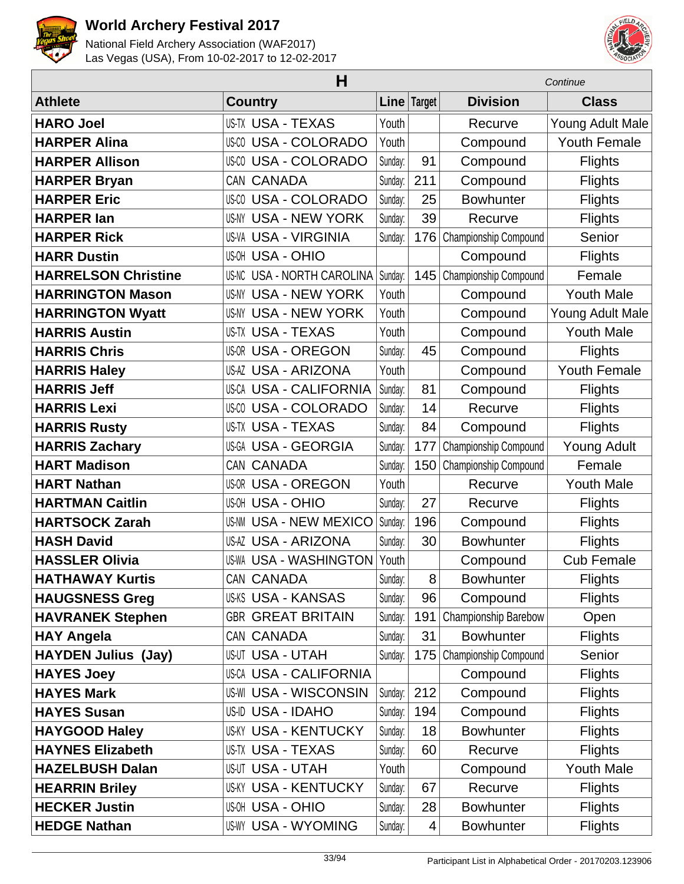# World Archery Festival 2017

National Field Archery Association (WAF2017)
Las Vegas (USA), From 10-02-2017 to 12-02-2017

## H

*Continue*

| Athlete | Country | | Line | Target | Division | Class |
|---|---|---|---|---|---|---|
| **HARO Joel** | US-TX | USA - TEXAS | Youth | | Recurve | Young Adult Male |
| **HARPER Alina** | US-CO | USA - COLORADO | Youth | | Compound | Youth Female |
| **HARPER Allison** | US-CO | USA - COLORADO | Sunday: | 91 | Compound | Flights |
| **HARPER Bryan** | CAN | CANADA | Sunday: | 211 | Compound | Flights |
| **HARPER Eric** | US-CO | USA - COLORADO | Sunday: | 25 | Bowhunter | Flights |
| **HARPER Ian** | US-NY | USA - NEW YORK | Sunday: | 39 | Recurve | Flights |
| **HARPER Rick** | US-VA | USA - VIRGINIA | Sunday: | 176 | Championship Compound | Senior |
| **HARR Dustin** | US-OH | USA - OHIO | | | Compound | Flights |
| **HARRELSON Christine** | US-NC | USA - NORTH CAROLINA | Sunday: | 145 | Championship Compound | Female |
| **HARRINGTON Mason** | US-NY | USA - NEW YORK | Youth | | Compound | Youth Male |
| **HARRINGTON Wyatt** | US-NY | USA - NEW YORK | Youth | | Compound | Young Adult Male |
| **HARRIS Austin** | US-TX | USA - TEXAS | Youth | | Compound | Youth Male |
| **HARRIS Chris** | US-OR | USA - OREGON | Sunday: | 45 | Compound | Flights |
| **HARRIS Haley** | US-AZ | USA - ARIZONA | Youth | | Compound | Youth Female |
| **HARRIS Jeff** | US-CA | USA - CALIFORNIA | Sunday: | 81 | Compound | Flights |
| **HARRIS Lexi** | US-CO | USA - COLORADO | Sunday: | 14 | Recurve | Flights |
| **HARRIS Rusty** | US-TX | USA - TEXAS | Sunday: | 84 | Compound | Flights |
| **HARRIS Zachary** | US-GA | USA - GEORGIA | Sunday: | 177 | Championship Compound | Young Adult |
| **HART Madison** | CAN | CANADA | Sunday: | 150 | Championship Compound | Female |
| **HART Nathan** | US-OR | USA - OREGON | Youth | | Recurve | Youth Male |
| **HARTMAN Caitlin** | US-OH | USA - OHIO | Sunday: | 27 | Recurve | Flights |
| **HARTSOCK Zarah** | US-NM | USA - NEW MEXICO | Sunday: | 196 | Compound | Flights |
| **HASH David** | US-AZ | USA - ARIZONA | Sunday: | 30 | Bowhunter | Flights |
| **HASSLER Olivia** | US-WA | USA - WASHINGTON | Youth | | Compound | Cub Female |
| **HATHAWAY Kurtis** | CAN | CANADA | Sunday: | 8 | Bowhunter | Flights |
| **HAUGSNESS Greg** | US-KS | USA - KANSAS | Sunday: | 96 | Compound | Flights |
| **HAVRANEK Stephen** | GBR | GREAT BRITAIN | Sunday: | 191 | Championship Barebow | Open |
| **HAY Angela** | CAN | CANADA | Sunday: | 31 | Bowhunter | Flights |
| **HAYDEN Julius (Jay)** | US-UT | USA - UTAH | Sunday: | 175 | Championship Compound | Senior |
| **HAYES Joey** | US-CA | USA - CALIFORNIA | | | Compound | Flights |
| **HAYES Mark** | US-WI | USA - WISCONSIN | Sunday: | 212 | Compound | Flights |
| **HAYES Susan** | US-ID | USA - IDAHO | Sunday: | 194 | Compound | Flights |
| **HAYGOOD Haley** | US-KY | USA - KENTUCKY | Sunday: | 18 | Bowhunter | Flights |
| **HAYNES Elizabeth** | US-TX | USA - TEXAS | Sunday: | 60 | Recurve | Flights |
| **HAZELBUSH Dalan** | US-UT | USA - UTAH | Youth | | Compound | Youth Male |
| **HEARRIN Briley** | US-KY | USA - KENTUCKY | Sunday: | 67 | Recurve | Flights |
| **HECKER Justin** | US-OH | USA - OHIO | Sunday: | 28 | Bowhunter | Flights |
| **HEDGE Nathan** | US-WY | USA - WYOMING | Sunday: | 4 | Bowhunter | Flights |

Participant List in Alphabetical Order - 20170203.123906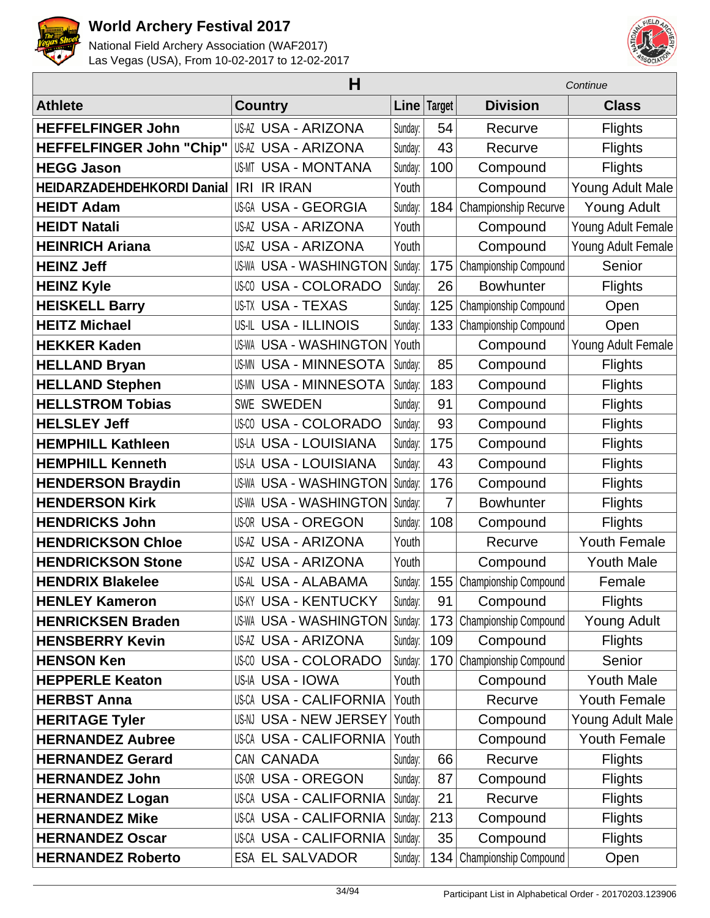# World Archery Festival 2017

National Field Archery Association (WAF2017)
Las Vegas (USA), From 10-02-2017 to 12-02-2017

## H

*Continue*

| Athlete | Country | | Line | Target | Division | Class |
|---|---|---|---|---|---|---|
| **HEFFELFINGER John** | US-AZ | USA - ARIZONA | Sunday: | 54 | Recurve | Flights |
| **HEFFELFINGER John "Chip"** | US-AZ | USA - ARIZONA | Sunday: | 43 | Recurve | Flights |
| **HEGG Jason** | US-MT | USA - MONTANA | Sunday: | 100 | Compound | Flights |
| **HEIDARZADEHDEHKORDI Danial** | IRI | IR IRAN | Youth | | Compound | Young Adult Male |
| **HEIDT Adam** | US-GA | USA - GEORGIA | Sunday: | 184 | Championship Recurve | Young Adult |
| **HEIDT Natali** | US-AZ | USA - ARIZONA | Youth | | Compound | Young Adult Female |
| **HEINRICH Ariana** | US-AZ | USA - ARIZONA | Youth | | Compound | Young Adult Female |
| **HEINZ Jeff** | US-WA | USA - WASHINGTON | Sunday: | 175 | Championship Compound | Senior |
| **HEINZ Kyle** | US-CO | USA - COLORADO | Sunday: | 26 | Bowhunter | Flights |
| **HEISKELL Barry** | US-TX | USA - TEXAS | Sunday: | 125 | Championship Compound | Open |
| **HEITZ Michael** | US-IL | USA - ILLINOIS | Sunday: | 133 | Championship Compound | Open |
| **HEKKER Kaden** | US-WA | USA - WASHINGTON | Youth | | Compound | Young Adult Female |
| **HELLAND Bryan** | US-MN | USA - MINNESOTA | Sunday: | 85 | Compound | Flights |
| **HELLAND Stephen** | US-MN | USA - MINNESOTA | Sunday: | 183 | Compound | Flights |
| **HELLSTROM Tobias** | SWE | SWEDEN | Sunday: | 91 | Compound | Flights |
| **HELSLEY Jeff** | US-CO | USA - COLORADO | Sunday: | 93 | Compound | Flights |
| **HEMPHILL Kathleen** | US-LA | USA - LOUISIANA | Sunday: | 175 | Compound | Flights |
| **HEMPHILL Kenneth** | US-LA | USA - LOUISIANA | Sunday: | 43 | Compound | Flights |
| **HENDERSON Braydin** | US-WA | USA - WASHINGTON | Sunday: | 176 | Compound | Flights |
| **HENDERSON Kirk** | US-WA | USA - WASHINGTON | Sunday: | 7 | Bowhunter | Flights |
| **HENDRICKS John** | US-OR | USA - OREGON | Sunday: | 108 | Compound | Flights |
| **HENDRICKSON Chloe** | US-AZ | USA - ARIZONA | Youth | | Recurve | Youth Female |
| **HENDRICKSON Stone** | US-AZ | USA - ARIZONA | Youth | | Compound | Youth Male |
| **HENDRIX Blakelee** | US-AL | USA - ALABAMA | Sunday: | 155 | Championship Compound | Female |
| **HENLEY Kameron** | US-KY | USA - KENTUCKY | Sunday: | 91 | Compound | Flights |
| **HENRICKSEN Braden** | US-WA | USA - WASHINGTON | Sunday: | 173 | Championship Compound | Young Adult |
| **HENSBERRY Kevin** | US-AZ | USA - ARIZONA | Sunday: | 109 | Compound | Flights |
| **HENSON Ken** | US-CO | USA - COLORADO | Sunday: | 170 | Championship Compound | Senior |
| **HEPPERLE Keaton** | US-IA | USA - IOWA | Youth | | Compound | Youth Male |
| **HERBST Anna** | US-CA | USA - CALIFORNIA | Youth | | Recurve | Youth Female |
| **HERITAGE Tyler** | US-NJ | USA - NEW JERSEY | Youth | | Compound | Young Adult Male |
| **HERNANDEZ Aubree** | US-CA | USA - CALIFORNIA | Youth | | Compound | Youth Female |
| **HERNANDEZ Gerard** | CAN | CANADA | Sunday: | 66 | Recurve | Flights |
| **HERNANDEZ John** | US-OR | USA - OREGON | Sunday: | 87 | Compound | Flights |
| **HERNANDEZ Logan** | US-CA | USA - CALIFORNIA | Sunday: | 21 | Recurve | Flights |
| **HERNANDEZ Mike** | US-CA | USA - CALIFORNIA | Sunday: | 213 | Compound | Flights |
| **HERNANDEZ Oscar** | US-CA | USA - CALIFORNIA | Sunday: | 35 | Compound | Flights |
| **HERNANDEZ Roberto** | ESA | EL SALVADOR | Sunday: | 134 | Championship Compound | Open |

Participant List in Alphabetical Order - 20170203.123906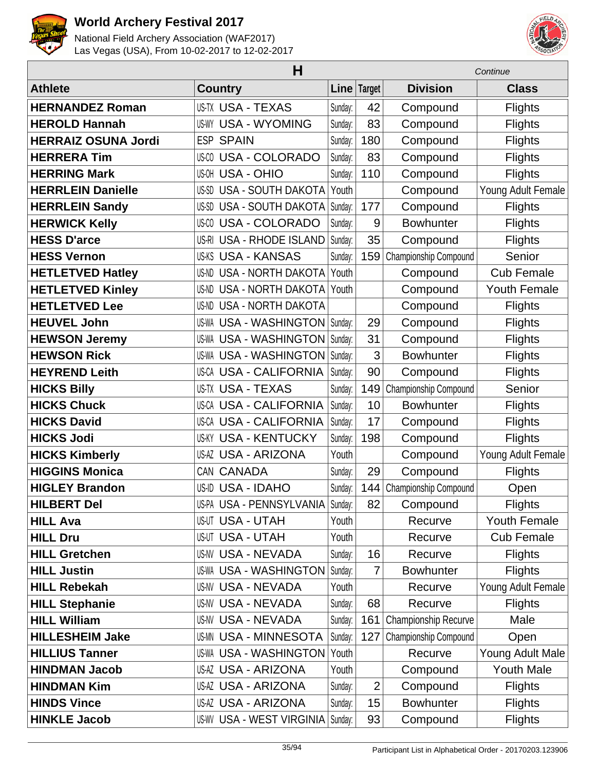| H | | | | | Continue |
|---|---|---|---|---|---|
| **Athlete** | **Country** | **Line** | **Target** | **Division** | **Class** |
| **HERNANDEZ Roman** | US-TX USA - TEXAS | Sunday: | 42 | Compound | Flights |
| **HEROLD Hannah** | US-WY USA - WYOMING | Sunday: | 83 | Compound | Flights |
| **HERRAIZ OSUNA Jordi** | ESP SPAIN | Sunday: | 180 | Compound | Flights |
| **HERRERA Tim** | US-CO USA - COLORADO | Sunday: | 83 | Compound | Flights |
| **HERRING Mark** | US-OH USA - OHIO | Sunday: | 110 | Compound | Flights |
| **HERRLEIN Danielle** | US-SD USA - SOUTH DAKOTA | Youth | | Compound | Young Adult Female |
| **HERRLEIN Sandy** | US-SD USA - SOUTH DAKOTA | Sunday: | 177 | Compound | Flights |
| **HERWICK Kelly** | US-CO USA - COLORADO | Sunday: | 9 | Bowhunter | Flights |
| **HESS D'arce** | US-RI USA - RHODE ISLAND | Sunday: | 35 | Compound | Flights |
| **HESS Vernon** | US-KS USA - KANSAS | Sunday: | 159 | Championship Compound | Senior |
| **HETLETVED Hatley** | US-ND USA - NORTH DAKOTA | Youth | | Compound | Cub Female |
| **HETLETVED Kinley** | US-ND USA - NORTH DAKOTA | Youth | | Compound | Youth Female |
| **HETLETVED Lee** | US-ND USA - NORTH DAKOTA | | | Compound | Flights |
| **HEUVEL John** | US-WA USA - WASHINGTON | Sunday: | 29 | Compound | Flights |
| **HEWSON Jeremy** | US-WA USA - WASHINGTON | Sunday: | 31 | Compound | Flights |
| **HEWSON Rick** | US-WA USA - WASHINGTON | Sunday: | 3 | Bowhunter | Flights |
| **HEYREND Leith** | US-CA USA - CALIFORNIA | Sunday: | 90 | Compound | Flights |
| **HICKS Billy** | US-TX USA - TEXAS | Sunday: | 149 | Championship Compound | Senior |
| **HICKS Chuck** | US-CA USA - CALIFORNIA | Sunday: | 10 | Bowhunter | Flights |
| **HICKS David** | US-CA USA - CALIFORNIA | Sunday: | 17 | Compound | Flights |
| **HICKS Jodi** | US-KY USA - KENTUCKY | Sunday: | 198 | Compound | Flights |
| **HICKS Kimberly** | US-AZ USA - ARIZONA | Youth | | Compound | Young Adult Female |
| **HIGGINS Monica** | CAN CANADA | Sunday: | 29 | Compound | Flights |
| **HIGLEY Brandon** | US-ID USA - IDAHO | Sunday: | 144 | Championship Compound | Open |
| **HILBERT Del** | US-PA USA - PENNSYLVANIA | Sunday: | 82 | Compound | Flights |
| **HILL Ava** | US-UT USA - UTAH | Youth | | Recurve | Youth Female |
| **HILL Dru** | US-UT USA - UTAH | Youth | | Recurve | Cub Female |
| **HILL Gretchen** | US-NV USA - NEVADA | Sunday: | 16 | Recurve | Flights |
| **HILL Justin** | US-WA USA - WASHINGTON | Sunday: | 7 | Bowhunter | Flights |
| **HILL Rebekah** | US-NV USA - NEVADA | Youth | | Recurve | Young Adult Female |
| **HILL Stephanie** | US-NV USA - NEVADA | Sunday: | 68 | Recurve | Flights |
| **HILL William** | US-NV USA - NEVADA | Sunday: | 161 | Championship Recurve | Male |
| **HILLESHEIM Jake** | US-MN USA - MINNESOTA | Sunday: | 127 | Championship Compound | Open |
| **HILLIUS Tanner** | US-WA USA - WASHINGTON | Youth | | Recurve | Young Adult Male |
| **HINDMAN Jacob** | US-AZ USA - ARIZONA | Youth | | Compound | Youth Male |
| **HINDMAN Kim** | US-AZ USA - ARIZONA | Sunday: | 2 | Compound | Flights |
| **HINDS Vince** | US-AZ USA - ARIZONA | Sunday: | 15 | Bowhunter | Flights |
| **HINKLE Jacob** | US-WV USA - WEST VIRGINIA | Sunday: | 93 | Compound | Flights |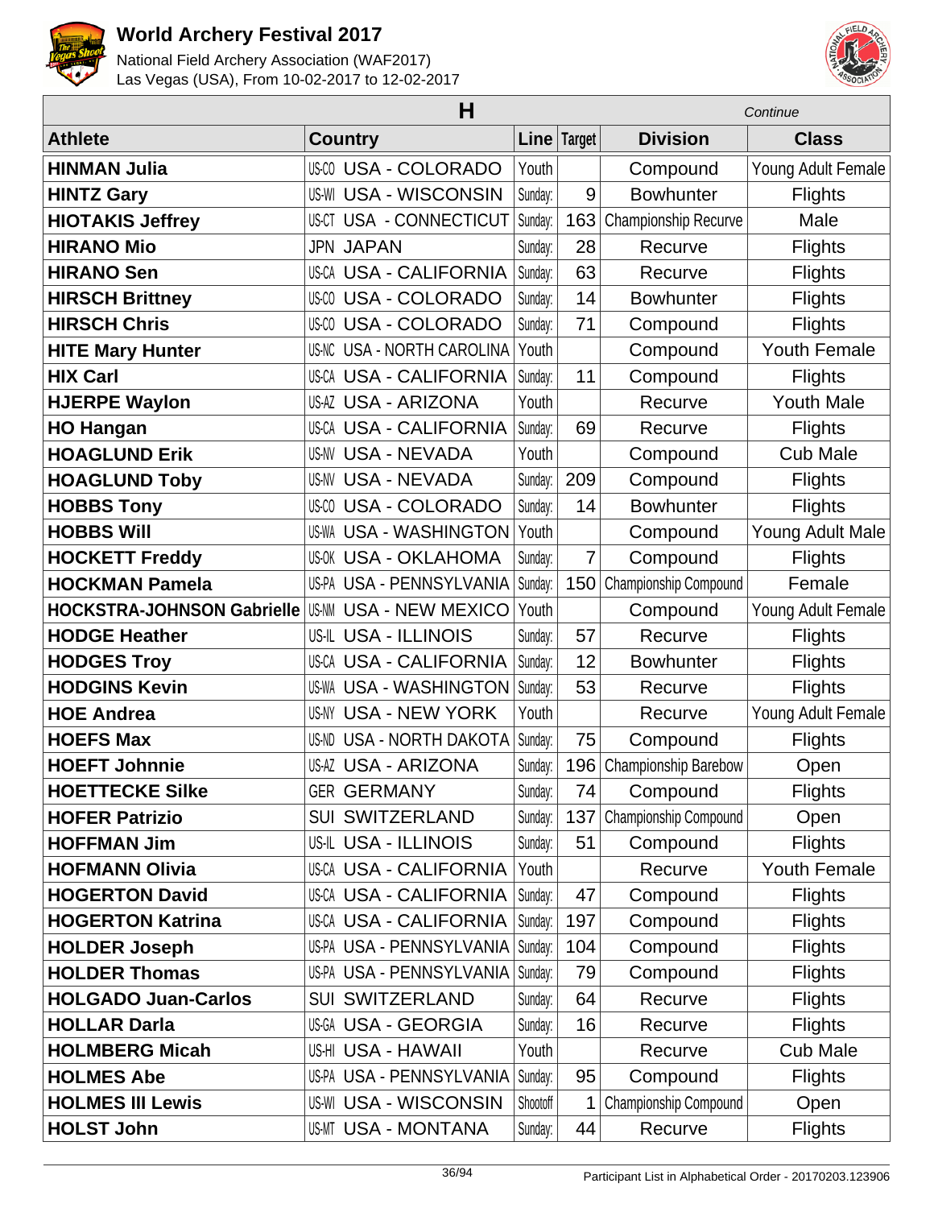# World Archery Festival 2017

National Field Archery Association (WAF2017)
Las Vegas (USA), From 10-02-2017 to 12-02-2017

| H | | | | | *Continue* |
|---|---|---|---|---|---|
| **Athlete** | **Country** | **Line** | **Target** | **Division** | **Class** |
| **HINMAN Julia** | US-CO USA - COLORADO | Youth | | Compound | Young Adult Female |
| **HINTZ Gary** | US-WI USA - WISCONSIN | Sunday: | 9 | Bowhunter | Flights |
| **HIOTAKIS Jeffrey** | US-CT USA - CONNECTICUT | Sunday: | 163 | Championship Recurve | Male |
| **HIRANO Mio** | JPN JAPAN | Sunday: | 28 | Recurve | Flights |
| **HIRANO Sen** | US-CA USA - CALIFORNIA | Sunday: | 63 | Recurve | Flights |
| **HIRSCH Brittney** | US-CO USA - COLORADO | Sunday: | 14 | Bowhunter | Flights |
| **HIRSCH Chris** | US-CO USA - COLORADO | Sunday: | 71 | Compound | Flights |
| **HITE Mary Hunter** | US-NC USA - NORTH CAROLINA | Youth | | Compound | Youth Female |
| **HIX Carl** | US-CA USA - CALIFORNIA | Sunday: | 11 | Compound | Flights |
| **HJERPE Waylon** | US-AZ USA - ARIZONA | Youth | | Recurve | Youth Male |
| **HO Hangan** | US-CA USA - CALIFORNIA | Sunday: | 69 | Recurve | Flights |
| **HOAGLUND Erik** | US-NV USA - NEVADA | Youth | | Compound | Cub Male |
| **HOAGLUND Toby** | US-NV USA - NEVADA | Sunday: | 209 | Compound | Flights |
| **HOBBS Tony** | US-CO USA - COLORADO | Sunday: | 14 | Bowhunter | Flights |
| **HOBBS Will** | US-WA USA - WASHINGTON | Youth | | Compound | Young Adult Male |
| **HOCKETT Freddy** | US-OK USA - OKLAHOMA | Sunday: | 7 | Compound | Flights |
| **HOCKMAN Pamela** | US-PA USA - PENNSYLVANIA | Sunday: | 150 | Championship Compound | Female |
| **HOCKSTRA-JOHNSON Gabrielle** | US-NM USA - NEW MEXICO | Youth | | Compound | Young Adult Female |
| **HODGE Heather** | US-IL USA - ILLINOIS | Sunday: | 57 | Recurve | Flights |
| **HODGES Troy** | US-CA USA - CALIFORNIA | Sunday: | 12 | Bowhunter | Flights |
| **HODGINS Kevin** | US-WA USA - WASHINGTON | Sunday: | 53 | Recurve | Flights |
| **HOE Andrea** | US-NY USA - NEW YORK | Youth | | Recurve | Young Adult Female |
| **HOEFS Max** | US-ND USA - NORTH DAKOTA | Sunday: | 75 | Compound | Flights |
| **HOEFT Johnnie** | US-AZ USA - ARIZONA | Sunday: | 196 | Championship Barebow | Open |
| **HOETTECKE Silke** | GER GERMANY | Sunday: | 74 | Compound | Flights |
| **HOFER Patrizio** | SUI SWITZERLAND | Sunday: | 137 | Championship Compound | Open |
| **HOFFMAN Jim** | US-IL USA - ILLINOIS | Sunday: | 51 | Compound | Flights |
| **HOFMANN Olivia** | US-CA USA - CALIFORNIA | Youth | | Recurve | Youth Female |
| **HOGERTON David** | US-CA USA - CALIFORNIA | Sunday: | 47 | Compound | Flights |
| **HOGERTON Katrina** | US-CA USA - CALIFORNIA | Sunday: | 197 | Compound | Flights |
| **HOLDER Joseph** | US-PA USA - PENNSYLVANIA | Sunday: | 104 | Compound | Flights |
| **HOLDER Thomas** | US-PA USA - PENNSYLVANIA | Sunday: | 79 | Compound | Flights |
| **HOLGADO Juan-Carlos** | SUI SWITZERLAND | Sunday: | 64 | Recurve | Flights |
| **HOLLAR Darla** | US-GA USA - GEORGIA | Sunday: | 16 | Recurve | Flights |
| **HOLMBERG Micah** | US-HI USA - HAWAII | Youth | | Recurve | Cub Male |
| **HOLMES Abe** | US-PA USA - PENNSYLVANIA | Sunday: | 95 | Compound | Flights |
| **HOLMES III Lewis** | US-WI USA - WISCONSIN | Shootoff | 1 | Championship Compound | Open |
| **HOLST John** | US-MT USA - MONTANA | Sunday: | 44 | Recurve | Flights |

Participant List in Alphabetical Order - 20170203.123906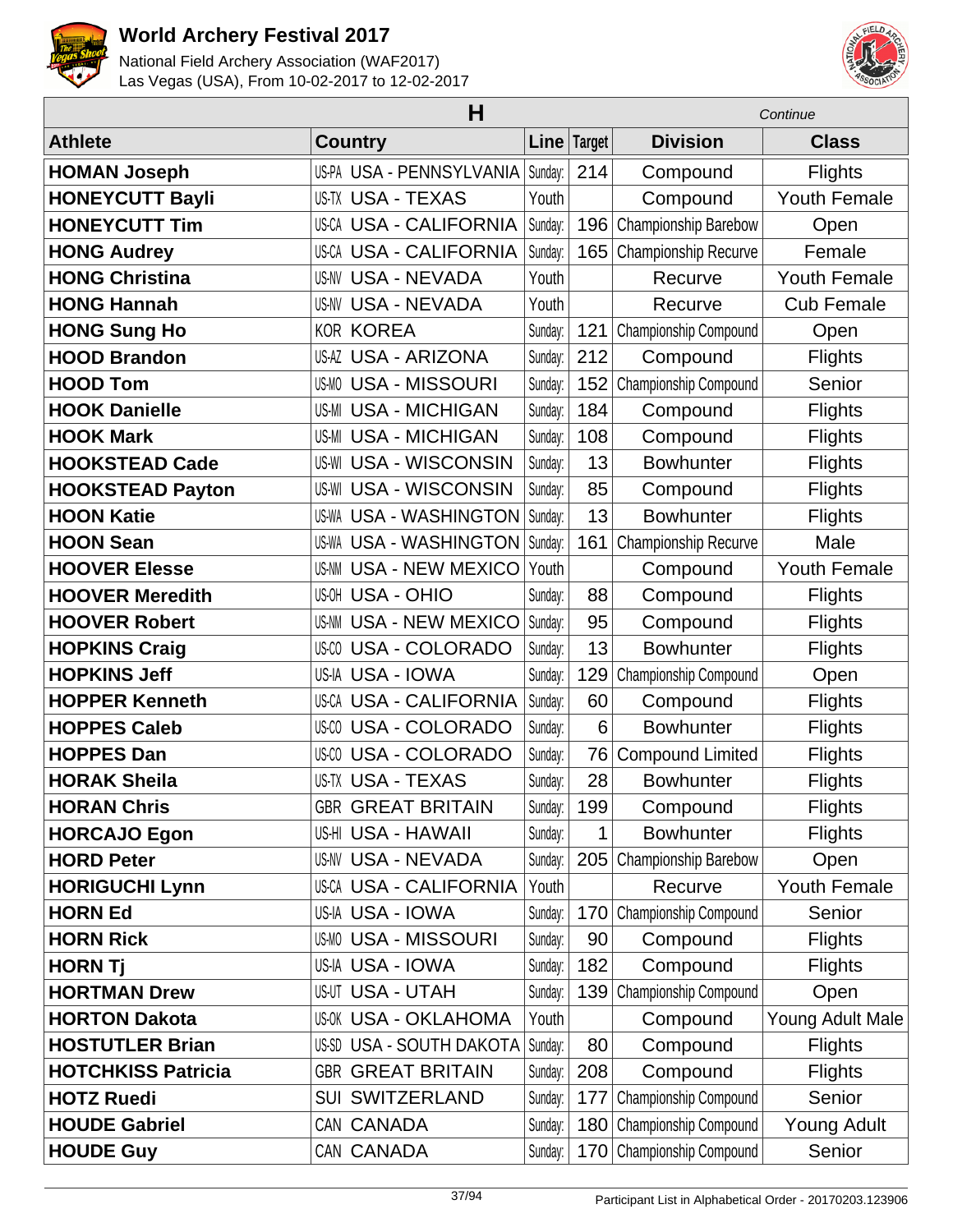# World Archery Festival 2017

National Field Archery Association (WAF2017)
Las Vegas (USA), From 10-02-2017 to 12-02-2017

## H

*Continue*

| Athlete | Country | | Line | Target | Division | Class |
|---|---|---|---|---|---|---|
| **HOMAN Joseph** | US-PA | USA - PENNSYLVANIA | Sunday: | 214 | Compound | Flights |
| **HONEYCUTT Bayli** | US-TX | USA - TEXAS | Youth | | Compound | Youth Female |
| **HONEYCUTT Tim** | US-CA | USA - CALIFORNIA | Sunday: | 196 | Championship Barebow | Open |
| **HONG Audrey** | US-CA | USA - CALIFORNIA | Sunday: | 165 | Championship Recurve | Female |
| **HONG Christina** | US-NV | USA - NEVADA | Youth | | Recurve | Youth Female |
| **HONG Hannah** | US-NV | USA - NEVADA | Youth | | Recurve | Cub Female |
| **HONG Sung Ho** | KOR | KOREA | Sunday: | 121 | Championship Compound | Open |
| **HOOD Brandon** | US-AZ | USA - ARIZONA | Sunday: | 212 | Compound | Flights |
| **HOOD Tom** | US-MO | USA - MISSOURI | Sunday: | 152 | Championship Compound | Senior |
| **HOOK Danielle** | US-MI | USA - MICHIGAN | Sunday: | 184 | Compound | Flights |
| **HOOK Mark** | US-MI | USA - MICHIGAN | Sunday: | 108 | Compound | Flights |
| **HOOKSTEAD Cade** | US-WI | USA - WISCONSIN | Sunday: | 13 | Bowhunter | Flights |
| **HOOKSTEAD Payton** | US-WI | USA - WISCONSIN | Sunday: | 85 | Compound | Flights |
| **HOON Katie** | US-WA | USA - WASHINGTON | Sunday: | 13 | Bowhunter | Flights |
| **HOON Sean** | US-WA | USA - WASHINGTON | Sunday: | 161 | Championship Recurve | Male |
| **HOOVER Elesse** | US-NM | USA - NEW MEXICO | Youth | | Compound | Youth Female |
| **HOOVER Meredith** | US-OH | USA - OHIO | Sunday: | 88 | Compound | Flights |
| **HOOVER Robert** | US-NM | USA - NEW MEXICO | Sunday: | 95 | Compound | Flights |
| **HOPKINS Craig** | US-CO | USA - COLORADO | Sunday: | 13 | Bowhunter | Flights |
| **HOPKINS Jeff** | US-IA | USA - IOWA | Sunday: | 129 | Championship Compound | Open |
| **HOPPER Kenneth** | US-CA | USA - CALIFORNIA | Sunday: | 60 | Compound | Flights |
| **HOPPES Caleb** | US-CO | USA - COLORADO | Sunday: | 6 | Bowhunter | Flights |
| **HOPPES Dan** | US-CO | USA - COLORADO | Sunday: | 76 | Compound Limited | Flights |
| **HORAK Sheila** | US-TX | USA - TEXAS | Sunday: | 28 | Bowhunter | Flights |
| **HORAN Chris** | GBR | GREAT BRITAIN | Sunday: | 199 | Compound | Flights |
| **HORCAJO Egon** | US-HI | USA - HAWAII | Sunday: | 1 | Bowhunter | Flights |
| **HORD Peter** | US-NV | USA - NEVADA | Sunday: | 205 | Championship Barebow | Open |
| **HORIGUCHI Lynn** | US-CA | USA - CALIFORNIA | Youth | | Recurve | Youth Female |
| **HORN Ed** | US-IA | USA - IOWA | Sunday: | 170 | Championship Compound | Senior |
| **HORN Rick** | US-MO | USA - MISSOURI | Sunday: | 90 | Compound | Flights |
| **HORN Tj** | US-IA | USA - IOWA | Sunday: | 182 | Compound | Flights |
| **HORTMAN Drew** | US-UT | USA - UTAH | Sunday: | 139 | Championship Compound | Open |
| **HORTON Dakota** | US-OK | USA - OKLAHOMA | Youth | | Compound | Young Adult Male |
| **HOSTUTLER Brian** | US-SD | USA - SOUTH DAKOTA | Sunday: | 80 | Compound | Flights |
| **HOTCHKISS Patricia** | GBR | GREAT BRITAIN | Sunday: | 208 | Compound | Flights |
| **HOTZ Ruedi** | SUI | SWITZERLAND | Sunday: | 177 | Championship Compound | Senior |
| **HOUDE Gabriel** | CAN | CANADA | Sunday: | 180 | Championship Compound | Young Adult |
| **HOUDE Guy** | CAN | CANADA | Sunday: | 170 | Championship Compound | Senior |

Participant List in Alphabetical Order - 20170203.123906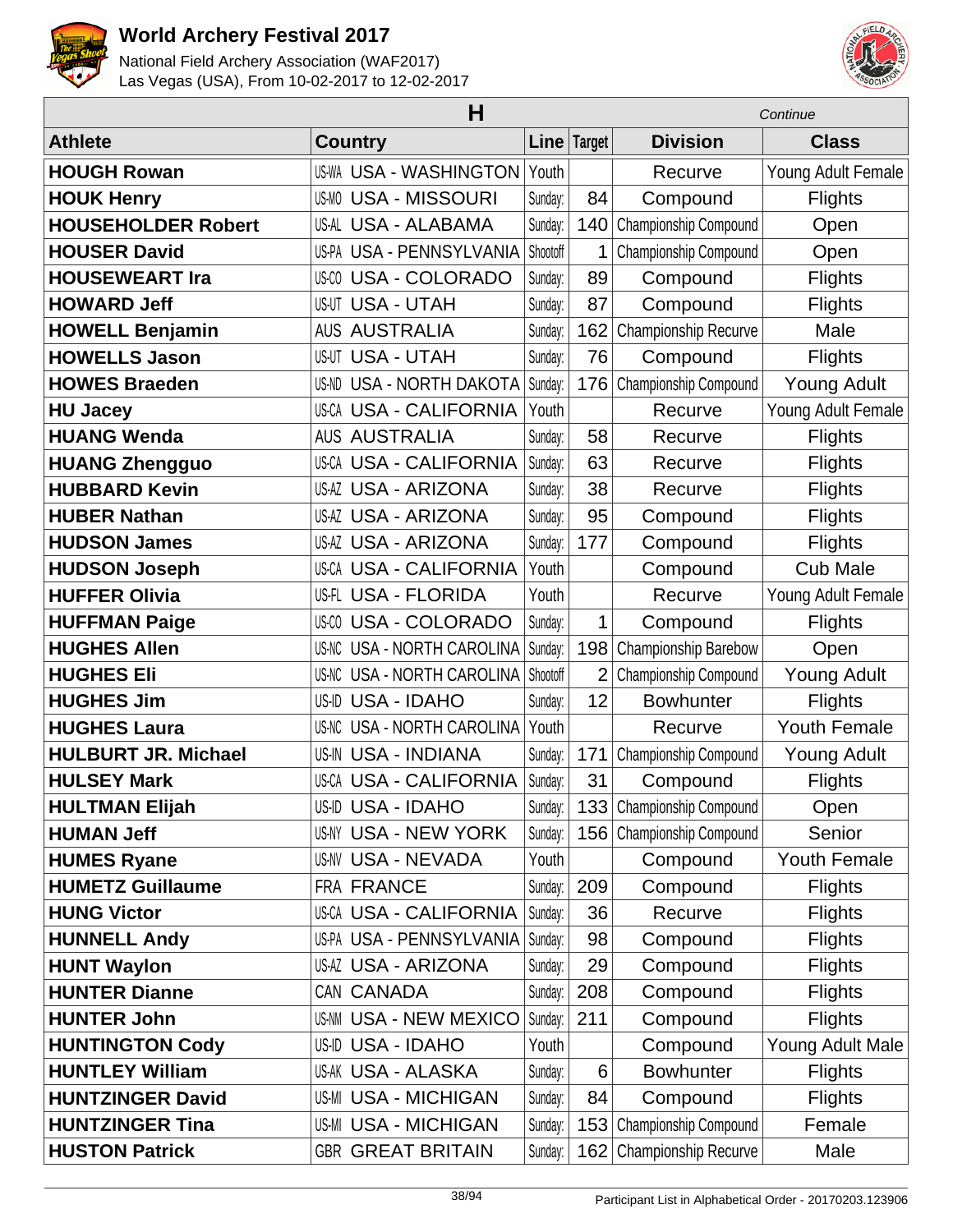# World Archery Festival 2017

National Field Archery Association (WAF2017)
Las Vegas (USA), From 10-02-2017 to 12-02-2017

## H

*Continue*

| Athlete | Country | | Line | Target | Division | Class |
|---|---|---|---|---|---|---|
| **HOUGH Rowan** | US-WA | USA - WASHINGTON | Youth | | Recurve | Young Adult Female |
| **HOUK Henry** | US-MO | USA - MISSOURI | Sunday: | 84 | Compound | Flights |
| **HOUSEHOLDER Robert** | US-AL | USA - ALABAMA | Sunday: | 140 | Championship Compound | Open |
| **HOUSER David** | US-PA | USA - PENNSYLVANIA | Shootoff | 1 | Championship Compound | Open |
| **HOUSEWEART Ira** | US-CO | USA - COLORADO | Sunday: | 89 | Compound | Flights |
| **HOWARD Jeff** | US-UT | USA - UTAH | Sunday: | 87 | Compound | Flights |
| **HOWELL Benjamin** | AUS | AUSTRALIA | Sunday: | 162 | Championship Recurve | Male |
| **HOWELLS Jason** | US-UT | USA - UTAH | Sunday: | 76 | Compound | Flights |
| **HOWES Braeden** | US-ND | USA - NORTH DAKOTA | Sunday: | 176 | Championship Compound | Young Adult |
| **HU Jacey** | US-CA | USA - CALIFORNIA | Youth | | Recurve | Young Adult Female |
| **HUANG Wenda** | AUS | AUSTRALIA | Sunday: | 58 | Recurve | Flights |
| **HUANG Zhengguo** | US-CA | USA - CALIFORNIA | Sunday: | 63 | Recurve | Flights |
| **HUBBARD Kevin** | US-AZ | USA - ARIZONA | Sunday: | 38 | Recurve | Flights |
| **HUBER Nathan** | US-AZ | USA - ARIZONA | Sunday: | 95 | Compound | Flights |
| **HUDSON James** | US-AZ | USA - ARIZONA | Sunday: | 177 | Compound | Flights |
| **HUDSON Joseph** | US-CA | USA - CALIFORNIA | Youth | | Compound | Cub Male |
| **HUFFER Olivia** | US-FL | USA - FLORIDA | Youth | | Recurve | Young Adult Female |
| **HUFFMAN Paige** | US-CO | USA - COLORADO | Sunday: | 1 | Compound | Flights |
| **HUGHES Allen** | US-NC | USA - NORTH CAROLINA | Sunday: | 198 | Championship Barebow | Open |
| **HUGHES Eli** | US-NC | USA - NORTH CAROLINA | Shootoff | 2 | Championship Compound | Young Adult |
| **HUGHES Jim** | US-ID | USA - IDAHO | Sunday: | 12 | Bowhunter | Flights |
| **HUGHES Laura** | US-NC | USA - NORTH CAROLINA | Youth | | Recurve | Youth Female |
| **HULBURT JR. Michael** | US-IN | USA - INDIANA | Sunday: | 171 | Championship Compound | Young Adult |
| **HULSEY Mark** | US-CA | USA - CALIFORNIA | Sunday: | 31 | Compound | Flights |
| **HULTMAN Elijah** | US-ID | USA - IDAHO | Sunday: | 133 | Championship Compound | Open |
| **HUMAN Jeff** | US-NY | USA - NEW YORK | Sunday: | 156 | Championship Compound | Senior |
| **HUMES Ryane** | US-NV | USA - NEVADA | Youth | | Compound | Youth Female |
| **HUMETZ Guillaume** | FRA | FRANCE | Sunday: | 209 | Compound | Flights |
| **HUNG Victor** | US-CA | USA - CALIFORNIA | Sunday: | 36 | Recurve | Flights |
| **HUNNELL Andy** | US-PA | USA - PENNSYLVANIA | Sunday: | 98 | Compound | Flights |
| **HUNT Waylon** | US-AZ | USA - ARIZONA | Sunday: | 29 | Compound | Flights |
| **HUNTER Dianne** | CAN | CANADA | Sunday: | 208 | Compound | Flights |
| **HUNTER John** | US-NM | USA - NEW MEXICO | Sunday: | 211 | Compound | Flights |
| **HUNTINGTON Cody** | US-ID | USA - IDAHO | Youth | | Compound | Young Adult Male |
| **HUNTLEY William** | US-AK | USA - ALASKA | Sunday: | 6 | Bowhunter | Flights |
| **HUNTZINGER David** | US-MI | USA - MICHIGAN | Sunday: | 84 | Compound | Flights |
| **HUNTZINGER Tina** | US-MI | USA - MICHIGAN | Sunday: | 153 | Championship Compound | Female |
| **HUSTON Patrick** | GBR | GREAT BRITAIN | Sunday: | 162 | Championship Recurve | Male |

Participant List in Alphabetical Order - 20170203.123906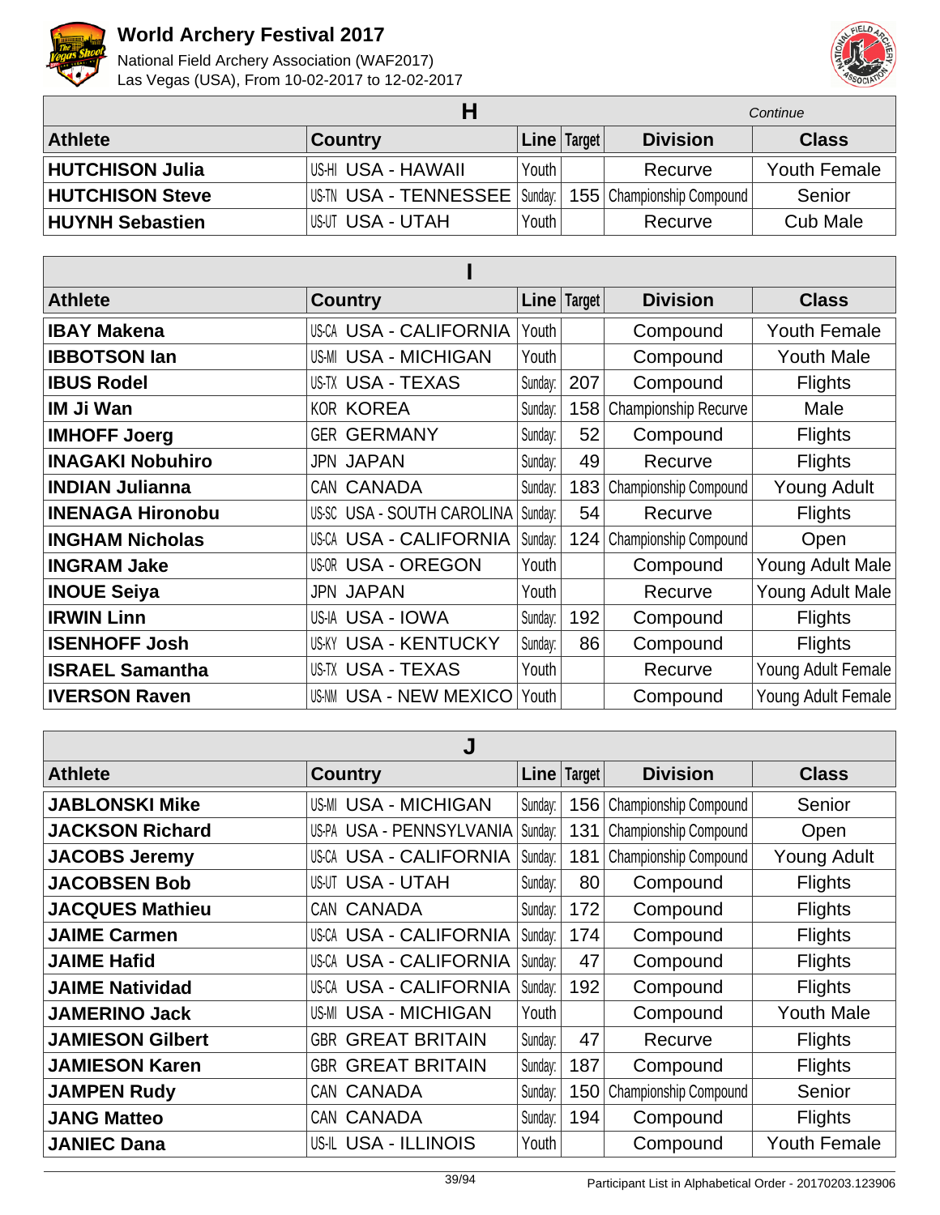## H

*Continue*

| Athlete | Country | Line | Target | Division | Class |
|---|---|---|---|---|---|
| **HUTCHISON Julia** | US-HI USA - HAWAII | Youth | | Recurve | Youth Female |
| **HUTCHISON Steve** | US-TN USA - TENNESSEE | Sunday: | 155 | Championship Compound | Senior |
| **HUYNH Sebastien** | US-UT USA - UTAH | Youth | | Recurve | Cub Male |

## I

| Athlete | Country | Line | Target | Division | Class |
|---|---|---|---|---|---|
| **IBAY Makena** | US-CA USA - CALIFORNIA | Youth | | Compound | Youth Female |
| **IBBOTSON Ian** | US-MI USA - MICHIGAN | Youth | | Compound | Youth Male |
| **IBUS Rodel** | US-TX USA - TEXAS | Sunday: | 207 | Compound | Flights |
| **IM Ji Wan** | KOR KOREA | Sunday: | 158 | Championship Recurve | Male |
| **IMHOFF Joerg** | GER GERMANY | Sunday: | 52 | Compound | Flights |
| **INAGAKI Nobuhiro** | JPN JAPAN | Sunday: | 49 | Recurve | Flights |
| **INDIAN Julianna** | CAN CANADA | Sunday: | 183 | Championship Compound | Young Adult |
| **INENAGA Hironobu** | US-SC USA - SOUTH CAROLINA | Sunday: | 54 | Recurve | Flights |
| **INGHAM Nicholas** | US-CA USA - CALIFORNIA | Sunday: | 124 | Championship Compound | Open |
| **INGRAM Jake** | US-OR USA - OREGON | Youth | | Compound | Young Adult Male |
| **INOUE Seiya** | JPN JAPAN | Youth | | Recurve | Young Adult Male |
| **IRWIN Linn** | US-IA USA - IOWA | Sunday: | 192 | Compound | Flights |
| **ISENHOFF Josh** | US-KY USA - KENTUCKY | Sunday: | 86 | Compound | Flights |
| **ISRAEL Samantha** | US-TX USA - TEXAS | Youth | | Recurve | Young Adult Female |
| **IVERSON Raven** | US-NM USA - NEW MEXICO | Youth | | Compound | Young Adult Female |

## J

| Athlete | Country | Line | Target | Division | Class |
|---|---|---|---|---|---|
| **JABLONSKI Mike** | US-MI USA - MICHIGAN | Sunday: | 156 | Championship Compound | Senior |
| **JACKSON Richard** | US-PA USA - PENNSYLVANIA | Sunday: | 131 | Championship Compound | Open |
| **JACOBS Jeremy** | US-CA USA - CALIFORNIA | Sunday: | 181 | Championship Compound | Young Adult |
| **JACOBSEN Bob** | US-UT USA - UTAH | Sunday: | 80 | Compound | Flights |
| **JACQUES Mathieu** | CAN CANADA | Sunday: | 172 | Compound | Flights |
| **JAIME Carmen** | US-CA USA - CALIFORNIA | Sunday: | 174 | Compound | Flights |
| **JAIME Hafid** | US-CA USA - CALIFORNIA | Sunday: | 47 | Compound | Flights |
| **JAIME Natividad** | US-CA USA - CALIFORNIA | Sunday: | 192 | Compound | Flights |
| **JAMERINO Jack** | US-MI USA - MICHIGAN | Youth | | Compound | Youth Male |
| **JAMIESON Gilbert** | GBR GREAT BRITAIN | Sunday: | 47 | Recurve | Flights |
| **JAMIESON Karen** | GBR GREAT BRITAIN | Sunday: | 187 | Compound | Flights |
| **JAMPEN Rudy** | CAN CANADA | Sunday: | 150 | Championship Compound | Senior |
| **JANG Matteo** | CAN CANADA | Sunday: | 194 | Compound | Flights |
| **JANIEC Dana** | US-IL USA - ILLINOIS | Youth | | Compound | Youth Female |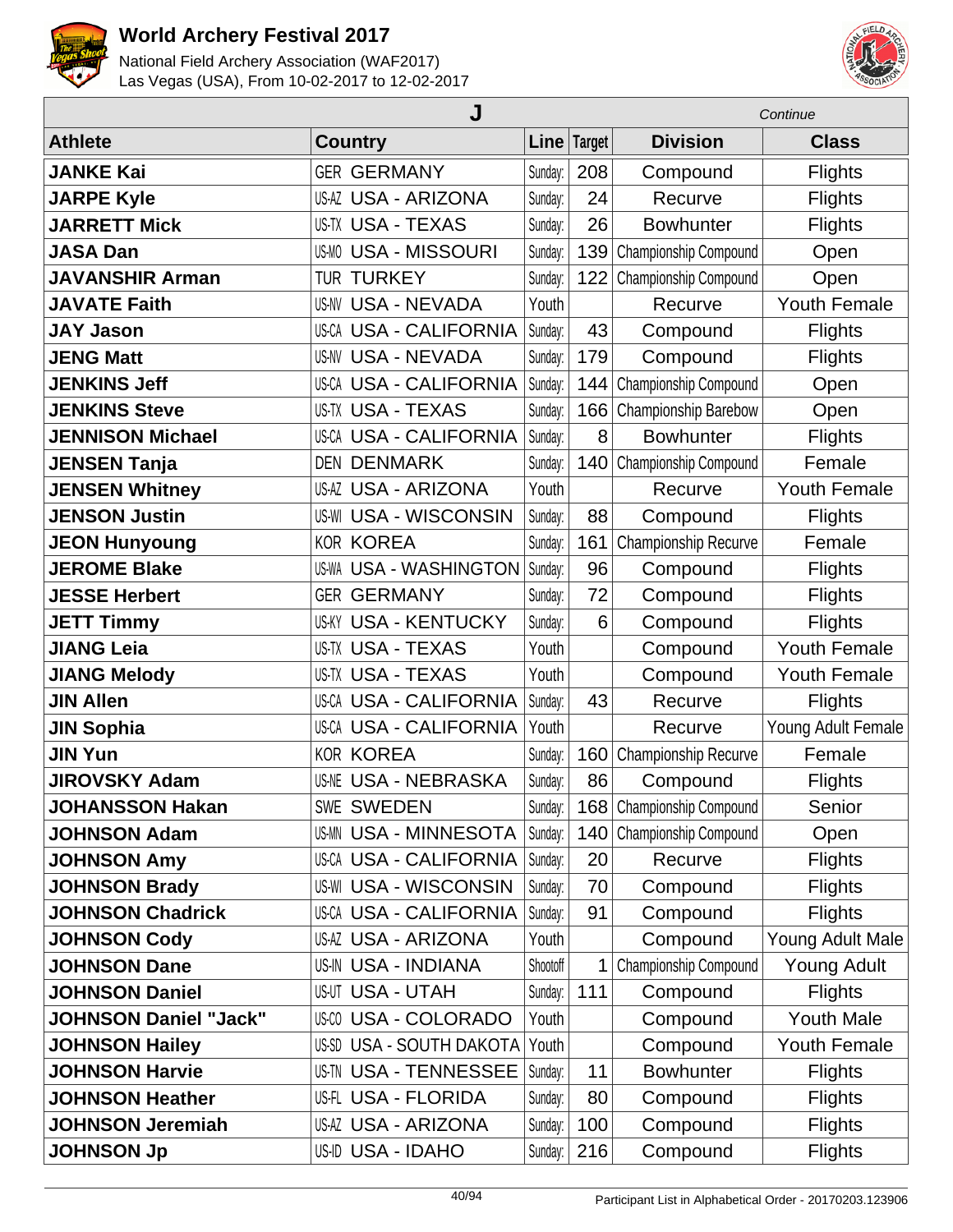| J | | | | | Continue |
|---|---|---|---|---|---|
| **Athlete** | **Country** | **Line** | **Target** | **Division** | **Class** |
| **JANKE Kai** | GER GERMANY | Sunday: | 208 | Compound | Flights |
| **JARPE Kyle** | US-AZ USA - ARIZONA | Sunday: | 24 | Recurve | Flights |
| **JARRETT Mick** | US-TX USA - TEXAS | Sunday: | 26 | Bowhunter | Flights |
| **JASA Dan** | US-MO USA - MISSOURI | Sunday: | 139 | Championship Compound | Open |
| **JAVANSHIR Arman** | TUR TURKEY | Sunday: | 122 | Championship Compound | Open |
| **JAVATE Faith** | US-NV USA - NEVADA | Youth | | Recurve | Youth Female |
| **JAY Jason** | US-CA USA - CALIFORNIA | Sunday: | 43 | Compound | Flights |
| **JENG Matt** | US-NV USA - NEVADA | Sunday: | 179 | Compound | Flights |
| **JENKINS Jeff** | US-CA USA - CALIFORNIA | Sunday: | 144 | Championship Compound | Open |
| **JENKINS Steve** | US-TX USA - TEXAS | Sunday: | 166 | Championship Barebow | Open |
| **JENNISON Michael** | US-CA USA - CALIFORNIA | Sunday: | 8 | Bowhunter | Flights |
| **JENSEN Tanja** | DEN DENMARK | Sunday: | 140 | Championship Compound | Female |
| **JENSEN Whitney** | US-AZ USA - ARIZONA | Youth | | Recurve | Youth Female |
| **JENSON Justin** | US-WI USA - WISCONSIN | Sunday: | 88 | Compound | Flights |
| **JEON Hunyoung** | KOR KOREA | Sunday: | 161 | Championship Recurve | Female |
| **JEROME Blake** | US-WA USA - WASHINGTON | Sunday: | 96 | Compound | Flights |
| **JESSE Herbert** | GER GERMANY | Sunday: | 72 | Compound | Flights |
| **JETT Timmy** | US-KY USA - KENTUCKY | Sunday: | 6 | Compound | Flights |
| **JIANG Leia** | US-TX USA - TEXAS | Youth | | Compound | Youth Female |
| **JIANG Melody** | US-TX USA - TEXAS | Youth | | Compound | Youth Female |
| **JIN Allen** | US-CA USA - CALIFORNIA | Sunday: | 43 | Recurve | Flights |
| **JIN Sophia** | US-CA USA - CALIFORNIA | Youth | | Recurve | Young Adult Female |
| **JIN Yun** | KOR KOREA | Sunday: | 160 | Championship Recurve | Female |
| **JIROVSKY Adam** | US-NE USA - NEBRASKA | Sunday: | 86 | Compound | Flights |
| **JOHANSSON Hakan** | SWE SWEDEN | Sunday: | 168 | Championship Compound | Senior |
| **JOHNSON Adam** | US-MN USA - MINNESOTA | Sunday: | 140 | Championship Compound | Open |
| **JOHNSON Amy** | US-CA USA - CALIFORNIA | Sunday: | 20 | Recurve | Flights |
| **JOHNSON Brady** | US-WI USA - WISCONSIN | Sunday: | 70 | Compound | Flights |
| **JOHNSON Chadrick** | US-CA USA - CALIFORNIA | Sunday: | 91 | Compound | Flights |
| **JOHNSON Cody** | US-AZ USA - ARIZONA | Youth | | Compound | Young Adult Male |
| **JOHNSON Dane** | US-IN USA - INDIANA | Shootoff | 1 | Championship Compound | Young Adult |
| **JOHNSON Daniel** | US-UT USA - UTAH | Sunday: | 111 | Compound | Flights |
| **JOHNSON Daniel "Jack"** | US-CO USA - COLORADO | Youth | | Compound | Youth Male |
| **JOHNSON Hailey** | US-SD USA - SOUTH DAKOTA | Youth | | Compound | Youth Female |
| **JOHNSON Harvie** | US-TN USA - TENNESSEE | Sunday: | 11 | Bowhunter | Flights |
| **JOHNSON Heather** | US-FL USA - FLORIDA | Sunday: | 80 | Compound | Flights |
| **JOHNSON Jeremiah** | US-AZ USA - ARIZONA | Sunday: | 100 | Compound | Flights |
| **JOHNSON Jp** | US-ID USA - IDAHO | Sunday: | 216 | Compound | Flights |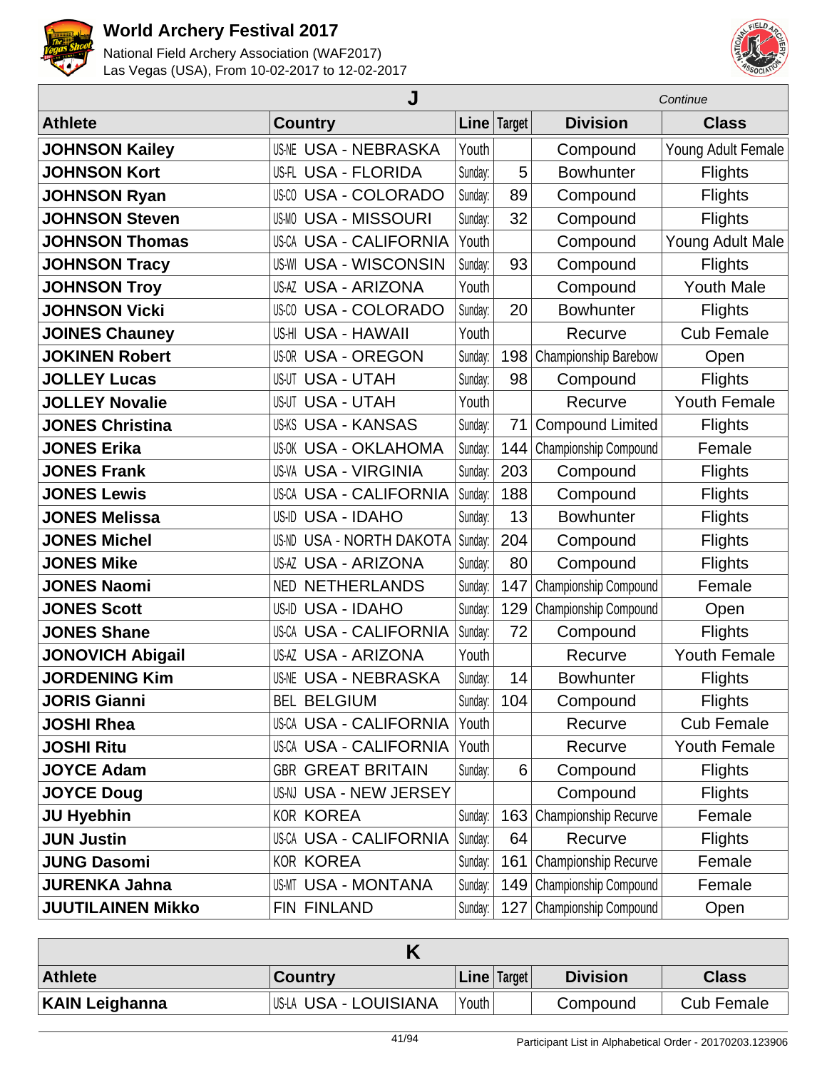# World Archery Festival 2017

National Field Archery Association (WAF2017)
Las Vegas (USA), From 10-02-2017 to 12-02-2017

## J

*Continue*

| Athlete | Country | Line | Target | Division | Class |
|---|---|---|---|---|---|
| **JOHNSON Kailey** | US-NE USA - NEBRASKA | Youth | | Compound | Young Adult Female |
| **JOHNSON Kort** | US-FL USA - FLORIDA | Sunday: | 5 | Bowhunter | Flights |
| **JOHNSON Ryan** | US-CO USA - COLORADO | Sunday: | 89 | Compound | Flights |
| **JOHNSON Steven** | US-MO USA - MISSOURI | Sunday: | 32 | Compound | Flights |
| **JOHNSON Thomas** | US-CA USA - CALIFORNIA | Youth | | Compound | Young Adult Male |
| **JOHNSON Tracy** | US-WI USA - WISCONSIN | Sunday: | 93 | Compound | Flights |
| **JOHNSON Troy** | US-AZ USA - ARIZONA | Youth | | Compound | Youth Male |
| **JOHNSON Vicki** | US-CO USA - COLORADO | Sunday: | 20 | Bowhunter | Flights |
| **JOINES Chauney** | US-HI USA - HAWAII | Youth | | Recurve | Cub Female |
| **JOKINEN Robert** | US-OR USA - OREGON | Sunday: | 198 | Championship Barebow | Open |
| **JOLLEY Lucas** | US-UT USA - UTAH | Sunday: | 98 | Compound | Flights |
| **JOLLEY Novalie** | US-UT USA - UTAH | Youth | | Recurve | Youth Female |
| **JONES Christina** | US-KS USA - KANSAS | Sunday: | 71 | Compound Limited | Flights |
| **JONES Erika** | US-OK USA - OKLAHOMA | Sunday: | 144 | Championship Compound | Female |
| **JONES Frank** | US-VA USA - VIRGINIA | Sunday: | 203 | Compound | Flights |
| **JONES Lewis** | US-CA USA - CALIFORNIA | Sunday: | 188 | Compound | Flights |
| **JONES Melissa** | US-ID USA - IDAHO | Sunday: | 13 | Bowhunter | Flights |
| **JONES Michel** | US-ND USA - NORTH DAKOTA | Sunday: | 204 | Compound | Flights |
| **JONES Mike** | US-AZ USA - ARIZONA | Sunday: | 80 | Compound | Flights |
| **JONES Naomi** | NED NETHERLANDS | Sunday: | 147 | Championship Compound | Female |
| **JONES Scott** | US-ID USA - IDAHO | Sunday: | 129 | Championship Compound | Open |
| **JONES Shane** | US-CA USA - CALIFORNIA | Sunday: | 72 | Compound | Flights |
| **JONOVICH Abigail** | US-AZ USA - ARIZONA | Youth | | Recurve | Youth Female |
| **JORDENING Kim** | US-NE USA - NEBRASKA | Sunday: | 14 | Bowhunter | Flights |
| **JORIS Gianni** | BEL BELGIUM | Sunday: | 104 | Compound | Flights |
| **JOSHI Rhea** | US-CA USA - CALIFORNIA | Youth | | Recurve | Cub Female |
| **JOSHI Ritu** | US-CA USA - CALIFORNIA | Youth | | Recurve | Youth Female |
| **JOYCE Adam** | GBR GREAT BRITAIN | Sunday: | 6 | Compound | Flights |
| **JOYCE Doug** | US-NJ USA - NEW JERSEY | | | Compound | Flights |
| **JU Hyebhin** | KOR KOREA | Sunday: | 163 | Championship Recurve | Female |
| **JUN Justin** | US-CA USA - CALIFORNIA | Sunday: | 64 | Recurve | Flights |
| **JUNG Dasomi** | KOR KOREA | Sunday: | 161 | Championship Recurve | Female |
| **JURENKA Jahna** | US-MT USA - MONTANA | Sunday: | 149 | Championship Compound | Female |
| **JUUTILAINEN Mikko** | FIN FINLAND | Sunday: | 127 | Championship Compound | Open |

## K

| Athlete | Country | Line | Target | Division | Class |
|---|---|---|---|---|---|
| **KAIN Leighanna** | US-LA USA - LOUISIANA | Youth | | Compound | Cub Female |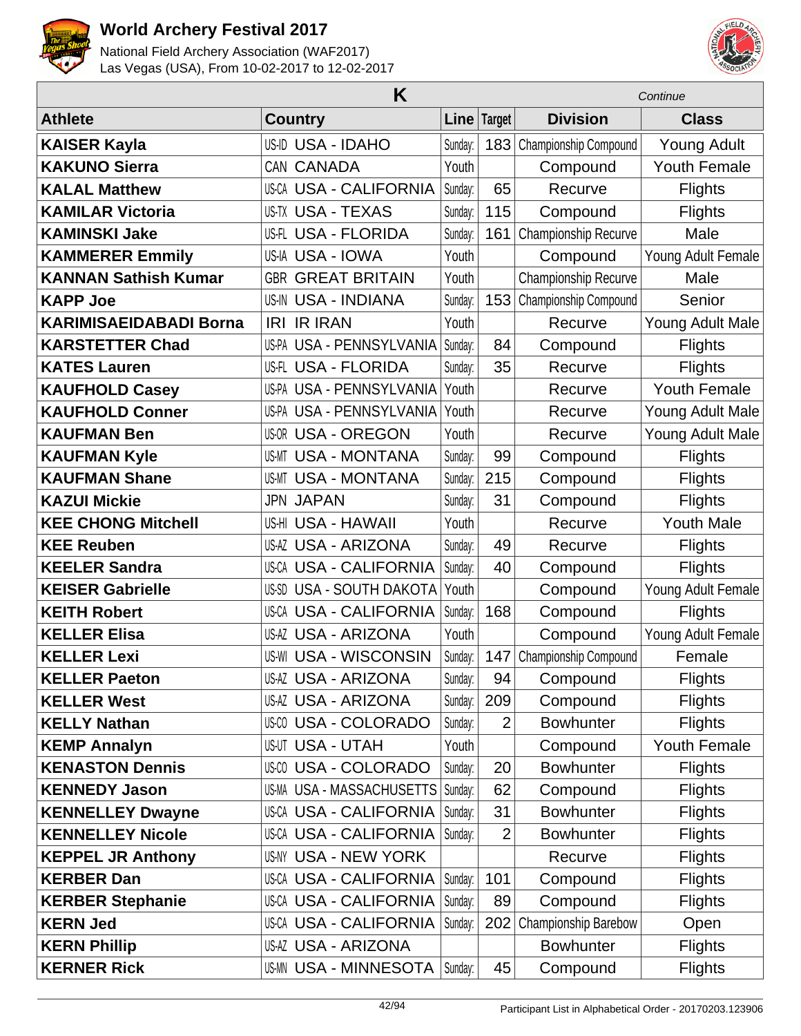# World Archery Festival 2017

National Field Archery Association (WAF2017)
Las Vegas (USA), From 10-02-2017 to 12-02-2017

| K | | | | | *Continue* |
|---|---|---|---|---|---|
| **Athlete** | **Country** | **Line** | **Target** | **Division** | **Class** |
| **KAISER Kayla** | US-ID USA - IDAHO | Sunday: | 183 | Championship Compound | Young Adult |
| **KAKUNO Sierra** | CAN CANADA | Youth | | Compound | Youth Female |
| **KALAL Matthew** | US-CA USA - CALIFORNIA | Sunday: | 65 | Recurve | Flights |
| **KAMILAR Victoria** | US-TX USA - TEXAS | Sunday: | 115 | Compound | Flights |
| **KAMINSKI Jake** | US-FL USA - FLORIDA | Sunday: | 161 | Championship Recurve | Male |
| **KAMMERER Emmily** | US-IA USA - IOWA | Youth | | Compound | Young Adult Female |
| **KANNAN Sathish Kumar** | GBR GREAT BRITAIN | Youth | | Championship Recurve | Male |
| **KAPP Joe** | US-IN USA - INDIANA | Sunday: | 153 | Championship Compound | Senior |
| **KARIMISAEIDABADI Borna** | IRI IR IRAN | Youth | | Recurve | Young Adult Male |
| **KARSTETTER Chad** | US-PA USA - PENNSYLVANIA | Sunday: | 84 | Compound | Flights |
| **KATES Lauren** | US-FL USA - FLORIDA | Sunday: | 35 | Recurve | Flights |
| **KAUFHOLD Casey** | US-PA USA - PENNSYLVANIA | Youth | | Recurve | Youth Female |
| **KAUFHOLD Conner** | US-PA USA - PENNSYLVANIA | Youth | | Recurve | Young Adult Male |
| **KAUFMAN Ben** | US-OR USA - OREGON | Youth | | Recurve | Young Adult Male |
| **KAUFMAN Kyle** | US-MT USA - MONTANA | Sunday: | 99 | Compound | Flights |
| **KAUFMAN Shane** | US-MT USA - MONTANA | Sunday: | 215 | Compound | Flights |
| **KAZUI Mickie** | JPN JAPAN | Sunday: | 31 | Compound | Flights |
| **KEE CHONG Mitchell** | US-HI USA - HAWAII | Youth | | Recurve | Youth Male |
| **KEE Reuben** | US-AZ USA - ARIZONA | Sunday: | 49 | Recurve | Flights |
| **KEELER Sandra** | US-CA USA - CALIFORNIA | Sunday: | 40 | Compound | Flights |
| **KEISER Gabrielle** | US-SD USA - SOUTH DAKOTA | Youth | | Compound | Young Adult Female |
| **KEITH Robert** | US-CA USA - CALIFORNIA | Sunday: | 168 | Compound | Flights |
| **KELLER Elisa** | US-AZ USA - ARIZONA | Youth | | Compound | Young Adult Female |
| **KELLER Lexi** | US-WI USA - WISCONSIN | Sunday: | 147 | Championship Compound | Female |
| **KELLER Paeton** | US-AZ USA - ARIZONA | Sunday: | 94 | Compound | Flights |
| **KELLER West** | US-AZ USA - ARIZONA | Sunday: | 209 | Compound | Flights |
| **KELLY Nathan** | US-CO USA - COLORADO | Sunday: | 2 | Bowhunter | Flights |
| **KEMP Annalyn** | US-UT USA - UTAH | Youth | | Compound | Youth Female |
| **KENASTON Dennis** | US-CO USA - COLORADO | Sunday: | 20 | Bowhunter | Flights |
| **KENNEDY Jason** | US-MA USA - MASSACHUSETTS | Sunday: | 62 | Compound | Flights |
| **KENNELLEY Dwayne** | US-CA USA - CALIFORNIA | Sunday: | 31 | Bowhunter | Flights |
| **KENNELLEY Nicole** | US-CA USA - CALIFORNIA | Sunday: | 2 | Bowhunter | Flights |
| **KEPPEL JR Anthony** | US-NY USA - NEW YORK | | | Recurve | Flights |
| **KERBER Dan** | US-CA USA - CALIFORNIA | Sunday: | 101 | Compound | Flights |
| **KERBER Stephanie** | US-CA USA - CALIFORNIA | Sunday: | 89 | Compound | Flights |
| **KERN Jed** | US-CA USA - CALIFORNIA | Sunday: | 202 | Championship Barebow | Open |
| **KERN Phillip** | US-AZ USA - ARIZONA | | | Bowhunter | Flights |
| **KERNER Rick** | US-MN USA - MINNESOTA | Sunday: | 45 | Compound | Flights |

Participant List in Alphabetical Order - 20170203.123906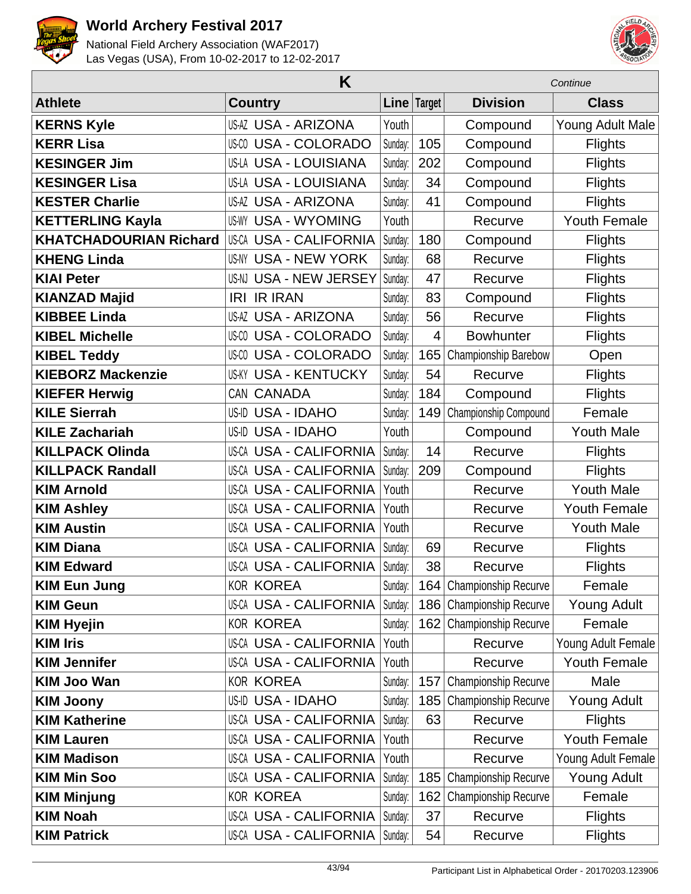# World Archery Festival 2017

National Field Archery Association (WAF2017)
Las Vegas (USA), From 10-02-2017 to 12-02-2017

| K | | | | | *Continue* |
|---|---|---|---|---|---|
| **Athlete** | **Country** | **Line** | **Target** | **Division** | **Class** |
| **KERNS Kyle** | US-AZ USA - ARIZONA | Youth | | Compound | Young Adult Male |
| **KERR Lisa** | US-CO USA - COLORADO | Sunday: | 105 | Compound | Flights |
| **KESINGER Jim** | US-LA USA - LOUISIANA | Sunday: | 202 | Compound | Flights |
| **KESINGER Lisa** | US-LA USA - LOUISIANA | Sunday: | 34 | Compound | Flights |
| **KESTER Charlie** | US-AZ USA - ARIZONA | Sunday: | 41 | Compound | Flights |
| **KETTERLING Kayla** | US-WY USA - WYOMING | Youth | | Recurve | Youth Female |
| **KHATCHADOURIAN Richard** | US-CA USA - CALIFORNIA | Sunday: | 180 | Compound | Flights |
| **KHENG Linda** | US-NY USA - NEW YORK | Sunday: | 68 | Recurve | Flights |
| **KIAI Peter** | US-NJ USA - NEW JERSEY | Sunday: | 47 | Recurve | Flights |
| **KIANZAD Majid** | IRI IR IRAN | Sunday: | 83 | Compound | Flights |
| **KIBBEE Linda** | US-AZ USA - ARIZONA | Sunday: | 56 | Recurve | Flights |
| **KIBEL Michelle** | US-CO USA - COLORADO | Sunday: | 4 | Bowhunter | Flights |
| **KIBEL Teddy** | US-CO USA - COLORADO | Sunday: | 165 | Championship Barebow | Open |
| **KIEBORZ Mackenzie** | US-KY USA - KENTUCKY | Sunday: | 54 | Recurve | Flights |
| **KIEFER Herwig** | CAN CANADA | Sunday: | 184 | Compound | Flights |
| **KILE Sierrah** | US-ID USA - IDAHO | Sunday: | 149 | Championship Compound | Female |
| **KILE Zachariah** | US-ID USA - IDAHO | Youth | | Compound | Youth Male |
| **KILLPACK Olinda** | US-CA USA - CALIFORNIA | Sunday: | 14 | Recurve | Flights |
| **KILLPACK Randall** | US-CA USA - CALIFORNIA | Sunday: | 209 | Compound | Flights |
| **KIM Arnold** | US-CA USA - CALIFORNIA | Youth | | Recurve | Youth Male |
| **KIM Ashley** | US-CA USA - CALIFORNIA | Youth | | Recurve | Youth Female |
| **KIM Austin** | US-CA USA - CALIFORNIA | Youth | | Recurve | Youth Male |
| **KIM Diana** | US-CA USA - CALIFORNIA | Sunday: | 69 | Recurve | Flights |
| **KIM Edward** | US-CA USA - CALIFORNIA | Sunday: | 38 | Recurve | Flights |
| **KIM Eun Jung** | KOR KOREA | Sunday: | 164 | Championship Recurve | Female |
| **KIM Geun** | US-CA USA - CALIFORNIA | Sunday: | 186 | Championship Recurve | Young Adult |
| **KIM Hyejin** | KOR KOREA | Sunday: | 162 | Championship Recurve | Female |
| **KIM Iris** | US-CA USA - CALIFORNIA | Youth | | Recurve | Young Adult Female |
| **KIM Jennifer** | US-CA USA - CALIFORNIA | Youth | | Recurve | Youth Female |
| **KIM Joo Wan** | KOR KOREA | Sunday: | 157 | Championship Recurve | Male |
| **KIM Joony** | US-ID USA - IDAHO | Sunday: | 185 | Championship Recurve | Young Adult |
| **KIM Katherine** | US-CA USA - CALIFORNIA | Sunday: | 63 | Recurve | Flights |
| **KIM Lauren** | US-CA USA - CALIFORNIA | Youth | | Recurve | Youth Female |
| **KIM Madison** | US-CA USA - CALIFORNIA | Youth | | Recurve | Young Adult Female |
| **KIM Min Soo** | US-CA USA - CALIFORNIA | Sunday: | 185 | Championship Recurve | Young Adult |
| **KIM Minjung** | KOR KOREA | Sunday: | 162 | Championship Recurve | Female |
| **KIM Noah** | US-CA USA - CALIFORNIA | Sunday: | 37 | Recurve | Flights |
| **KIM Patrick** | US-CA USA - CALIFORNIA | Sunday: | 54 | Recurve | Flights |

Participant List in Alphabetical Order - 20170203.123906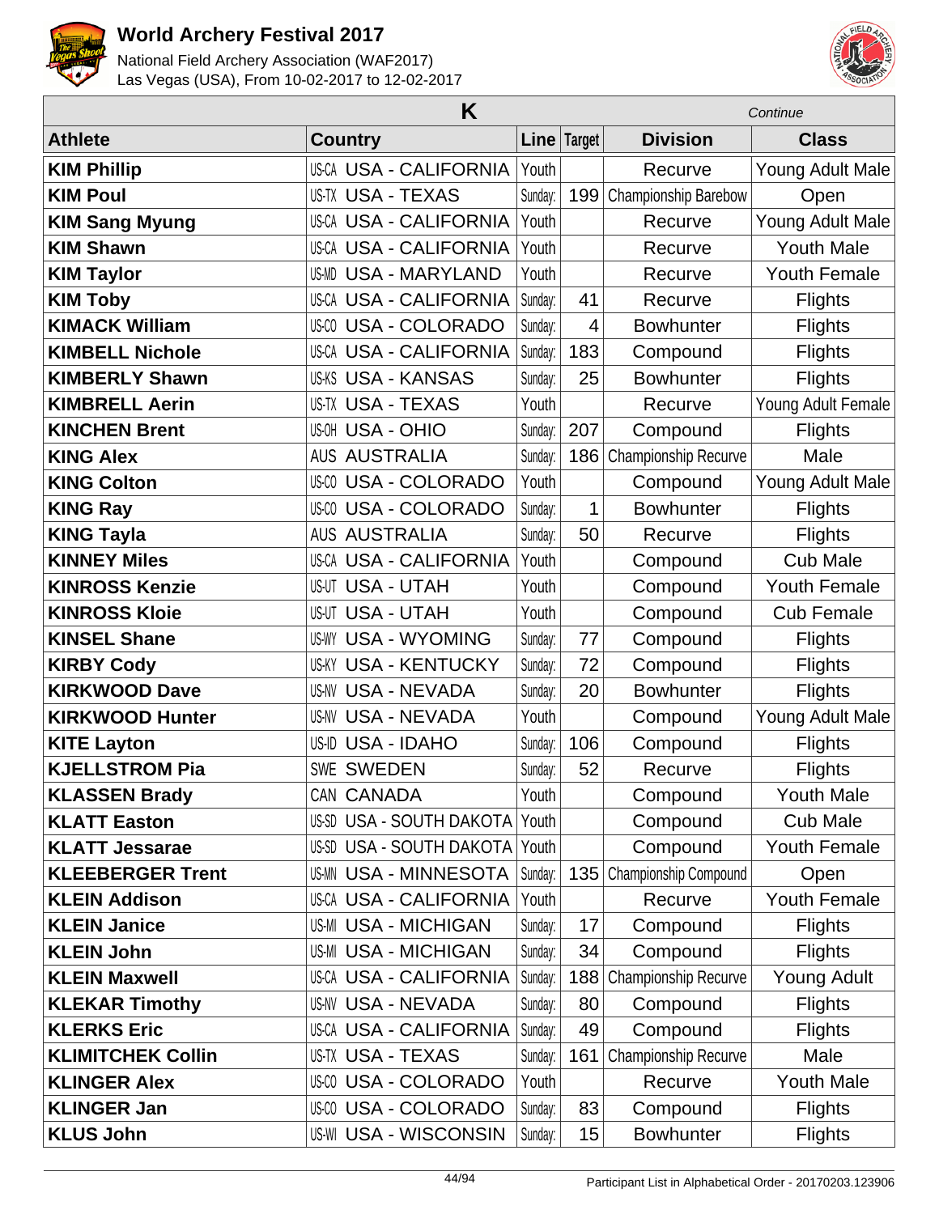# World Archery Festival 2017

National Field Archery Association (WAF2017)
Las Vegas (USA), From 10-02-2017 to 12-02-2017

| K | | | | | *Continue* |
|---|---|---|---|---|---|
| **Athlete** | **Country** | **Line** | **Target** | **Division** | **Class** |
| **KIM Phillip** | US-CA USA - CALIFORNIA | Youth | | Recurve | Young Adult Male |
| **KIM Poul** | US-TX USA - TEXAS | Sunday | 199 | Championship Barebow | Open |
| **KIM Sang Myung** | US-CA USA - CALIFORNIA | Youth | | Recurve | Young Adult Male |
| **KIM Shawn** | US-CA USA - CALIFORNIA | Youth | | Recurve | Youth Male |
| **KIM Taylor** | US-MD USA - MARYLAND | Youth | | Recurve | Youth Female |
| **KIM Toby** | US-CA USA - CALIFORNIA | Sunday | 41 | Recurve | Flights |
| **KIMACK William** | US-CO USA - COLORADO | Sunday | 4 | Bowhunter | Flights |
| **KIMBELL Nichole** | US-CA USA - CALIFORNIA | Sunday | 183 | Compound | Flights |
| **KIMBERLY Shawn** | US-KS USA - KANSAS | Sunday | 25 | Bowhunter | Flights |
| **KIMBRELL Aerin** | US-TX USA - TEXAS | Youth | | Recurve | Young Adult Female |
| **KINCHEN Brent** | US-OH USA - OHIO | Sunday | 207 | Compound | Flights |
| **KING Alex** | AUS AUSTRALIA | Sunday | 186 | Championship Recurve | Male |
| **KING Colton** | US-CO USA - COLORADO | Youth | | Compound | Young Adult Male |
| **KING Ray** | US-CO USA - COLORADO | Sunday | 1 | Bowhunter | Flights |
| **KING Tayla** | AUS AUSTRALIA | Sunday | 50 | Recurve | Flights |
| **KINNEY Miles** | US-CA USA - CALIFORNIA | Youth | | Compound | Cub Male |
| **KINROSS Kenzie** | US-UT USA - UTAH | Youth | | Compound | Youth Female |
| **KINROSS Kloie** | US-UT USA - UTAH | Youth | | Compound | Cub Female |
| **KINSEL Shane** | US-WY USA - WYOMING | Sunday | 77 | Compound | Flights |
| **KIRBY Cody** | US-KY USA - KENTUCKY | Sunday | 72 | Compound | Flights |
| **KIRKWOOD Dave** | US-NV USA - NEVADA | Sunday | 20 | Bowhunter | Flights |
| **KIRKWOOD Hunter** | US-NV USA - NEVADA | Youth | | Compound | Young Adult Male |
| **KITE Layton** | US-ID USA - IDAHO | Sunday | 106 | Compound | Flights |
| **KJELLSTROM Pia** | SWE SWEDEN | Sunday | 52 | Recurve | Flights |
| **KLASSEN Brady** | CAN CANADA | Youth | | Compound | Youth Male |
| **KLATT Easton** | US-SD USA - SOUTH DAKOTA | Youth | | Compound | Cub Male |
| **KLATT Jessarae** | US-SD USA - SOUTH DAKOTA | Youth | | Compound | Youth Female |
| **KLEEBERGER Trent** | US-MN USA - MINNESOTA | Sunday | 135 | Championship Compound | Open |
| **KLEIN Addison** | US-CA USA - CALIFORNIA | Youth | | Recurve | Youth Female |
| **KLEIN Janice** | US-MI USA - MICHIGAN | Sunday | 17 | Compound | Flights |
| **KLEIN John** | US-MI USA - MICHIGAN | Sunday | 34 | Compound | Flights |
| **KLEIN Maxwell** | US-CA USA - CALIFORNIA | Sunday | 188 | Championship Recurve | Young Adult |
| **KLEKAR Timothy** | US-NV USA - NEVADA | Sunday | 80 | Compound | Flights |
| **KLERKS Eric** | US-CA USA - CALIFORNIA | Sunday | 49 | Compound | Flights |
| **KLIMITCHEK Collin** | US-TX USA - TEXAS | Sunday | 161 | Championship Recurve | Male |
| **KLINGER Alex** | US-CO USA - COLORADO | Youth | | Recurve | Youth Male |
| **KLINGER Jan** | US-CO USA - COLORADO | Sunday | 83 | Compound | Flights |
| **KLUS John** | US-WI USA - WISCONSIN | Sunday | 15 | Bowhunter | Flights |

Participant List in Alphabetical Order - 20170203.123906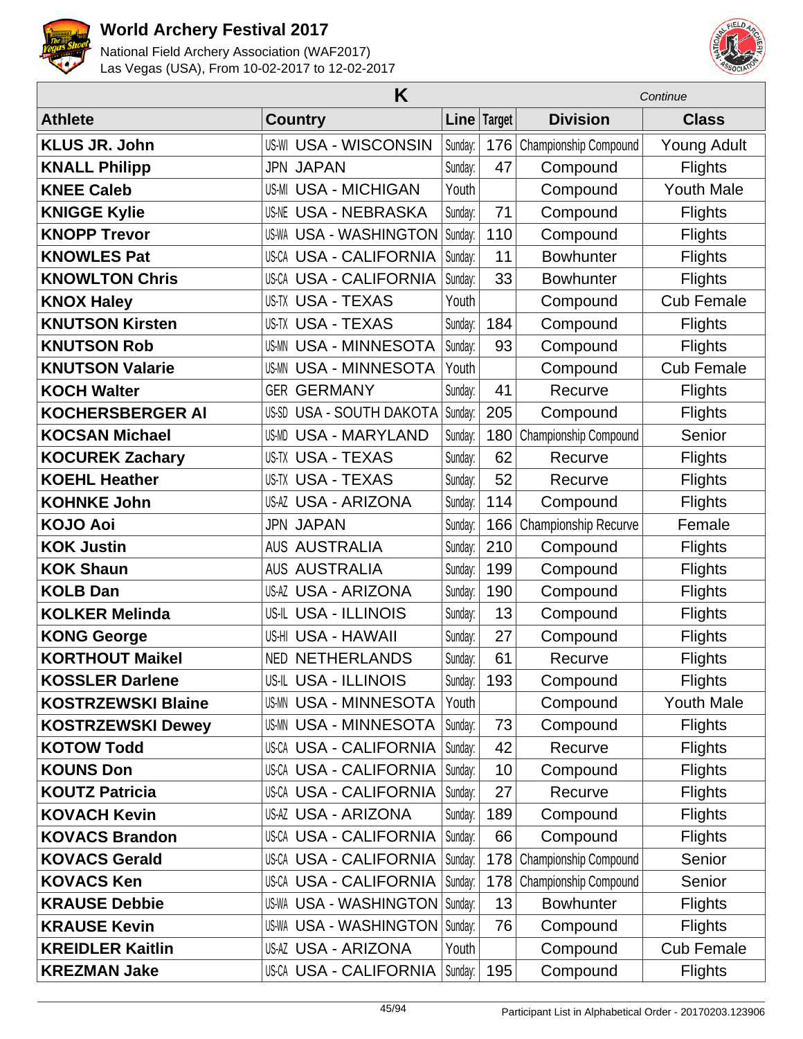## K

*Continue*

| Athlete | Country | Line | Target | Division | Class |
|---|---|---|---|---|---|
| **KLUS JR. John** | US-WI USA - WISCONSIN | Sunday: | 176 | Championship Compound | Young Adult |
| **KNALL Philipp** | JPN JAPAN | Sunday: | 47 | Compound | Flights |
| **KNEE Caleb** | US-MI USA - MICHIGAN | Youth | | Compound | Youth Male |
| **KNIGGE Kylie** | US-NE USA - NEBRASKA | Sunday: | 71 | Compound | Flights |
| **KNOPP Trevor** | US-WA USA - WASHINGTON | Sunday: | 110 | Compound | Flights |
| **KNOWLES Pat** | US-CA USA - CALIFORNIA | Sunday: | 11 | Bowhunter | Flights |
| **KNOWLTON Chris** | US-CA USA - CALIFORNIA | Sunday: | 33 | Bowhunter | Flights |
| **KNOX Haley** | US-TX USA - TEXAS | Youth | | Compound | Cub Female |
| **KNUTSON Kirsten** | US-TX USA - TEXAS | Sunday: | 184 | Compound | Flights |
| **KNUTSON Rob** | US-MN USA - MINNESOTA | Sunday: | 93 | Compound | Flights |
| **KNUTSON Valarie** | US-MN USA - MINNESOTA | Youth | | Compound | Cub Female |
| **KOCH Walter** | GER GERMANY | Sunday: | 41 | Recurve | Flights |
| **KOCHERSBERGER Al** | US-SD USA - SOUTH DAKOTA | Sunday: | 205 | Compound | Flights |
| **KOCSAN Michael** | US-MD USA - MARYLAND | Sunday: | 180 | Championship Compound | Senior |
| **KOCUREK Zachary** | US-TX USA - TEXAS | Sunday: | 62 | Recurve | Flights |
| **KOEHL Heather** | US-TX USA - TEXAS | Sunday: | 52 | Recurve | Flights |
| **KOHNKE John** | US-AZ USA - ARIZONA | Sunday: | 114 | Compound | Flights |
| **KOJO Aoi** | JPN JAPAN | Sunday: | 166 | Championship Recurve | Female |
| **KOK Justin** | AUS AUSTRALIA | Sunday: | 210 | Compound | Flights |
| **KOK Shaun** | AUS AUSTRALIA | Sunday: | 199 | Compound | Flights |
| **KOLB Dan** | US-AZ USA - ARIZONA | Sunday: | 190 | Compound | Flights |
| **KOLKER Melinda** | US-IL USA - ILLINOIS | Sunday: | 13 | Compound | Flights |
| **KONG George** | US-HI USA - HAWAII | Sunday: | 27 | Compound | Flights |
| **KORTHOUT Maikel** | NED NETHERLANDS | Sunday: | 61 | Recurve | Flights |
| **KOSSLER Darlene** | US-IL USA - ILLINOIS | Sunday: | 193 | Compound | Flights |
| **KOSTRZEWSKI Blaine** | US-MN USA - MINNESOTA | Youth | | Compound | Youth Male |
| **KOSTRZEWSKI Dewey** | US-MN USA - MINNESOTA | Sunday: | 73 | Compound | Flights |
| **KOTOW Todd** | US-CA USA - CALIFORNIA | Sunday: | 42 | Recurve | Flights |
| **KOUNS Don** | US-CA USA - CALIFORNIA | Sunday: | 10 | Compound | Flights |
| **KOUTZ Patricia** | US-CA USA - CALIFORNIA | Sunday: | 27 | Recurve | Flights |
| **KOVACH Kevin** | US-AZ USA - ARIZONA | Sunday: | 189 | Compound | Flights |
| **KOVACS Brandon** | US-CA USA - CALIFORNIA | Sunday: | 66 | Compound | Flights |
| **KOVACS Gerald** | US-CA USA - CALIFORNIA | Sunday: | 178 | Championship Compound | Senior |
| **KOVACS Ken** | US-CA USA - CALIFORNIA | Sunday: | 178 | Championship Compound | Senior |
| **KRAUSE Debbie** | US-WA USA - WASHINGTON | Sunday: | 13 | Bowhunter | Flights |
| **KRAUSE Kevin** | US-WA USA - WASHINGTON | Sunday: | 76 | Compound | Flights |
| **KREIDLER Kaitlin** | US-AZ USA - ARIZONA | Youth | | Compound | Cub Female |
| **KREZMAN Jake** | US-CA USA - CALIFORNIA | Sunday: | 195 | Compound | Flights |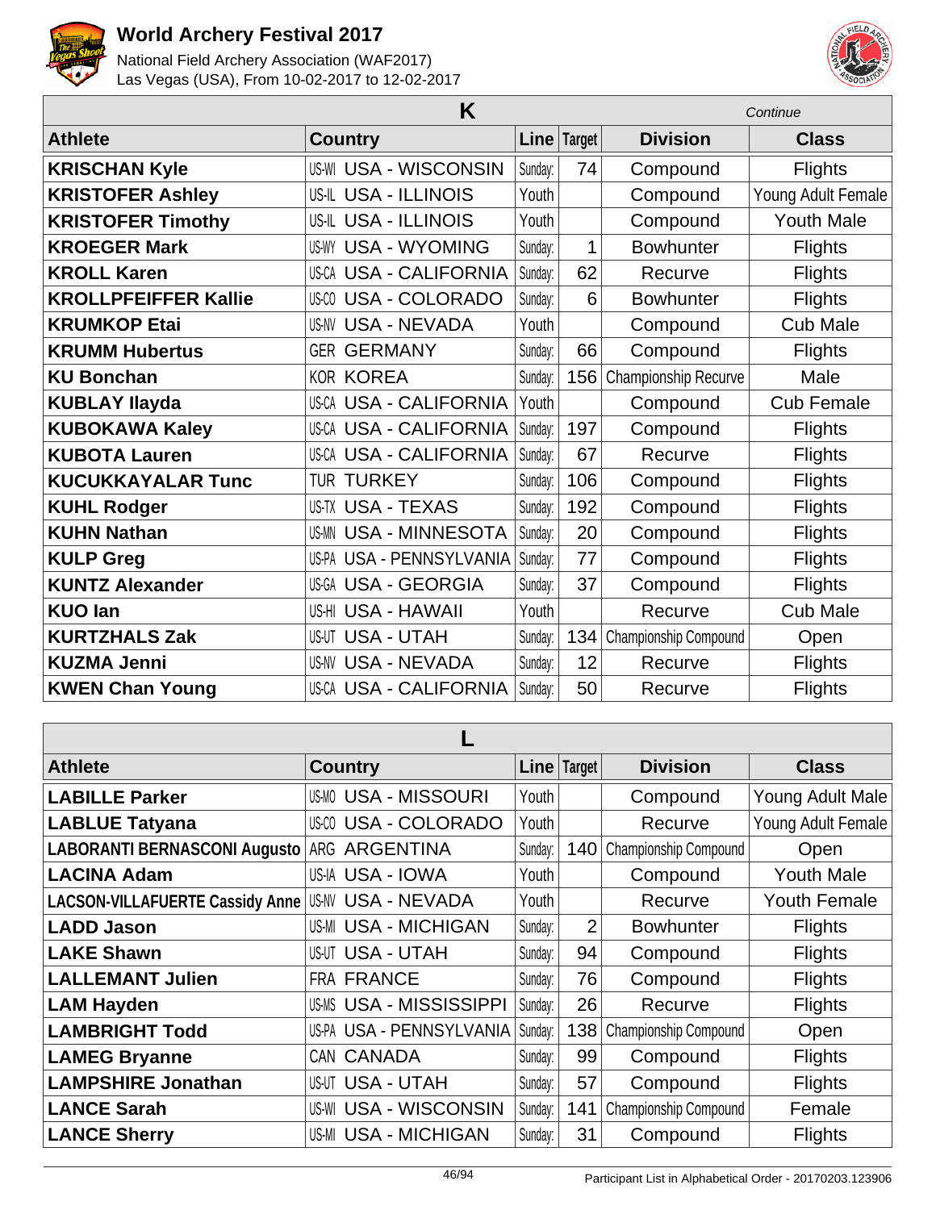# World Archery Festival 2017

National Field Archery Association (WAF2017)
Las Vegas (USA), From 10-02-2017 to 12-02-2017

## K

*Continue*

| Athlete | Country | Line | Target | Division | Class |
|---|---|---|---|---|---|
| **KRISCHAN Kyle** | US-WI USA - WISCONSIN | Sunday: | 74 | Compound | Flights |
| **KRISTOFER Ashley** | US-IL USA - ILLINOIS | Youth | | Compound | Young Adult Female |
| **KRISTOFER Timothy** | US-IL USA - ILLINOIS | Youth | | Compound | Youth Male |
| **KROEGER Mark** | US-WY USA - WYOMING | Sunday: | 1 | Bowhunter | Flights |
| **KROLL Karen** | US-CA USA - CALIFORNIA | Sunday: | 62 | Recurve | Flights |
| **KROLLPFEIFFER Kallie** | US-CO USA - COLORADO | Sunday: | 6 | Bowhunter | Flights |
| **KRUMKOP Etai** | US-NV USA - NEVADA | Youth | | Compound | Cub Male |
| **KRUMM Hubertus** | GER GERMANY | Sunday: | 66 | Compound | Flights |
| **KU Bonchan** | KOR KOREA | Sunday: | 156 | Championship Recurve | Male |
| **KUBLAY Ilayda** | US-CA USA - CALIFORNIA | Youth | | Compound | Cub Female |
| **KUBOKAWA Kaley** | US-CA USA - CALIFORNIA | Sunday: | 197 | Compound | Flights |
| **KUBOTA Lauren** | US-CA USA - CALIFORNIA | Sunday: | 67 | Recurve | Flights |
| **KUCUKKAYALAR Tunc** | TUR TURKEY | Sunday: | 106 | Compound | Flights |
| **KUHL Rodger** | US-TX USA - TEXAS | Sunday: | 192 | Compound | Flights |
| **KUHN Nathan** | US-MN USA - MINNESOTA | Sunday: | 20 | Compound | Flights |
| **KULP Greg** | US-PA USA - PENNSYLVANIA | Sunday: | 77 | Compound | Flights |
| **KUNTZ Alexander** | US-GA USA - GEORGIA | Sunday: | 37 | Compound | Flights |
| **KUO Ian** | US-HI USA - HAWAII | Youth | | Recurve | Cub Male |
| **KURTZHALS Zak** | US-UT USA - UTAH | Sunday: | 134 | Championship Compound | Open |
| **KUZMA Jenni** | US-NV USA - NEVADA | Sunday: | 12 | Recurve | Flights |
| **KWEN Chan Young** | US-CA USA - CALIFORNIA | Sunday: | 50 | Recurve | Flights |

## L

| Athlete | Country | Line | Target | Division | Class |
|---|---|---|---|---|---|
| **LABILLE Parker** | US-MO USA - MISSOURI | Youth | | Compound | Young Adult Male |
| **LABLUE Tatyana** | US-CO USA - COLORADO | Youth | | Recurve | Young Adult Female |
| **LABORANTI BERNASCONI Augusto** | ARG ARGENTINA | Sunday: | 140 | Championship Compound | Open |
| **LACINA Adam** | US-IA USA - IOWA | Youth | | Compound | Youth Male |
| **LACSON-VILLAFUERTE Cassidy Anne** | US-NV USA - NEVADA | Youth | | Recurve | Youth Female |
| **LADD Jason** | US-MI USA - MICHIGAN | Sunday: | 2 | Bowhunter | Flights |
| **LAKE Shawn** | US-UT USA - UTAH | Sunday: | 94 | Compound | Flights |
| **LALLEMANT Julien** | FRA FRANCE | Sunday: | 76 | Compound | Flights |
| **LAM Hayden** | US-MS USA - MISSISSIPPI | Sunday: | 26 | Recurve | Flights |
| **LAMBRIGHT Todd** | US-PA USA - PENNSYLVANIA | Sunday: | 138 | Championship Compound | Open |
| **LAMEG Bryanne** | CAN CANADA | Sunday: | 99 | Compound | Flights |
| **LAMPSHIRE Jonathan** | US-UT USA - UTAH | Sunday: | 57 | Compound | Flights |
| **LANCE Sarah** | US-WI USA - WISCONSIN | Sunday: | 141 | Championship Compound | Female |
| **LANCE Sherry** | US-MI USA - MICHIGAN | Sunday: | 31 | Compound | Flights |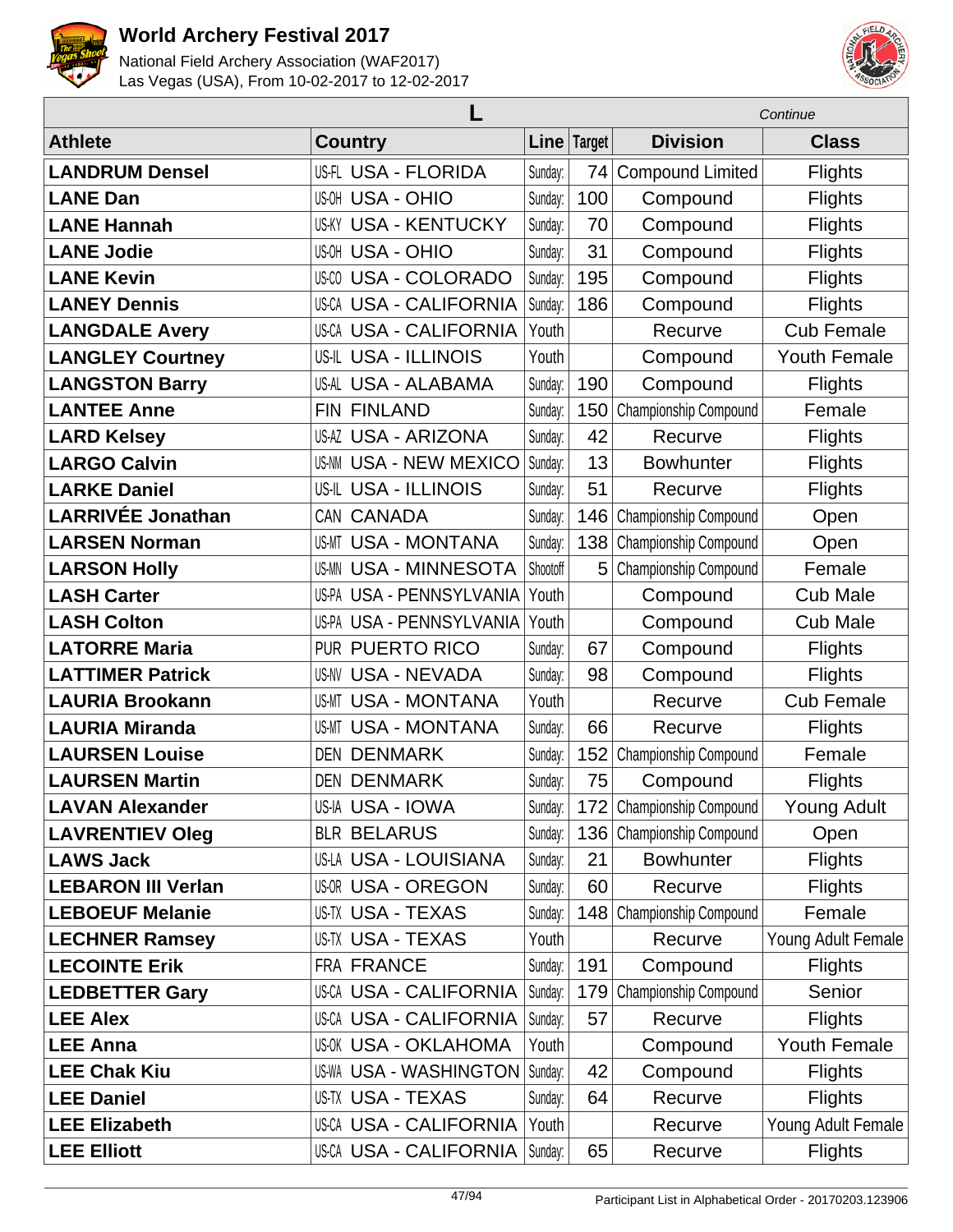| L | | | | | Continue |
|---|---|---|---|---|---|
| **Athlete** | **Country** | **Line** | **Target** | **Division** | **Class** |
| **LANDRUM Densel** | US-FL USA - FLORIDA | Sunday: | 74 | Compound Limited | Flights |
| **LANE Dan** | US-OH USA - OHIO | Sunday: | 100 | Compound | Flights |
| **LANE Hannah** | US-KY USA - KENTUCKY | Sunday: | 70 | Compound | Flights |
| **LANE Jodie** | US-OH USA - OHIO | Sunday: | 31 | Compound | Flights |
| **LANE Kevin** | US-CO USA - COLORADO | Sunday: | 195 | Compound | Flights |
| **LANEY Dennis** | US-CA USA - CALIFORNIA | Sunday: | 186 | Compound | Flights |
| **LANGDALE Avery** | US-CA USA - CALIFORNIA | Youth | | Recurve | Cub Female |
| **LANGLEY Courtney** | US-IL USA - ILLINOIS | Youth | | Compound | Youth Female |
| **LANGSTON Barry** | US-AL USA - ALABAMA | Sunday: | 190 | Compound | Flights |
| **LANTEE Anne** | FIN FINLAND | Sunday: | 150 | Championship Compound | Female |
| **LARD Kelsey** | US-AZ USA - ARIZONA | Sunday: | 42 | Recurve | Flights |
| **LARGO Calvin** | US-NM USA - NEW MEXICO | Sunday: | 13 | Bowhunter | Flights |
| **LARKE Daniel** | US-IL USA - ILLINOIS | Sunday: | 51 | Recurve | Flights |
| **LARRIVÉE Jonathan** | CAN CANADA | Sunday: | 146 | Championship Compound | Open |
| **LARSEN Norman** | US-MT USA - MONTANA | Sunday: | 138 | Championship Compound | Open |
| **LARSON Holly** | US-MN USA - MINNESOTA | Shootoff | 5 | Championship Compound | Female |
| **LASH Carter** | US-PA USA - PENNSYLVANIA | Youth | | Compound | Cub Male |
| **LASH Colton** | US-PA USA - PENNSYLVANIA | Youth | | Compound | Cub Male |
| **LATORRE Maria** | PUR PUERTO RICO | Sunday: | 67 | Compound | Flights |
| **LATTIMER Patrick** | US-NV USA - NEVADA | Sunday: | 98 | Compound | Flights |
| **LAURIA Brookann** | US-MT USA - MONTANA | Youth | | Recurve | Cub Female |
| **LAURIA Miranda** | US-MT USA - MONTANA | Sunday: | 66 | Recurve | Flights |
| **LAURSEN Louise** | DEN DENMARK | Sunday: | 152 | Championship Compound | Female |
| **LAURSEN Martin** | DEN DENMARK | Sunday: | 75 | Compound | Flights |
| **LAVAN Alexander** | US-IA USA - IOWA | Sunday: | 172 | Championship Compound | Young Adult |
| **LAVRENTIEV Oleg** | BLR BELARUS | Sunday: | 136 | Championship Compound | Open |
| **LAWS Jack** | US-LA USA - LOUISIANA | Sunday: | 21 | Bowhunter | Flights |
| **LEBARON III Verlan** | US-OR USA - OREGON | Sunday: | 60 | Recurve | Flights |
| **LEBOEUF Melanie** | US-TX USA - TEXAS | Sunday: | 148 | Championship Compound | Female |
| **LECHNER Ramsey** | US-TX USA - TEXAS | Youth | | Recurve | Young Adult Female |
| **LECOINTE Erik** | FRA FRANCE | Sunday: | 191 | Compound | Flights |
| **LEDBETTER Gary** | US-CA USA - CALIFORNIA | Sunday: | 179 | Championship Compound | Senior |
| **LEE Alex** | US-CA USA - CALIFORNIA | Sunday: | 57 | Recurve | Flights |
| **LEE Anna** | US-OK USA - OKLAHOMA | Youth | | Compound | Youth Female |
| **LEE Chak Kiu** | US-WA USA - WASHINGTON | Sunday: | 42 | Compound | Flights |
| **LEE Daniel** | US-TX USA - TEXAS | Sunday: | 64 | Recurve | Flights |
| **LEE Elizabeth** | US-CA USA - CALIFORNIA | Youth | | Recurve | Young Adult Female |
| **LEE Elliott** | US-CA USA - CALIFORNIA | Sunday: | 65 | Recurve | Flights |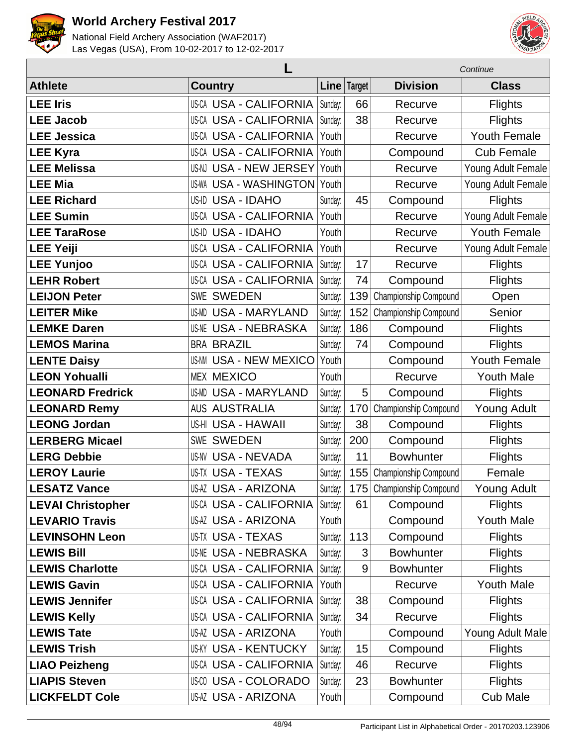# World Archery Festival 2017

National Field Archery Association (WAF2017)
Las Vegas (USA), From 10-02-2017 to 12-02-2017

| L | | | | | *Continue* |
|---|---|---|---|---|---|
| **Athlete** | **Country** | **Line** | **Target** | **Division** | **Class** |
| **LEE Iris** | US-CA USA - CALIFORNIA | Sunday: | 66 | Recurve | Flights |
| **LEE Jacob** | US-CA USA - CALIFORNIA | Sunday: | 38 | Recurve | Flights |
| **LEE Jessica** | US-CA USA - CALIFORNIA | Youth | | Recurve | Youth Female |
| **LEE Kyra** | US-CA USA - CALIFORNIA | Youth | | Compound | Cub Female |
| **LEE Melissa** | US-NJ USA - NEW JERSEY | Youth | | Recurve | Young Adult Female |
| **LEE Mia** | US-WA USA - WASHINGTON | Youth | | Recurve | Young Adult Female |
| **LEE Richard** | US-ID USA - IDAHO | Sunday: | 45 | Compound | Flights |
| **LEE Sumin** | US-CA USA - CALIFORNIA | Youth | | Recurve | Young Adult Female |
| **LEE TaraRose** | US-ID USA - IDAHO | Youth | | Recurve | Youth Female |
| **LEE Yeiji** | US-CA USA - CALIFORNIA | Youth | | Recurve | Young Adult Female |
| **LEE Yunjoo** | US-CA USA - CALIFORNIA | Sunday: | 17 | Recurve | Flights |
| **LEHR Robert** | US-CA USA - CALIFORNIA | Sunday: | 74 | Compound | Flights |
| **LEIJON Peter** | SWE SWEDEN | Sunday: | 139 | Championship Compound | Open |
| **LEITER Mike** | US-MD USA - MARYLAND | Sunday: | 152 | Championship Compound | Senior |
| **LEMKE Daren** | US-NE USA - NEBRASKA | Sunday: | 186 | Compound | Flights |
| **LEMOS Marina** | BRA BRAZIL | Sunday: | 74 | Compound | Flights |
| **LENTE Daisy** | US-NM USA - NEW MEXICO | Youth | | Compound | Youth Female |
| **LEON Yohualli** | MEX MEXICO | Youth | | Recurve | Youth Male |
| **LEONARD Fredrick** | US-MD USA - MARYLAND | Sunday: | 5 | Compound | Flights |
| **LEONARD Remy** | AUS AUSTRALIA | Sunday: | 170 | Championship Compound | Young Adult |
| **LEONG Jordan** | US-HI USA - HAWAII | Sunday: | 38 | Compound | Flights |
| **LERBERG Micael** | SWE SWEDEN | Sunday: | 200 | Compound | Flights |
| **LERG Debbie** | US-NV USA - NEVADA | Sunday: | 11 | Bowhunter | Flights |
| **LEROY Laurie** | US-TX USA - TEXAS | Sunday: | 155 | Championship Compound | Female |
| **LESATZ Vance** | US-AZ USA - ARIZONA | Sunday: | 175 | Championship Compound | Young Adult |
| **LEVAI Christopher** | US-CA USA - CALIFORNIA | Sunday: | 61 | Compound | Flights |
| **LEVARIO Travis** | US-AZ USA - ARIZONA | Youth | | Compound | Youth Male |
| **LEVINSOHN Leon** | US-TX USA - TEXAS | Sunday: | 113 | Compound | Flights |
| **LEWIS Bill** | US-NE USA - NEBRASKA | Sunday: | 3 | Bowhunter | Flights |
| **LEWIS Charlotte** | US-CA USA - CALIFORNIA | Sunday: | 9 | Bowhunter | Flights |
| **LEWIS Gavin** | US-CA USA - CALIFORNIA | Youth | | Recurve | Youth Male |
| **LEWIS Jennifer** | US-CA USA - CALIFORNIA | Sunday: | 38 | Compound | Flights |
| **LEWIS Kelly** | US-CA USA - CALIFORNIA | Sunday: | 34 | Recurve | Flights |
| **LEWIS Tate** | US-AZ USA - ARIZONA | Youth | | Compound | Young Adult Male |
| **LEWIS Trish** | US-KY USA - KENTUCKY | Sunday: | 15 | Compound | Flights |
| **LIAO Peizheng** | US-CA USA - CALIFORNIA | Sunday: | 46 | Recurve | Flights |
| **LIAPIS Steven** | US-CO USA - COLORADO | Sunday: | 23 | Bowhunter | Flights |
| **LICKFELDT Cole** | US-AZ USA - ARIZONA | Youth | | Compound | Cub Male |

Participant List in Alphabetical Order - 20170203.123906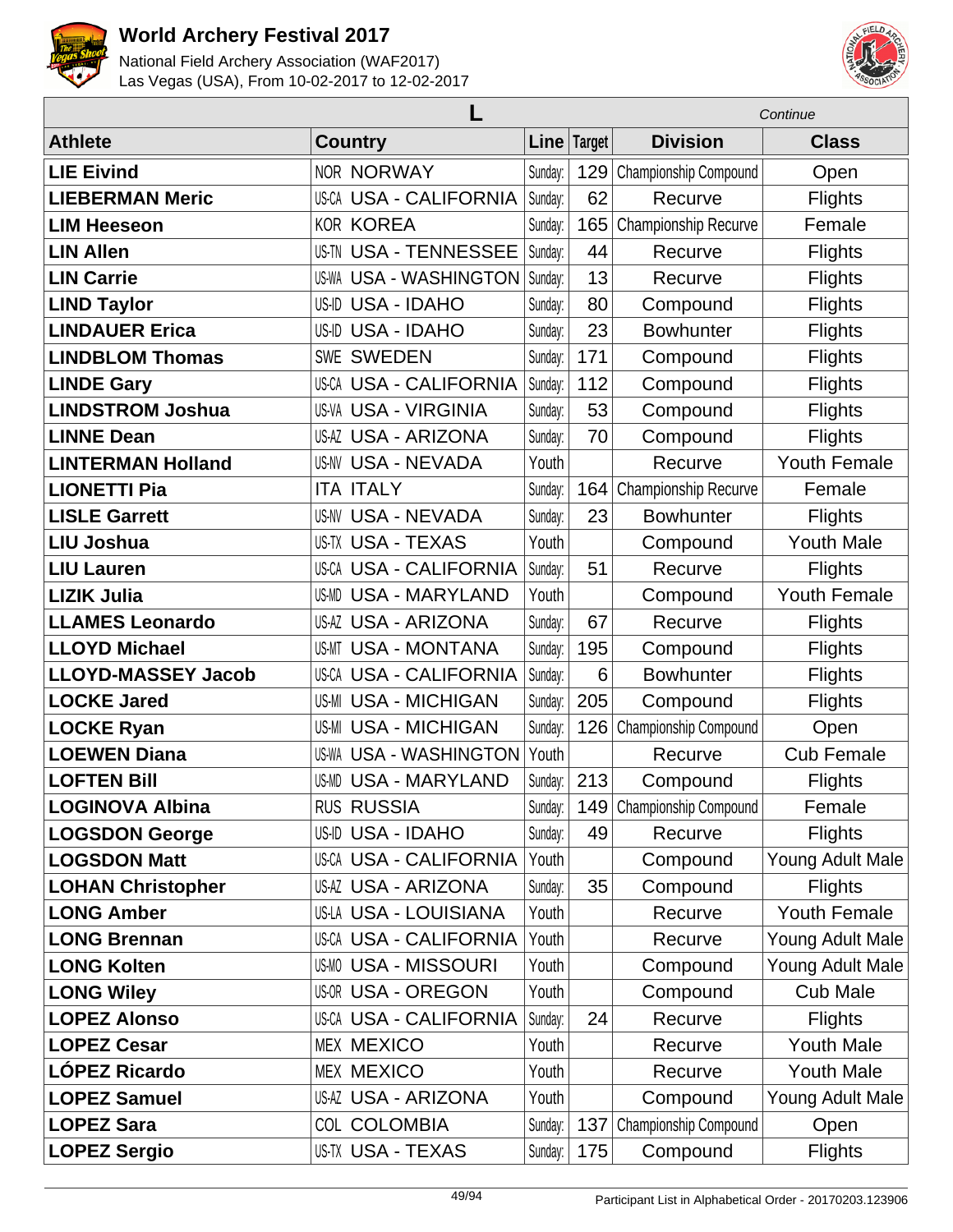# World Archery Festival 2017

National Field Archery Association (WAF2017)
Las Vegas (USA), From 10-02-2017 to 12-02-2017

## L

*Continue*

| Athlete | Country | | Line | Target | Division | Class |
|---|---|---|---|---|---|---|
| **LIE Eivind** | NOR | NORWAY | Sunday: | 129 | Championship Compound | Open |
| **LIEBERMAN Meric** | US-CA | USA - CALIFORNIA | Sunday: | 62 | Recurve | Flights |
| **LIM Heeseon** | KOR | KOREA | Sunday: | 165 | Championship Recurve | Female |
| **LIN Allen** | US-TN | USA - TENNESSEE | Sunday: | 44 | Recurve | Flights |
| **LIN Carrie** | US-WA | USA - WASHINGTON | Sunday: | 13 | Recurve | Flights |
| **LIND Taylor** | US-ID | USA - IDAHO | Sunday: | 80 | Compound | Flights |
| **LINDAUER Erica** | US-ID | USA - IDAHO | Sunday: | 23 | Bowhunter | Flights |
| **LINDBLOM Thomas** | SWE | SWEDEN | Sunday: | 171 | Compound | Flights |
| **LINDE Gary** | US-CA | USA - CALIFORNIA | Sunday: | 112 | Compound | Flights |
| **LINDSTROM Joshua** | US-VA | USA - VIRGINIA | Sunday: | 53 | Compound | Flights |
| **LINNE Dean** | US-AZ | USA - ARIZONA | Sunday: | 70 | Compound | Flights |
| **LINTERMAN Holland** | US-NV | USA - NEVADA | Youth | | Recurve | Youth Female |
| **LIONETTI Pia** | ITA | ITALY | Sunday: | 164 | Championship Recurve | Female |
| **LISLE Garrett** | US-NV | USA - NEVADA | Sunday: | 23 | Bowhunter | Flights |
| **LIU Joshua** | US-TX | USA - TEXAS | Youth | | Compound | Youth Male |
| **LIU Lauren** | US-CA | USA - CALIFORNIA | Sunday: | 51 | Recurve | Flights |
| **LIZIK Julia** | US-MD | USA - MARYLAND | Youth | | Compound | Youth Female |
| **LLAMES Leonardo** | US-AZ | USA - ARIZONA | Sunday: | 67 | Recurve | Flights |
| **LLOYD Michael** | US-MT | USA - MONTANA | Sunday: | 195 | Compound | Flights |
| **LLOYD-MASSEY Jacob** | US-CA | USA - CALIFORNIA | Sunday: | 6 | Bowhunter | Flights |
| **LOCKE Jared** | US-MI | USA - MICHIGAN | Sunday: | 205 | Compound | Flights |
| **LOCKE Ryan** | US-MI | USA - MICHIGAN | Sunday: | 126 | Championship Compound | Open |
| **LOEWEN Diana** | US-WA | USA - WASHINGTON | Youth | | Recurve | Cub Female |
| **LOFTEN Bill** | US-MD | USA - MARYLAND | Sunday: | 213 | Compound | Flights |
| **LOGINOVA Albina** | RUS | RUSSIA | Sunday: | 149 | Championship Compound | Female |
| **LOGSDON George** | US-ID | USA - IDAHO | Sunday: | 49 | Recurve | Flights |
| **LOGSDON Matt** | US-CA | USA - CALIFORNIA | Youth | | Compound | Young Adult Male |
| **LOHAN Christopher** | US-AZ | USA - ARIZONA | Sunday: | 35 | Compound | Flights |
| **LONG Amber** | US-LA | USA - LOUISIANA | Youth | | Recurve | Youth Female |
| **LONG Brennan** | US-CA | USA - CALIFORNIA | Youth | | Recurve | Young Adult Male |
| **LONG Kolten** | US-MO | USA - MISSOURI | Youth | | Compound | Young Adult Male |
| **LONG Wiley** | US-OR | USA - OREGON | Youth | | Compound | Cub Male |
| **LOPEZ Alonso** | US-CA | USA - CALIFORNIA | Sunday: | 24 | Recurve | Flights |
| **LOPEZ Cesar** | MEX | MEXICO | Youth | | Recurve | Youth Male |
| **LÓPEZ Ricardo** | MEX | MEXICO | Youth | | Recurve | Youth Male |
| **LOPEZ Samuel** | US-AZ | USA - ARIZONA | Youth | | Compound | Young Adult Male |
| **LOPEZ Sara** | COL | COLOMBIA | Sunday: | 137 | Championship Compound | Open |
| **LOPEZ Sergio** | US-TX | USA - TEXAS | Sunday: | 175 | Compound | Flights |

Participant List in Alphabetical Order - 20170203.123906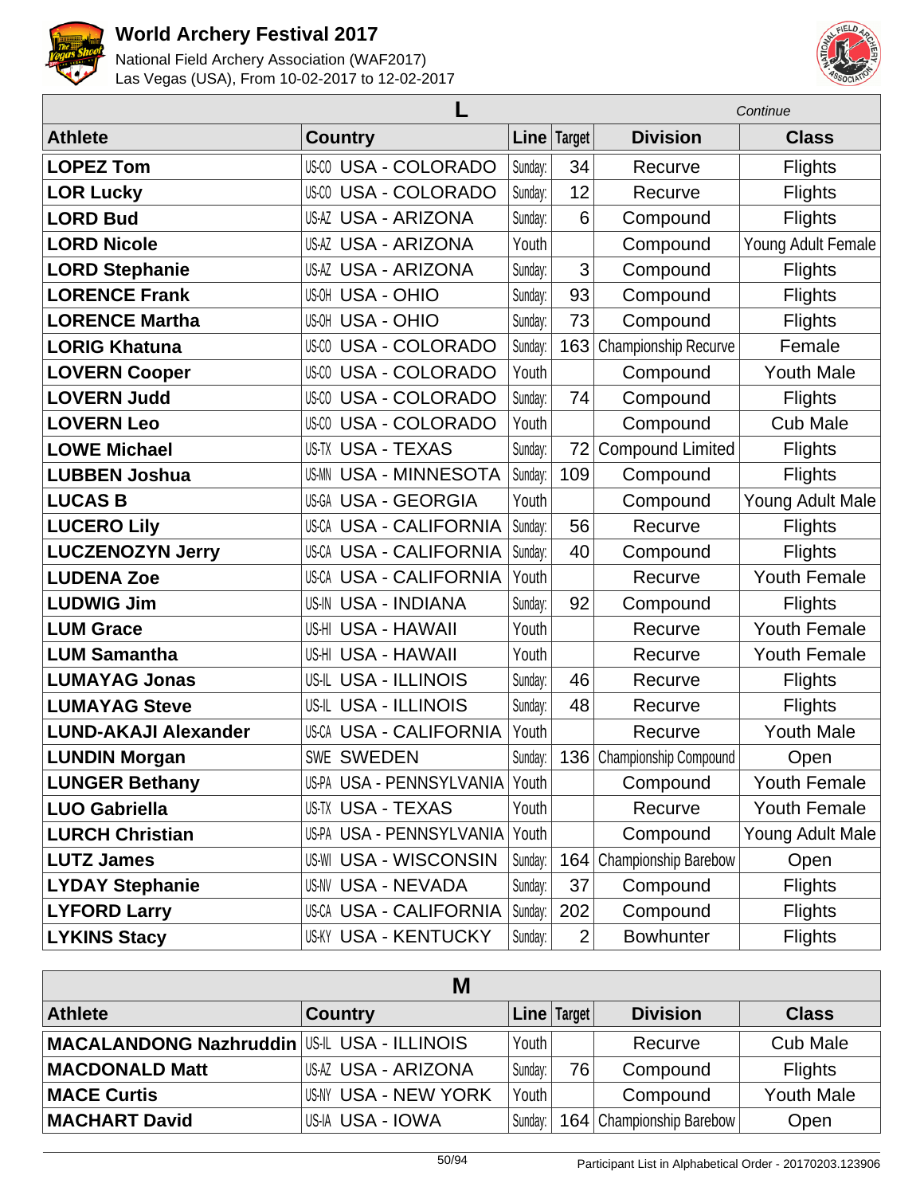# World Archery Festival 2017

National Field Archery Association (WAF2017)
Las Vegas (USA), From 10-02-2017 to 12-02-2017

## L

*Continue*

| Athlete | Country | | Line | Target | Division | Class |
|---|---|---|---|---|---|---|
| **LOPEZ Tom** | US-CO | USA - COLORADO | Sunday: | 34 | Recurve | Flights |
| **LOR Lucky** | US-CO | USA - COLORADO | Sunday: | 12 | Recurve | Flights |
| **LORD Bud** | US-AZ | USA - ARIZONA | Sunday: | 6 | Compound | Flights |
| **LORD Nicole** | US-AZ | USA - ARIZONA | Youth | | Compound | Young Adult Female |
| **LORD Stephanie** | US-AZ | USA - ARIZONA | Sunday: | 3 | Compound | Flights |
| **LORENCE Frank** | US-OH | USA - OHIO | Sunday: | 93 | Compound | Flights |
| **LORENCE Martha** | US-OH | USA - OHIO | Sunday: | 73 | Compound | Flights |
| **LORIG Khatuna** | US-CO | USA - COLORADO | Sunday: | 163 | Championship Recurve | Female |
| **LOVERN Cooper** | US-CO | USA - COLORADO | Youth | | Compound | Youth Male |
| **LOVERN Judd** | US-CO | USA - COLORADO | Sunday: | 74 | Compound | Flights |
| **LOVERN Leo** | US-CO | USA - COLORADO | Youth | | Compound | Cub Male |
| **LOWE Michael** | US-TX | USA - TEXAS | Sunday: | 72 | Compound Limited | Flights |
| **LUBBEN Joshua** | US-MN | USA - MINNESOTA | Sunday: | 109 | Compound | Flights |
| **LUCAS B** | US-GA | USA - GEORGIA | Youth | | Compound | Young Adult Male |
| **LUCERO Lily** | US-CA | USA - CALIFORNIA | Sunday: | 56 | Recurve | Flights |
| **LUCZENOZYN Jerry** | US-CA | USA - CALIFORNIA | Sunday: | 40 | Compound | Flights |
| **LUDENA Zoe** | US-CA | USA - CALIFORNIA | Youth | | Recurve | Youth Female |
| **LUDWIG Jim** | US-IN | USA - INDIANA | Sunday: | 92 | Compound | Flights |
| **LUM Grace** | US-HI | USA - HAWAII | Youth | | Recurve | Youth Female |
| **LUM Samantha** | US-HI | USA - HAWAII | Youth | | Recurve | Youth Female |
| **LUMAYAG Jonas** | US-IL | USA - ILLINOIS | Sunday: | 46 | Recurve | Flights |
| **LUMAYAG Steve** | US-IL | USA - ILLINOIS | Sunday: | 48 | Recurve | Flights |
| **LUND-AKAJI Alexander** | US-CA | USA - CALIFORNIA | Youth | | Recurve | Youth Male |
| **LUNDIN Morgan** | SWE | SWEDEN | Sunday: | 136 | Championship Compound | Open |
| **LUNGER Bethany** | US-PA | USA - PENNSYLVANIA | Youth | | Compound | Youth Female |
| **LUO Gabriella** | US-TX | USA - TEXAS | Youth | | Recurve | Youth Female |
| **LURCH Christian** | US-PA | USA - PENNSYLVANIA | Youth | | Compound | Young Adult Male |
| **LUTZ James** | US-WI | USA - WISCONSIN | Sunday: | 164 | Championship Barebow | Open |
| **LYDAY Stephanie** | US-NV | USA - NEVADA | Sunday: | 37 | Compound | Flights |
| **LYFORD Larry** | US-CA | USA - CALIFORNIA | Sunday: | 202 | Compound | Flights |
| **LYKINS Stacy** | US-KY | USA - KENTUCKY | Sunday: | 2 | Bowhunter | Flights |

## M

| Athlete | Country | | Line | Target | Division | Class |
|---|---|---|---|---|---|---|
| **MACALANDONG Nazhruddin** | US-IL | USA - ILLINOIS | Youth | | Recurve | Cub Male |
| **MACDONALD Matt** | US-AZ | USA - ARIZONA | Sunday: | 76 | Compound | Flights |
| **MACE Curtis** | US-NY | USA - NEW YORK | Youth | | Compound | Youth Male |
| **MACHART David** | US-IA | USA - IOWA | Sunday: | 164 | Championship Barebow | Open |

Participant List in Alphabetical Order - 20170203.123906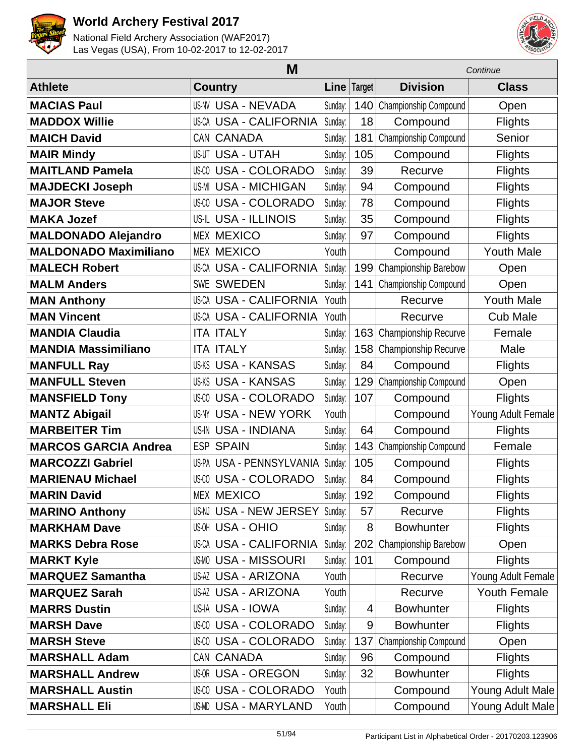# World Archery Festival 2017

National Field Archery Association (WAF2017)
Las Vegas (USA), From 10-02-2017 to 12-02-2017

## M

*Continue*

| Athlete | Country | | Line | Target | Division | Class |
|---|---|---|---|---|---|---|
| **MACIAS Paul** | US-NV | USA - NEVADA | Sunday: | 140 | Championship Compound | Open |
| **MADDOX Willie** | US-CA | USA - CALIFORNIA | Sunday: | 18 | Compound | Flights |
| **MAICH David** | CAN | CANADA | Sunday: | 181 | Championship Compound | Senior |
| **MAIR Mindy** | US-UT | USA - UTAH | Sunday: | 105 | Compound | Flights |
| **MAITLAND Pamela** | US-CO | USA - COLORADO | Sunday: | 39 | Recurve | Flights |
| **MAJDECKI Joseph** | US-MI | USA - MICHIGAN | Sunday: | 94 | Compound | Flights |
| **MAJOR Steve** | US-CO | USA - COLORADO | Sunday: | 78 | Compound | Flights |
| **MAKA Jozef** | US-IL | USA - ILLINOIS | Sunday: | 35 | Compound | Flights |
| **MALDONADO Alejandro** | MEX | MEXICO | Sunday: | 97 | Compound | Flights |
| **MALDONADO Maximiliano** | MEX | MEXICO | Youth | | Compound | Youth Male |
| **MALECH Robert** | US-CA | USA - CALIFORNIA | Sunday: | 199 | Championship Barebow | Open |
| **MALM Anders** | SWE | SWEDEN | Sunday: | 141 | Championship Compound | Open |
| **MAN Anthony** | US-CA | USA - CALIFORNIA | Youth | | Recurve | Youth Male |
| **MAN Vincent** | US-CA | USA - CALIFORNIA | Youth | | Recurve | Cub Male |
| **MANDIA Claudia** | ITA | ITALY | Sunday: | 163 | Championship Recurve | Female |
| **MANDIA Massimiliano** | ITA | ITALY | Sunday: | 158 | Championship Recurve | Male |
| **MANFULL Ray** | US-KS | USA - KANSAS | Sunday: | 84 | Compound | Flights |
| **MANFULL Steven** | US-KS | USA - KANSAS | Sunday: | 129 | Championship Compound | Open |
| **MANSFIELD Tony** | US-CO | USA - COLORADO | Sunday: | 107 | Compound | Flights |
| **MANTZ Abigail** | US-NY | USA - NEW YORK | Youth | | Compound | Young Adult Female |
| **MARBEITER Tim** | US-IN | USA - INDIANA | Sunday: | 64 | Compound | Flights |
| **MARCOS GARCIA Andrea** | ESP | SPAIN | Sunday: | 143 | Championship Compound | Female |
| **MARCOZZI Gabriel** | US-PA | USA - PENNSYLVANIA | Sunday: | 105 | Compound | Flights |
| **MARIENAU Michael** | US-CO | USA - COLORADO | Sunday: | 84 | Compound | Flights |
| **MARIN David** | MEX | MEXICO | Sunday: | 192 | Compound | Flights |
| **MARINO Anthony** | US-NJ | USA - NEW JERSEY | Sunday: | 57 | Recurve | Flights |
| **MARKHAM Dave** | US-OH | USA - OHIO | Sunday: | 8 | Bowhunter | Flights |
| **MARKS Debra Rose** | US-CA | USA - CALIFORNIA | Sunday: | 202 | Championship Barebow | Open |
| **MARKT Kyle** | US-MO | USA - MISSOURI | Sunday: | 101 | Compound | Flights |
| **MARQUEZ Samantha** | US-AZ | USA - ARIZONA | Youth | | Recurve | Young Adult Female |
| **MARQUEZ Sarah** | US-AZ | USA - ARIZONA | Youth | | Recurve | Youth Female |
| **MARRS Dustin** | US-IA | USA - IOWA | Sunday: | 4 | Bowhunter | Flights |
| **MARSH Dave** | US-CO | USA - COLORADO | Sunday: | 9 | Bowhunter | Flights |
| **MARSH Steve** | US-CO | USA - COLORADO | Sunday: | 137 | Championship Compound | Open |
| **MARSHALL Adam** | CAN | CANADA | Sunday: | 96 | Compound | Flights |
| **MARSHALL Andrew** | US-OR | USA - OREGON | Sunday: | 32 | Bowhunter | Flights |
| **MARSHALL Austin** | US-CO | USA - COLORADO | Youth | | Compound | Young Adult Male |
| **MARSHALL Eli** | US-MD | USA - MARYLAND | Youth | | Compound | Young Adult Male |

Participant List in Alphabetical Order - 20170203.123906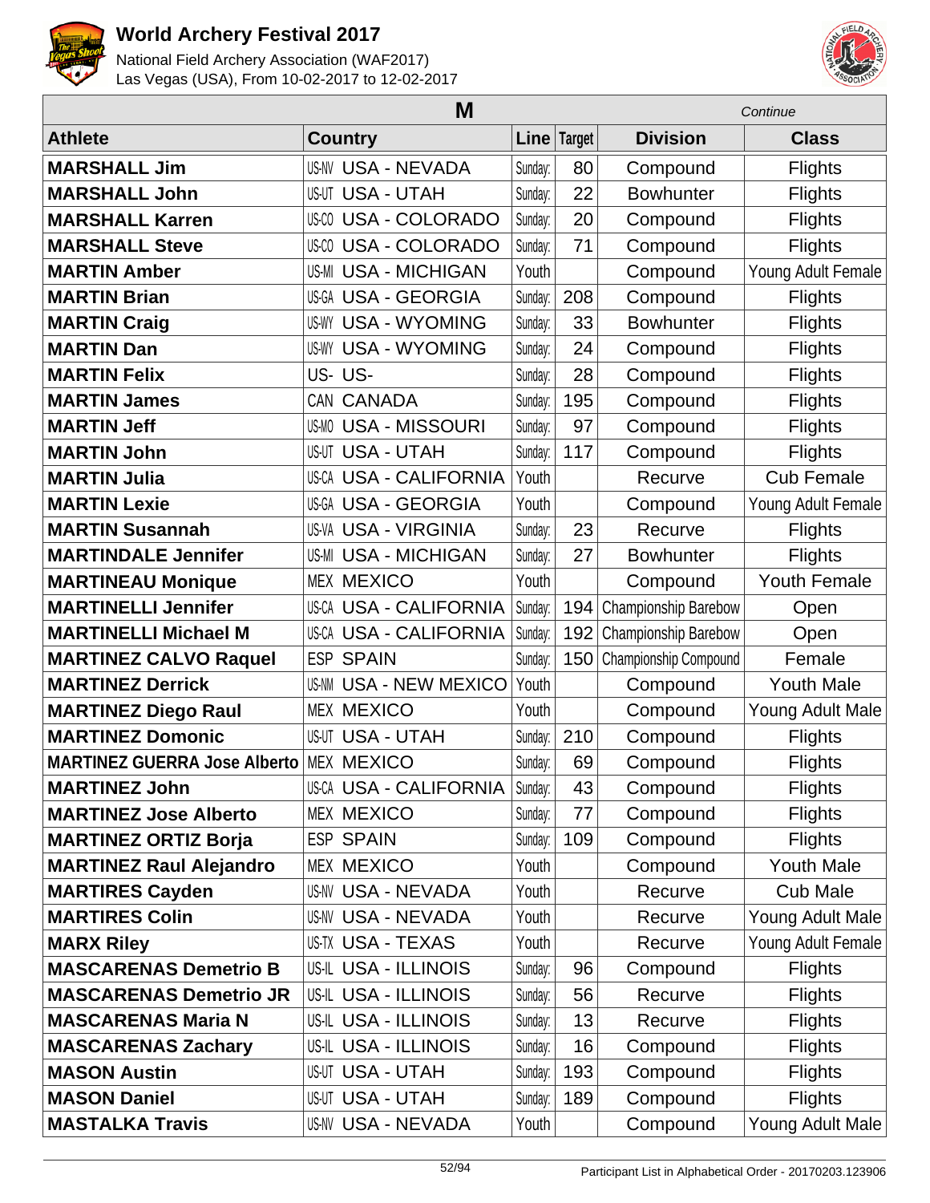# World Archery Festival 2017

National Field Archery Association (WAF2017)
Las Vegas (USA), From 10-02-2017 to 12-02-2017

| M | | | | | *Continue* |
|---|---|---|---|---|---|
| **Athlete** | **Country** | **Line** | **Target** | **Division** | **Class** |
| **MARSHALL Jim** | US-NV USA - NEVADA | Sunday: | 80 | Compound | Flights |
| **MARSHALL John** | US-UT USA - UTAH | Sunday: | 22 | Bowhunter | Flights |
| **MARSHALL Karren** | US-CO USA - COLORADO | Sunday: | 20 | Compound | Flights |
| **MARSHALL Steve** | US-CO USA - COLORADO | Sunday: | 71 | Compound | Flights |
| **MARTIN Amber** | US-MI USA - MICHIGAN | Youth | | Compound | Young Adult Female |
| **MARTIN Brian** | US-GA USA - GEORGIA | Sunday: | 208 | Compound | Flights |
| **MARTIN Craig** | US-WY USA - WYOMING | Sunday: | 33 | Bowhunter | Flights |
| **MARTIN Dan** | US-WY USA - WYOMING | Sunday: | 24 | Compound | Flights |
| **MARTIN Felix** | US- US- | Sunday: | 28 | Compound | Flights |
| **MARTIN James** | CAN CANADA | Sunday: | 195 | Compound | Flights |
| **MARTIN Jeff** | US-MO USA - MISSOURI | Sunday: | 97 | Compound | Flights |
| **MARTIN John** | US-UT USA - UTAH | Sunday: | 117 | Compound | Flights |
| **MARTIN Julia** | US-CA USA - CALIFORNIA | Youth | | Recurve | Cub Female |
| **MARTIN Lexie** | US-GA USA - GEORGIA | Youth | | Compound | Young Adult Female |
| **MARTIN Susannah** | US-VA USA - VIRGINIA | Sunday: | 23 | Recurve | Flights |
| **MARTINDALE Jennifer** | US-MI USA - MICHIGAN | Sunday: | 27 | Bowhunter | Flights |
| **MARTINEAU Monique** | MEX MEXICO | Youth | | Compound | Youth Female |
| **MARTINELLI Jennifer** | US-CA USA - CALIFORNIA | Sunday: | 194 | Championship Barebow | Open |
| **MARTINELLI Michael M** | US-CA USA - CALIFORNIA | Sunday: | 192 | Championship Barebow | Open |
| **MARTINEZ CALVO Raquel** | ESP SPAIN | Sunday: | 150 | Championship Compound | Female |
| **MARTINEZ Derrick** | US-NM USA - NEW MEXICO | Youth | | Compound | Youth Male |
| **MARTINEZ Diego Raul** | MEX MEXICO | Youth | | Compound | Young Adult Male |
| **MARTINEZ Domonic** | US-UT USA - UTAH | Sunday: | 210 | Compound | Flights |
| **MARTINEZ GUERRA Jose Alberto** | MEX MEXICO | Sunday: | 69 | Compound | Flights |
| **MARTINEZ John** | US-CA USA - CALIFORNIA | Sunday: | 43 | Compound | Flights |
| **MARTINEZ Jose Alberto** | MEX MEXICO | Sunday: | 77 | Compound | Flights |
| **MARTINEZ ORTIZ Borja** | ESP SPAIN | Sunday: | 109 | Compound | Flights |
| **MARTINEZ Raul Alejandro** | MEX MEXICO | Youth | | Compound | Youth Male |
| **MARTIRES Cayden** | US-NV USA - NEVADA | Youth | | Recurve | Cub Male |
| **MARTIRES Colin** | US-NV USA - NEVADA | Youth | | Recurve | Young Adult Male |
| **MARX Riley** | US-TX USA - TEXAS | Youth | | Recurve | Young Adult Female |
| **MASCARENAS Demetrio B** | US-IL USA - ILLINOIS | Sunday: | 96 | Compound | Flights |
| **MASCARENAS Demetrio JR** | US-IL USA - ILLINOIS | Sunday: | 56 | Recurve | Flights |
| **MASCARENAS Maria N** | US-IL USA - ILLINOIS | Sunday: | 13 | Recurve | Flights |
| **MASCARENAS Zachary** | US-IL USA - ILLINOIS | Sunday: | 16 | Compound | Flights |
| **MASON Austin** | US-UT USA - UTAH | Sunday: | 193 | Compound | Flights |
| **MASON Daniel** | US-UT USA - UTAH | Sunday: | 189 | Compound | Flights |
| **MASTALKA Travis** | US-NV USA - NEVADA | Youth | | Compound | Young Adult Male |

Participant List in Alphabetical Order - 20170203.123906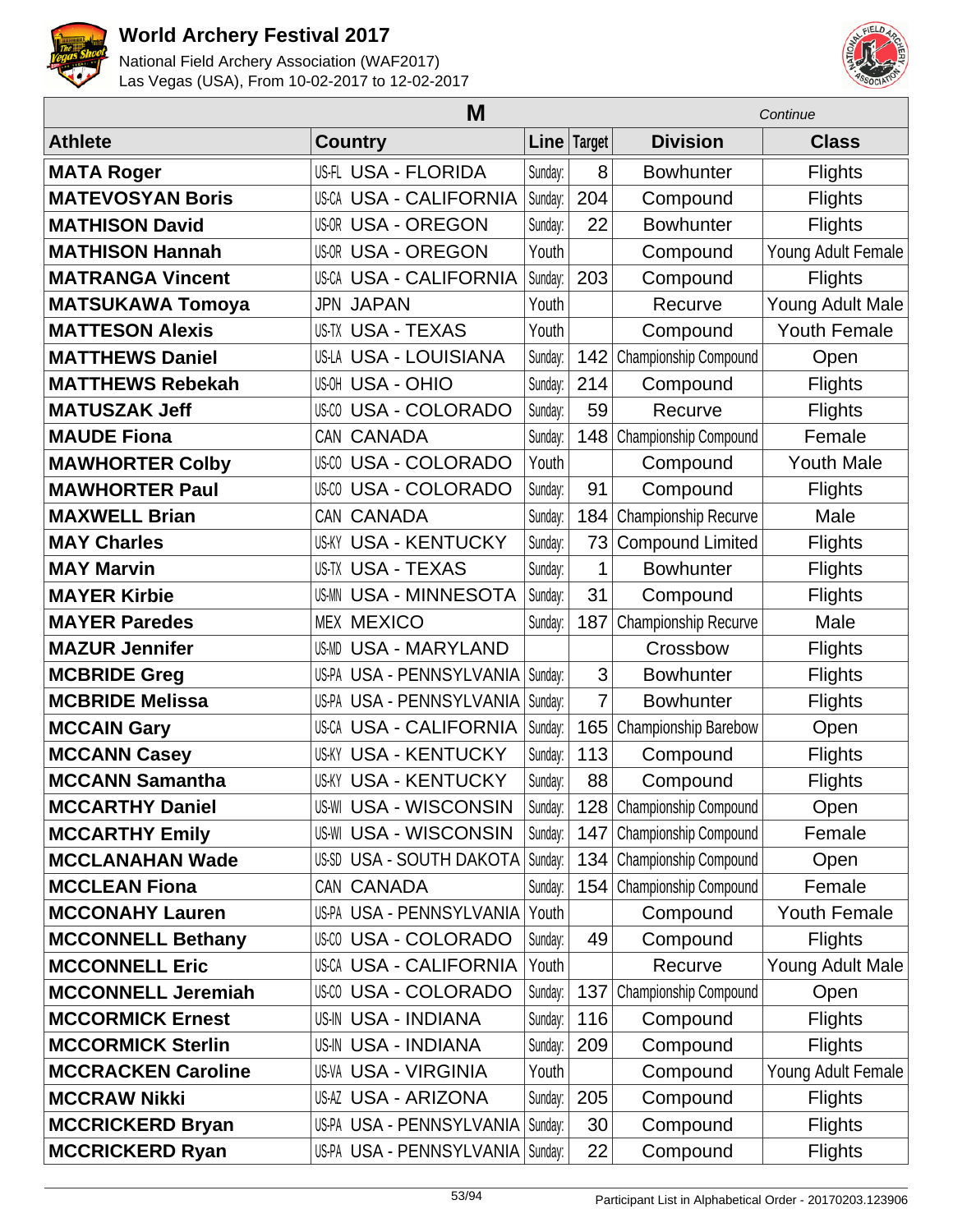# World Archery Festival 2017

National Field Archery Association (WAF2017)
Las Vegas (USA), From 10-02-2017 to 12-02-2017

## M

*Continue*

| Athlete | Country | | Line | Target | Division | Class |
|---|---|---|---|---|---|---|
| **MATA Roger** | US-FL | USA - FLORIDA | Sunday: | 8 | Bowhunter | Flights |
| **MATEVOSYAN Boris** | US-CA | USA - CALIFORNIA | Sunday: | 204 | Compound | Flights |
| **MATHISON David** | US-OR | USA - OREGON | Sunday: | 22 | Bowhunter | Flights |
| **MATHISON Hannah** | US-OR | USA - OREGON | Youth | | Compound | Young Adult Female |
| **MATRANGA Vincent** | US-CA | USA - CALIFORNIA | Sunday: | 203 | Compound | Flights |
| **MATSUKAWA Tomoya** | JPN | JAPAN | Youth | | Recurve | Young Adult Male |
| **MATTESON Alexis** | US-TX | USA - TEXAS | Youth | | Compound | Youth Female |
| **MATTHEWS Daniel** | US-LA | USA - LOUISIANA | Sunday: | 142 | Championship Compound | Open |
| **MATTHEWS Rebekah** | US-OH | USA - OHIO | Sunday: | 214 | Compound | Flights |
| **MATUSZAK Jeff** | US-CO | USA - COLORADO | Sunday: | 59 | Recurve | Flights |
| **MAUDE Fiona** | CAN | CANADA | Sunday: | 148 | Championship Compound | Female |
| **MAWHORTER Colby** | US-CO | USA - COLORADO | Youth | | Compound | Youth Male |
| **MAWHORTER Paul** | US-CO | USA - COLORADO | Sunday: | 91 | Compound | Flights |
| **MAXWELL Brian** | CAN | CANADA | Sunday: | 184 | Championship Recurve | Male |
| **MAY Charles** | US-KY | USA - KENTUCKY | Sunday: | 73 | Compound Limited | Flights |
| **MAY Marvin** | US-TX | USA - TEXAS | Sunday: | 1 | Bowhunter | Flights |
| **MAYER Kirbie** | US-MN | USA - MINNESOTA | Sunday: | 31 | Compound | Flights |
| **MAYER Paredes** | MEX | MEXICO | Sunday: | 187 | Championship Recurve | Male |
| **MAZUR Jennifer** | US-MD | USA - MARYLAND | | | Crossbow | Flights |
| **MCBRIDE Greg** | US-PA | USA - PENNSYLVANIA | Sunday: | 3 | Bowhunter | Flights |
| **MCBRIDE Melissa** | US-PA | USA - PENNSYLVANIA | Sunday: | 7 | Bowhunter | Flights |
| **MCCAIN Gary** | US-CA | USA - CALIFORNIA | Sunday: | 165 | Championship Barebow | Open |
| **MCCANN Casey** | US-KY | USA - KENTUCKY | Sunday: | 113 | Compound | Flights |
| **MCCANN Samantha** | US-KY | USA - KENTUCKY | Sunday: | 88 | Compound | Flights |
| **MCCARTHY Daniel** | US-WI | USA - WISCONSIN | Sunday: | 128 | Championship Compound | Open |
| **MCCARTHY Emily** | US-WI | USA - WISCONSIN | Sunday: | 147 | Championship Compound | Female |
| **MCCLANAHAN Wade** | US-SD | USA - SOUTH DAKOTA | Sunday: | 134 | Championship Compound | Open |
| **MCCLEAN Fiona** | CAN | CANADA | Sunday: | 154 | Championship Compound | Female |
| **MCCONAHY Lauren** | US-PA | USA - PENNSYLVANIA | Youth | | Compound | Youth Female |
| **MCCONNELL Bethany** | US-CO | USA - COLORADO | Sunday: | 49 | Compound | Flights |
| **MCCONNELL Eric** | US-CA | USA - CALIFORNIA | Youth | | Recurve | Young Adult Male |
| **MCCONNELL Jeremiah** | US-CO | USA - COLORADO | Sunday: | 137 | Championship Compound | Open |
| **MCCORMICK Ernest** | US-IN | USA - INDIANA | Sunday: | 116 | Compound | Flights |
| **MCCORMICK Sterlin** | US-IN | USA - INDIANA | Sunday: | 209 | Compound | Flights |
| **MCCRACKEN Caroline** | US-VA | USA - VIRGINIA | Youth | | Compound | Young Adult Female |
| **MCCRAW Nikki** | US-AZ | USA - ARIZONA | Sunday: | 205 | Compound | Flights |
| **MCCRICKERD Bryan** | US-PA | USA - PENNSYLVANIA | Sunday: | 30 | Compound | Flights |
| **MCCRICKERD Ryan** | US-PA | USA - PENNSYLVANIA | Sunday: | 22 | Compound | Flights |

Participant List in Alphabetical Order - 20170203.123906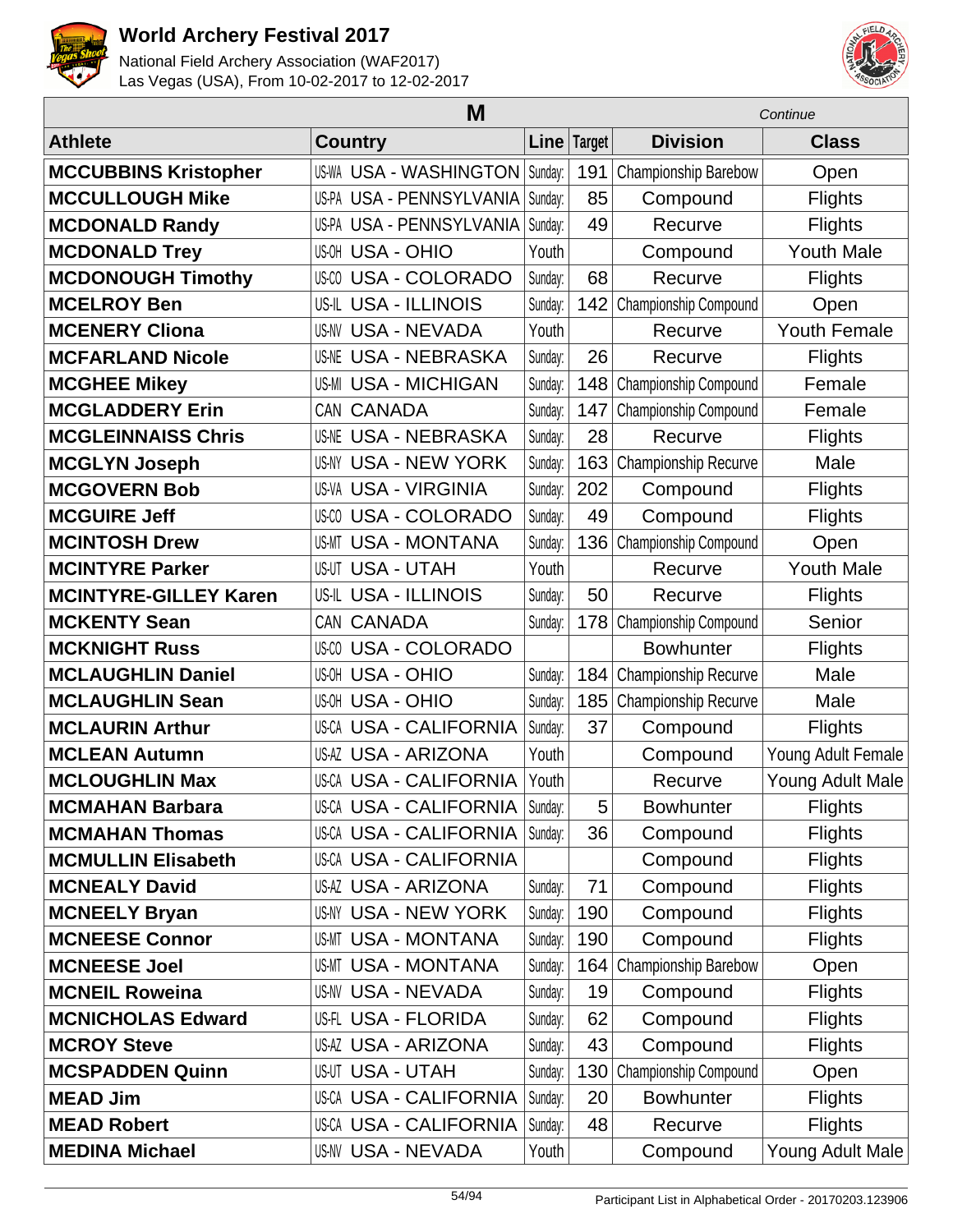# World Archery Festival 2017

National Field Archery Association (WAF2017)
Las Vegas (USA), From 10-02-2017 to 12-02-2017

| M | | | | | *Continue* |
|---|---|---|---|---|---|
| **Athlete** | **Country** | **Line** | **Target** | **Division** | **Class** |
| **MCCUBBINS Kristopher** | US-WA USA - WASHINGTON | Sunday: | 191 | Championship Barebow | Open |
| **MCCULLOUGH Mike** | US-PA USA - PENNSYLVANIA | Sunday: | 85 | Compound | Flights |
| **MCDONALD Randy** | US-PA USA - PENNSYLVANIA | Sunday: | 49 | Recurve | Flights |
| **MCDONALD Trey** | US-OH USA - OHIO | Youth | | Compound | Youth Male |
| **MCDONOUGH Timothy** | US-CO USA - COLORADO | Sunday: | 68 | Recurve | Flights |
| **MCELROY Ben** | US-IL USA - ILLINOIS | Sunday: | 142 | Championship Compound | Open |
| **MCENERY Cliona** | US-NV USA - NEVADA | Youth | | Recurve | Youth Female |
| **MCFARLAND Nicole** | US-NE USA - NEBRASKA | Sunday: | 26 | Recurve | Flights |
| **MCGHEE Mikey** | US-MI USA - MICHIGAN | Sunday: | 148 | Championship Compound | Female |
| **MCGLADDERY Erin** | CAN CANADA | Sunday: | 147 | Championship Compound | Female |
| **MCGLEINNAISS Chris** | US-NE USA - NEBRASKA | Sunday: | 28 | Recurve | Flights |
| **MCGLYN Joseph** | US-NY USA - NEW YORK | Sunday: | 163 | Championship Recurve | Male |
| **MCGOVERN Bob** | US-VA USA - VIRGINIA | Sunday: | 202 | Compound | Flights |
| **MCGUIRE Jeff** | US-CO USA - COLORADO | Sunday: | 49 | Compound | Flights |
| **MCINTOSH Drew** | US-MT USA - MONTANA | Sunday: | 136 | Championship Compound | Open |
| **MCINTYRE Parker** | US-UT USA - UTAH | Youth | | Recurve | Youth Male |
| **MCINTYRE-GILLEY Karen** | US-IL USA - ILLINOIS | Sunday: | 50 | Recurve | Flights |
| **MCKENTY Sean** | CAN CANADA | Sunday: | 178 | Championship Compound | Senior |
| **MCKNIGHT Russ** | US-CO USA - COLORADO | | | Bowhunter | Flights |
| **MCLAUGHLIN Daniel** | US-OH USA - OHIO | Sunday: | 184 | Championship Recurve | Male |
| **MCLAUGHLIN Sean** | US-OH USA - OHIO | Sunday: | 185 | Championship Recurve | Male |
| **MCLAURIN Arthur** | US-CA USA - CALIFORNIA | Sunday: | 37 | Compound | Flights |
| **MCLEAN Autumn** | US-AZ USA - ARIZONA | Youth | | Compound | Young Adult Female |
| **MCLOUGHLIN Max** | US-CA USA - CALIFORNIA | Youth | | Recurve | Young Adult Male |
| **MCMAHAN Barbara** | US-CA USA - CALIFORNIA | Sunday: | 5 | Bowhunter | Flights |
| **MCMAHAN Thomas** | US-CA USA - CALIFORNIA | Sunday: | 36 | Compound | Flights |
| **MCMULLIN Elisabeth** | US-CA USA - CALIFORNIA | | | Compound | Flights |
| **MCNEALY David** | US-AZ USA - ARIZONA | Sunday: | 71 | Compound | Flights |
| **MCNEELY Bryan** | US-NY USA - NEW YORK | Sunday: | 190 | Compound | Flights |
| **MCNEESE Connor** | US-MT USA - MONTANA | Sunday: | 190 | Compound | Flights |
| **MCNEESE Joel** | US-MT USA - MONTANA | Sunday: | 164 | Championship Barebow | Open |
| **MCNEIL Roweina** | US-NV USA - NEVADA | Sunday: | 19 | Compound | Flights |
| **MCNICHOLAS Edward** | US-FL USA - FLORIDA | Sunday: | 62 | Compound | Flights |
| **MCROY Steve** | US-AZ USA - ARIZONA | Sunday: | 43 | Compound | Flights |
| **MCSPADDEN Quinn** | US-UT USA - UTAH | Sunday: | 130 | Championship Compound | Open |
| **MEAD Jim** | US-CA USA - CALIFORNIA | Sunday: | 20 | Bowhunter | Flights |
| **MEAD Robert** | US-CA USA - CALIFORNIA | Sunday: | 48 | Recurve | Flights |
| **MEDINA Michael** | US-NV USA - NEVADA | Youth | | Compound | Young Adult Male |

Participant List in Alphabetical Order - 20170203.123906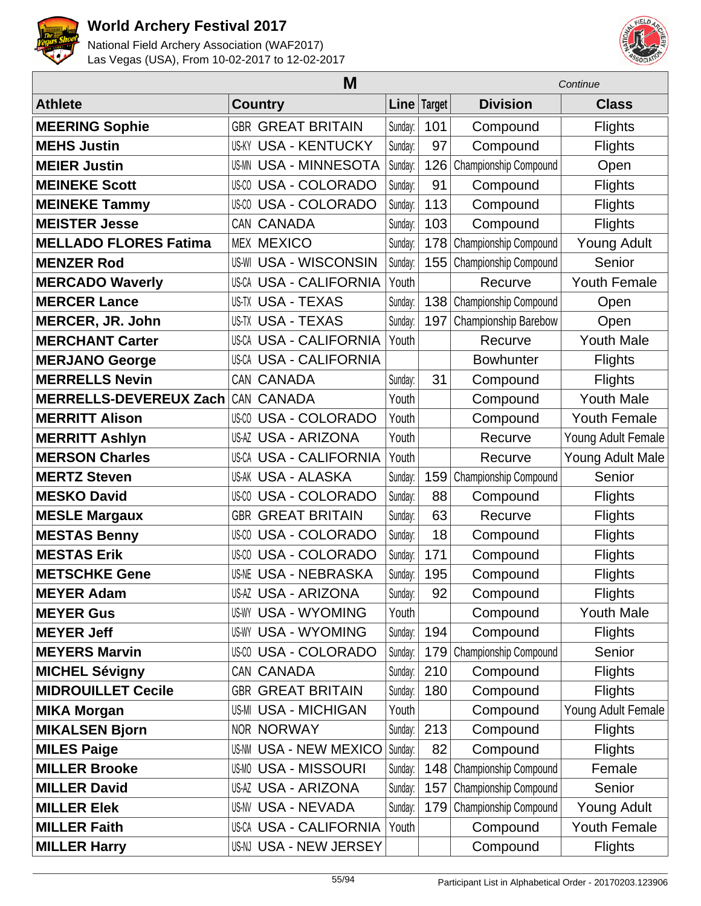# World Archery Festival 2017

National Field Archery Association (WAF2017)
Las Vegas (USA), From 10-02-2017 to 12-02-2017

| M | | | | | *Continue* |
|---|---|---|---|---|---|
| **Athlete** | **Country** | **Line** | **Target** | **Division** | **Class** |
| **MEERING Sophie** | GBR GREAT BRITAIN | Sunday: | 101 | Compound | Flights |
| **MEHS Justin** | US-KY USA - KENTUCKY | Sunday: | 97 | Compound | Flights |
| **MEIER Justin** | US-MN USA - MINNESOTA | Sunday: | 126 | Championship Compound | Open |
| **MEINEKE Scott** | US-CO USA - COLORADO | Sunday: | 91 | Compound | Flights |
| **MEINEKE Tammy** | US-CO USA - COLORADO | Sunday: | 113 | Compound | Flights |
| **MEISTER Jesse** | CAN CANADA | Sunday: | 103 | Compound | Flights |
| **MELLADO FLORES Fatima** | MEX MEXICO | Sunday: | 178 | Championship Compound | Young Adult |
| **MENZER Rod** | US-WI USA - WISCONSIN | Sunday: | 155 | Championship Compound | Senior |
| **MERCADO Waverly** | US-CA USA - CALIFORNIA | Youth | | Recurve | Youth Female |
| **MERCER Lance** | US-TX USA - TEXAS | Sunday: | 138 | Championship Compound | Open |
| **MERCER, JR. John** | US-TX USA - TEXAS | Sunday: | 197 | Championship Barebow | Open |
| **MERCHANT Carter** | US-CA USA - CALIFORNIA | Youth | | Recurve | Youth Male |
| **MERJANO George** | US-CA USA - CALIFORNIA | | | Bowhunter | Flights |
| **MERRELLS Nevin** | CAN CANADA | Sunday: | 31 | Compound | Flights |
| **MERRELLS-DEVEREUX Zach** | CAN CANADA | Youth | | Compound | Youth Male |
| **MERRITT Alison** | US-CO USA - COLORADO | Youth | | Compound | Youth Female |
| **MERRITT Ashlyn** | US-AZ USA - ARIZONA | Youth | | Recurve | Young Adult Female |
| **MERSON Charles** | US-CA USA - CALIFORNIA | Youth | | Recurve | Young Adult Male |
| **MERTZ Steven** | US-AK USA - ALASKA | Sunday: | 159 | Championship Compound | Senior |
| **MESKO David** | US-CO USA - COLORADO | Sunday: | 88 | Compound | Flights |
| **MESLE Margaux** | GBR GREAT BRITAIN | Sunday: | 63 | Recurve | Flights |
| **MESTAS Benny** | US-CO USA - COLORADO | Sunday: | 18 | Compound | Flights |
| **MESTAS Erik** | US-CO USA - COLORADO | Sunday: | 171 | Compound | Flights |
| **METSCHKE Gene** | US-NE USA - NEBRASKA | Sunday: | 195 | Compound | Flights |
| **MEYER Adam** | US-AZ USA - ARIZONA | Sunday: | 92 | Compound | Flights |
| **MEYER Gus** | US-WY USA - WYOMING | Youth | | Compound | Youth Male |
| **MEYER Jeff** | US-WY USA - WYOMING | Sunday: | 194 | Compound | Flights |
| **MEYERS Marvin** | US-CO USA - COLORADO | Sunday: | 179 | Championship Compound | Senior |
| **MICHEL Sévigny** | CAN CANADA | Sunday: | 210 | Compound | Flights |
| **MIDROUILLET Cecile** | GBR GREAT BRITAIN | Sunday: | 180 | Compound | Flights |
| **MIKA Morgan** | US-MI USA - MICHIGAN | Youth | | Compound | Young Adult Female |
| **MIKALSEN Bjorn** | NOR NORWAY | Sunday: | 213 | Compound | Flights |
| **MILES Paige** | US-NM USA - NEW MEXICO | Sunday: | 82 | Compound | Flights |
| **MILLER Brooke** | US-MO USA - MISSOURI | Sunday: | 148 | Championship Compound | Female |
| **MILLER David** | US-AZ USA - ARIZONA | Sunday: | 157 | Championship Compound | Senior |
| **MILLER Elek** | US-NV USA - NEVADA | Sunday: | 179 | Championship Compound | Young Adult |
| **MILLER Faith** | US-CA USA - CALIFORNIA | Youth | | Compound | Youth Female |
| **MILLER Harry** | US-NJ USA - NEW JERSEY | | | Compound | Flights |

Participant List in Alphabetical Order - 20170203.123906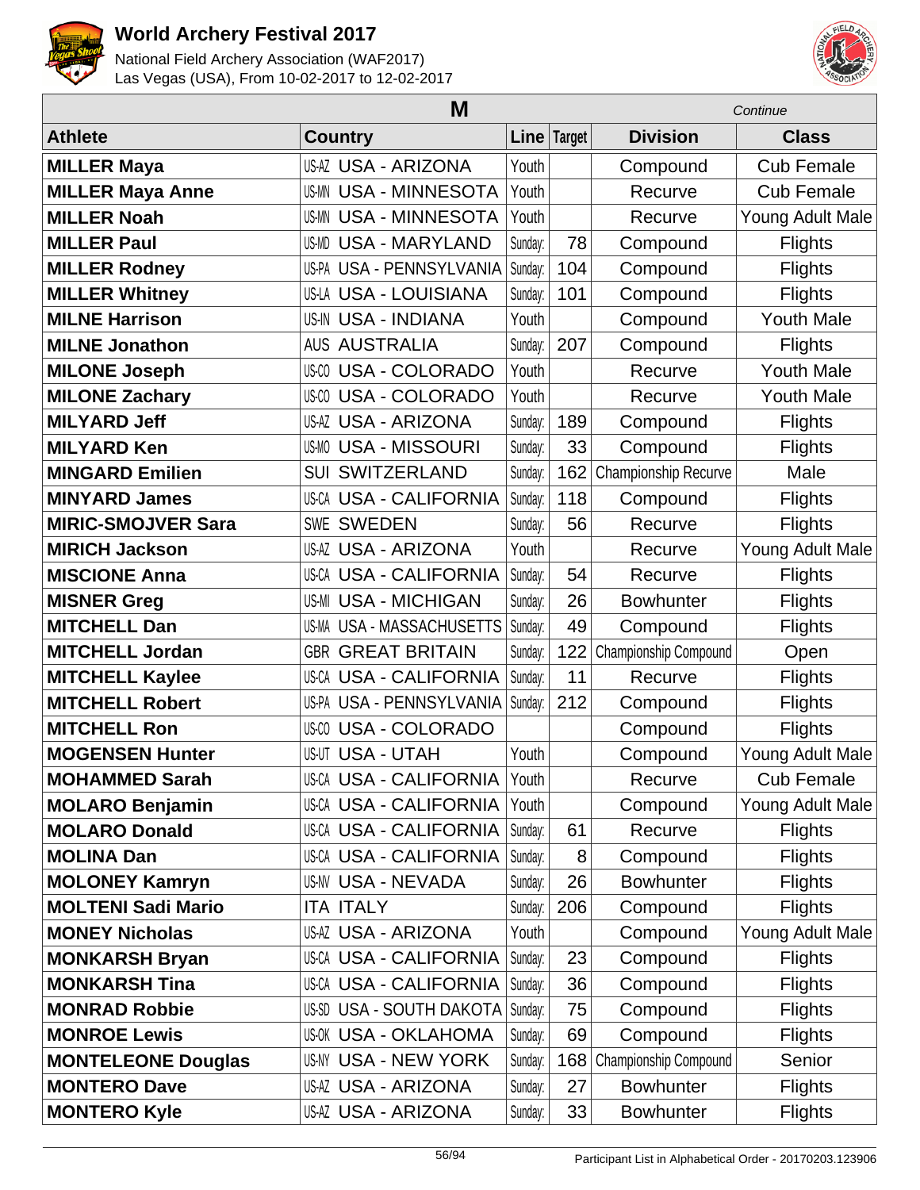# World Archery Festival 2017

National Field Archery Association (WAF2017)
Las Vegas (USA), From 10-02-2017 to 12-02-2017

## M

*Continue*

| Athlete | Country | Line | Target | Division | Class |
|---|---|---|---|---|---|
| **MILLER Maya** | US-AZ USA - ARIZONA | Youth | | Compound | Cub Female |
| **MILLER Maya Anne** | US-MN USA - MINNESOTA | Youth | | Recurve | Cub Female |
| **MILLER Noah** | US-MN USA - MINNESOTA | Youth | | Recurve | Young Adult Male |
| **MILLER Paul** | US-MD USA - MARYLAND | Sunday: | 78 | Compound | Flights |
| **MILLER Rodney** | US-PA USA - PENNSYLVANIA | Sunday: | 104 | Compound | Flights |
| **MILLER Whitney** | US-LA USA - LOUISIANA | Sunday: | 101 | Compound | Flights |
| **MILNE Harrison** | US-IN USA - INDIANA | Youth | | Compound | Youth Male |
| **MILNE Jonathon** | AUS AUSTRALIA | Sunday: | 207 | Compound | Flights |
| **MILONE Joseph** | US-CO USA - COLORADO | Youth | | Recurve | Youth Male |
| **MILONE Zachary** | US-CO USA - COLORADO | Youth | | Recurve | Youth Male |
| **MILYARD Jeff** | US-AZ USA - ARIZONA | Sunday: | 189 | Compound | Flights |
| **MILYARD Ken** | US-MO USA - MISSOURI | Sunday: | 33 | Compound | Flights |
| **MINGARD Emilien** | SUI SWITZERLAND | Sunday: | 162 | Championship Recurve | Male |
| **MINYARD James** | US-CA USA - CALIFORNIA | Sunday: | 118 | Compound | Flights |
| **MIRIC-SMOJVER Sara** | SWE SWEDEN | Sunday: | 56 | Recurve | Flights |
| **MIRICH Jackson** | US-AZ USA - ARIZONA | Youth | | Recurve | Young Adult Male |
| **MISCIONE Anna** | US-CA USA - CALIFORNIA | Sunday: | 54 | Recurve | Flights |
| **MISNER Greg** | US-MI USA - MICHIGAN | Sunday: | 26 | Bowhunter | Flights |
| **MITCHELL Dan** | US-MA USA - MASSACHUSETTS | Sunday: | 49 | Compound | Flights |
| **MITCHELL Jordan** | GBR GREAT BRITAIN | Sunday: | 122 | Championship Compound | Open |
| **MITCHELL Kaylee** | US-CA USA - CALIFORNIA | Sunday: | 11 | Recurve | Flights |
| **MITCHELL Robert** | US-PA USA - PENNSYLVANIA | Sunday: | 212 | Compound | Flights |
| **MITCHELL Ron** | US-CO USA - COLORADO | | | Compound | Flights |
| **MOGENSEN Hunter** | US-UT USA - UTAH | Youth | | Compound | Young Adult Male |
| **MOHAMMED Sarah** | US-CA USA - CALIFORNIA | Youth | | Recurve | Cub Female |
| **MOLARO Benjamin** | US-CA USA - CALIFORNIA | Youth | | Compound | Young Adult Male |
| **MOLARO Donald** | US-CA USA - CALIFORNIA | Sunday: | 61 | Recurve | Flights |
| **MOLINA Dan** | US-CA USA - CALIFORNIA | Sunday: | 8 | Compound | Flights |
| **MOLONEY Kamryn** | US-NV USA - NEVADA | Sunday: | 26 | Bowhunter | Flights |
| **MOLTENI Sadi Mario** | ITA ITALY | Sunday: | 206 | Compound | Flights |
| **MONEY Nicholas** | US-AZ USA - ARIZONA | Youth | | Compound | Young Adult Male |
| **MONKARSH Bryan** | US-CA USA - CALIFORNIA | Sunday: | 23 | Compound | Flights |
| **MONKARSH Tina** | US-CA USA - CALIFORNIA | Sunday: | 36 | Compound | Flights |
| **MONRAD Robbie** | US-SD USA - SOUTH DAKOTA | Sunday: | 75 | Compound | Flights |
| **MONROE Lewis** | US-OK USA - OKLAHOMA | Sunday: | 69 | Compound | Flights |
| **MONTELEONE Douglas** | US-NY USA - NEW YORK | Sunday: | 168 | Championship Compound | Senior |
| **MONTERO Dave** | US-AZ USA - ARIZONA | Sunday: | 27 | Bowhunter | Flights |
| **MONTERO Kyle** | US-AZ USA - ARIZONA | Sunday: | 33 | Bowhunter | Flights |

Participant List in Alphabetical Order - 20170203.123906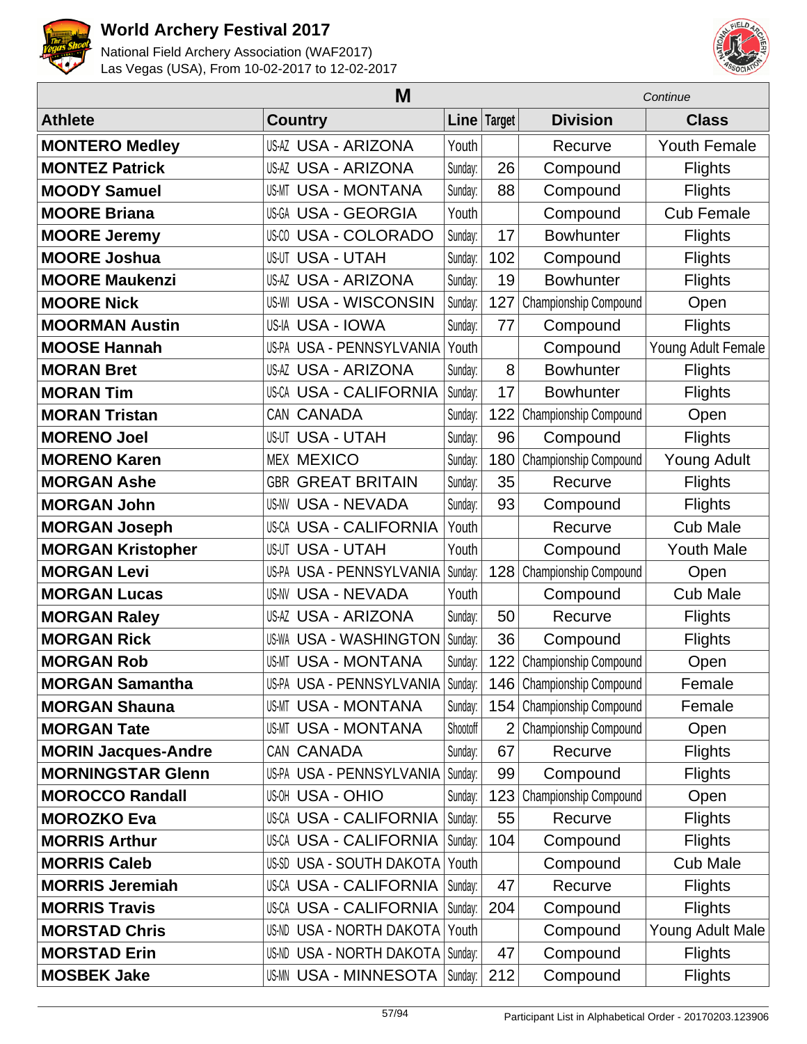# World Archery Festival 2017

National Field Archery Association (WAF2017)
Las Vegas (USA), From 10-02-2017 to 12-02-2017

| M | | | | | *Continue* |
|---|---|---|---|---|---|
| **Athlete** | **Country** | **Line** | **Target** | **Division** | **Class** |
| **MONTERO Medley** | US-AZ USA - ARIZONA | Youth | | Recurve | Youth Female |
| **MONTEZ Patrick** | US-AZ USA - ARIZONA | Sunday: | 26 | Compound | Flights |
| **MOODY Samuel** | US-MT USA - MONTANA | Sunday: | 88 | Compound | Flights |
| **MOORE Briana** | US-GA USA - GEORGIA | Youth | | Compound | Cub Female |
| **MOORE Jeremy** | US-CO USA - COLORADO | Sunday: | 17 | Bowhunter | Flights |
| **MOORE Joshua** | US-UT USA - UTAH | Sunday: | 102 | Compound | Flights |
| **MOORE Maukenzi** | US-AZ USA - ARIZONA | Sunday: | 19 | Bowhunter | Flights |
| **MOORE Nick** | US-WI USA - WISCONSIN | Sunday: | 127 | Championship Compound | Open |
| **MOORMAN Austin** | US-IA USA - IOWA | Sunday: | 77 | Compound | Flights |
| **MOOSE Hannah** | US-PA USA - PENNSYLVANIA | Youth | | Compound | Young Adult Female |
| **MORAN Bret** | US-AZ USA - ARIZONA | Sunday: | 8 | Bowhunter | Flights |
| **MORAN Tim** | US-CA USA - CALIFORNIA | Sunday: | 17 | Bowhunter | Flights |
| **MORAN Tristan** | CAN CANADA | Sunday: | 122 | Championship Compound | Open |
| **MORENO Joel** | US-UT USA - UTAH | Sunday: | 96 | Compound | Flights |
| **MORENO Karen** | MEX MEXICO | Sunday: | 180 | Championship Compound | Young Adult |
| **MORGAN Ashe** | GBR GREAT BRITAIN | Sunday: | 35 | Recurve | Flights |
| **MORGAN John** | US-NV USA - NEVADA | Sunday: | 93 | Compound | Flights |
| **MORGAN Joseph** | US-CA USA - CALIFORNIA | Youth | | Recurve | Cub Male |
| **MORGAN Kristopher** | US-UT USA - UTAH | Youth | | Compound | Youth Male |
| **MORGAN Levi** | US-PA USA - PENNSYLVANIA | Sunday: | 128 | Championship Compound | Open |
| **MORGAN Lucas** | US-NV USA - NEVADA | Youth | | Compound | Cub Male |
| **MORGAN Raley** | US-AZ USA - ARIZONA | Sunday: | 50 | Recurve | Flights |
| **MORGAN Rick** | US-WA USA - WASHINGTON | Sunday: | 36 | Compound | Flights |
| **MORGAN Rob** | US-MT USA - MONTANA | Sunday: | 122 | Championship Compound | Open |
| **MORGAN Samantha** | US-PA USA - PENNSYLVANIA | Sunday: | 146 | Championship Compound | Female |
| **MORGAN Shauna** | US-MT USA - MONTANA | Sunday: | 154 | Championship Compound | Female |
| **MORGAN Tate** | US-MT USA - MONTANA | Shootoff | 2 | Championship Compound | Open |
| **MORIN Jacques-Andre** | CAN CANADA | Sunday: | 67 | Recurve | Flights |
| **MORNINGSTAR Glenn** | US-PA USA - PENNSYLVANIA | Sunday: | 99 | Compound | Flights |
| **MOROCCO Randall** | US-OH USA - OHIO | Sunday: | 123 | Championship Compound | Open |
| **MOROZKO Eva** | US-CA USA - CALIFORNIA | Sunday: | 55 | Recurve | Flights |
| **MORRIS Arthur** | US-CA USA - CALIFORNIA | Sunday: | 104 | Compound | Flights |
| **MORRIS Caleb** | US-SD USA - SOUTH DAKOTA | Youth | | Compound | Cub Male |
| **MORRIS Jeremiah** | US-CA USA - CALIFORNIA | Sunday: | 47 | Recurve | Flights |
| **MORRIS Travis** | US-CA USA - CALIFORNIA | Sunday: | 204 | Compound | Flights |
| **MORSTAD Chris** | US-ND USA - NORTH DAKOTA | Youth | | Compound | Young Adult Male |
| **MORSTAD Erin** | US-ND USA - NORTH DAKOTA | Sunday: | 47 | Compound | Flights |
| **MOSBEK Jake** | US-MN USA - MINNESOTA | Sunday: | 212 | Compound | Flights |

Participant List in Alphabetical Order - 20170203.123906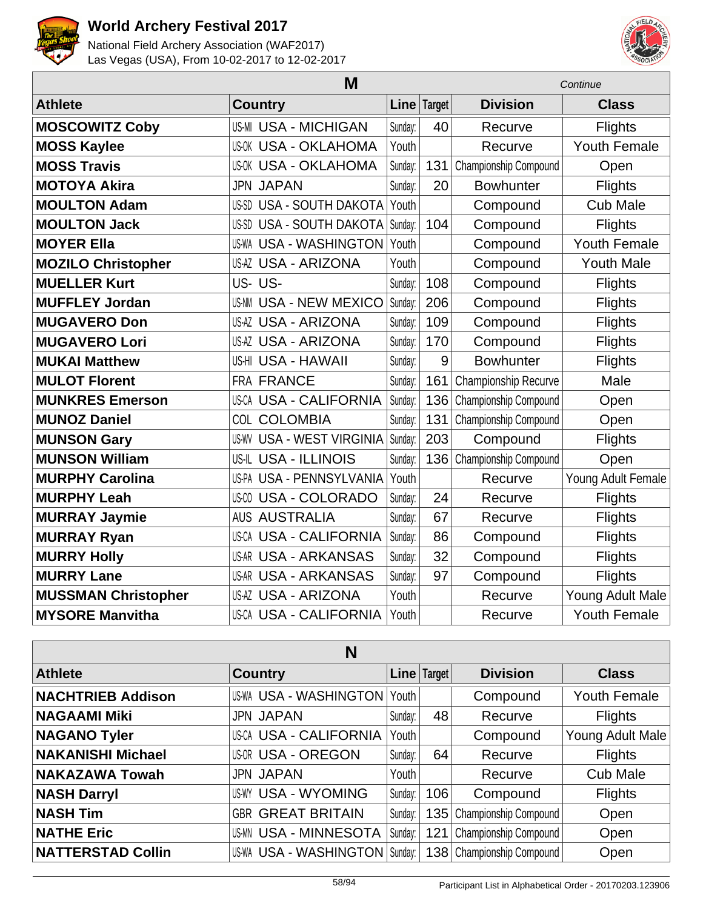# World Archery Festival 2017

National Field Archery Association (WAF2017)
Las Vegas (USA), From 10-02-2017 to 12-02-2017

## M

*Continue*

| Athlete | Country | Line | Target | Division | Class |
|---|---|---|---|---|---|
| **MOSCOWITZ Coby** | US-MI USA - MICHIGAN | Sunday: | 40 | Recurve | Flights |
| **MOSS Kaylee** | US-OK USA - OKLAHOMA | Youth | | Recurve | Youth Female |
| **MOSS Travis** | US-OK USA - OKLAHOMA | Sunday: | 131 | Championship Compound | Open |
| **MOTOYA Akira** | JPN JAPAN | Sunday: | 20 | Bowhunter | Flights |
| **MOULTON Adam** | US-SD USA - SOUTH DAKOTA | Youth | | Compound | Cub Male |
| **MOULTON Jack** | US-SD USA - SOUTH DAKOTA | Sunday: | 104 | Compound | Flights |
| **MOYER Ella** | US-WA USA - WASHINGTON | Youth | | Compound | Youth Female |
| **MOZILO Christopher** | US-AZ USA - ARIZONA | Youth | | Compound | Youth Male |
| **MUELLER Kurt** | US- US- | Sunday: | 108 | Compound | Flights |
| **MUFFLEY Jordan** | US-NM USA - NEW MEXICO | Sunday: | 206 | Compound | Flights |
| **MUGAVERO Don** | US-AZ USA - ARIZONA | Sunday: | 109 | Compound | Flights |
| **MUGAVERO Lori** | US-AZ USA - ARIZONA | Sunday: | 170 | Compound | Flights |
| **MUKAI Matthew** | US-HI USA - HAWAII | Sunday: | 9 | Bowhunter | Flights |
| **MULOT Florent** | FRA FRANCE | Sunday: | 161 | Championship Recurve | Male |
| **MUNKRES Emerson** | US-CA USA - CALIFORNIA | Sunday: | 136 | Championship Compound | Open |
| **MUNOZ Daniel** | COL COLOMBIA | Sunday: | 131 | Championship Compound | Open |
| **MUNSON Gary** | US-WV USA - WEST VIRGINIA | Sunday: | 203 | Compound | Flights |
| **MUNSON William** | US-IL USA - ILLINOIS | Sunday: | 136 | Championship Compound | Open |
| **MURPHY Carolina** | US-PA USA - PENNSYLVANIA | Youth | | Recurve | Young Adult Female |
| **MURPHY Leah** | US-CO USA - COLORADO | Sunday: | 24 | Recurve | Flights |
| **MURRAY Jaymie** | AUS AUSTRALIA | Sunday: | 67 | Recurve | Flights |
| **MURRAY Ryan** | US-CA USA - CALIFORNIA | Sunday: | 86 | Compound | Flights |
| **MURRY Holly** | US-AR USA - ARKANSAS | Sunday: | 32 | Compound | Flights |
| **MURRY Lane** | US-AR USA - ARKANSAS | Sunday: | 97 | Compound | Flights |
| **MUSSMAN Christopher** | US-AZ USA - ARIZONA | Youth | | Recurve | Young Adult Male |
| **MYSORE Manvitha** | US-CA USA - CALIFORNIA | Youth | | Recurve | Youth Female |

## N

| Athlete | Country | Line | Target | Division | Class |
|---|---|---|---|---|---|
| **NACHTRIEB Addison** | US-WA USA - WASHINGTON | Youth | | Compound | Youth Female |
| **NAGAAMI Miki** | JPN JAPAN | Sunday: | 48 | Recurve | Flights |
| **NAGANO Tyler** | US-CA USA - CALIFORNIA | Youth | | Compound | Young Adult Male |
| **NAKANISHI Michael** | US-OR USA - OREGON | Sunday: | 64 | Recurve | Flights |
| **NAKAZAWA Towah** | JPN JAPAN | Youth | | Recurve | Cub Male |
| **NASH Darryl** | US-WY USA - WYOMING | Sunday: | 106 | Compound | Flights |
| **NASH Tim** | GBR GREAT BRITAIN | Sunday: | 135 | Championship Compound | Open |
| **NATHE Eric** | US-MN USA - MINNESOTA | Sunday: | 121 | Championship Compound | Open |
| **NATTERSTAD Collin** | US-WA USA - WASHINGTON | Sunday: | 138 | Championship Compound | Open |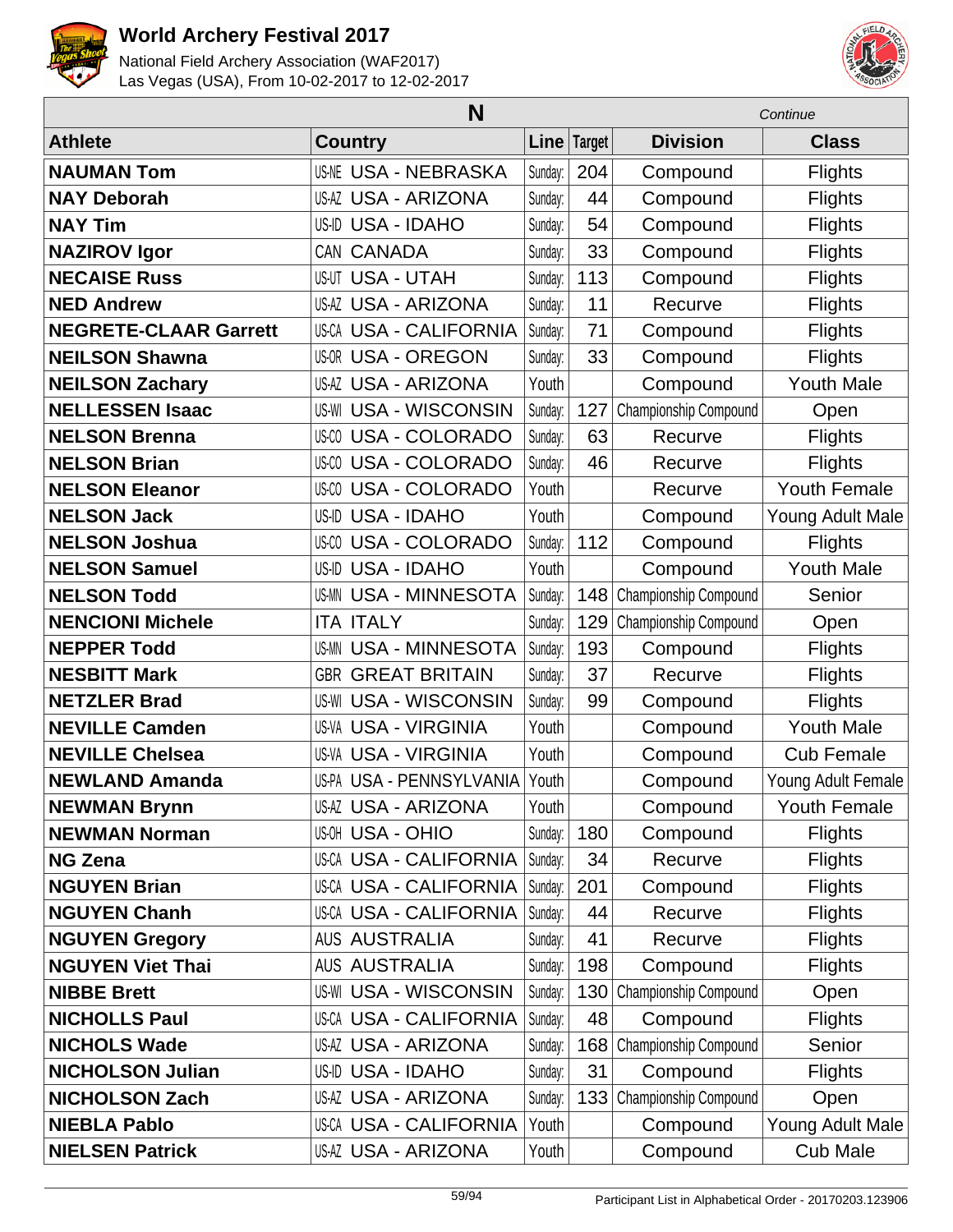# World Archery Festival 2017

National Field Archery Association (WAF2017)
Las Vegas (USA), From 10-02-2017 to 12-02-2017

## N

*Continue*

| Athlete | Country | Line | Target | Division | Class |
|---|---|---|---|---|---|
| NAUMAN Tom | US-NE USA - NEBRASKA | Sunday: | 204 | Compound | Flights |
| NAY Deborah | US-AZ USA - ARIZONA | Sunday: | 44 | Compound | Flights |
| NAY Tim | US-ID USA - IDAHO | Sunday: | 54 | Compound | Flights |
| NAZIROV Igor | CAN CANADA | Sunday: | 33 | Compound | Flights |
| NECAISE Russ | US-UT USA - UTAH | Sunday: | 113 | Compound | Flights |
| NED Andrew | US-AZ USA - ARIZONA | Sunday: | 11 | Recurve | Flights |
| NEGRETE-CLAAR Garrett | US-CA USA - CALIFORNIA | Sunday: | 71 | Compound | Flights |
| NEILSON Shawna | US-OR USA - OREGON | Sunday: | 33 | Compound | Flights |
| NEILSON Zachary | US-AZ USA - ARIZONA | Youth | | Compound | Youth Male |
| NELLESSEN Isaac | US-WI USA - WISCONSIN | Sunday: | 127 | Championship Compound | Open |
| NELSON Brenna | US-CO USA - COLORADO | Sunday: | 63 | Recurve | Flights |
| NELSON Brian | US-CO USA - COLORADO | Sunday: | 46 | Recurve | Flights |
| NELSON Eleanor | US-CO USA - COLORADO | Youth | | Recurve | Youth Female |
| NELSON Jack | US-ID USA - IDAHO | Youth | | Compound | Young Adult Male |
| NELSON Joshua | US-CO USA - COLORADO | Sunday: | 112 | Compound | Flights |
| NELSON Samuel | US-ID USA - IDAHO | Youth | | Compound | Youth Male |
| NELSON Todd | US-MN USA - MINNESOTA | Sunday: | 148 | Championship Compound | Senior |
| NENCIONI Michele | ITA ITALY | Sunday: | 129 | Championship Compound | Open |
| NEPPER Todd | US-MN USA - MINNESOTA | Sunday: | 193 | Compound | Flights |
| NESBITT Mark | GBR GREAT BRITAIN | Sunday: | 37 | Recurve | Flights |
| NETZLER Brad | US-WI USA - WISCONSIN | Sunday: | 99 | Compound | Flights |
| NEVILLE Camden | US-VA USA - VIRGINIA | Youth | | Compound | Youth Male |
| NEVILLE Chelsea | US-VA USA - VIRGINIA | Youth | | Compound | Cub Female |
| NEWLAND Amanda | US-PA USA - PENNSYLVANIA | Youth | | Compound | Young Adult Female |
| NEWMAN Brynn | US-AZ USA - ARIZONA | Youth | | Compound | Youth Female |
| NEWMAN Norman | US-OH USA - OHIO | Sunday: | 180 | Compound | Flights |
| NG Zena | US-CA USA - CALIFORNIA | Sunday: | 34 | Recurve | Flights |
| NGUYEN Brian | US-CA USA - CALIFORNIA | Sunday: | 201 | Compound | Flights |
| NGUYEN Chanh | US-CA USA - CALIFORNIA | Sunday: | 44 | Recurve | Flights |
| NGUYEN Gregory | AUS AUSTRALIA | Sunday: | 41 | Recurve | Flights |
| NGUYEN Viet Thai | AUS AUSTRALIA | Sunday: | 198 | Compound | Flights |
| NIBBE Brett | US-WI USA - WISCONSIN | Sunday: | 130 | Championship Compound | Open |
| NICHOLLS Paul | US-CA USA - CALIFORNIA | Sunday: | 48 | Compound | Flights |
| NICHOLS Wade | US-AZ USA - ARIZONA | Sunday: | 168 | Championship Compound | Senior |
| NICHOLSON Julian | US-ID USA - IDAHO | Sunday: | 31 | Compound | Flights |
| NICHOLSON Zach | US-AZ USA - ARIZONA | Sunday: | 133 | Championship Compound | Open |
| NIEBLA Pablo | US-CA USA - CALIFORNIA | Youth | | Compound | Young Adult Male |
| NIELSEN Patrick | US-AZ USA - ARIZONA | Youth | | Compound | Cub Male |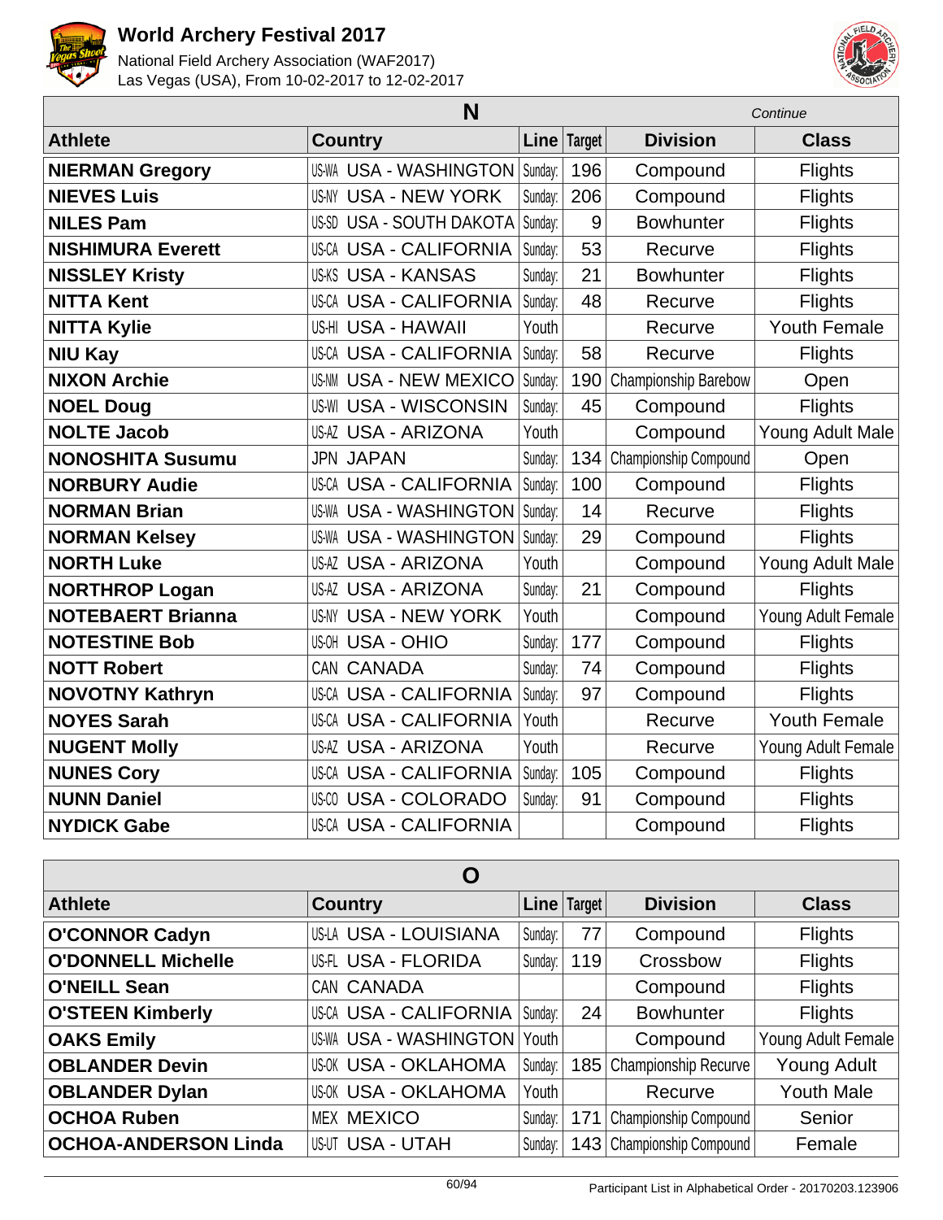# World Archery Festival 2017

National Field Archery Association (WAF2017)
Las Vegas (USA), From 10-02-2017 to 12-02-2017

## N

*Continue*

| Athlete | Country | | Line | Target | Division | Class |
|---|---|---|---|---|---|---|
| **NIERMAN Gregory** | US-WA | USA - WASHINGTON | Sunday: | 196 | Compound | Flights |
| **NIEVES Luis** | US-NY | USA - NEW YORK | Sunday: | 206 | Compound | Flights |
| **NILES Pam** | US-SD | USA - SOUTH DAKOTA | Sunday: | 9 | Bowhunter | Flights |
| **NISHIMURA Everett** | US-CA | USA - CALIFORNIA | Sunday: | 53 | Recurve | Flights |
| **NISSLEY Kristy** | US-KS | USA - KANSAS | Sunday: | 21 | Bowhunter | Flights |
| **NITTA Kent** | US-CA | USA - CALIFORNIA | Sunday: | 48 | Recurve | Flights |
| **NITTA Kylie** | US-HI | USA - HAWAII | Youth | | Recurve | Youth Female |
| **NIU Kay** | US-CA | USA - CALIFORNIA | Sunday: | 58 | Recurve | Flights |
| **NIXON Archie** | US-NM | USA - NEW MEXICO | Sunday: | 190 | Championship Barebow | Open |
| **NOEL Doug** | US-WI | USA - WISCONSIN | Sunday: | 45 | Compound | Flights |
| **NOLTE Jacob** | US-AZ | USA - ARIZONA | Youth | | Compound | Young Adult Male |
| **NONOSHITA Susumu** | JPN | JAPAN | Sunday: | 134 | Championship Compound | Open |
| **NORBURY Audie** | US-CA | USA - CALIFORNIA | Sunday: | 100 | Compound | Flights |
| **NORMAN Brian** | US-WA | USA - WASHINGTON | Sunday: | 14 | Recurve | Flights |
| **NORMAN Kelsey** | US-WA | USA - WASHINGTON | Sunday: | 29 | Compound | Flights |
| **NORTH Luke** | US-AZ | USA - ARIZONA | Youth | | Compound | Young Adult Male |
| **NORTHROP Logan** | US-AZ | USA - ARIZONA | Sunday: | 21 | Compound | Flights |
| **NOTEBAERT Brianna** | US-NY | USA - NEW YORK | Youth | | Compound | Young Adult Female |
| **NOTESTINE Bob** | US-OH | USA - OHIO | Sunday: | 177 | Compound | Flights |
| **NOTT Robert** | CAN | CANADA | Sunday: | 74 | Compound | Flights |
| **NOVOTNY Kathryn** | US-CA | USA - CALIFORNIA | Sunday: | 97 | Compound | Flights |
| **NOYES Sarah** | US-CA | USA - CALIFORNIA | Youth | | Recurve | Youth Female |
| **NUGENT Molly** | US-AZ | USA - ARIZONA | Youth | | Recurve | Young Adult Female |
| **NUNES Cory** | US-CA | USA - CALIFORNIA | Sunday: | 105 | Compound | Flights |
| **NUNN Daniel** | US-CO | USA - COLORADO | Sunday: | 91 | Compound | Flights |
| **NYDICK Gabe** | US-CA | USA - CALIFORNIA | | | Compound | Flights |

## O

| Athlete | Country | | Line | Target | Division | Class |
|---|---|---|---|---|---|---|
| **O'CONNOR Cadyn** | US-LA | USA - LOUISIANA | Sunday: | 77 | Compound | Flights |
| **O'DONNELL Michelle** | US-FL | USA - FLORIDA | Sunday: | 119 | Crossbow | Flights |
| **O'NEILL Sean** | CAN | CANADA | | | Compound | Flights |
| **O'STEEN Kimberly** | US-CA | USA - CALIFORNIA | Sunday: | 24 | Bowhunter | Flights |
| **OAKS Emily** | US-WA | USA - WASHINGTON | Youth | | Compound | Young Adult Female |
| **OBLANDER Devin** | US-OK | USA - OKLAHOMA | Sunday: | 185 | Championship Recurve | Young Adult |
| **OBLANDER Dylan** | US-OK | USA - OKLAHOMA | Youth | | Recurve | Youth Male |
| **OCHOA Ruben** | MEX | MEXICO | Sunday: | 171 | Championship Compound | Senior |
| **OCHOA-ANDERSON Linda** | US-UT | USA - UTAH | Sunday: | 143 | Championship Compound | Female |

Participant List in Alphabetical Order - 20170203.123906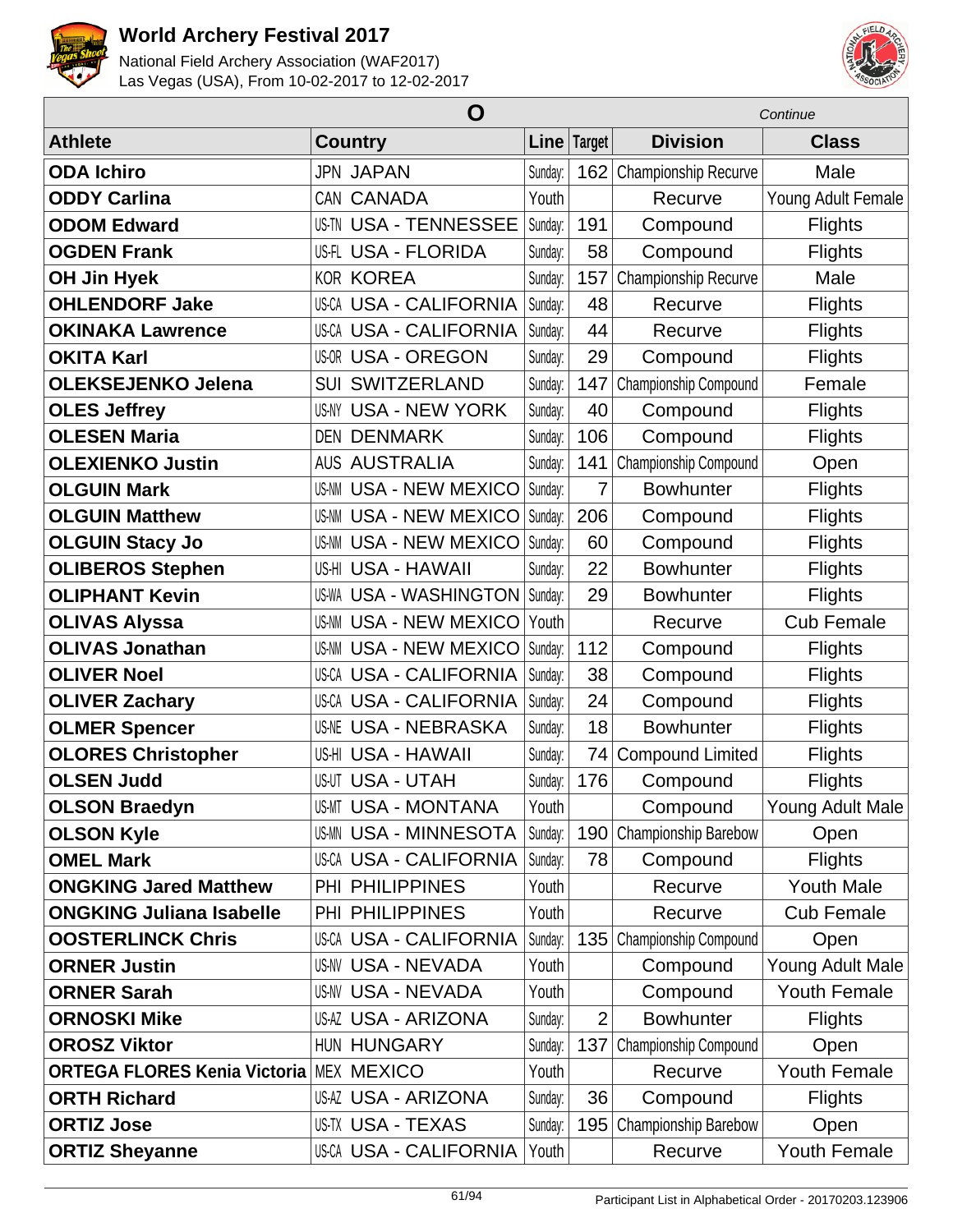# World Archery Festival 2017

National Field Archery Association (WAF2017)
Las Vegas (USA), From 10-02-2017 to 12-02-2017

| O | | | | | *Continue* |
|---|---|---|---|---|---|
| **Athlete** | **Country** | **Line** | **Target** | **Division** | **Class** |
| **ODA Ichiro** | JPN JAPAN | Sunday: | 162 | Championship Recurve | Male |
| **ODDY Carlina** | CAN CANADA | Youth | | Recurve | Young Adult Female |
| **ODOM Edward** | US-TN USA - TENNESSEE | Sunday: | 191 | Compound | Flights |
| **OGDEN Frank** | US-FL USA - FLORIDA | Sunday: | 58 | Compound | Flights |
| **OH Jin Hyek** | KOR KOREA | Sunday: | 157 | Championship Recurve | Male |
| **OHLENDORF Jake** | US-CA USA - CALIFORNIA | Sunday: | 48 | Recurve | Flights |
| **OKINAKA Lawrence** | US-CA USA - CALIFORNIA | Sunday: | 44 | Recurve | Flights |
| **OKITA Karl** | US-OR USA - OREGON | Sunday: | 29 | Compound | Flights |
| **OLEKSEJENKO Jelena** | SUI SWITZERLAND | Sunday: | 147 | Championship Compound | Female |
| **OLES Jeffrey** | US-NY USA - NEW YORK | Sunday: | 40 | Compound | Flights |
| **OLESEN Maria** | DEN DENMARK | Sunday: | 106 | Compound | Flights |
| **OLEXIENKO Justin** | AUS AUSTRALIA | Sunday: | 141 | Championship Compound | Open |
| **OLGUIN Mark** | US-NM USA - NEW MEXICO | Sunday: | 7 | Bowhunter | Flights |
| **OLGUIN Matthew** | US-NM USA - NEW MEXICO | Sunday: | 206 | Compound | Flights |
| **OLGUIN Stacy Jo** | US-NM USA - NEW MEXICO | Sunday: | 60 | Compound | Flights |
| **OLIBEROS Stephen** | US-HI USA - HAWAII | Sunday: | 22 | Bowhunter | Flights |
| **OLIPHANT Kevin** | US-WA USA - WASHINGTON | Sunday: | 29 | Bowhunter | Flights |
| **OLIVAS Alyssa** | US-NM USA - NEW MEXICO | Youth | | Recurve | Cub Female |
| **OLIVAS Jonathan** | US-NM USA - NEW MEXICO | Sunday: | 112 | Compound | Flights |
| **OLIVER Noel** | US-CA USA - CALIFORNIA | Sunday: | 38 | Compound | Flights |
| **OLIVER Zachary** | US-CA USA - CALIFORNIA | Sunday: | 24 | Compound | Flights |
| **OLMER Spencer** | US-NE USA - NEBRASKA | Sunday: | 18 | Bowhunter | Flights |
| **OLORES Christopher** | US-HI USA - HAWAII | Sunday: | 74 | Compound Limited | Flights |
| **OLSEN Judd** | US-UT USA - UTAH | Sunday: | 176 | Compound | Flights |
| **OLSON Braedyn** | US-MT USA - MONTANA | Youth | | Compound | Young Adult Male |
| **OLSON Kyle** | US-MN USA - MINNESOTA | Sunday: | 190 | Championship Barebow | Open |
| **OMEL Mark** | US-CA USA - CALIFORNIA | Sunday: | 78 | Compound | Flights |
| **ONGKING Jared Matthew** | PHI PHILIPPINES | Youth | | Recurve | Youth Male |
| **ONGKING Juliana Isabelle** | PHI PHILIPPINES | Youth | | Recurve | Cub Female |
| **OOSTERLINCK Chris** | US-CA USA - CALIFORNIA | Sunday: | 135 | Championship Compound | Open |
| **ORNER Justin** | US-NV USA - NEVADA | Youth | | Compound | Young Adult Male |
| **ORNER Sarah** | US-NV USA - NEVADA | Youth | | Compound | Youth Female |
| **ORNOSKI Mike** | US-AZ USA - ARIZONA | Sunday: | 2 | Bowhunter | Flights |
| **OROSZ Viktor** | HUN HUNGARY | Sunday: | 137 | Championship Compound | Open |
| **ORTEGA FLORES Kenia Victoria** | MEX MEXICO | Youth | | Recurve | Youth Female |
| **ORTH Richard** | US-AZ USA - ARIZONA | Sunday: | 36 | Compound | Flights |
| **ORTIZ Jose** | US-TX USA - TEXAS | Sunday: | 195 | Championship Barebow | Open |
| **ORTIZ Sheyanne** | US-CA USA - CALIFORNIA | Youth | | Recurve | Youth Female |

Participant List in Alphabetical Order - 20170203.123906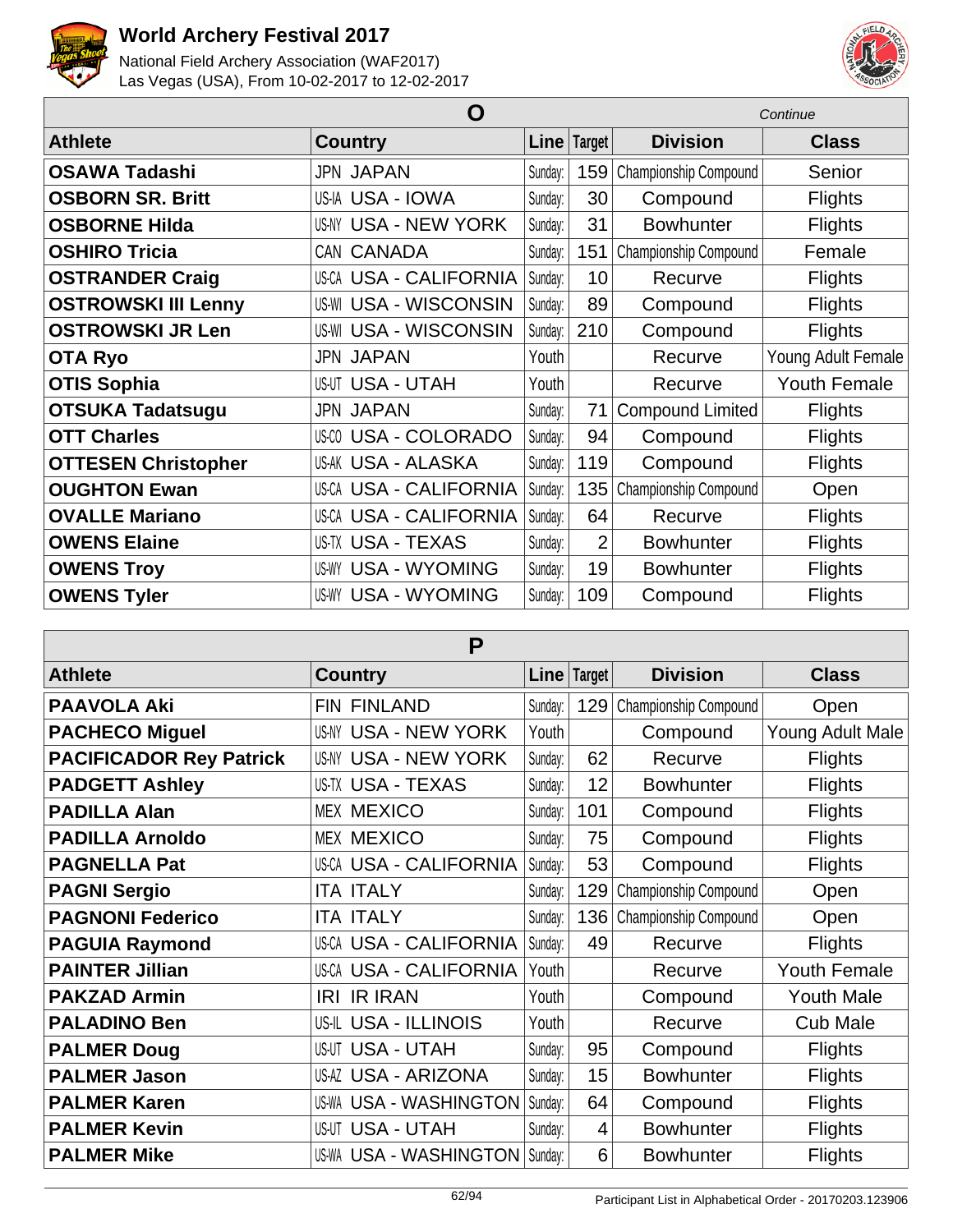# World Archery Festival 2017

National Field Archery Association (WAF2017)
Las Vegas (USA), From 10-02-2017 to 12-02-2017

## O

*Continue*

| Athlete | Country | | Line | Target | Division | Class |
|---|---|---|---|---|---|---|
| **OSAWA Tadashi** | JPN | JAPAN | Sunday: | 159 | Championship Compound | Senior |
| **OSBORN SR. Britt** | US-IA | USA - IOWA | Sunday: | 30 | Compound | Flights |
| **OSBORNE Hilda** | US-NY | USA - NEW YORK | Sunday: | 31 | Bowhunter | Flights |
| **OSHIRO Tricia** | CAN | CANADA | Sunday: | 151 | Championship Compound | Female |
| **OSTRANDER Craig** | US-CA | USA - CALIFORNIA | Sunday: | 10 | Recurve | Flights |
| **OSTROWSKI III Lenny** | US-WI | USA - WISCONSIN | Sunday: | 89 | Compound | Flights |
| **OSTROWSKI JR Len** | US-WI | USA - WISCONSIN | Sunday: | 210 | Compound | Flights |
| **OTA Ryo** | JPN | JAPAN | Youth | | Recurve | Young Adult Female |
| **OTIS Sophia** | US-UT | USA - UTAH | Youth | | Recurve | Youth Female |
| **OTSUKA Tadatsugu** | JPN | JAPAN | Sunday: | 71 | Compound Limited | Flights |
| **OTT Charles** | US-CO | USA - COLORADO | Sunday: | 94 | Compound | Flights |
| **OTTESEN Christopher** | US-AK | USA - ALASKA | Sunday: | 119 | Compound | Flights |
| **OUGHTON Ewan** | US-CA | USA - CALIFORNIA | Sunday: | 135 | Championship Compound | Open |
| **OVALLE Mariano** | US-CA | USA - CALIFORNIA | Sunday: | 64 | Recurve | Flights |
| **OWENS Elaine** | US-TX | USA - TEXAS | Sunday: | 2 | Bowhunter | Flights |
| **OWENS Troy** | US-WY | USA - WYOMING | Sunday: | 19 | Bowhunter | Flights |
| **OWENS Tyler** | US-WY | USA - WYOMING | Sunday: | 109 | Compound | Flights |

## P

| Athlete | Country | | Line | Target | Division | Class |
|---|---|---|---|---|---|---|
| **PAAVOLA Aki** | FIN | FINLAND | Sunday: | 129 | Championship Compound | Open |
| **PACHECO Miguel** | US-NY | USA - NEW YORK | Youth | | Compound | Young Adult Male |
| **PACIFICADOR Rey Patrick** | US-NY | USA - NEW YORK | Sunday: | 62 | Recurve | Flights |
| **PADGETT Ashley** | US-TX | USA - TEXAS | Sunday: | 12 | Bowhunter | Flights |
| **PADILLA Alan** | MEX | MEXICO | Sunday: | 101 | Compound | Flights |
| **PADILLA Arnoldo** | MEX | MEXICO | Sunday: | 75 | Compound | Flights |
| **PAGNELLA Pat** | US-CA | USA - CALIFORNIA | Sunday: | 53 | Compound | Flights |
| **PAGNI Sergio** | ITA | ITALY | Sunday: | 129 | Championship Compound | Open |
| **PAGNONI Federico** | ITA | ITALY | Sunday: | 136 | Championship Compound | Open |
| **PAGUIA Raymond** | US-CA | USA - CALIFORNIA | Sunday: | 49 | Recurve | Flights |
| **PAINTER Jillian** | US-CA | USA - CALIFORNIA | Youth | | Recurve | Youth Female |
| **PAKZAD Armin** | IRI | IR IRAN | Youth | | Compound | Youth Male |
| **PALADINO Ben** | US-IL | USA - ILLINOIS | Youth | | Recurve | Cub Male |
| **PALMER Doug** | US-UT | USA - UTAH | Sunday: | 95 | Compound | Flights |
| **PALMER Jason** | US-AZ | USA - ARIZONA | Sunday: | 15 | Bowhunter | Flights |
| **PALMER Karen** | US-WA | USA - WASHINGTON | Sunday: | 64 | Compound | Flights |
| **PALMER Kevin** | US-UT | USA - UTAH | Sunday: | 4 | Bowhunter | Flights |
| **PALMER Mike** | US-WA | USA - WASHINGTON | Sunday: | 6 | Bowhunter | Flights |

Participant List in Alphabetical Order - 20170203.123906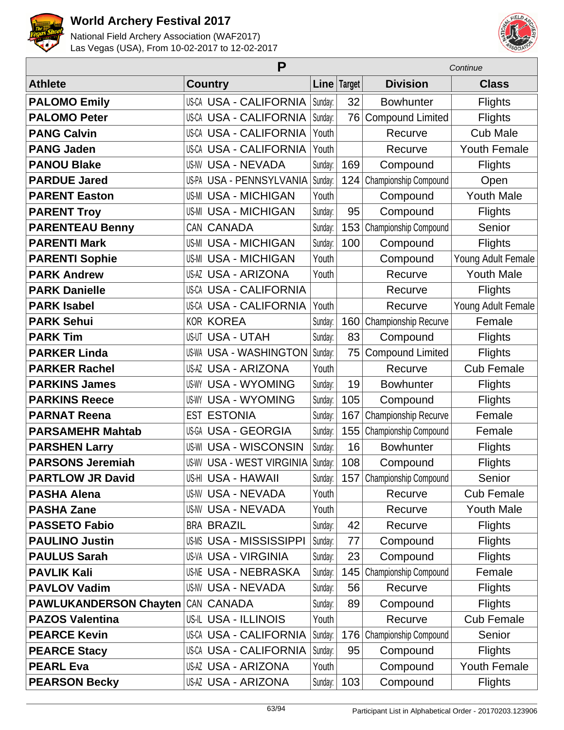# World Archery Festival 2017

National Field Archery Association (WAF2017)
Las Vegas (USA), From 10-02-2017 to 12-02-2017

## P

*Continue*

| Athlete | Country | | Line | Target | Division | Class |
|---|---|---|---|---|---|---|
| **PALOMO Emily** | US-CA | USA - CALIFORNIA | Sunday: | 32 | Bowhunter | Flights |
| **PALOMO Peter** | US-CA | USA - CALIFORNIA | Sunday: | 76 | Compound Limited | Flights |
| **PANG Calvin** | US-CA | USA - CALIFORNIA | Youth | | Recurve | Cub Male |
| **PANG Jaden** | US-CA | USA - CALIFORNIA | Youth | | Recurve | Youth Female |
| **PANOU Blake** | US-NV | USA - NEVADA | Sunday: | 169 | Compound | Flights |
| **PARDUE Jared** | US-PA | USA - PENNSYLVANIA | Sunday: | 124 | Championship Compound | Open |
| **PARENT Easton** | US-MI | USA - MICHIGAN | Youth | | Compound | Youth Male |
| **PARENT Troy** | US-MI | USA - MICHIGAN | Sunday: | 95 | Compound | Flights |
| **PARENTEAU Benny** | CAN | CANADA | Sunday: | 153 | Championship Compound | Senior |
| **PARENTI Mark** | US-MI | USA - MICHIGAN | Sunday: | 100 | Compound | Flights |
| **PARENTI Sophie** | US-MI | USA - MICHIGAN | Youth | | Compound | Young Adult Female |
| **PARK Andrew** | US-AZ | USA - ARIZONA | Youth | | Recurve | Youth Male |
| **PARK Danielle** | US-CA | USA - CALIFORNIA | | | Recurve | Flights |
| **PARK Isabel** | US-CA | USA - CALIFORNIA | Youth | | Recurve | Young Adult Female |
| **PARK Sehui** | KOR | KOREA | Sunday: | 160 | Championship Recurve | Female |
| **PARK Tim** | US-UT | USA - UTAH | Sunday: | 83 | Compound | Flights |
| **PARKER Linda** | US-WA | USA - WASHINGTON | Sunday: | 75 | Compound Limited | Flights |
| **PARKER Rachel** | US-AZ | USA - ARIZONA | Youth | | Recurve | Cub Female |
| **PARKINS James** | US-WY | USA - WYOMING | Sunday: | 19 | Bowhunter | Flights |
| **PARKINS Reece** | US-WY | USA - WYOMING | Sunday: | 105 | Compound | Flights |
| **PARNAT Reena** | EST | ESTONIA | Sunday: | 167 | Championship Recurve | Female |
| **PARSAMEHR Mahtab** | US-GA | USA - GEORGIA | Sunday: | 155 | Championship Compound | Female |
| **PARSHEN Larry** | US-WI | USA - WISCONSIN | Sunday: | 16 | Bowhunter | Flights |
| **PARSONS Jeremiah** | US-WV | USA - WEST VIRGINIA | Sunday: | 108 | Compound | Flights |
| **PARTLOW JR David** | US-HI | USA - HAWAII | Sunday: | 157 | Championship Compound | Senior |
| **PASHA Alena** | US-NV | USA - NEVADA | Youth | | Recurve | Cub Female |
| **PASHA Zane** | US-NV | USA - NEVADA | Youth | | Recurve | Youth Male |
| **PASSETO Fabio** | BRA | BRAZIL | Sunday: | 42 | Recurve | Flights |
| **PAULINO Justin** | US-MS | USA - MISSISSIPPI | Sunday: | 77 | Compound | Flights |
| **PAULUS Sarah** | US-VA | USA - VIRGINIA | Sunday: | 23 | Compound | Flights |
| **PAVLIK Kali** | US-NE | USA - NEBRASKA | Sunday: | 145 | Championship Compound | Female |
| **PAVLOV Vadim** | US-NV | USA - NEVADA | Sunday: | 56 | Recurve | Flights |
| **PAWLUKANDERSON Chayten** | CAN | CANADA | Sunday: | 89 | Compound | Flights |
| **PAZOS Valentina** | US-IL | USA - ILLINOIS | Youth | | Recurve | Cub Female |
| **PEARCE Kevin** | US-CA | USA - CALIFORNIA | Sunday: | 176 | Championship Compound | Senior |
| **PEARCE Stacy** | US-CA | USA - CALIFORNIA | Sunday: | 95 | Compound | Flights |
| **PEARL Eva** | US-AZ | USA - ARIZONA | Youth | | Compound | Youth Female |
| **PEARSON Becky** | US-AZ | USA - ARIZONA | Sunday: | 103 | Compound | Flights |

Participant List in Alphabetical Order - 20170203.123906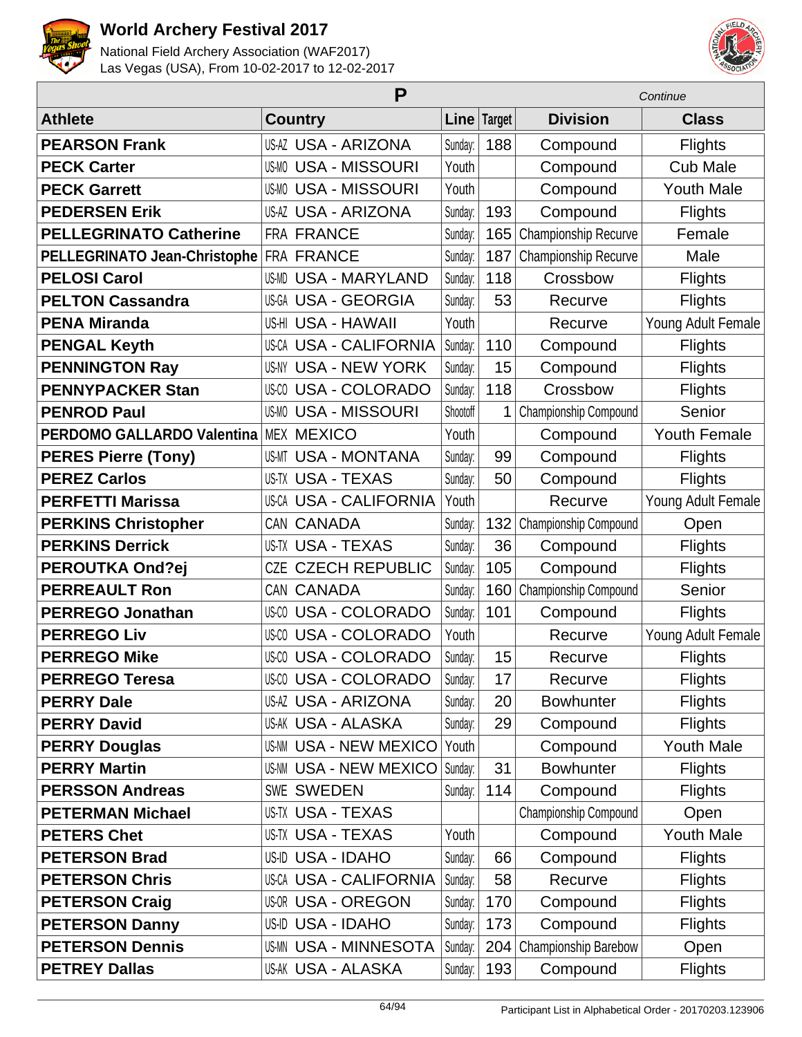# World Archery Festival 2017

National Field Archery Association (WAF2017)
Las Vegas (USA), From 10-02-2017 to 12-02-2017

| P | | | | | *Continue* |
|---|---|---|---|---|---|
| **Athlete** | **Country** | **Line** | **Target** | **Division** | **Class** |
| **PEARSON Frank** | US-AZ USA - ARIZONA | Sunday: | 188 | Compound | Flights |
| **PECK Carter** | US-MO USA - MISSOURI | Youth | | Compound | Cub Male |
| **PECK Garrett** | US-MO USA - MISSOURI | Youth | | Compound | Youth Male |
| **PEDERSEN Erik** | US-AZ USA - ARIZONA | Sunday: | 193 | Compound | Flights |
| **PELLEGRINATO Catherine** | FRA FRANCE | Sunday: | 165 | Championship Recurve | Female |
| **PELLEGRINATO Jean-Christophe** | FRA FRANCE | Sunday: | 187 | Championship Recurve | Male |
| **PELOSI Carol** | US-MD USA - MARYLAND | Sunday: | 118 | Crossbow | Flights |
| **PELTON Cassandra** | US-GA USA - GEORGIA | Sunday: | 53 | Recurve | Flights |
| **PENA Miranda** | US-HI USA - HAWAII | Youth | | Recurve | Young Adult Female |
| **PENGAL Keyth** | US-CA USA - CALIFORNIA | Sunday: | 110 | Compound | Flights |
| **PENNINGTON Ray** | US-NY USA - NEW YORK | Sunday: | 15 | Compound | Flights |
| **PENNYPACKER Stan** | US-CO USA - COLORADO | Sunday: | 118 | Crossbow | Flights |
| **PENROD Paul** | US-MO USA - MISSOURI | Shootoff | 1 | Championship Compound | Senior |
| **PERDOMO GALLARDO Valentina** | MEX MEXICO | Youth | | Compound | Youth Female |
| **PERES Pierre (Tony)** | US-MT USA - MONTANA | Sunday: | 99 | Compound | Flights |
| **PEREZ Carlos** | US-TX USA - TEXAS | Sunday: | 50 | Compound | Flights |
| **PERFETTI Marissa** | US-CA USA - CALIFORNIA | Youth | | Recurve | Young Adult Female |
| **PERKINS Christopher** | CAN CANADA | Sunday: | 132 | Championship Compound | Open |
| **PERKINS Derrick** | US-TX USA - TEXAS | Sunday: | 36 | Compound | Flights |
| **PEROUTKA Ond?ej** | CZE CZECH REPUBLIC | Sunday: | 105 | Compound | Flights |
| **PERREAULT Ron** | CAN CANADA | Sunday: | 160 | Championship Compound | Senior |
| **PERREGO Jonathan** | US-CO USA - COLORADO | Sunday: | 101 | Compound | Flights |
| **PERREGO Liv** | US-CO USA - COLORADO | Youth | | Recurve | Young Adult Female |
| **PERREGO Mike** | US-CO USA - COLORADO | Sunday: | 15 | Recurve | Flights |
| **PERREGO Teresa** | US-CO USA - COLORADO | Sunday: | 17 | Recurve | Flights |
| **PERRY Dale** | US-AZ USA - ARIZONA | Sunday: | 20 | Bowhunter | Flights |
| **PERRY David** | US-AK USA - ALASKA | Sunday: | 29 | Compound | Flights |
| **PERRY Douglas** | US-NM USA - NEW MEXICO | Youth | | Compound | Youth Male |
| **PERRY Martin** | US-NM USA - NEW MEXICO | Sunday: | 31 | Bowhunter | Flights |
| **PERSSON Andreas** | SWE SWEDEN | Sunday: | 114 | Compound | Flights |
| **PETERMAN Michael** | US-TX USA - TEXAS | | | Championship Compound | Open |
| **PETERS Chet** | US-TX USA - TEXAS | Youth | | Compound | Youth Male |
| **PETERSON Brad** | US-ID USA - IDAHO | Sunday: | 66 | Compound | Flights |
| **PETERSON Chris** | US-CA USA - CALIFORNIA | Sunday: | 58 | Recurve | Flights |
| **PETERSON Craig** | US-OR USA - OREGON | Sunday: | 170 | Compound | Flights |
| **PETERSON Danny** | US-ID USA - IDAHO | Sunday: | 173 | Compound | Flights |
| **PETERSON Dennis** | US-MN USA - MINNESOTA | Sunday: | 204 | Championship Barebow | Open |
| **PETREY Dallas** | US-AK USA - ALASKA | Sunday: | 193 | Compound | Flights |

Participant List in Alphabetical Order - 20170203.123906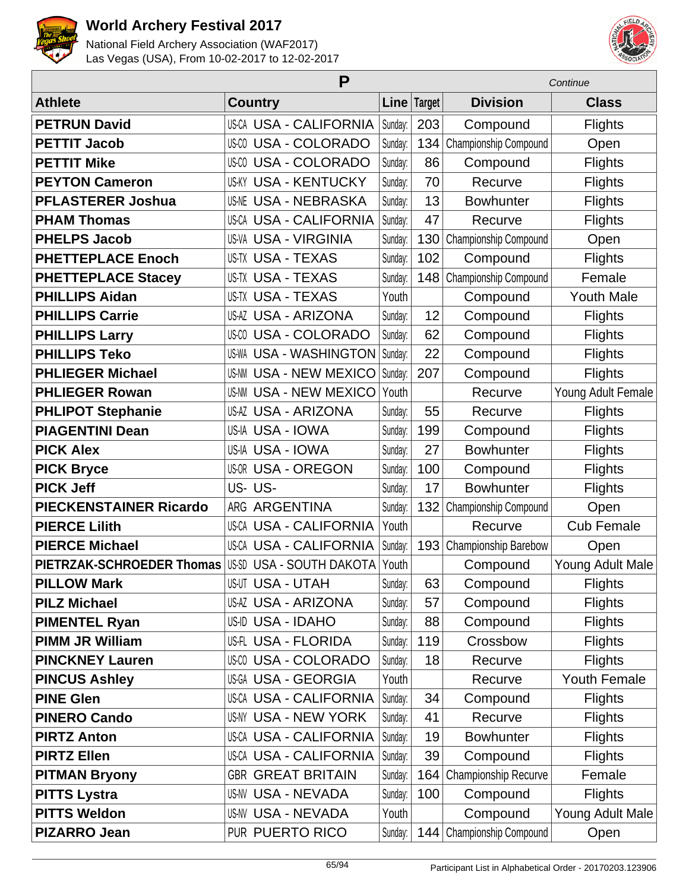# World Archery Festival 2017

National Field Archery Association (WAF2017)
Las Vegas (USA), From 10-02-2017 to 12-02-2017

| P | | | | | *Continue* |
|---|---|---|---|---|---|
| **Athlete** | **Country** | **Line** | **Target** | **Division** | **Class** |
| **PETRUN David** | US-CA USA - CALIFORNIA | Sunday: | 203 | Compound | Flights |
| **PETTIT Jacob** | US-CO USA - COLORADO | Sunday: | 134 | Championship Compound | Open |
| **PETTIT Mike** | US-CO USA - COLORADO | Sunday: | 86 | Compound | Flights |
| **PEYTON Cameron** | US-KY USA - KENTUCKY | Sunday: | 70 | Recurve | Flights |
| **PFLASTERER Joshua** | US-NE USA - NEBRASKA | Sunday: | 13 | Bowhunter | Flights |
| **PHAM Thomas** | US-CA USA - CALIFORNIA | Sunday: | 47 | Recurve | Flights |
| **PHELPS Jacob** | US-VA USA - VIRGINIA | Sunday: | 130 | Championship Compound | Open |
| **PHETTEPLACE Enoch** | US-TX USA - TEXAS | Sunday: | 102 | Compound | Flights |
| **PHETTEPLACE Stacey** | US-TX USA - TEXAS | Sunday: | 148 | Championship Compound | Female |
| **PHILLIPS Aidan** | US-TX USA - TEXAS | Youth | | Compound | Youth Male |
| **PHILLIPS Carrie** | US-AZ USA - ARIZONA | Sunday: | 12 | Compound | Flights |
| **PHILLIPS Larry** | US-CO USA - COLORADO | Sunday: | 62 | Compound | Flights |
| **PHILLIPS Teko** | US-WA USA - WASHINGTON | Sunday: | 22 | Compound | Flights |
| **PHLIEGER Michael** | US-NM USA - NEW MEXICO | Sunday: | 207 | Compound | Flights |
| **PHLIEGER Rowan** | US-NM USA - NEW MEXICO | Youth | | Recurve | Young Adult Female |
| **PHLIPOT Stephanie** | US-AZ USA - ARIZONA | Sunday: | 55 | Recurve | Flights |
| **PIAGENTINI Dean** | US-IA USA - IOWA | Sunday: | 199 | Compound | Flights |
| **PICK Alex** | US-IA USA - IOWA | Sunday: | 27 | Bowhunter | Flights |
| **PICK Bryce** | US-OR USA - OREGON | Sunday: | 100 | Compound | Flights |
| **PICK Jeff** | US- US- | Sunday: | 17 | Bowhunter | Flights |
| **PIECKENSTAINER Ricardo** | ARG ARGENTINA | Sunday: | 132 | Championship Compound | Open |
| **PIERCE Lilith** | US-CA USA - CALIFORNIA | Youth | | Recurve | Cub Female |
| **PIERCE Michael** | US-CA USA - CALIFORNIA | Sunday: | 193 | Championship Barebow | Open |
| **PIETRZAK-SCHROEDER Thomas** | US-SD USA - SOUTH DAKOTA | Youth | | Compound | Young Adult Male |
| **PILLOW Mark** | US-UT USA - UTAH | Sunday: | 63 | Compound | Flights |
| **PILZ Michael** | US-AZ USA - ARIZONA | Sunday: | 57 | Compound | Flights |
| **PIMENTEL Ryan** | US-ID USA - IDAHO | Sunday: | 88 | Compound | Flights |
| **PIMM JR William** | US-FL USA - FLORIDA | Sunday: | 119 | Crossbow | Flights |
| **PINCKNEY Lauren** | US-CO USA - COLORADO | Sunday: | 18 | Recurve | Flights |
| **PINCUS Ashley** | US-GA USA - GEORGIA | Youth | | Recurve | Youth Female |
| **PINE Glen** | US-CA USA - CALIFORNIA | Sunday: | 34 | Compound | Flights |
| **PINERO Cando** | US-NY USA - NEW YORK | Sunday: | 41 | Recurve | Flights |
| **PIRTZ Anton** | US-CA USA - CALIFORNIA | Sunday: | 19 | Bowhunter | Flights |
| **PIRTZ Ellen** | US-CA USA - CALIFORNIA | Sunday: | 39 | Compound | Flights |
| **PITMAN Bryony** | GBR GREAT BRITAIN | Sunday: | 164 | Championship Recurve | Female |
| **PITTS Lystra** | US-NV USA - NEVADA | Sunday: | 100 | Compound | Flights |
| **PITTS Weldon** | US-NV USA - NEVADA | Youth | | Compound | Young Adult Male |
| **PIZARRO Jean** | PUR PUERTO RICO | Sunday: | 144 | Championship Compound | Open |

Participant List in Alphabetical Order - 20170203.123906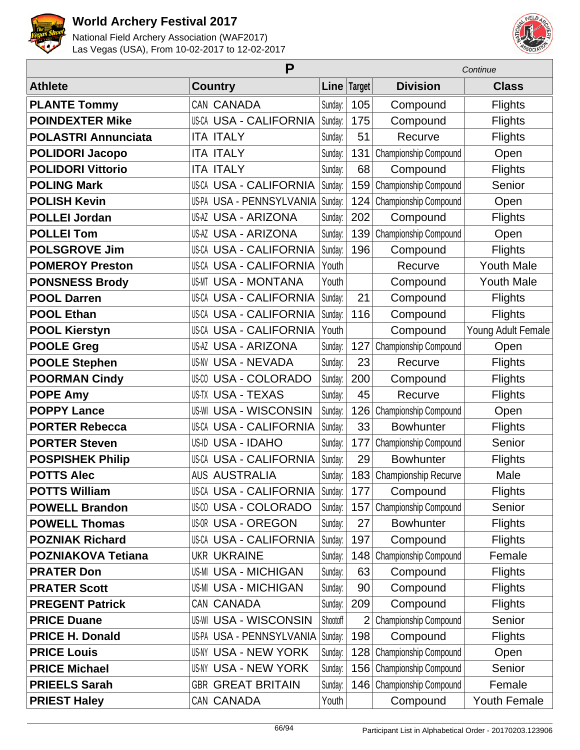# World Archery Festival 2017

National Field Archery Association (WAF2017)
Las Vegas (USA), From 10-02-2017 to 12-02-2017

| P | | | | | *Continue* |
|---|---|---|---|---|---|
| **Athlete** | **Country** | **Line** | **Target** | **Division** | **Class** |
| **PLANTE Tommy** | CAN CANADA | Sunday: | 105 | Compound | Flights |
| **POINDEXTER Mike** | US-CA USA - CALIFORNIA | Sunday: | 175 | Compound | Flights |
| **POLASTRI Annunciata** | ITA ITALY | Sunday: | 51 | Recurve | Flights |
| **POLIDORI Jacopo** | ITA ITALY | Sunday: | 131 | Championship Compound | Open |
| **POLIDORI Vittorio** | ITA ITALY | Sunday: | 68 | Compound | Flights |
| **POLING Mark** | US-CA USA - CALIFORNIA | Sunday: | 159 | Championship Compound | Senior |
| **POLISH Kevin** | US-PA USA - PENNSYLVANIA | Sunday: | 124 | Championship Compound | Open |
| **POLLEI Jordan** | US-AZ USA - ARIZONA | Sunday: | 202 | Compound | Flights |
| **POLLEI Tom** | US-AZ USA - ARIZONA | Sunday: | 139 | Championship Compound | Open |
| **POLSGROVE Jim** | US-CA USA - CALIFORNIA | Sunday: | 196 | Compound | Flights |
| **POMEROY Preston** | US-CA USA - CALIFORNIA | Youth | | Recurve | Youth Male |
| **PONSNESS Brody** | US-MT USA - MONTANA | Youth | | Compound | Youth Male |
| **POOL Darren** | US-CA USA - CALIFORNIA | Sunday: | 21 | Compound | Flights |
| **POOL Ethan** | US-CA USA - CALIFORNIA | Sunday: | 116 | Compound | Flights |
| **POOL Kierstyn** | US-CA USA - CALIFORNIA | Youth | | Compound | Young Adult Female |
| **POOLE Greg** | US-AZ USA - ARIZONA | Sunday: | 127 | Championship Compound | Open |
| **POOLE Stephen** | US-NV USA - NEVADA | Sunday: | 23 | Recurve | Flights |
| **POORMAN Cindy** | US-CO USA - COLORADO | Sunday: | 200 | Compound | Flights |
| **POPE Amy** | US-TX USA - TEXAS | Sunday: | 45 | Recurve | Flights |
| **POPPY Lance** | US-WI USA - WISCONSIN | Sunday: | 126 | Championship Compound | Open |
| **PORTER Rebecca** | US-CA USA - CALIFORNIA | Sunday: | 33 | Bowhunter | Flights |
| **PORTER Steven** | US-ID USA - IDAHO | Sunday: | 177 | Championship Compound | Senior |
| **POSPISHEK Philip** | US-CA USA - CALIFORNIA | Sunday: | 29 | Bowhunter | Flights |
| **POTTS Alec** | AUS AUSTRALIA | Sunday: | 183 | Championship Recurve | Male |
| **POTTS William** | US-CA USA - CALIFORNIA | Sunday: | 177 | Compound | Flights |
| **POWELL Brandon** | US-CO USA - COLORADO | Sunday: | 157 | Championship Compound | Senior |
| **POWELL Thomas** | US-OR USA - OREGON | Sunday: | 27 | Bowhunter | Flights |
| **POZNIAK Richard** | US-CA USA - CALIFORNIA | Sunday: | 197 | Compound | Flights |
| **POZNIAKOVA Tetiana** | UKR UKRAINE | Sunday: | 148 | Championship Compound | Female |
| **PRATER Don** | US-MI USA - MICHIGAN | Sunday: | 63 | Compound | Flights |
| **PRATER Scott** | US-MI USA - MICHIGAN | Sunday: | 90 | Compound | Flights |
| **PREGENT Patrick** | CAN CANADA | Sunday: | 209 | Compound | Flights |
| **PRICE Duane** | US-WI USA - WISCONSIN | Shootoff | 2 | Championship Compound | Senior |
| **PRICE H. Donald** | US-PA USA - PENNSYLVANIA | Sunday: | 198 | Compound | Flights |
| **PRICE Louis** | US-NY USA - NEW YORK | Sunday: | 128 | Championship Compound | Open |
| **PRICE Michael** | US-NY USA - NEW YORK | Sunday: | 156 | Championship Compound | Senior |
| **PRIEELS Sarah** | GBR GREAT BRITAIN | Sunday: | 146 | Championship Compound | Female |
| **PRIEST Haley** | CAN CANADA | Youth | | Compound | Youth Female |

Participant List in Alphabetical Order - 20170203.123906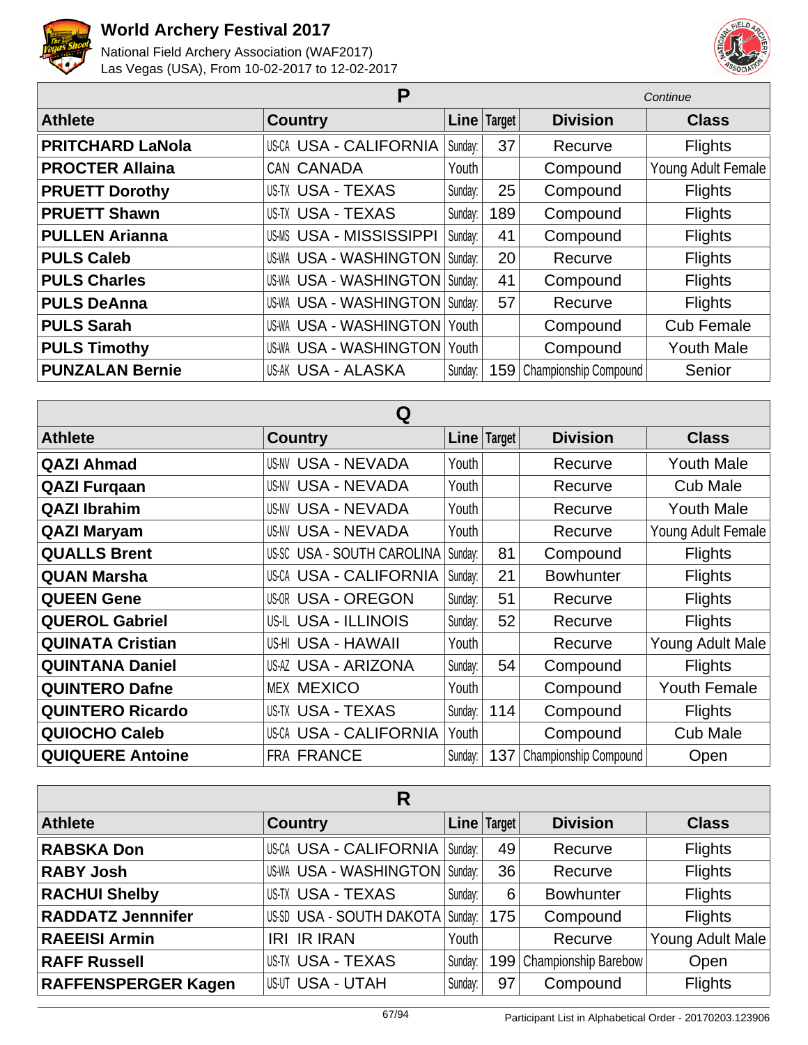# World Archery Festival 2017

National Field Archery Association (WAF2017)
Las Vegas (USA), From 10-02-2017 to 12-02-2017

## P

*Continue*

| Athlete | Country | Line | Target | Division | Class |
|---|---|---|---|---|---|
| **PRITCHARD LaNola** | US-CA USA - CALIFORNIA | Sunday: | 37 | Recurve | Flights |
| **PROCTER Allaina** | CAN CANADA | Youth | | Compound | Young Adult Female |
| **PRUETT Dorothy** | US-TX USA - TEXAS | Sunday: | 25 | Compound | Flights |
| **PRUETT Shawn** | US-TX USA - TEXAS | Sunday: | 189 | Compound | Flights |
| **PULLEN Arianna** | US-MS USA - MISSISSIPPI | Sunday: | 41 | Compound | Flights |
| **PULS Caleb** | US-WA USA - WASHINGTON | Sunday: | 20 | Recurve | Flights |
| **PULS Charles** | US-WA USA - WASHINGTON | Sunday: | 41 | Compound | Flights |
| **PULS DeAnna** | US-WA USA - WASHINGTON | Sunday: | 57 | Recurve | Flights |
| **PULS Sarah** | US-WA USA - WASHINGTON | Youth | | Compound | Cub Female |
| **PULS Timothy** | US-WA USA - WASHINGTON | Youth | | Compound | Youth Male |
| **PUNZALAN Bernie** | US-AK USA - ALASKA | Sunday: | 159 | Championship Compound | Senior |

## Q

| Athlete | Country | Line | Target | Division | Class |
|---|---|---|---|---|---|
| **QAZI Ahmad** | US-NV USA - NEVADA | Youth | | Recurve | Youth Male |
| **QAZI Furqaan** | US-NV USA - NEVADA | Youth | | Recurve | Cub Male |
| **QAZI Ibrahim** | US-NV USA - NEVADA | Youth | | Recurve | Youth Male |
| **QAZI Maryam** | US-NV USA - NEVADA | Youth | | Recurve | Young Adult Female |
| **QUALLS Brent** | US-SC USA - SOUTH CAROLINA | Sunday: | 81 | Compound | Flights |
| **QUAN Marsha** | US-CA USA - CALIFORNIA | Sunday: | 21 | Bowhunter | Flights |
| **QUEEN Gene** | US-OR USA - OREGON | Sunday: | 51 | Recurve | Flights |
| **QUEROL Gabriel** | US-IL USA - ILLINOIS | Sunday: | 52 | Recurve | Flights |
| **QUINATA Cristian** | US-HI USA - HAWAII | Youth | | Recurve | Young Adult Male |
| **QUINTANA Daniel** | US-AZ USA - ARIZONA | Sunday: | 54 | Compound | Flights |
| **QUINTERO Dafne** | MEX MEXICO | Youth | | Compound | Youth Female |
| **QUINTERO Ricardo** | US-TX USA - TEXAS | Sunday: | 114 | Compound | Flights |
| **QUIOCHO Caleb** | US-CA USA - CALIFORNIA | Youth | | Compound | Cub Male |
| **QUIQUERE Antoine** | FRA FRANCE | Sunday: | 137 | Championship Compound | Open |

## R

| Athlete | Country | Line | Target | Division | Class |
|---|---|---|---|---|---|
| **RABSKA Don** | US-CA USA - CALIFORNIA | Sunday: | 49 | Recurve | Flights |
| **RABY Josh** | US-WA USA - WASHINGTON | Sunday: | 36 | Recurve | Flights |
| **RACHUI Shelby** | US-TX USA - TEXAS | Sunday: | 6 | Bowhunter | Flights |
| **RADDATZ Jennnifer** | US-SD USA - SOUTH DAKOTA | Sunday: | 175 | Compound | Flights |
| **RAEEISI Armin** | IRI IR IRAN | Youth | | Recurve | Young Adult Male |
| **RAFF Russell** | US-TX USA - TEXAS | Sunday: | 199 | Championship Barebow | Open |
| **RAFFENSPERGER Kagen** | US-UT USA - UTAH | Sunday: | 97 | Compound | Flights |

Participant List in Alphabetical Order - 20170203.123906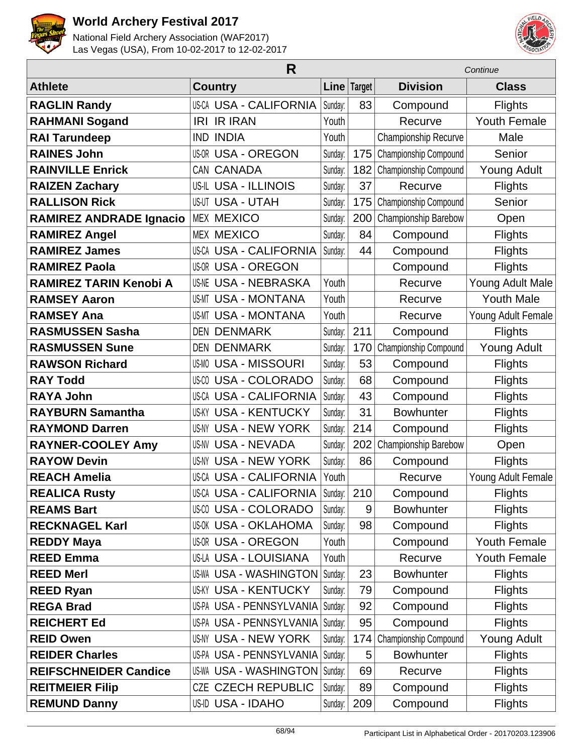# World Archery Festival 2017

National Field Archery Association (WAF2017)
Las Vegas (USA), From 10-02-2017 to 12-02-2017

## R

*Continue*

| Athlete | Country | | Line | Target | Division | Class |
|---|---|---|---|---|---|---|
| RAGLIN Randy | US-CA | USA - CALIFORNIA | Sunday: | 83 | Compound | Flights |
| RAHMANI Sogand | IRI | IR IRAN | Youth | | Recurve | Youth Female |
| RAI Tarundeep | IND | INDIA | Youth | | Championship Recurve | Male |
| RAINES John | US-OR | USA - OREGON | Sunday: | 175 | Championship Compound | Senior |
| RAINVILLE Enrick | CAN | CANADA | Sunday: | 182 | Championship Compound | Young Adult |
| RAIZEN Zachary | US-IL | USA - ILLINOIS | Sunday: | 37 | Recurve | Flights |
| RALLISON Rick | US-UT | USA - UTAH | Sunday: | 175 | Championship Compound | Senior |
| RAMIREZ ANDRADE Ignacio | MEX | MEXICO | Sunday: | 200 | Championship Barebow | Open |
| RAMIREZ Angel | MEX | MEXICO | Sunday: | 84 | Compound | Flights |
| RAMIREZ James | US-CA | USA - CALIFORNIA | Sunday: | 44 | Compound | Flights |
| RAMIREZ Paola | US-OR | USA - OREGON | | | Compound | Flights |
| RAMIREZ TARIN Kenobi A | US-NE | USA - NEBRASKA | Youth | | Recurve | Young Adult Male |
| RAMSEY Aaron | US-MT | USA - MONTANA | Youth | | Recurve | Youth Male |
| RAMSEY Ana | US-MT | USA - MONTANA | Youth | | Recurve | Young Adult Female |
| RASMUSSEN Sasha | DEN | DENMARK | Sunday: | 211 | Compound | Flights |
| RASMUSSEN Sune | DEN | DENMARK | Sunday: | 170 | Championship Compound | Young Adult |
| RAWSON Richard | US-MO | USA - MISSOURI | Sunday: | 53 | Compound | Flights |
| RAY Todd | US-CO | USA - COLORADO | Sunday: | 68 | Compound | Flights |
| RAYA John | US-CA | USA - CALIFORNIA | Sunday: | 43 | Compound | Flights |
| RAYBURN Samantha | US-KY | USA - KENTUCKY | Sunday: | 31 | Bowhunter | Flights |
| RAYMOND Darren | US-NY | USA - NEW YORK | Sunday: | 214 | Compound | Flights |
| RAYNER-COOLEY Amy | US-NV | USA - NEVADA | Sunday: | 202 | Championship Barebow | Open |
| RAYOW Devin | US-NY | USA - NEW YORK | Sunday: | 86 | Compound | Flights |
| REACH Amelia | US-CA | USA - CALIFORNIA | Youth | | Recurve | Young Adult Female |
| REALICA Rusty | US-CA | USA - CALIFORNIA | Sunday: | 210 | Compound | Flights |
| REAMS Bart | US-CO | USA - COLORADO | Sunday: | 9 | Bowhunter | Flights |
| RECKNAGEL Karl | US-OK | USA - OKLAHOMA | Sunday: | 98 | Compound | Flights |
| REDDY Maya | US-OR | USA - OREGON | Youth | | Compound | Youth Female |
| REED Emma | US-LA | USA - LOUISIANA | Youth | | Recurve | Youth Female |
| REED Merl | US-WA | USA - WASHINGTON | Sunday: | 23 | Bowhunter | Flights |
| REED Ryan | US-KY | USA - KENTUCKY | Sunday: | 79 | Compound | Flights |
| REGA Brad | US-PA | USA - PENNSYLVANIA | Sunday: | 92 | Compound | Flights |
| REICHERT Ed | US-PA | USA - PENNSYLVANIA | Sunday: | 95 | Compound | Flights |
| REID Owen | US-NY | USA - NEW YORK | Sunday: | 174 | Championship Compound | Young Adult |
| REIDER Charles | US-PA | USA - PENNSYLVANIA | Sunday: | 5 | Bowhunter | Flights |
| REIFSCHNEIDER Candice | US-WA | USA - WASHINGTON | Sunday: | 69 | Recurve | Flights |
| REITMEIER Filip | CZE | CZECH REPUBLIC | Sunday: | 89 | Compound | Flights |
| REMUND Danny | US-ID | USA - IDAHO | Sunday: | 209 | Compound | Flights |

Participant List in Alphabetical Order - 20170203.123906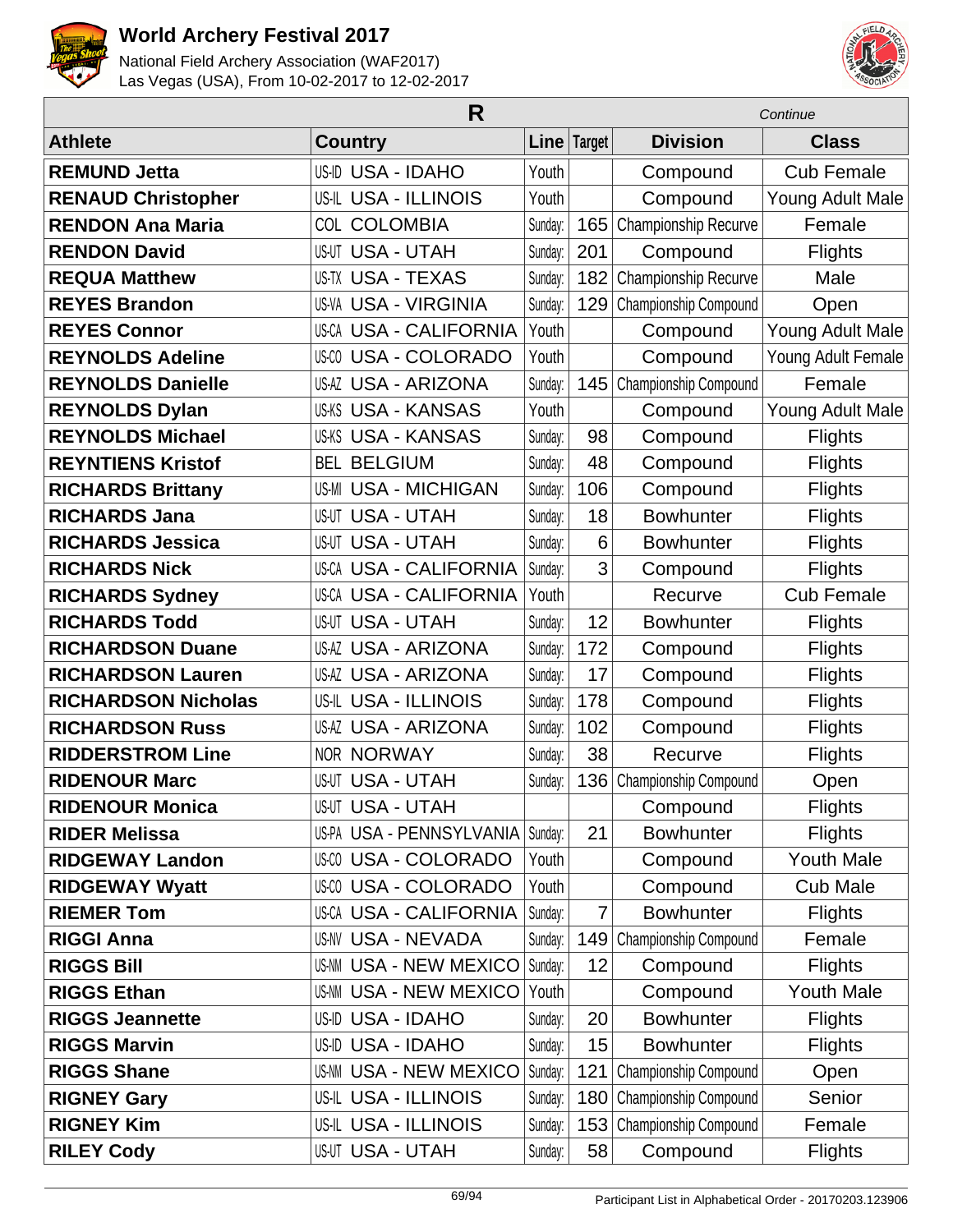| R | | | | | Continue |
|---|---|---|---|---|---|
| **Athlete** | **Country** | **Line** | **Target** | **Division** | **Class** |
| **REMUND Jetta** | US-ID USA - IDAHO | Youth | | Compound | Cub Female |
| **RENAUD Christopher** | US-IL USA - ILLINOIS | Youth | | Compound | Young Adult Male |
| **RENDON Ana Maria** | COL COLOMBIA | Sunday: | 165 | Championship Recurve | Female |
| **RENDON David** | US-UT USA - UTAH | Sunday: | 201 | Compound | Flights |
| **REQUA Matthew** | US-TX USA - TEXAS | Sunday: | 182 | Championship Recurve | Male |
| **REYES Brandon** | US-VA USA - VIRGINIA | Sunday: | 129 | Championship Compound | Open |
| **REYES Connor** | US-CA USA - CALIFORNIA | Youth | | Compound | Young Adult Male |
| **REYNOLDS Adeline** | US-CO USA - COLORADO | Youth | | Compound | Young Adult Female |
| **REYNOLDS Danielle** | US-AZ USA - ARIZONA | Sunday: | 145 | Championship Compound | Female |
| **REYNOLDS Dylan** | US-KS USA - KANSAS | Youth | | Compound | Young Adult Male |
| **REYNOLDS Michael** | US-KS USA - KANSAS | Sunday: | 98 | Compound | Flights |
| **REYNTIENS Kristof** | BEL BELGIUM | Sunday: | 48 | Compound | Flights |
| **RICHARDS Brittany** | US-MI USA - MICHIGAN | Sunday: | 106 | Compound | Flights |
| **RICHARDS Jana** | US-UT USA - UTAH | Sunday: | 18 | Bowhunter | Flights |
| **RICHARDS Jessica** | US-UT USA - UTAH | Sunday: | 6 | Bowhunter | Flights |
| **RICHARDS Nick** | US-CA USA - CALIFORNIA | Sunday: | 3 | Compound | Flights |
| **RICHARDS Sydney** | US-CA USA - CALIFORNIA | Youth | | Recurve | Cub Female |
| **RICHARDS Todd** | US-UT USA - UTAH | Sunday: | 12 | Bowhunter | Flights |
| **RICHARDSON Duane** | US-AZ USA - ARIZONA | Sunday: | 172 | Compound | Flights |
| **RICHARDSON Lauren** | US-AZ USA - ARIZONA | Sunday: | 17 | Compound | Flights |
| **RICHARDSON Nicholas** | US-IL USA - ILLINOIS | Sunday: | 178 | Compound | Flights |
| **RICHARDSON Russ** | US-AZ USA - ARIZONA | Sunday: | 102 | Compound | Flights |
| **RIDDERSTROM Line** | NOR NORWAY | Sunday: | 38 | Recurve | Flights |
| **RIDENOUR Marc** | US-UT USA - UTAH | Sunday: | 136 | Championship Compound | Open |
| **RIDENOUR Monica** | US-UT USA - UTAH | | | Compound | Flights |
| **RIDER Melissa** | US-PA USA - PENNSYLVANIA | Sunday: | 21 | Bowhunter | Flights |
| **RIDGEWAY Landon** | US-CO USA - COLORADO | Youth | | Compound | Youth Male |
| **RIDGEWAY Wyatt** | US-CO USA - COLORADO | Youth | | Compound | Cub Male |
| **RIEMER Tom** | US-CA USA - CALIFORNIA | Sunday: | 7 | Bowhunter | Flights |
| **RIGGI Anna** | US-NV USA - NEVADA | Sunday: | 149 | Championship Compound | Female |
| **RIGGS Bill** | US-NM USA - NEW MEXICO | Sunday: | 12 | Compound | Flights |
| **RIGGS Ethan** | US-NM USA - NEW MEXICO | Youth | | Compound | Youth Male |
| **RIGGS Jeannette** | US-ID USA - IDAHO | Sunday: | 20 | Bowhunter | Flights |
| **RIGGS Marvin** | US-ID USA - IDAHO | Sunday: | 15 | Bowhunter | Flights |
| **RIGGS Shane** | US-NM USA - NEW MEXICO | Sunday: | 121 | Championship Compound | Open |
| **RIGNEY Gary** | US-IL USA - ILLINOIS | Sunday: | 180 | Championship Compound | Senior |
| **RIGNEY Kim** | US-IL USA - ILLINOIS | Sunday: | 153 | Championship Compound | Female |
| **RILEY Cody** | US-UT USA - UTAH | Sunday: | 58 | Compound | Flights |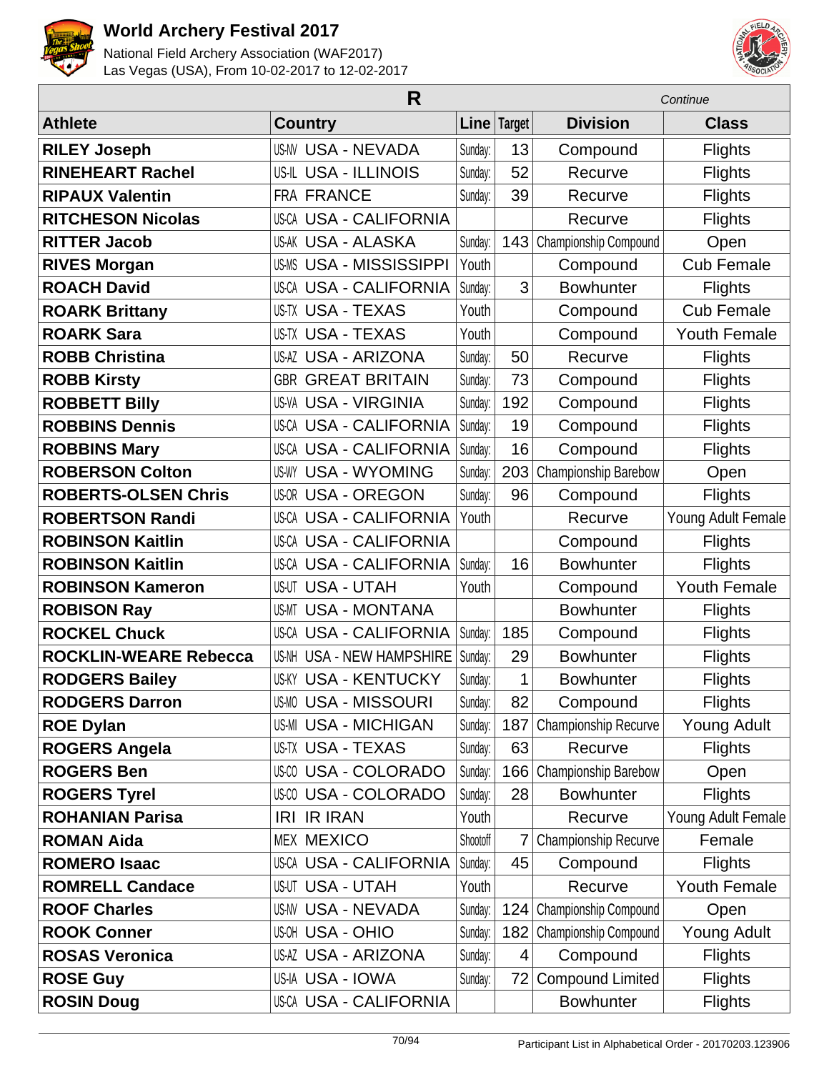# World Archery Festival 2017

National Field Archery Association (WAF2017)
Las Vegas (USA), From 10-02-2017 to 12-02-2017

| R | | | | | *Continue* |
|---|---|---|---|---|---|
| **Athlete** | **Country** | **Line** | **Target** | **Division** | **Class** |
| **RILEY Joseph** | US-NV USA - NEVADA | Sunday: | 13 | Compound | Flights |
| **RINEHEART Rachel** | US-IL USA - ILLINOIS | Sunday: | 52 | Recurve | Flights |
| **RIPAUX Valentin** | FRA FRANCE | Sunday: | 39 | Recurve | Flights |
| **RITCHESON Nicolas** | US-CA USA - CALIFORNIA | | | Recurve | Flights |
| **RITTER Jacob** | US-AK USA - ALASKA | Sunday: | 143 | Championship Compound | Open |
| **RIVES Morgan** | US-MS USA - MISSISSIPPI | Youth | | Compound | Cub Female |
| **ROACH David** | US-CA USA - CALIFORNIA | Sunday: | 3 | Bowhunter | Flights |
| **ROARK Brittany** | US-TX USA - TEXAS | Youth | | Compound | Cub Female |
| **ROARK Sara** | US-TX USA - TEXAS | Youth | | Compound | Youth Female |
| **ROBB Christina** | US-AZ USA - ARIZONA | Sunday: | 50 | Recurve | Flights |
| **ROBB Kirsty** | GBR GREAT BRITAIN | Sunday: | 73 | Compound | Flights |
| **ROBBETT Billy** | US-VA USA - VIRGINIA | Sunday: | 192 | Compound | Flights |
| **ROBBINS Dennis** | US-CA USA - CALIFORNIA | Sunday: | 19 | Compound | Flights |
| **ROBBINS Mary** | US-CA USA - CALIFORNIA | Sunday: | 16 | Compound | Flights |
| **ROBERSON Colton** | US-WY USA - WYOMING | Sunday: | 203 | Championship Barebow | Open |
| **ROBERTS-OLSEN Chris** | US-OR USA - OREGON | Sunday: | 96 | Compound | Flights |
| **ROBERTSON Randi** | US-CA USA - CALIFORNIA | Youth | | Recurve | Young Adult Female |
| **ROBINSON Kaitlin** | US-CA USA - CALIFORNIA | | | Compound | Flights |
| **ROBINSON Kaitlin** | US-CA USA - CALIFORNIA | Sunday: | 16 | Bowhunter | Flights |
| **ROBINSON Kameron** | US-UT USA - UTAH | Youth | | Compound | Youth Female |
| **ROBISON Ray** | US-MT USA - MONTANA | | | Bowhunter | Flights |
| **ROCKEL Chuck** | US-CA USA - CALIFORNIA | Sunday: | 185 | Compound | Flights |
| **ROCKLIN-WEARE Rebecca** | US-NH USA - NEW HAMPSHIRE | Sunday: | 29 | Bowhunter | Flights |
| **RODGERS Bailey** | US-KY USA - KENTUCKY | Sunday: | 1 | Bowhunter | Flights |
| **RODGERS Darron** | US-MO USA - MISSOURI | Sunday: | 82 | Compound | Flights |
| **ROE Dylan** | US-MI USA - MICHIGAN | Sunday: | 187 | Championship Recurve | Young Adult |
| **ROGERS Angela** | US-TX USA - TEXAS | Sunday: | 63 | Recurve | Flights |
| **ROGERS Ben** | US-CO USA - COLORADO | Sunday: | 166 | Championship Barebow | Open |
| **ROGERS Tyrel** | US-CO USA - COLORADO | Sunday: | 28 | Bowhunter | Flights |
| **ROHANIAN Parisa** | IRI IR IRAN | Youth | | Recurve | Young Adult Female |
| **ROMAN Aida** | MEX MEXICO | Shootoff | 7 | Championship Recurve | Female |
| **ROMERO Isaac** | US-CA USA - CALIFORNIA | Sunday: | 45 | Compound | Flights |
| **ROMRELL Candace** | US-UT USA - UTAH | Youth | | Recurve | Youth Female |
| **ROOF Charles** | US-NV USA - NEVADA | Sunday: | 124 | Championship Compound | Open |
| **ROOK Conner** | US-OH USA - OHIO | Sunday: | 182 | Championship Compound | Young Adult |
| **ROSAS Veronica** | US-AZ USA - ARIZONA | Sunday: | 4 | Compound | Flights |
| **ROSE Guy** | US-IA USA - IOWA | Sunday: | 72 | Compound Limited | Flights |
| **ROSIN Doug** | US-CA USA - CALIFORNIA | | | Bowhunter | Flights |

Participant List in Alphabetical Order - 20170203.123906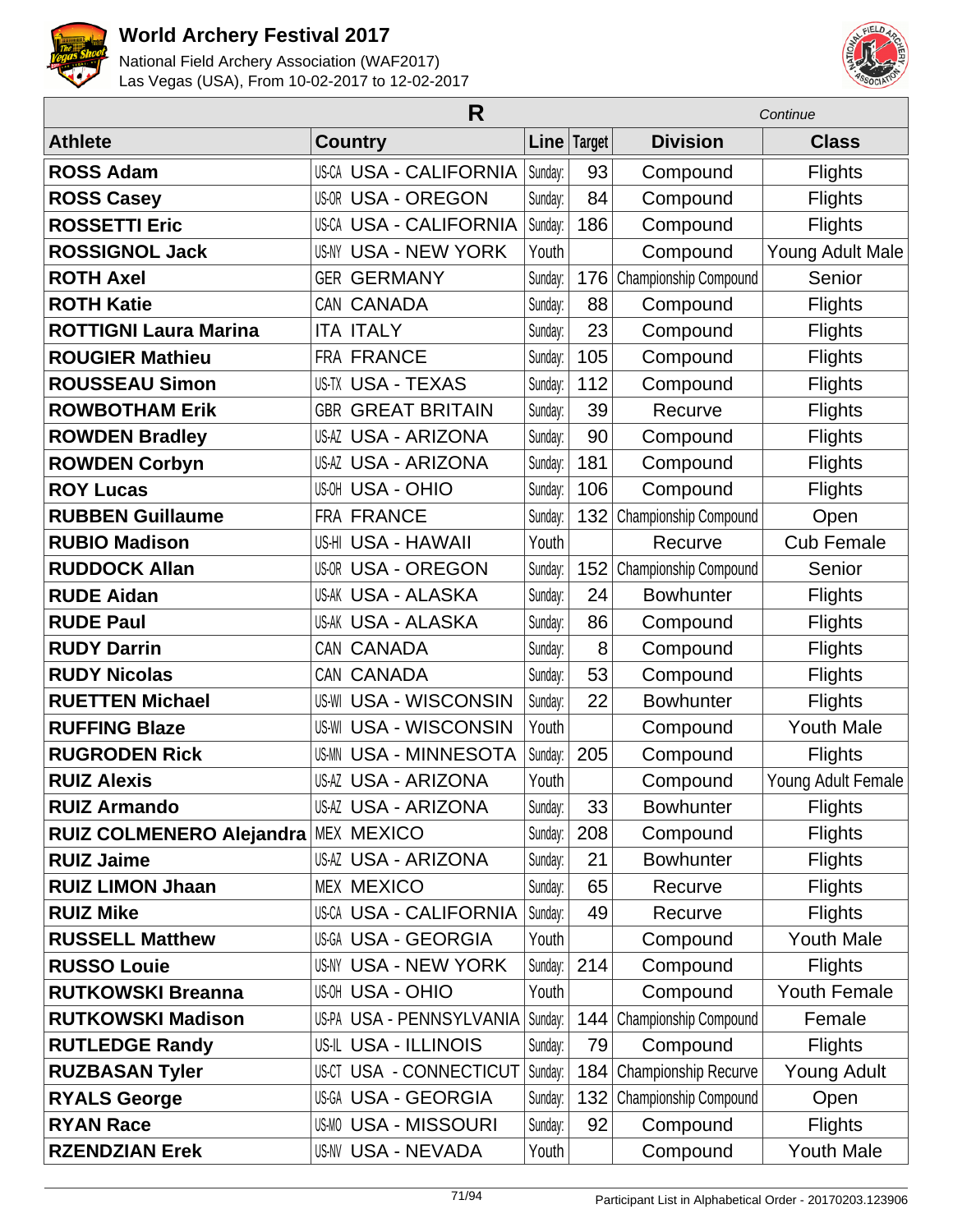# World Archery Festival 2017

National Field Archery Association (WAF2017)
Las Vegas (USA), From 10-02-2017 to 12-02-2017

## R

*Continue*

| Athlete | Country | | Line | Target | Division | Class |
|---|---|---|---|---|---|---|
| **ROSS Adam** | US-CA | USA - CALIFORNIA | Sunday: | 93 | Compound | Flights |
| **ROSS Casey** | US-OR | USA - OREGON | Sunday: | 84 | Compound | Flights |
| **ROSSETTI Eric** | US-CA | USA - CALIFORNIA | Sunday: | 186 | Compound | Flights |
| **ROSSIGNOL Jack** | US-NY | USA - NEW YORK | Youth | | Compound | Young Adult Male |
| **ROTH Axel** | GER | GERMANY | Sunday: | 176 | Championship Compound | Senior |
| **ROTH Katie** | CAN | CANADA | Sunday: | 88 | Compound | Flights |
| **ROTTIGNI Laura Marina** | ITA | ITALY | Sunday: | 23 | Compound | Flights |
| **ROUGIER Mathieu** | FRA | FRANCE | Sunday: | 105 | Compound | Flights |
| **ROUSSEAU Simon** | US-TX | USA - TEXAS | Sunday: | 112 | Compound | Flights |
| **ROWBOTHAM Erik** | GBR | GREAT BRITAIN | Sunday: | 39 | Recurve | Flights |
| **ROWDEN Bradley** | US-AZ | USA - ARIZONA | Sunday: | 90 | Compound | Flights |
| **ROWDEN Corbyn** | US-AZ | USA - ARIZONA | Sunday: | 181 | Compound | Flights |
| **ROY Lucas** | US-OH | USA - OHIO | Sunday: | 106 | Compound | Flights |
| **RUBBEN Guillaume** | FRA | FRANCE | Sunday: | 132 | Championship Compound | Open |
| **RUBIO Madison** | US-HI | USA - HAWAII | Youth | | Recurve | Cub Female |
| **RUDDOCK Allan** | US-OR | USA - OREGON | Sunday: | 152 | Championship Compound | Senior |
| **RUDE Aidan** | US-AK | USA - ALASKA | Sunday: | 24 | Bowhunter | Flights |
| **RUDE Paul** | US-AK | USA - ALASKA | Sunday: | 86 | Compound | Flights |
| **RUDY Darrin** | CAN | CANADA | Sunday: | 8 | Compound | Flights |
| **RUDY Nicolas** | CAN | CANADA | Sunday: | 53 | Compound | Flights |
| **RUETTEN Michael** | US-WI | USA - WISCONSIN | Sunday: | 22 | Bowhunter | Flights |
| **RUFFING Blaze** | US-WI | USA - WISCONSIN | Youth | | Compound | Youth Male |
| **RUGRODEN Rick** | US-MN | USA - MINNESOTA | Sunday: | 205 | Compound | Flights |
| **RUIZ Alexis** | US-AZ | USA - ARIZONA | Youth | | Compound | Young Adult Female |
| **RUIZ Armando** | US-AZ | USA - ARIZONA | Sunday: | 33 | Bowhunter | Flights |
| **RUIZ COLMENERO Alejandra** | MEX | MEXICO | Sunday: | 208 | Compound | Flights |
| **RUIZ Jaime** | US-AZ | USA - ARIZONA | Sunday: | 21 | Bowhunter | Flights |
| **RUIZ LIMON Jhaan** | MEX | MEXICO | Sunday: | 65 | Recurve | Flights |
| **RUIZ Mike** | US-CA | USA - CALIFORNIA | Sunday: | 49 | Recurve | Flights |
| **RUSSELL Matthew** | US-GA | USA - GEORGIA | Youth | | Compound | Youth Male |
| **RUSSO Louie** | US-NY | USA - NEW YORK | Sunday: | 214 | Compound | Flights |
| **RUTKOWSKI Breanna** | US-OH | USA - OHIO | Youth | | Compound | Youth Female |
| **RUTKOWSKI Madison** | US-PA | USA - PENNSYLVANIA | Sunday: | 144 | Championship Compound | Female |
| **RUTLEDGE Randy** | US-IL | USA - ILLINOIS | Sunday: | 79 | Compound | Flights |
| **RUZBASAN Tyler** | US-CT | USA - CONNECTICUT | Sunday: | 184 | Championship Recurve | Young Adult |
| **RYALS George** | US-GA | USA - GEORGIA | Sunday: | 132 | Championship Compound | Open |
| **RYAN Race** | US-MO | USA - MISSOURI | Sunday: | 92 | Compound | Flights |
| **RZENDZIAN Erek** | US-NV | USA - NEVADA | Youth | | Compound | Youth Male |

Participant List in Alphabetical Order - 20170203.123906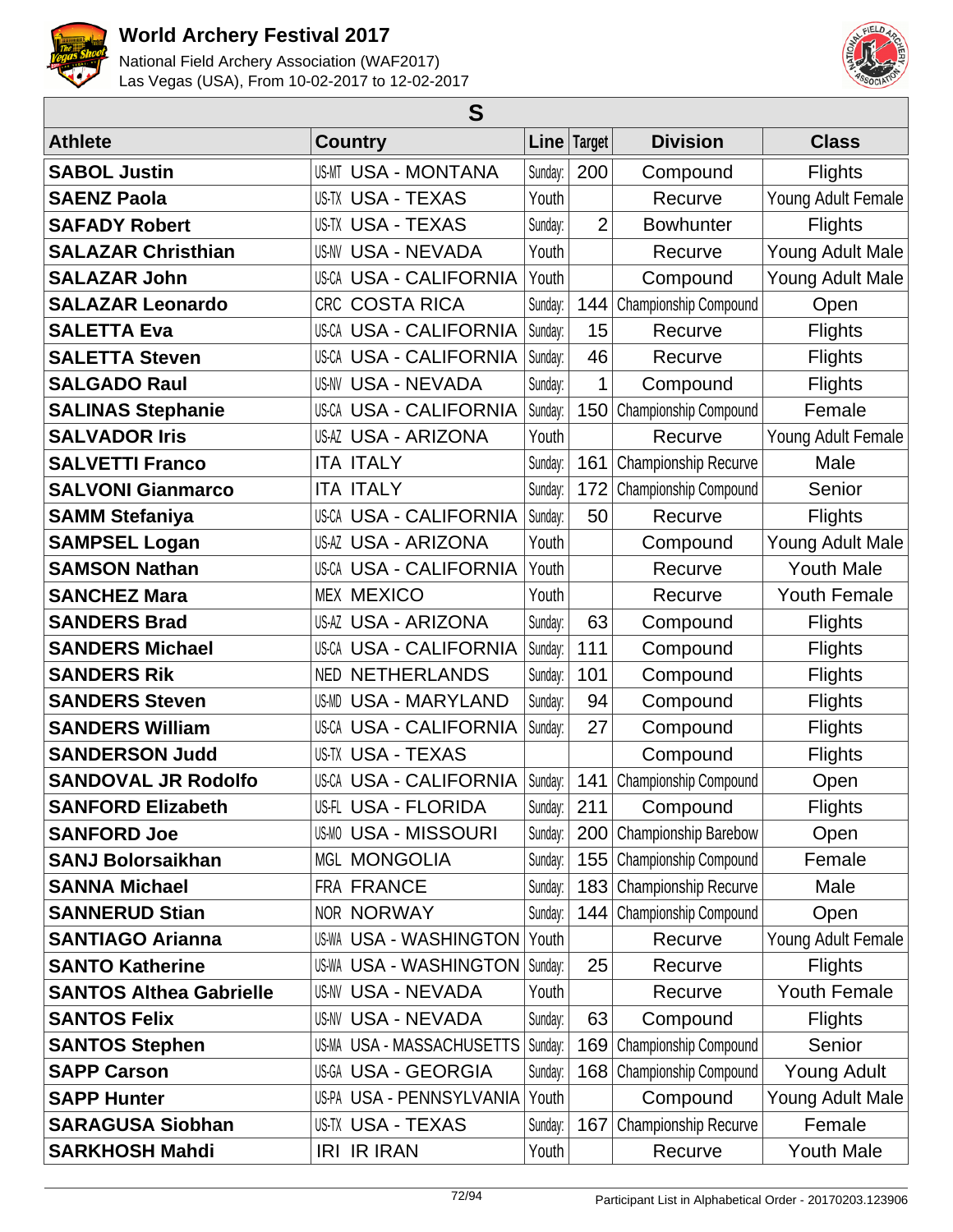# World Archery Festival 2017

National Field Archery Association (WAF2017)
Las Vegas (USA), From 10-02-2017 to 12-02-2017

## S

| Athlete | Country | Line | Target | Division | Class |
|---|---|---|---|---|---|
| SABOL Justin | US-MT USA - MONTANA | Sunday: | 200 | Compound | Flights |
| SAENZ Paola | US-TX USA - TEXAS | Youth | | Recurve | Young Adult Female |
| SAFADY Robert | US-TX USA - TEXAS | Sunday: | 2 | Bowhunter | Flights |
| SALAZAR Christhian | US-NV USA - NEVADA | Youth | | Recurve | Young Adult Male |
| SALAZAR John | US-CA USA - CALIFORNIA | Youth | | Compound | Young Adult Male |
| SALAZAR Leonardo | CRC COSTA RICA | Sunday: | 144 | Championship Compound | Open |
| SALETTA Eva | US-CA USA - CALIFORNIA | Sunday: | 15 | Recurve | Flights |
| SALETTA Steven | US-CA USA - CALIFORNIA | Sunday: | 46 | Recurve | Flights |
| SALGADO Raul | US-NV USA - NEVADA | Sunday: | 1 | Compound | Flights |
| SALINAS Stephanie | US-CA USA - CALIFORNIA | Sunday: | 150 | Championship Compound | Female |
| SALVADOR Iris | US-AZ USA - ARIZONA | Youth | | Recurve | Young Adult Female |
| SALVETTI Franco | ITA ITALY | Sunday: | 161 | Championship Recurve | Male |
| SALVONI Gianmarco | ITA ITALY | Sunday: | 172 | Championship Compound | Senior |
| SAMM Stefaniya | US-CA USA - CALIFORNIA | Sunday: | 50 | Recurve | Flights |
| SAMPSEL Logan | US-AZ USA - ARIZONA | Youth | | Compound | Young Adult Male |
| SAMSON Nathan | US-CA USA - CALIFORNIA | Youth | | Recurve | Youth Male |
| SANCHEZ Mara | MEX MEXICO | Youth | | Recurve | Youth Female |
| SANDERS Brad | US-AZ USA - ARIZONA | Sunday: | 63 | Compound | Flights |
| SANDERS Michael | US-CA USA - CALIFORNIA | Sunday: | 111 | Compound | Flights |
| SANDERS Rik | NED NETHERLANDS | Sunday: | 101 | Compound | Flights |
| SANDERS Steven | US-MD USA - MARYLAND | Sunday: | 94 | Compound | Flights |
| SANDERS William | US-CA USA - CALIFORNIA | Sunday: | 27 | Compound | Flights |
| SANDERSON Judd | US-TX USA - TEXAS | | | Compound | Flights |
| SANDOVAL JR Rodolfo | US-CA USA - CALIFORNIA | Sunday: | 141 | Championship Compound | Open |
| SANFORD Elizabeth | US-FL USA - FLORIDA | Sunday: | 211 | Compound | Flights |
| SANFORD Joe | US-MO USA - MISSOURI | Sunday: | 200 | Championship Barebow | Open |
| SANJ Bolorsaikhan | MGL MONGOLIA | Sunday: | 155 | Championship Compound | Female |
| SANNA Michael | FRA FRANCE | Sunday: | 183 | Championship Recurve | Male |
| SANNERUD Stian | NOR NORWAY | Sunday: | 144 | Championship Compound | Open |
| SANTIAGO Arianna | US-WA USA - WASHINGTON | Youth | | Recurve | Young Adult Female |
| SANTO Katherine | US-WA USA - WASHINGTON | Sunday: | 25 | Recurve | Flights |
| SANTOS Althea Gabrielle | US-NV USA - NEVADA | Youth | | Recurve | Youth Female |
| SANTOS Felix | US-NV USA - NEVADA | Sunday: | 63 | Compound | Flights |
| SANTOS Stephen | US-MA USA - MASSACHUSETTS | Sunday: | 169 | Championship Compound | Senior |
| SAPP Carson | US-GA USA - GEORGIA | Sunday: | 168 | Championship Compound | Young Adult |
| SAPP Hunter | US-PA USA - PENNSYLVANIA | Youth | | Compound | Young Adult Male |
| SARAGUSA Siobhan | US-TX USA - TEXAS | Sunday: | 167 | Championship Recurve | Female |
| SARKHOSH Mahdi | IRI IR IRAN | Youth | | Recurve | Youth Male |

Participant List in Alphabetical Order - 20170203.123906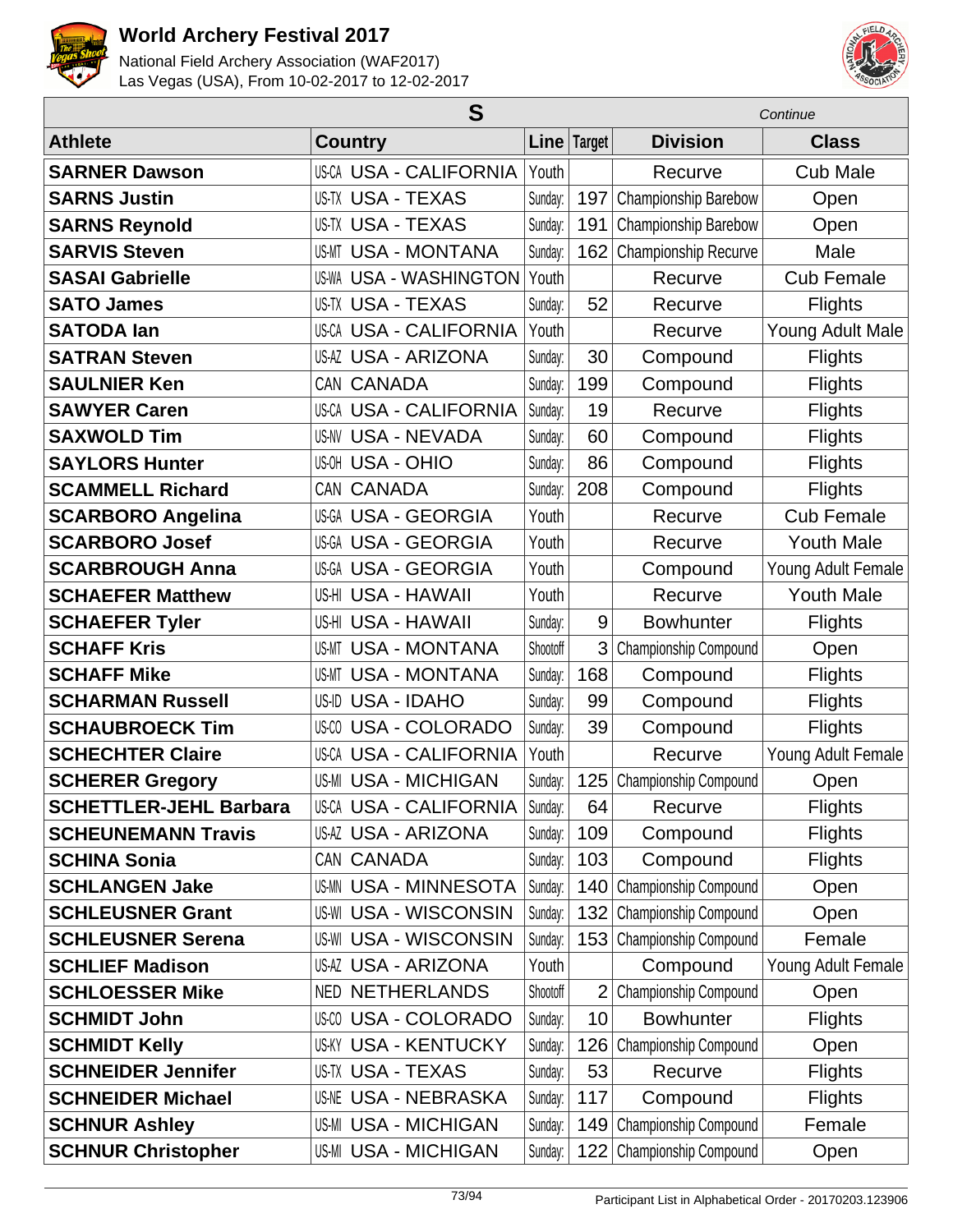# World Archery Festival 2017

National Field Archery Association (WAF2017)
Las Vegas (USA), From 10-02-2017 to 12-02-2017

| S | | | | | *Continue* |
|---|---|---|---|---|---|
| **Athlete** | **Country** | **Line** | **Target** | **Division** | **Class** |
| **SARNER Dawson** | US-CA USA - CALIFORNIA | Youth | | Recurve | Cub Male |
| **SARNS Justin** | US-TX USA - TEXAS | Sunday: | 197 | Championship Barebow | Open |
| **SARNS Reynold** | US-TX USA - TEXAS | Sunday: | 191 | Championship Barebow | Open |
| **SARVIS Steven** | US-MT USA - MONTANA | Sunday: | 162 | Championship Recurve | Male |
| **SASAI Gabrielle** | US-WA USA - WASHINGTON | Youth | | Recurve | Cub Female |
| **SATO James** | US-TX USA - TEXAS | Sunday: | 52 | Recurve | Flights |
| **SATODA Ian** | US-CA USA - CALIFORNIA | Youth | | Recurve | Young Adult Male |
| **SATRAN Steven** | US-AZ USA - ARIZONA | Sunday: | 30 | Compound | Flights |
| **SAULNIER Ken** | CAN CANADA | Sunday: | 199 | Compound | Flights |
| **SAWYER Caren** | US-CA USA - CALIFORNIA | Sunday: | 19 | Recurve | Flights |
| **SAXWOLD Tim** | US-NV USA - NEVADA | Sunday: | 60 | Compound | Flights |
| **SAYLORS Hunter** | US-OH USA - OHIO | Sunday: | 86 | Compound | Flights |
| **SCAMMELL Richard** | CAN CANADA | Sunday: | 208 | Compound | Flights |
| **SCARBORO Angelina** | US-GA USA - GEORGIA | Youth | | Recurve | Cub Female |
| **SCARBORO Josef** | US-GA USA - GEORGIA | Youth | | Recurve | Youth Male |
| **SCARBROUGH Anna** | US-GA USA - GEORGIA | Youth | | Compound | Young Adult Female |
| **SCHAEFER Matthew** | US-HI USA - HAWAII | Youth | | Recurve | Youth Male |
| **SCHAEFER Tyler** | US-HI USA - HAWAII | Sunday: | 9 | Bowhunter | Flights |
| **SCHAFF Kris** | US-MT USA - MONTANA | Shootoff | 3 | Championship Compound | Open |
| **SCHAFF Mike** | US-MT USA - MONTANA | Sunday: | 168 | Compound | Flights |
| **SCHARMAN Russell** | US-ID USA - IDAHO | Sunday: | 99 | Compound | Flights |
| **SCHAUBROECK Tim** | US-CO USA - COLORADO | Sunday: | 39 | Compound | Flights |
| **SCHECHTER Claire** | US-CA USA - CALIFORNIA | Youth | | Recurve | Young Adult Female |
| **SCHERER Gregory** | US-MI USA - MICHIGAN | Sunday: | 125 | Championship Compound | Open |
| **SCHETTLER-JEHL Barbara** | US-CA USA - CALIFORNIA | Sunday: | 64 | Recurve | Flights |
| **SCHEUNEMANN Travis** | US-AZ USA - ARIZONA | Sunday: | 109 | Compound | Flights |
| **SCHINA Sonia** | CAN CANADA | Sunday: | 103 | Compound | Flights |
| **SCHLANGEN Jake** | US-MN USA - MINNESOTA | Sunday: | 140 | Championship Compound | Open |
| **SCHLEUSNER Grant** | US-WI USA - WISCONSIN | Sunday: | 132 | Championship Compound | Open |
| **SCHLEUSNER Serena** | US-WI USA - WISCONSIN | Sunday: | 153 | Championship Compound | Female |
| **SCHLIEF Madison** | US-AZ USA - ARIZONA | Youth | | Compound | Young Adult Female |
| **SCHLOESSER Mike** | NED NETHERLANDS | Shootoff | 2 | Championship Compound | Open |
| **SCHMIDT John** | US-CO USA - COLORADO | Sunday: | 10 | Bowhunter | Flights |
| **SCHMIDT Kelly** | US-KY USA - KENTUCKY | Sunday: | 126 | Championship Compound | Open |
| **SCHNEIDER Jennifer** | US-TX USA - TEXAS | Sunday: | 53 | Recurve | Flights |
| **SCHNEIDER Michael** | US-NE USA - NEBRASKA | Sunday: | 117 | Compound | Flights |
| **SCHNUR Ashley** | US-MI USA - MICHIGAN | Sunday: | 149 | Championship Compound | Female |
| **SCHNUR Christopher** | US-MI USA - MICHIGAN | Sunday: | 122 | Championship Compound | Open |

Participant List in Alphabetical Order - 20170203.123906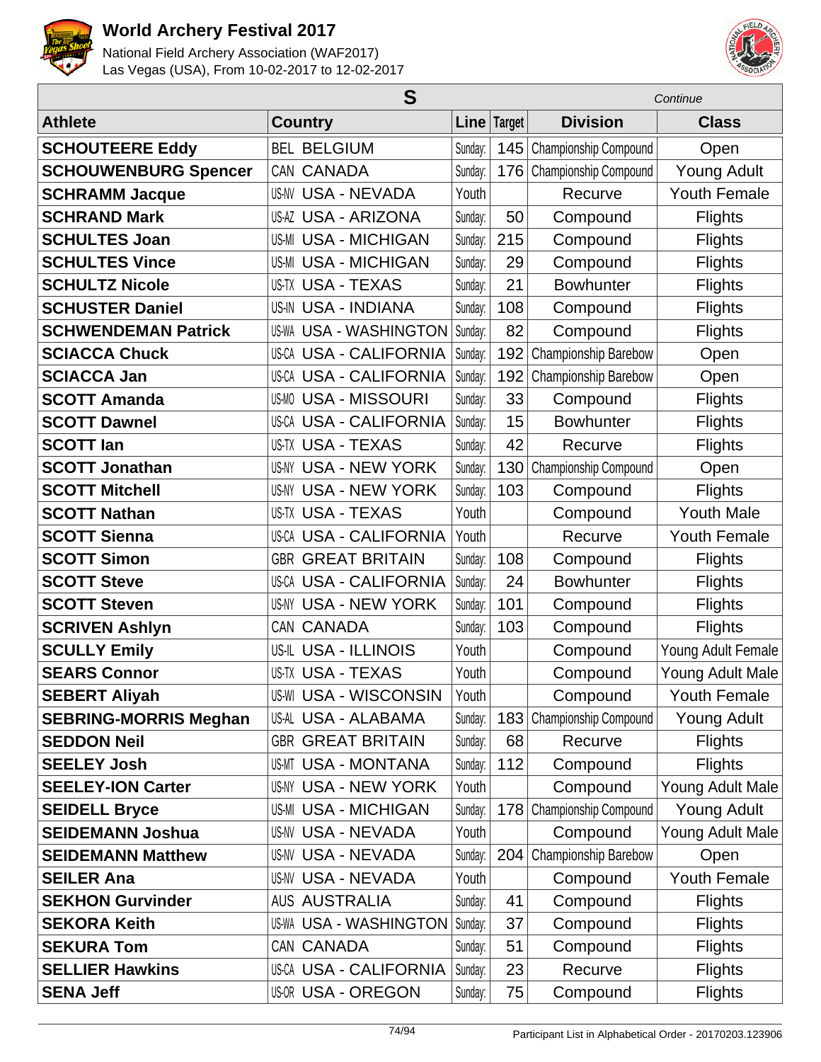# World Archery Festival 2017

National Field Archery Association (WAF2017)
Las Vegas (USA), From 10-02-2017 to 12-02-2017

| S | | | | | *Continue* |
|---|---|---|---|---|---|
| **Athlete** | **Country** | **Line** | **Target** | **Division** | **Class** |
| **SCHOUTEERE Eddy** | BEL BELGIUM | Sunday: | 145 | Championship Compound | Open |
| **SCHOUWENBURG Spencer** | CAN CANADA | Sunday: | 176 | Championship Compound | Young Adult |
| **SCHRAMM Jacque** | US-NV USA - NEVADA | Youth | | Recurve | Youth Female |
| **SCHRAND Mark** | US-AZ USA - ARIZONA | Sunday: | 50 | Compound | Flights |
| **SCHULTES Joan** | US-MI USA - MICHIGAN | Sunday: | 215 | Compound | Flights |
| **SCHULTES Vince** | US-MI USA - MICHIGAN | Sunday: | 29 | Compound | Flights |
| **SCHULTZ Nicole** | US-TX USA - TEXAS | Sunday: | 21 | Bowhunter | Flights |
| **SCHUSTER Daniel** | US-IN USA - INDIANA | Sunday: | 108 | Compound | Flights |
| **SCHWENDEMAN Patrick** | US-WA USA - WASHINGTON | Sunday: | 82 | Compound | Flights |
| **SCIACCA Chuck** | US-CA USA - CALIFORNIA | Sunday: | 192 | Championship Barebow | Open |
| **SCIACCA Jan** | US-CA USA - CALIFORNIA | Sunday: | 192 | Championship Barebow | Open |
| **SCOTT Amanda** | US-MO USA - MISSOURI | Sunday: | 33 | Compound | Flights |
| **SCOTT Dawnel** | US-CA USA - CALIFORNIA | Sunday: | 15 | Bowhunter | Flights |
| **SCOTT Ian** | US-TX USA - TEXAS | Sunday: | 42 | Recurve | Flights |
| **SCOTT Jonathan** | US-NY USA - NEW YORK | Sunday: | 130 | Championship Compound | Open |
| **SCOTT Mitchell** | US-NY USA - NEW YORK | Sunday: | 103 | Compound | Flights |
| **SCOTT Nathan** | US-TX USA - TEXAS | Youth | | Compound | Youth Male |
| **SCOTT Sienna** | US-CA USA - CALIFORNIA | Youth | | Recurve | Youth Female |
| **SCOTT Simon** | GBR GREAT BRITAIN | Sunday: | 108 | Compound | Flights |
| **SCOTT Steve** | US-CA USA - CALIFORNIA | Sunday: | 24 | Bowhunter | Flights |
| **SCOTT Steven** | US-NY USA - NEW YORK | Sunday: | 101 | Compound | Flights |
| **SCRIVEN Ashlyn** | CAN CANADA | Sunday: | 103 | Compound | Flights |
| **SCULLY Emily** | US-IL USA - ILLINOIS | Youth | | Compound | Young Adult Female |
| **SEARS Connor** | US-TX USA - TEXAS | Youth | | Compound | Young Adult Male |
| **SEBERT Aliyah** | US-WI USA - WISCONSIN | Youth | | Compound | Youth Female |
| **SEBRING-MORRIS Meghan** | US-AL USA - ALABAMA | Sunday: | 183 | Championship Compound | Young Adult |
| **SEDDON Neil** | GBR GREAT BRITAIN | Sunday: | 68 | Recurve | Flights |
| **SEELEY Josh** | US-MT USA - MONTANA | Sunday: | 112 | Compound | Flights |
| **SEELEY-ION Carter** | US-NY USA - NEW YORK | Youth | | Compound | Young Adult Male |
| **SEIDELL Bryce** | US-MI USA - MICHIGAN | Sunday: | 178 | Championship Compound | Young Adult |
| **SEIDEMANN Joshua** | US-NV USA - NEVADA | Youth | | Compound | Young Adult Male |
| **SEIDEMANN Matthew** | US-NV USA - NEVADA | Sunday: | 204 | Championship Barebow | Open |
| **SEILER Ana** | US-NV USA - NEVADA | Youth | | Compound | Youth Female |
| **SEKHON Gurvinder** | AUS AUSTRALIA | Sunday: | 41 | Compound | Flights |
| **SEKORA Keith** | US-WA USA - WASHINGTON | Sunday: | 37 | Compound | Flights |
| **SEKURA Tom** | CAN CANADA | Sunday: | 51 | Compound | Flights |
| **SELLIER Hawkins** | US-CA USA - CALIFORNIA | Sunday: | 23 | Recurve | Flights |
| **SENA Jeff** | US-OR USA - OREGON | Sunday: | 75 | Compound | Flights |

Participant List in Alphabetical Order - 20170203.123906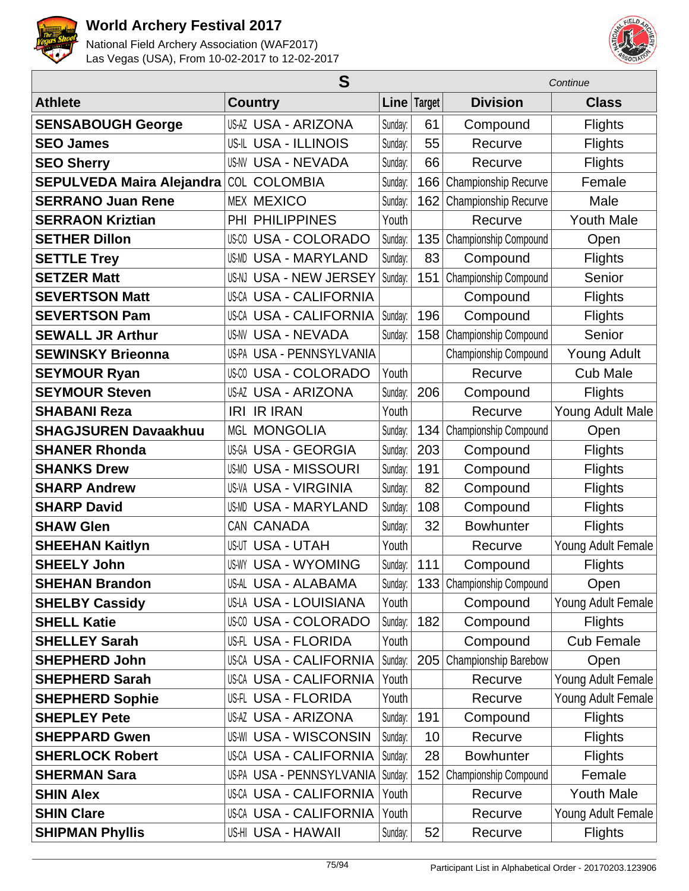# World Archery Festival 2017

National Field Archery Association (WAF2017)
Las Vegas (USA), From 10-02-2017 to 12-02-2017

## S

*Continue*

| Athlete | Country | | Line | Target | Division | Class |
|---|---|---|---|---|---|---|
| **SENSABOUGH George** | US-AZ | USA - ARIZONA | Sunday: | 61 | Compound | Flights |
| **SEO James** | US-IL | USA - ILLINOIS | Sunday: | 55 | Recurve | Flights |
| **SEO Sherry** | US-NV | USA - NEVADA | Sunday: | 66 | Recurve | Flights |
| **SEPULVEDA Maira Alejandra** | COL | COLOMBIA | Sunday: | 166 | Championship Recurve | Female |
| **SERRANO Juan Rene** | MEX | MEXICO | Sunday: | 162 | Championship Recurve | Male |
| **SERRAON Kriztian** | PHI | PHILIPPINES | Youth | | Recurve | Youth Male |
| **SETHER Dillon** | US-CO | USA - COLORADO | Sunday: | 135 | Championship Compound | Open |
| **SETTLE Trey** | US-MD | USA - MARYLAND | Sunday: | 83 | Compound | Flights |
| **SETZER Matt** | US-NJ | USA - NEW JERSEY | Sunday: | 151 | Championship Compound | Senior |
| **SEVERTSON Matt** | US-CA | USA - CALIFORNIA | | | Compound | Flights |
| **SEVERTSON Pam** | US-CA | USA - CALIFORNIA | Sunday: | 196 | Compound | Flights |
| **SEWALL JR Arthur** | US-NV | USA - NEVADA | Sunday: | 158 | Championship Compound | Senior |
| **SEWINSKY Brieonna** | US-PA | USA - PENNSYLVANIA | | | Championship Compound | Young Adult |
| **SEYMOUR Ryan** | US-CO | USA - COLORADO | Youth | | Recurve | Cub Male |
| **SEYMOUR Steven** | US-AZ | USA - ARIZONA | Sunday: | 206 | Compound | Flights |
| **SHABANI Reza** | IRI | IR IRAN | Youth | | Recurve | Young Adult Male |
| **SHAGJSUREN Davaakhuu** | MGL | MONGOLIA | Sunday: | 134 | Championship Compound | Open |
| **SHANER Rhonda** | US-GA | USA - GEORGIA | Sunday: | 203 | Compound | Flights |
| **SHANKS Drew** | US-MO | USA - MISSOURI | Sunday: | 191 | Compound | Flights |
| **SHARP Andrew** | US-VA | USA - VIRGINIA | Sunday: | 82 | Compound | Flights |
| **SHARP David** | US-MD | USA - MARYLAND | Sunday: | 108 | Compound | Flights |
| **SHAW Glen** | CAN | CANADA | Sunday: | 32 | Bowhunter | Flights |
| **SHEEHAN Kaitlyn** | US-UT | USA - UTAH | Youth | | Recurve | Young Adult Female |
| **SHEELY John** | US-WY | USA - WYOMING | Sunday: | 111 | Compound | Flights |
| **SHEHAN Brandon** | US-AL | USA - ALABAMA | Sunday: | 133 | Championship Compound | Open |
| **SHELBY Cassidy** | US-LA | USA - LOUISIANA | Youth | | Compound | Young Adult Female |
| **SHELL Katie** | US-CO | USA - COLORADO | Sunday: | 182 | Compound | Flights |
| **SHELLEY Sarah** | US-FL | USA - FLORIDA | Youth | | Compound | Cub Female |
| **SHEPHERD John** | US-CA | USA - CALIFORNIA | Sunday: | 205 | Championship Barebow | Open |
| **SHEPHERD Sarah** | US-CA | USA - CALIFORNIA | Youth | | Recurve | Young Adult Female |
| **SHEPHERD Sophie** | US-FL | USA - FLORIDA | Youth | | Recurve | Young Adult Female |
| **SHEPLEY Pete** | US-AZ | USA - ARIZONA | Sunday: | 191 | Compound | Flights |
| **SHEPPARD Gwen** | US-WI | USA - WISCONSIN | Sunday: | 10 | Recurve | Flights |
| **SHERLOCK Robert** | US-CA | USA - CALIFORNIA | Sunday: | 28 | Bowhunter | Flights |
| **SHERMAN Sara** | US-PA | USA - PENNSYLVANIA | Sunday: | 152 | Championship Compound | Female |
| **SHIN Alex** | US-CA | USA - CALIFORNIA | Youth | | Recurve | Youth Male |
| **SHIN Clare** | US-CA | USA - CALIFORNIA | Youth | | Recurve | Young Adult Female |
| **SHIPMAN Phyllis** | US-HI | USA - HAWAII | Sunday: | 52 | Recurve | Flights |

Participant List in Alphabetical Order - 20170203.123906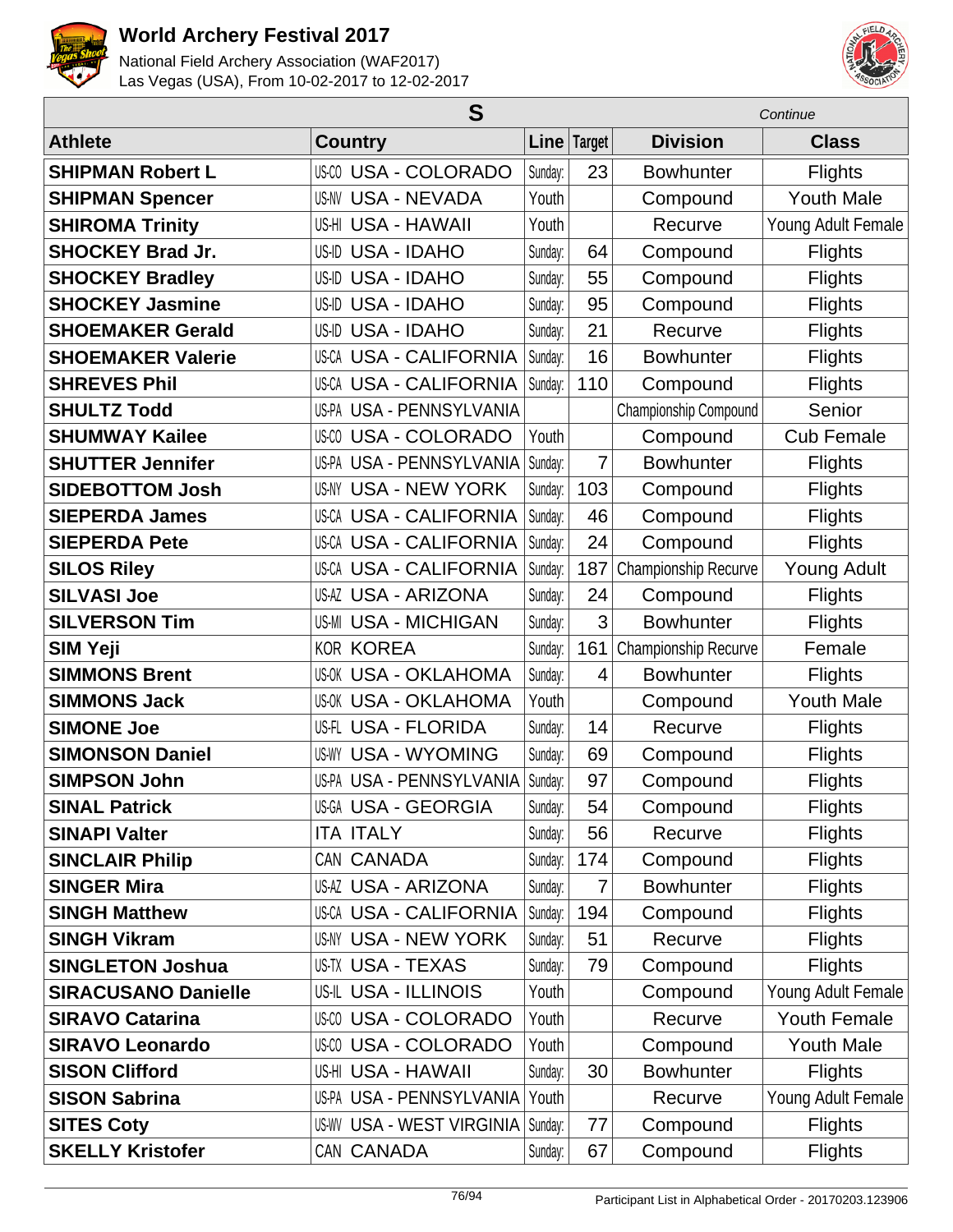# World Archery Festival 2017

National Field Archery Association (WAF2017)
Las Vegas (USA), From 10-02-2017 to 12-02-2017

| S | | | | | *Continue* |
|---|---|---|---|---|---|
| **Athlete** | **Country** | **Line** | **Target** | **Division** | **Class** |
| **SHIPMAN Robert L** | US-CO USA - COLORADO | Sunday: | 23 | Bowhunter | Flights |
| **SHIPMAN Spencer** | US-NV USA - NEVADA | Youth | | Compound | Youth Male |
| **SHIROMA Trinity** | US-HI USA - HAWAII | Youth | | Recurve | Young Adult Female |
| **SHOCKEY Brad Jr.** | US-ID USA - IDAHO | Sunday: | 64 | Compound | Flights |
| **SHOCKEY Bradley** | US-ID USA - IDAHO | Sunday: | 55 | Compound | Flights |
| **SHOCKEY Jasmine** | US-ID USA - IDAHO | Sunday: | 95 | Compound | Flights |
| **SHOEMAKER Gerald** | US-ID USA - IDAHO | Sunday: | 21 | Recurve | Flights |
| **SHOEMAKER Valerie** | US-CA USA - CALIFORNIA | Sunday: | 16 | Bowhunter | Flights |
| **SHREVES Phil** | US-CA USA - CALIFORNIA | Sunday: | 110 | Compound | Flights |
| **SHULTZ Todd** | US-PA USA - PENNSYLVANIA | | | Championship Compound | Senior |
| **SHUMWAY Kailee** | US-CO USA - COLORADO | Youth | | Compound | Cub Female |
| **SHUTTER Jennifer** | US-PA USA - PENNSYLVANIA | Sunday: | 7 | Bowhunter | Flights |
| **SIDEBOTTOM Josh** | US-NY USA - NEW YORK | Sunday: | 103 | Compound | Flights |
| **SIEPERDA James** | US-CA USA - CALIFORNIA | Sunday: | 46 | Compound | Flights |
| **SIEPERDA Pete** | US-CA USA - CALIFORNIA | Sunday: | 24 | Compound | Flights |
| **SILOS Riley** | US-CA USA - CALIFORNIA | Sunday: | 187 | Championship Recurve | Young Adult |
| **SILVASI Joe** | US-AZ USA - ARIZONA | Sunday: | 24 | Compound | Flights |
| **SILVERSON Tim** | US-MI USA - MICHIGAN | Sunday: | 3 | Bowhunter | Flights |
| **SIM Yeji** | KOR KOREA | Sunday: | 161 | Championship Recurve | Female |
| **SIMMONS Brent** | US-OK USA - OKLAHOMA | Sunday: | 4 | Bowhunter | Flights |
| **SIMMONS Jack** | US-OK USA - OKLAHOMA | Youth | | Compound | Youth Male |
| **SIMONE Joe** | US-FL USA - FLORIDA | Sunday: | 14 | Recurve | Flights |
| **SIMONSON Daniel** | US-WY USA - WYOMING | Sunday: | 69 | Compound | Flights |
| **SIMPSON John** | US-PA USA - PENNSYLVANIA | Sunday: | 97 | Compound | Flights |
| **SINAL Patrick** | US-GA USA - GEORGIA | Sunday: | 54 | Compound | Flights |
| **SINAPI Valter** | ITA ITALY | Sunday: | 56 | Recurve | Flights |
| **SINCLAIR Philip** | CAN CANADA | Sunday: | 174 | Compound | Flights |
| **SINGER Mira** | US-AZ USA - ARIZONA | Sunday: | 7 | Bowhunter | Flights |
| **SINGH Matthew** | US-CA USA - CALIFORNIA | Sunday: | 194 | Compound | Flights |
| **SINGH Vikram** | US-NY USA - NEW YORK | Sunday: | 51 | Recurve | Flights |
| **SINGLETON Joshua** | US-TX USA - TEXAS | Sunday: | 79 | Compound | Flights |
| **SIRACUSANO Danielle** | US-IL USA - ILLINOIS | Youth | | Compound | Young Adult Female |
| **SIRAVO Catarina** | US-CO USA - COLORADO | Youth | | Recurve | Youth Female |
| **SIRAVO Leonardo** | US-CO USA - COLORADO | Youth | | Compound | Youth Male |
| **SISON Clifford** | US-HI USA - HAWAII | Sunday: | 30 | Bowhunter | Flights |
| **SISON Sabrina** | US-PA USA - PENNSYLVANIA | Youth | | Recurve | Young Adult Female |
| **SITES Coty** | US-WV USA - WEST VIRGINIA | Sunday: | 77 | Compound | Flights |
| **SKELLY Kristofer** | CAN CANADA | Sunday: | 67 | Compound | Flights |

Participant List in Alphabetical Order - 20170203.123906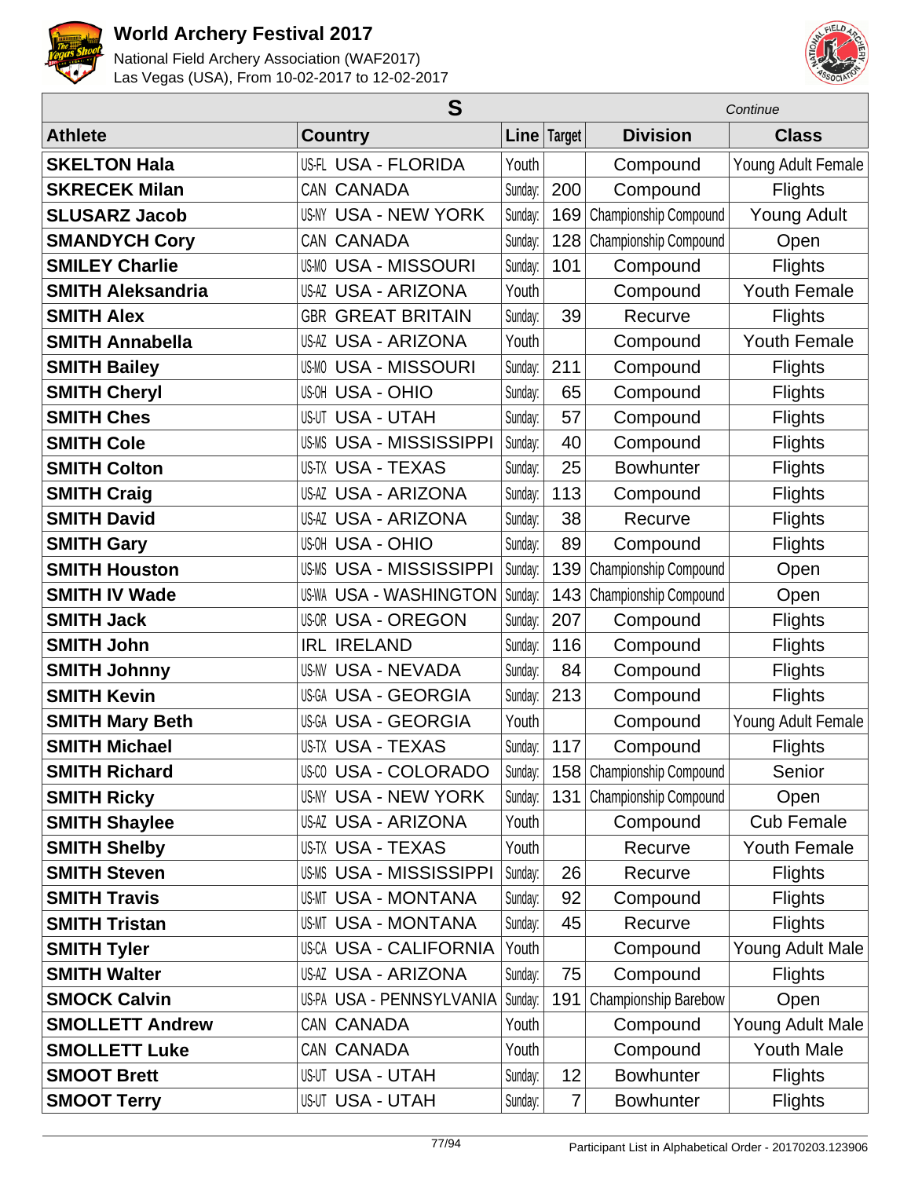# World Archery Festival 2017

National Field Archery Association (WAF2017)
Las Vegas (USA), From 10-02-2017 to 12-02-2017

| S | | | | | *Continue* |
|---|---|---|---|---|---|
| **Athlete** | **Country** | **Line** | **Target** | **Division** | **Class** |
| **SKELTON Hala** | US-FL USA - FLORIDA | Youth | | Compound | Young Adult Female |
| **SKRECEK Milan** | CAN CANADA | Sunday: | 200 | Compound | Flights |
| **SLUSARZ Jacob** | US-NY USA - NEW YORK | Sunday: | 169 | Championship Compound | Young Adult |
| **SMANDYCH Cory** | CAN CANADA | Sunday: | 128 | Championship Compound | Open |
| **SMILEY Charlie** | US-MO USA - MISSOURI | Sunday: | 101 | Compound | Flights |
| **SMITH Aleksandria** | US-AZ USA - ARIZONA | Youth | | Compound | Youth Female |
| **SMITH Alex** | GBR GREAT BRITAIN | Sunday: | 39 | Recurve | Flights |
| **SMITH Annabella** | US-AZ USA - ARIZONA | Youth | | Compound | Youth Female |
| **SMITH Bailey** | US-MO USA - MISSOURI | Sunday: | 211 | Compound | Flights |
| **SMITH Cheryl** | US-OH USA - OHIO | Sunday: | 65 | Compound | Flights |
| **SMITH Ches** | US-UT USA - UTAH | Sunday: | 57 | Compound | Flights |
| **SMITH Cole** | US-MS USA - MISSISSIPPI | Sunday: | 40 | Compound | Flights |
| **SMITH Colton** | US-TX USA - TEXAS | Sunday: | 25 | Bowhunter | Flights |
| **SMITH Craig** | US-AZ USA - ARIZONA | Sunday: | 113 | Compound | Flights |
| **SMITH David** | US-AZ USA - ARIZONA | Sunday: | 38 | Recurve | Flights |
| **SMITH Gary** | US-OH USA - OHIO | Sunday: | 89 | Compound | Flights |
| **SMITH Houston** | US-MS USA - MISSISSIPPI | Sunday: | 139 | Championship Compound | Open |
| **SMITH IV Wade** | US-WA USA - WASHINGTON | Sunday: | 143 | Championship Compound | Open |
| **SMITH Jack** | US-OR USA - OREGON | Sunday: | 207 | Compound | Flights |
| **SMITH John** | IRL IRELAND | Sunday: | 116 | Compound | Flights |
| **SMITH Johnny** | US-NV USA - NEVADA | Sunday: | 84 | Compound | Flights |
| **SMITH Kevin** | US-GA USA - GEORGIA | Sunday: | 213 | Compound | Flights |
| **SMITH Mary Beth** | US-GA USA - GEORGIA | Youth | | Compound | Young Adult Female |
| **SMITH Michael** | US-TX USA - TEXAS | Sunday: | 117 | Compound | Flights |
| **SMITH Richard** | US-CO USA - COLORADO | Sunday: | 158 | Championship Compound | Senior |
| **SMITH Ricky** | US-NY USA - NEW YORK | Sunday: | 131 | Championship Compound | Open |
| **SMITH Shaylee** | US-AZ USA - ARIZONA | Youth | | Compound | Cub Female |
| **SMITH Shelby** | US-TX USA - TEXAS | Youth | | Recurve | Youth Female |
| **SMITH Steven** | US-MS USA - MISSISSIPPI | Sunday: | 26 | Recurve | Flights |
| **SMITH Travis** | US-MT USA - MONTANA | Sunday: | 92 | Compound | Flights |
| **SMITH Tristan** | US-MT USA - MONTANA | Sunday: | 45 | Recurve | Flights |
| **SMITH Tyler** | US-CA USA - CALIFORNIA | Youth | | Compound | Young Adult Male |
| **SMITH Walter** | US-AZ USA - ARIZONA | Sunday: | 75 | Compound | Flights |
| **SMOCK Calvin** | US-PA USA - PENNSYLVANIA | Sunday: | 191 | Championship Barebow | Open |
| **SMOLLETT Andrew** | CAN CANADA | Youth | | Compound | Young Adult Male |
| **SMOLLETT Luke** | CAN CANADA | Youth | | Compound | Youth Male |
| **SMOOT Brett** | US-UT USA - UTAH | Sunday: | 12 | Bowhunter | Flights |
| **SMOOT Terry** | US-UT USA - UTAH | Sunday: | 7 | Bowhunter | Flights |

Participant List in Alphabetical Order - 20170203.123906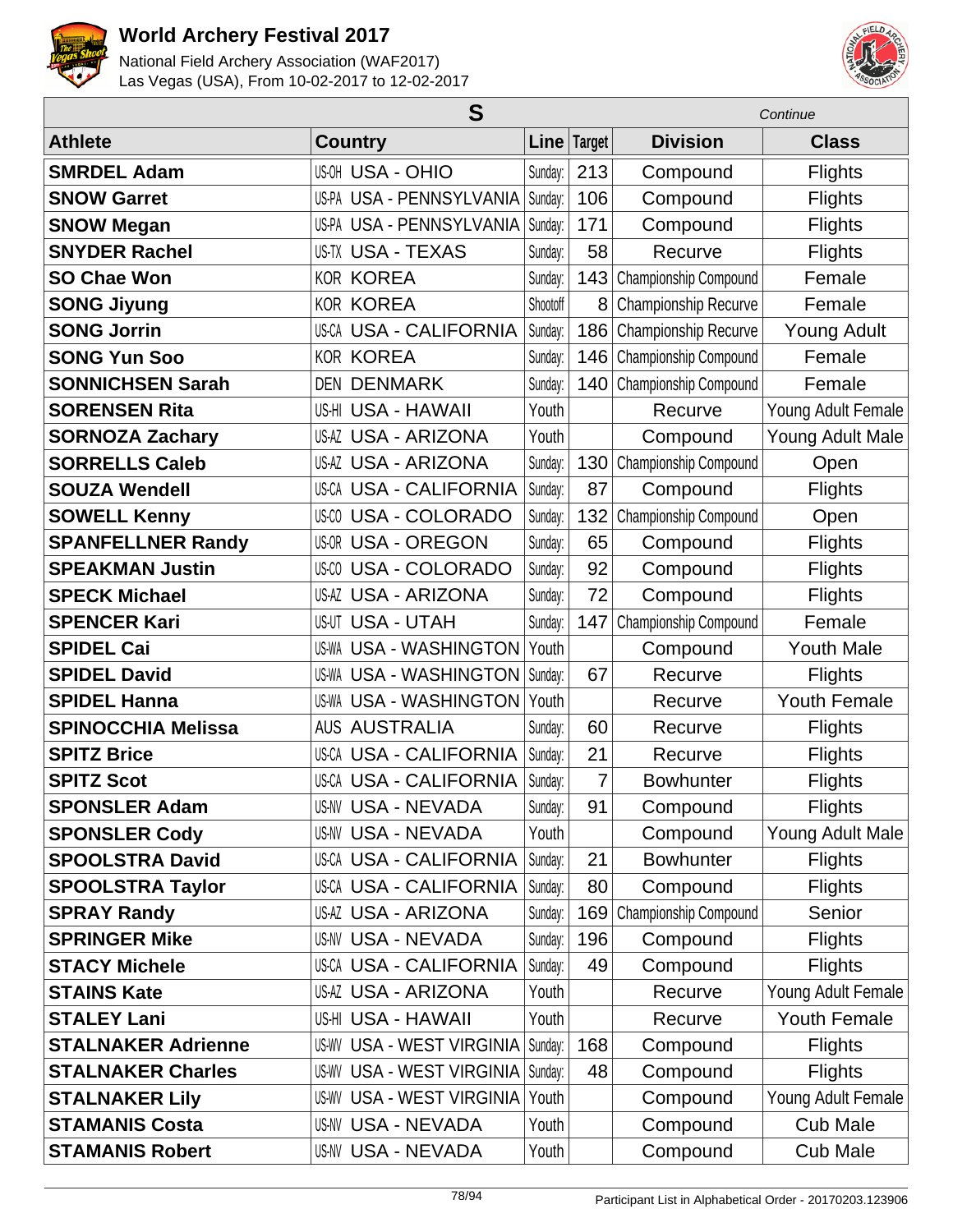# World Archery Festival 2017

National Field Archery Association (WAF2017)
Las Vegas (USA), From 10-02-2017 to 12-02-2017

## S

*Continue*

| Athlete | Country | | Line | Target | Division | Class |
|---|---|---|---|---|---|---|
| **SMRDEL Adam** | US-OH | USA - OHIO | Sunday: | 213 | Compound | Flights |
| **SNOW Garret** | US-PA | USA - PENNSYLVANIA | Sunday: | 106 | Compound | Flights |
| **SNOW Megan** | US-PA | USA - PENNSYLVANIA | Sunday: | 171 | Compound | Flights |
| **SNYDER Rachel** | US-TX | USA - TEXAS | Sunday: | 58 | Recurve | Flights |
| **SO Chae Won** | KOR | KOREA | Sunday: | 143 | Championship Compound | Female |
| **SONG Jiyung** | KOR | KOREA | Shootoff | 8 | Championship Recurve | Female |
| **SONG Jorrin** | US-CA | USA - CALIFORNIA | Sunday: | 186 | Championship Recurve | Young Adult |
| **SONG Yun Soo** | KOR | KOREA | Sunday: | 146 | Championship Compound | Female |
| **SONNICHSEN Sarah** | DEN | DENMARK | Sunday: | 140 | Championship Compound | Female |
| **SORENSEN Rita** | US-HI | USA - HAWAII | Youth | | Recurve | Young Adult Female |
| **SORNOZA Zachary** | US-AZ | USA - ARIZONA | Youth | | Compound | Young Adult Male |
| **SORRELLS Caleb** | US-AZ | USA - ARIZONA | Sunday: | 130 | Championship Compound | Open |
| **SOUZA Wendell** | US-CA | USA - CALIFORNIA | Sunday: | 87 | Compound | Flights |
| **SOWELL Kenny** | US-CO | USA - COLORADO | Sunday: | 132 | Championship Compound | Open |
| **SPANFELLNER Randy** | US-OR | USA - OREGON | Sunday: | 65 | Compound | Flights |
| **SPEAKMAN Justin** | US-CO | USA - COLORADO | Sunday: | 92 | Compound | Flights |
| **SPECK Michael** | US-AZ | USA - ARIZONA | Sunday: | 72 | Compound | Flights |
| **SPENCER Kari** | US-UT | USA - UTAH | Sunday: | 147 | Championship Compound | Female |
| **SPIDEL Cai** | US-WA | USA - WASHINGTON | Youth | | Compound | Youth Male |
| **SPIDEL David** | US-WA | USA - WASHINGTON | Sunday: | 67 | Recurve | Flights |
| **SPIDEL Hanna** | US-WA | USA - WASHINGTON | Youth | | Recurve | Youth Female |
| **SPINOCCHIA Melissa** | AUS | AUSTRALIA | Sunday: | 60 | Recurve | Flights |
| **SPITZ Brice** | US-CA | USA - CALIFORNIA | Sunday: | 21 | Recurve | Flights |
| **SPITZ Scot** | US-CA | USA - CALIFORNIA | Sunday: | 7 | Bowhunter | Flights |
| **SPONSLER Adam** | US-NV | USA - NEVADA | Sunday: | 91 | Compound | Flights |
| **SPONSLER Cody** | US-NV | USA - NEVADA | Youth | | Compound | Young Adult Male |
| **SPOOLSTRA David** | US-CA | USA - CALIFORNIA | Sunday: | 21 | Bowhunter | Flights |
| **SPOOLSTRA Taylor** | US-CA | USA - CALIFORNIA | Sunday: | 80 | Compound | Flights |
| **SPRAY Randy** | US-AZ | USA - ARIZONA | Sunday: | 169 | Championship Compound | Senior |
| **SPRINGER Mike** | US-NV | USA - NEVADA | Sunday: | 196 | Compound | Flights |
| **STACY Michele** | US-CA | USA - CALIFORNIA | Sunday: | 49 | Compound | Flights |
| **STAINS Kate** | US-AZ | USA - ARIZONA | Youth | | Recurve | Young Adult Female |
| **STALEY Lani** | US-HI | USA - HAWAII | Youth | | Recurve | Youth Female |
| **STALNAKER Adrienne** | US-WV | USA - WEST VIRGINIA | Sunday: | 168 | Compound | Flights |
| **STALNAKER Charles** | US-WV | USA - WEST VIRGINIA | Sunday: | 48 | Compound | Flights |
| **STALNAKER Lily** | US-WV | USA - WEST VIRGINIA | Youth | | Compound | Young Adult Female |
| **STAMANIS Costa** | US-NV | USA - NEVADA | Youth | | Compound | Cub Male |
| **STAMANIS Robert** | US-NV | USA - NEVADA | Youth | | Compound | Cub Male |

Participant List in Alphabetical Order - 20170203.123906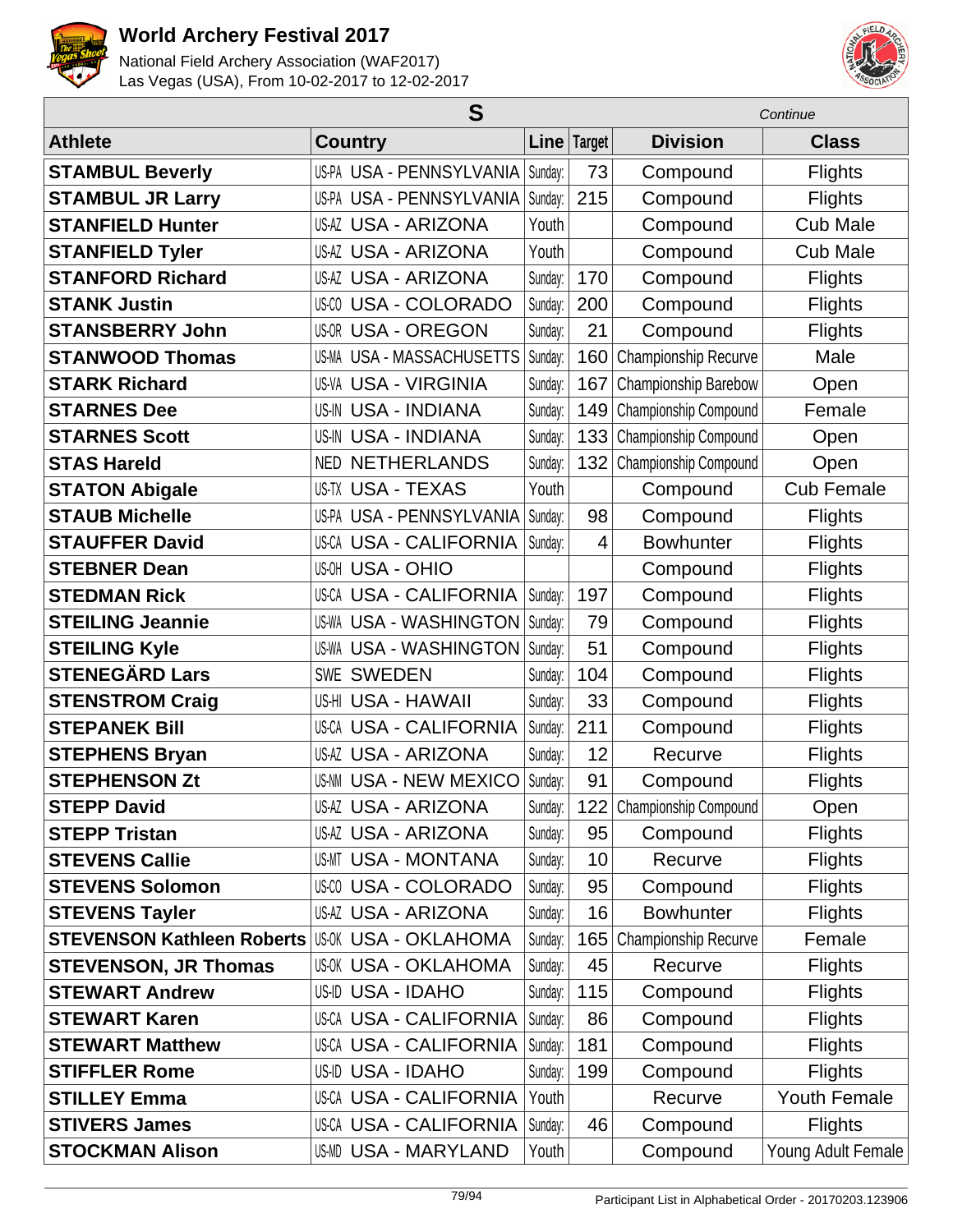# World Archery Festival 2017

National Field Archery Association (WAF2017)
Las Vegas (USA), From 10-02-2017 to 12-02-2017

| S | | | | | *Continue* |
|---|---|---|---|---|---|
| **Athlete** | **Country** | **Line** | **Target** | **Division** | **Class** |
| **STAMBUL Beverly** | US-PA USA - PENNSYLVANIA | Sunday: | 73 | Compound | Flights |
| **STAMBUL JR Larry** | US-PA USA - PENNSYLVANIA | Sunday: | 215 | Compound | Flights |
| **STANFIELD Hunter** | US-AZ USA - ARIZONA | Youth | | Compound | Cub Male |
| **STANFIELD Tyler** | US-AZ USA - ARIZONA | Youth | | Compound | Cub Male |
| **STANFORD Richard** | US-AZ USA - ARIZONA | Sunday: | 170 | Compound | Flights |
| **STANK Justin** | US-CO USA - COLORADO | Sunday: | 200 | Compound | Flights |
| **STANSBERRY John** | US-OR USA - OREGON | Sunday: | 21 | Compound | Flights |
| **STANWOOD Thomas** | US-MA USA - MASSACHUSETTS | Sunday: | 160 | Championship Recurve | Male |
| **STARK Richard** | US-VA USA - VIRGINIA | Sunday: | 167 | Championship Barebow | Open |
| **STARNES Dee** | US-IN USA - INDIANA | Sunday: | 149 | Championship Compound | Female |
| **STARNES Scott** | US-IN USA - INDIANA | Sunday: | 133 | Championship Compound | Open |
| **STAS Hareld** | NED NETHERLANDS | Sunday: | 132 | Championship Compound | Open |
| **STATON Abigale** | US-TX USA - TEXAS | Youth | | Compound | Cub Female |
| **STAUB Michelle** | US-PA USA - PENNSYLVANIA | Sunday: | 98 | Compound | Flights |
| **STAUFFER David** | US-CA USA - CALIFORNIA | Sunday: | 4 | Bowhunter | Flights |
| **STEBNER Dean** | US-OH USA - OHIO | | | Compound | Flights |
| **STEDMAN Rick** | US-CA USA - CALIFORNIA | Sunday: | 197 | Compound | Flights |
| **STEILING Jeannie** | US-WA USA - WASHINGTON | Sunday: | 79 | Compound | Flights |
| **STEILING Kyle** | US-WA USA - WASHINGTON | Sunday: | 51 | Compound | Flights |
| **STENEGÄRD Lars** | SWE SWEDEN | Sunday: | 104 | Compound | Flights |
| **STENSTROM Craig** | US-HI USA - HAWAII | Sunday: | 33 | Compound | Flights |
| **STEPANEK Bill** | US-CA USA - CALIFORNIA | Sunday: | 211 | Compound | Flights |
| **STEPHENS Bryan** | US-AZ USA - ARIZONA | Sunday: | 12 | Recurve | Flights |
| **STEPHENSON Zt** | US-NM USA - NEW MEXICO | Sunday: | 91 | Compound | Flights |
| **STEPP David** | US-AZ USA - ARIZONA | Sunday: | 122 | Championship Compound | Open |
| **STEPP Tristan** | US-AZ USA - ARIZONA | Sunday: | 95 | Compound | Flights |
| **STEVENS Callie** | US-MT USA - MONTANA | Sunday: | 10 | Recurve | Flights |
| **STEVENS Solomon** | US-CO USA - COLORADO | Sunday: | 95 | Compound | Flights |
| **STEVENS Tayler** | US-AZ USA - ARIZONA | Sunday: | 16 | Bowhunter | Flights |
| **STEVENSON Kathleen Roberts** | US-OK USA - OKLAHOMA | Sunday: | 165 | Championship Recurve | Female |
| **STEVENSON, JR Thomas** | US-OK USA - OKLAHOMA | Sunday: | 45 | Recurve | Flights |
| **STEWART Andrew** | US-ID USA - IDAHO | Sunday: | 115 | Compound | Flights |
| **STEWART Karen** | US-CA USA - CALIFORNIA | Sunday: | 86 | Compound | Flights |
| **STEWART Matthew** | US-CA USA - CALIFORNIA | Sunday: | 181 | Compound | Flights |
| **STIFFLER Rome** | US-ID USA - IDAHO | Sunday: | 199 | Compound | Flights |
| **STILLEY Emma** | US-CA USA - CALIFORNIA | Youth | | Recurve | Youth Female |
| **STIVERS James** | US-CA USA - CALIFORNIA | Sunday: | 46 | Compound | Flights |
| **STOCKMAN Alison** | US-MD USA - MARYLAND | Youth | | Compound | Young Adult Female |

Participant List in Alphabetical Order - 20170203.123906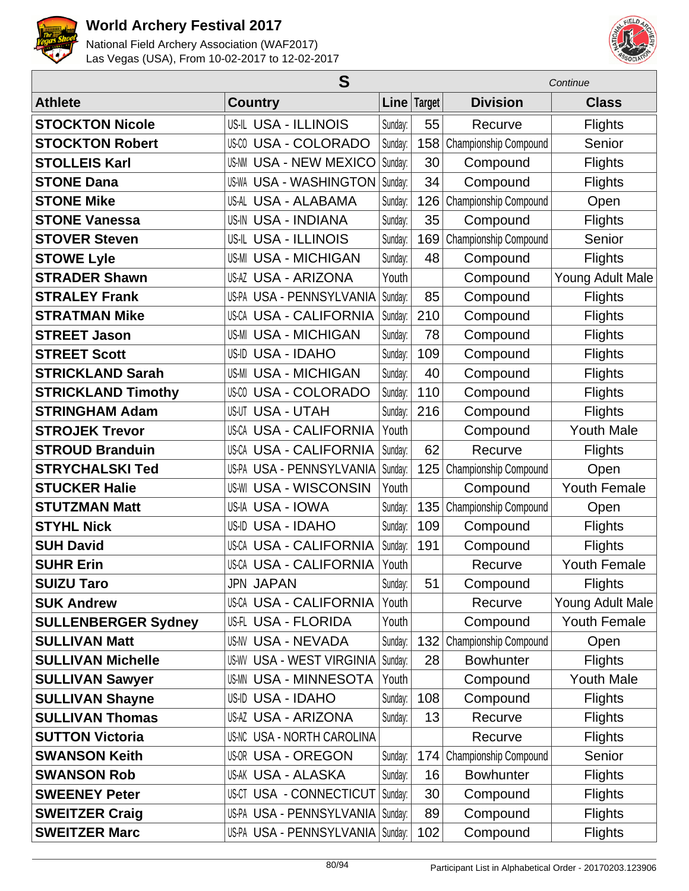# World Archery Festival 2017

National Field Archery Association (WAF2017)
Las Vegas (USA), From 10-02-2017 to 12-02-2017

## S

*Continue*

| Athlete | Country | Line | Target | Division | Class |
|---|---|---|---|---|---|
| STOCKTON Nicole | US-IL USA - ILLINOIS | Sunday: | 55 | Recurve | Flights |
| STOCKTON Robert | US-CO USA - COLORADO | Sunday: | 158 | Championship Compound | Senior |
| STOLLEIS Karl | US-NM USA - NEW MEXICO | Sunday: | 30 | Compound | Flights |
| STONE Dana | US-WA USA - WASHINGTON | Sunday: | 34 | Compound | Flights |
| STONE Mike | US-AL USA - ALABAMA | Sunday: | 126 | Championship Compound | Open |
| STONE Vanessa | US-IN USA - INDIANA | Sunday: | 35 | Compound | Flights |
| STOVER Steven | US-IL USA - ILLINOIS | Sunday: | 169 | Championship Compound | Senior |
| STOWE Lyle | US-MI USA - MICHIGAN | Sunday: | 48 | Compound | Flights |
| STRADER Shawn | US-AZ USA - ARIZONA | Youth | | Compound | Young Adult Male |
| STRALEY Frank | US-PA USA - PENNSYLVANIA | Sunday: | 85 | Compound | Flights |
| STRATMAN Mike | US-CA USA - CALIFORNIA | Sunday: | 210 | Compound | Flights |
| STREET Jason | US-MI USA - MICHIGAN | Sunday: | 78 | Compound | Flights |
| STREET Scott | US-ID USA - IDAHO | Sunday: | 109 | Compound | Flights |
| STRICKLAND Sarah | US-MI USA - MICHIGAN | Sunday: | 40 | Compound | Flights |
| STRICKLAND Timothy | US-CO USA - COLORADO | Sunday: | 110 | Compound | Flights |
| STRINGHAM Adam | US-UT USA - UTAH | Sunday: | 216 | Compound | Flights |
| STROJEK Trevor | US-CA USA - CALIFORNIA | Youth | | Compound | Youth Male |
| STROUD Branduin | US-CA USA - CALIFORNIA | Sunday: | 62 | Recurve | Flights |
| STRYCHALSKI Ted | US-PA USA - PENNSYLVANIA | Sunday: | 125 | Championship Compound | Open |
| STUCKER Halie | US-WI USA - WISCONSIN | Youth | | Compound | Youth Female |
| STUTZMAN Matt | US-IA USA - IOWA | Sunday: | 135 | Championship Compound | Open |
| STYHL Nick | US-ID USA - IDAHO | Sunday: | 109 | Compound | Flights |
| SUH David | US-CA USA - CALIFORNIA | Sunday: | 191 | Compound | Flights |
| SUHR Erin | US-CA USA - CALIFORNIA | Youth | | Recurve | Youth Female |
| SUIZU Taro | JPN JAPAN | Sunday: | 51 | Compound | Flights |
| SUK Andrew | US-CA USA - CALIFORNIA | Youth | | Recurve | Young Adult Male |
| SULLENBERGER Sydney | US-FL USA - FLORIDA | Youth | | Compound | Youth Female |
| SULLIVAN Matt | US-NV USA - NEVADA | Sunday: | 132 | Championship Compound | Open |
| SULLIVAN Michelle | US-WV USA - WEST VIRGINIA | Sunday: | 28 | Bowhunter | Flights |
| SULLIVAN Sawyer | US-MN USA - MINNESOTA | Youth | | Compound | Youth Male |
| SULLIVAN Shayne | US-ID USA - IDAHO | Sunday: | 108 | Compound | Flights |
| SULLIVAN Thomas | US-AZ USA - ARIZONA | Sunday: | 13 | Recurve | Flights |
| SUTTON Victoria | US-NC USA - NORTH CAROLINA | | | Recurve | Flights |
| SWANSON Keith | US-OR USA - OREGON | Sunday: | 174 | Championship Compound | Senior |
| SWANSON Rob | US-AK USA - ALASKA | Sunday: | 16 | Bowhunter | Flights |
| SWEENEY Peter | US-CT USA - CONNECTICUT | Sunday: | 30 | Compound | Flights |
| SWEITZER Craig | US-PA USA - PENNSYLVANIA | Sunday: | 89 | Compound | Flights |
| SWEITZER Marc | US-PA USA - PENNSYLVANIA | Sunday: | 102 | Compound | Flights |

Participant List in Alphabetical Order - 20170203.123906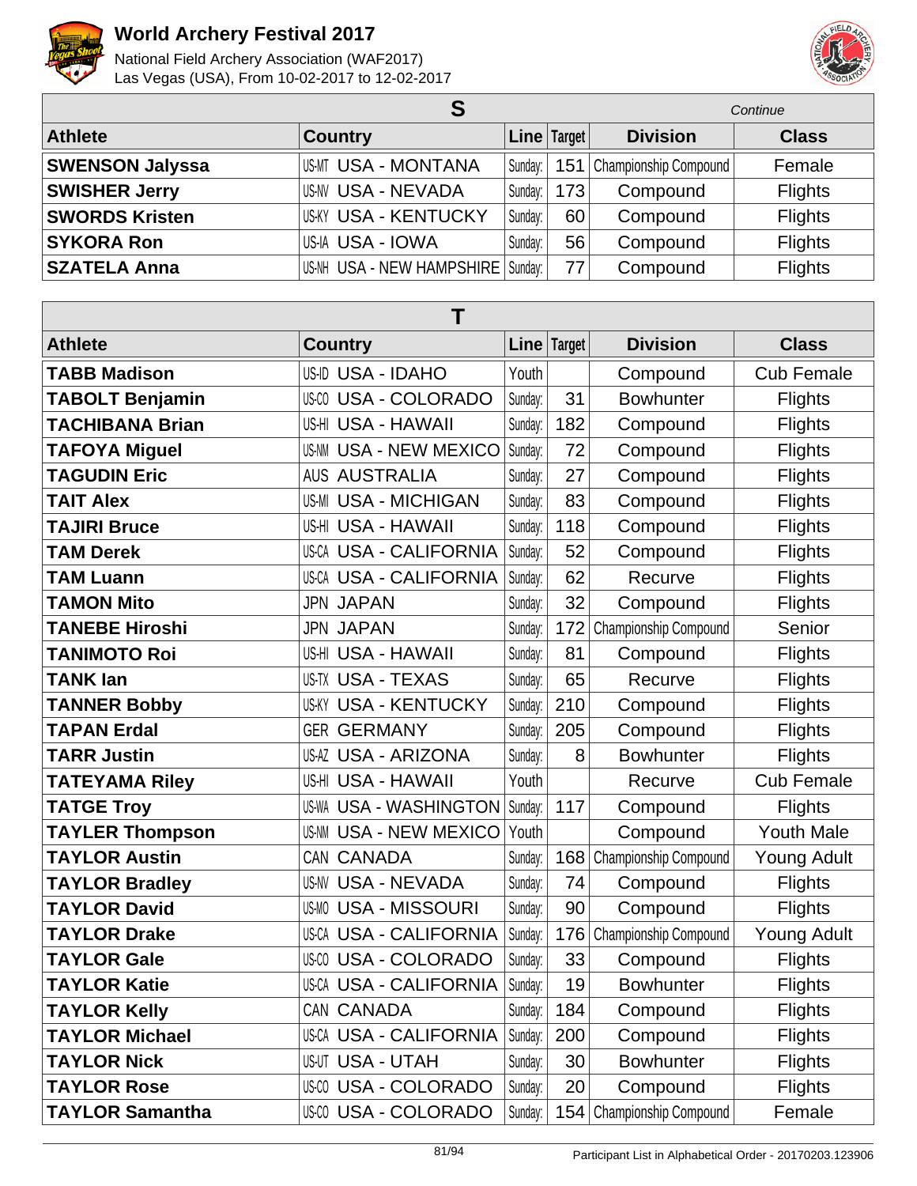# World Archery Festival 2017

National Field Archery Association (WAF2017)
Las Vegas (USA), From 10-02-2017 to 12-02-2017

## S

*Continue*

| Athlete | Country | Line | Target | Division | Class |
|---|---|---|---|---|---|
| SWENSON Jalyssa | US-MT USA - MONTANA | Sunday: | 151 | Championship Compound | Female |
| SWISHER Jerry | US-NV USA - NEVADA | Sunday: | 173 | Compound | Flights |
| SWORDS Kristen | US-KY USA - KENTUCKY | Sunday: | 60 | Compound | Flights |
| SYKORA Ron | US-IA USA - IOWA | Sunday: | 56 | Compound | Flights |
| SZATELA Anna | US-NH USA - NEW HAMPSHIRE | Sunday: | 77 | Compound | Flights |

## T

| Athlete | Country | Line | Target | Division | Class |
|---|---|---|---|---|---|
| TABB Madison | US-ID USA - IDAHO | Youth | | Compound | Cub Female |
| TABOLT Benjamin | US-CO USA - COLORADO | Sunday: | 31 | Bowhunter | Flights |
| TACHIBANA Brian | US-HI USA - HAWAII | Sunday: | 182 | Compound | Flights |
| TAFOYA Miguel | US-NM USA - NEW MEXICO | Sunday: | 72 | Compound | Flights |
| TAGUDIN Eric | AUS AUSTRALIA | Sunday: | 27 | Compound | Flights |
| TAIT Alex | US-MI USA - MICHIGAN | Sunday: | 83 | Compound | Flights |
| TAJIRI Bruce | US-HI USA - HAWAII | Sunday: | 118 | Compound | Flights |
| TAM Derek | US-CA USA - CALIFORNIA | Sunday: | 52 | Compound | Flights |
| TAM Luann | US-CA USA - CALIFORNIA | Sunday: | 62 | Recurve | Flights |
| TAMON Mito | JPN JAPAN | Sunday: | 32 | Compound | Flights |
| TANEBE Hiroshi | JPN JAPAN | Sunday: | 172 | Championship Compound | Senior |
| TANIMOTO Roi | US-HI USA - HAWAII | Sunday: | 81 | Compound | Flights |
| TANK Ian | US-TX USA - TEXAS | Sunday: | 65 | Recurve | Flights |
| TANNER Bobby | US-KY USA - KENTUCKY | Sunday: | 210 | Compound | Flights |
| TAPAN Erdal | GER GERMANY | Sunday: | 205 | Compound | Flights |
| TARR Justin | US-AZ USA - ARIZONA | Sunday: | 8 | Bowhunter | Flights |
| TATEYAMA Riley | US-HI USA - HAWAII | Youth | | Recurve | Cub Female |
| TATGE Troy | US-WA USA - WASHINGTON | Sunday: | 117 | Compound | Flights |
| TAYLER Thompson | US-NM USA - NEW MEXICO | Youth | | Compound | Youth Male |
| TAYLOR Austin | CAN CANADA | Sunday: | 168 | Championship Compound | Young Adult |
| TAYLOR Bradley | US-NV USA - NEVADA | Sunday: | 74 | Compound | Flights |
| TAYLOR David | US-MO USA - MISSOURI | Sunday: | 90 | Compound | Flights |
| TAYLOR Drake | US-CA USA - CALIFORNIA | Sunday: | 176 | Championship Compound | Young Adult |
| TAYLOR Gale | US-CO USA - COLORADO | Sunday: | 33 | Compound | Flights |
| TAYLOR Katie | US-CA USA - CALIFORNIA | Sunday: | 19 | Bowhunter | Flights |
| TAYLOR Kelly | CAN CANADA | Sunday: | 184 | Compound | Flights |
| TAYLOR Michael | US-CA USA - CALIFORNIA | Sunday: | 200 | Compound | Flights |
| TAYLOR Nick | US-UT USA - UTAH | Sunday: | 30 | Bowhunter | Flights |
| TAYLOR Rose | US-CO USA - COLORADO | Sunday: | 20 | Compound | Flights |
| TAYLOR Samantha | US-CO USA - COLORADO | Sunday: | 154 | Championship Compound | Female |

Participant List in Alphabetical Order - 20170203.123906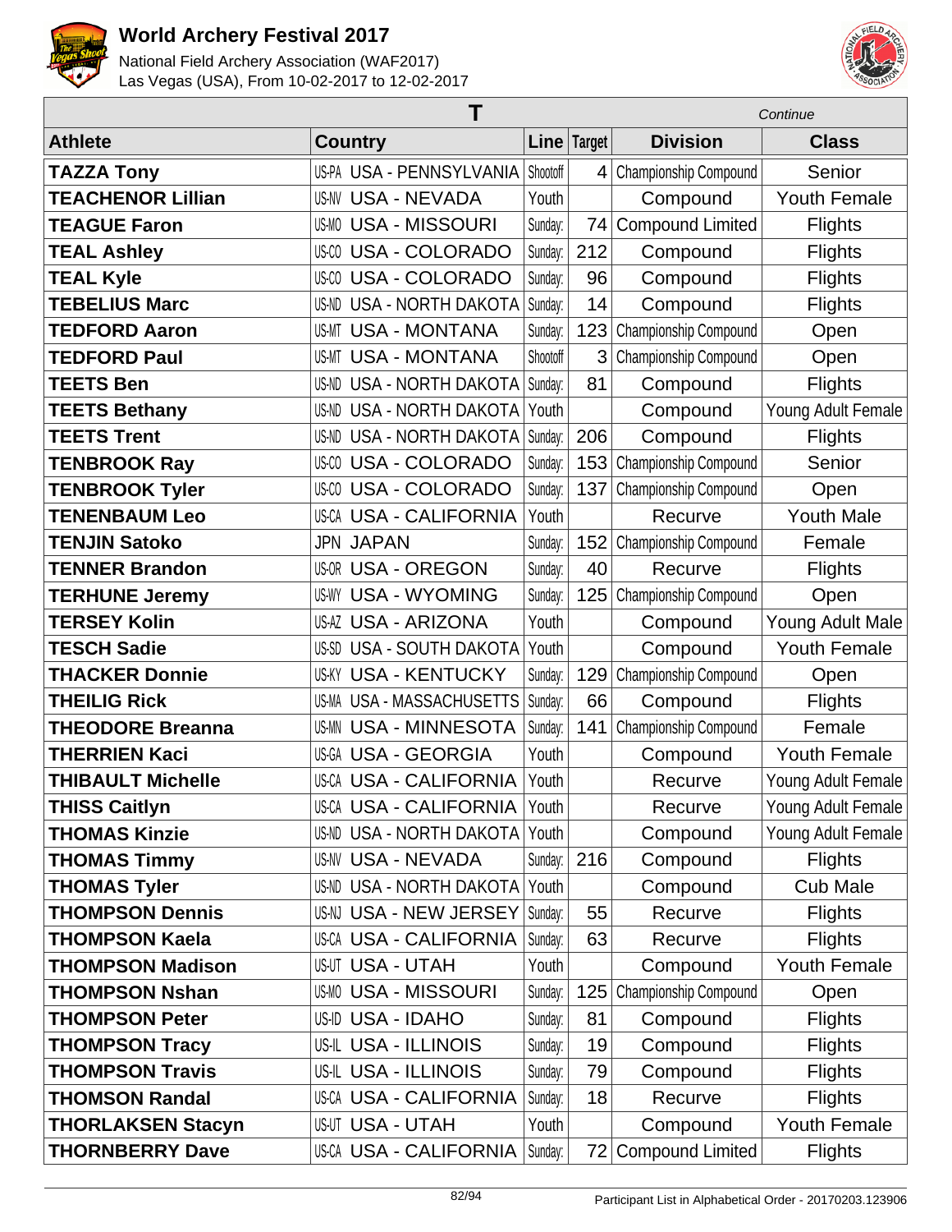# World Archery Festival 2017

National Field Archery Association (WAF2017)
Las Vegas (USA), From 10-02-2017 to 12-02-2017

## T

*Continue*

| Athlete | Country | | Line | Target | Division | Class |
|---|---|---|---|---|---|---|
| **TAZZA Tony** | US-PA | USA - PENNSYLVANIA | Shootoff | 4 | Championship Compound | Senior |
| **TEACHENOR Lillian** | US-NV | USA - NEVADA | Youth | | Compound | Youth Female |
| **TEAGUE Faron** | US-MO | USA - MISSOURI | Sunday: | 74 | Compound Limited | Flights |
| **TEAL Ashley** | US-CO | USA - COLORADO | Sunday: | 212 | Compound | Flights |
| **TEAL Kyle** | US-CO | USA - COLORADO | Sunday: | 96 | Compound | Flights |
| **TEBELIUS Marc** | US-ND | USA - NORTH DAKOTA | Sunday: | 14 | Compound | Flights |
| **TEDFORD Aaron** | US-MT | USA - MONTANA | Sunday: | 123 | Championship Compound | Open |
| **TEDFORD Paul** | US-MT | USA - MONTANA | Shootoff | 3 | Championship Compound | Open |
| **TEETS Ben** | US-ND | USA - NORTH DAKOTA | Sunday: | 81 | Compound | Flights |
| **TEETS Bethany** | US-ND | USA - NORTH DAKOTA | Youth | | Compound | Young Adult Female |
| **TEETS Trent** | US-ND | USA - NORTH DAKOTA | Sunday: | 206 | Compound | Flights |
| **TENBROOK Ray** | US-CO | USA - COLORADO | Sunday: | 153 | Championship Compound | Senior |
| **TENBROOK Tyler** | US-CO | USA - COLORADO | Sunday: | 137 | Championship Compound | Open |
| **TENENBAUM Leo** | US-CA | USA - CALIFORNIA | Youth | | Recurve | Youth Male |
| **TENJIN Satoko** | JPN | JAPAN | Sunday: | 152 | Championship Compound | Female |
| **TENNER Brandon** | US-OR | USA - OREGON | Sunday: | 40 | Recurve | Flights |
| **TERHUNE Jeremy** | US-WY | USA - WYOMING | Sunday: | 125 | Championship Compound | Open |
| **TERSEY Kolin** | US-AZ | USA - ARIZONA | Youth | | Compound | Young Adult Male |
| **TESCH Sadie** | US-SD | USA - SOUTH DAKOTA | Youth | | Compound | Youth Female |
| **THACKER Donnie** | US-KY | USA - KENTUCKY | Sunday: | 129 | Championship Compound | Open |
| **THEILIG Rick** | US-MA | USA - MASSACHUSETTS | Sunday: | 66 | Compound | Flights |
| **THEODORE Breanna** | US-MN | USA - MINNESOTA | Sunday: | 141 | Championship Compound | Female |
| **THERRIEN Kaci** | US-GA | USA - GEORGIA | Youth | | Compound | Youth Female |
| **THIBAULT Michelle** | US-CA | USA - CALIFORNIA | Youth | | Recurve | Young Adult Female |
| **THISS Caitlyn** | US-CA | USA - CALIFORNIA | Youth | | Recurve | Young Adult Female |
| **THOMAS Kinzie** | US-ND | USA - NORTH DAKOTA | Youth | | Compound | Young Adult Female |
| **THOMAS Timmy** | US-NV | USA - NEVADA | Sunday: | 216 | Compound | Flights |
| **THOMAS Tyler** | US-ND | USA - NORTH DAKOTA | Youth | | Compound | Cub Male |
| **THOMPSON Dennis** | US-NJ | USA - NEW JERSEY | Sunday: | 55 | Recurve | Flights |
| **THOMPSON Kaela** | US-CA | USA - CALIFORNIA | Sunday: | 63 | Recurve | Flights |
| **THOMPSON Madison** | US-UT | USA - UTAH | Youth | | Compound | Youth Female |
| **THOMPSON Nshan** | US-MO | USA - MISSOURI | Sunday: | 125 | Championship Compound | Open |
| **THOMPSON Peter** | US-ID | USA - IDAHO | Sunday: | 81 | Compound | Flights |
| **THOMPSON Tracy** | US-IL | USA - ILLINOIS | Sunday: | 19 | Compound | Flights |
| **THOMPSON Travis** | US-IL | USA - ILLINOIS | Sunday: | 79 | Compound | Flights |
| **THOMSON Randal** | US-CA | USA - CALIFORNIA | Sunday: | 18 | Recurve | Flights |
| **THORLAKSEN Stacyn** | US-UT | USA - UTAH | Youth | | Compound | Youth Female |
| **THORNBERRY Dave** | US-CA | USA - CALIFORNIA | Sunday: | 72 | Compound Limited | Flights |

Participant List in Alphabetical Order - 20170203.123906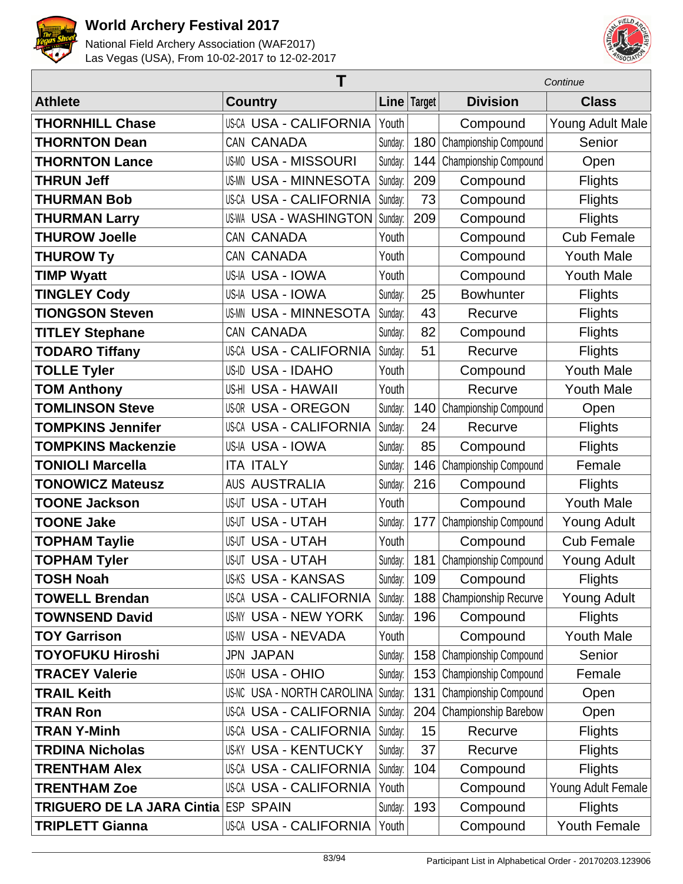# T

*Continue*

| Athlete | Country | Line | Target | Division | Class |
|---|---|---|---|---|---|
| **THORNHILL Chase** | US-CA USA - CALIFORNIA | Youth | | Compound | Young Adult Male |
| **THORNTON Dean** | CAN CANADA | Sunday: | 180 | Championship Compound | Senior |
| **THORNTON Lance** | US-MO USA - MISSOURI | Sunday: | 144 | Championship Compound | Open |
| **THRUN Jeff** | US-MN USA - MINNESOTA | Sunday: | 209 | Compound | Flights |
| **THURMAN Bob** | US-CA USA - CALIFORNIA | Sunday: | 73 | Compound | Flights |
| **THURMAN Larry** | US-WA USA - WASHINGTON | Sunday: | 209 | Compound | Flights |
| **THUROW Joelle** | CAN CANADA | Youth | | Compound | Cub Female |
| **THUROW Ty** | CAN CANADA | Youth | | Compound | Youth Male |
| **TIMP Wyatt** | US-IA USA - IOWA | Youth | | Compound | Youth Male |
| **TINGLEY Cody** | US-IA USA - IOWA | Sunday: | 25 | Bowhunter | Flights |
| **TIONGSON Steven** | US-MN USA - MINNESOTA | Sunday: | 43 | Recurve | Flights |
| **TITLEY Stephane** | CAN CANADA | Sunday: | 82 | Compound | Flights |
| **TODARO Tiffany** | US-CA USA - CALIFORNIA | Sunday: | 51 | Recurve | Flights |
| **TOLLE Tyler** | US-ID USA - IDAHO | Youth | | Compound | Youth Male |
| **TOM Anthony** | US-HI USA - HAWAII | Youth | | Recurve | Youth Male |
| **TOMLINSON Steve** | US-OR USA - OREGON | Sunday: | 140 | Championship Compound | Open |
| **TOMPKINS Jennifer** | US-CA USA - CALIFORNIA | Sunday: | 24 | Recurve | Flights |
| **TOMPKINS Mackenzie** | US-IA USA - IOWA | Sunday: | 85 | Compound | Flights |
| **TONIOLI Marcella** | ITA ITALY | Sunday: | 146 | Championship Compound | Female |
| **TONOWICZ Mateusz** | AUS AUSTRALIA | Sunday: | 216 | Compound | Flights |
| **TOONE Jackson** | US-UT USA - UTAH | Youth | | Compound | Youth Male |
| **TOONE Jake** | US-UT USA - UTAH | Sunday: | 177 | Championship Compound | Young Adult |
| **TOPHAM Taylie** | US-UT USA - UTAH | Youth | | Compound | Cub Female |
| **TOPHAM Tyler** | US-UT USA - UTAH | Sunday: | 181 | Championship Compound | Young Adult |
| **TOSH Noah** | US-KS USA - KANSAS | Sunday: | 109 | Compound | Flights |
| **TOWELL Brendan** | US-CA USA - CALIFORNIA | Sunday: | 188 | Championship Recurve | Young Adult |
| **TOWNSEND David** | US-NY USA - NEW YORK | Sunday: | 196 | Compound | Flights |
| **TOY Garrison** | US-NV USA - NEVADA | Youth | | Compound | Youth Male |
| **TOYOFUKU Hiroshi** | JPN JAPAN | Sunday: | 158 | Championship Compound | Senior |
| **TRACEY Valerie** | US-OH USA - OHIO | Sunday: | 153 | Championship Compound | Female |
| **TRAIL Keith** | US-NC USA - NORTH CAROLINA | Sunday: | 131 | Championship Compound | Open |
| **TRAN Ron** | US-CA USA - CALIFORNIA | Sunday: | 204 | Championship Barebow | Open |
| **TRAN Y-Minh** | US-CA USA - CALIFORNIA | Sunday: | 15 | Recurve | Flights |
| **TRDINA Nicholas** | US-KY USA - KENTUCKY | Sunday: | 37 | Recurve | Flights |
| **TRENTHAM Alex** | US-CA USA - CALIFORNIA | Sunday: | 104 | Compound | Flights |
| **TRENTHAM Zoe** | US-CA USA - CALIFORNIA | Youth | | Compound | Young Adult Female |
| **TRIGUERO DE LA JARA Cintia** | ESP SPAIN | Sunday: | 193 | Compound | Flights |
| **TRIPLETT Gianna** | US-CA USA - CALIFORNIA | Youth | | Compound | Youth Female |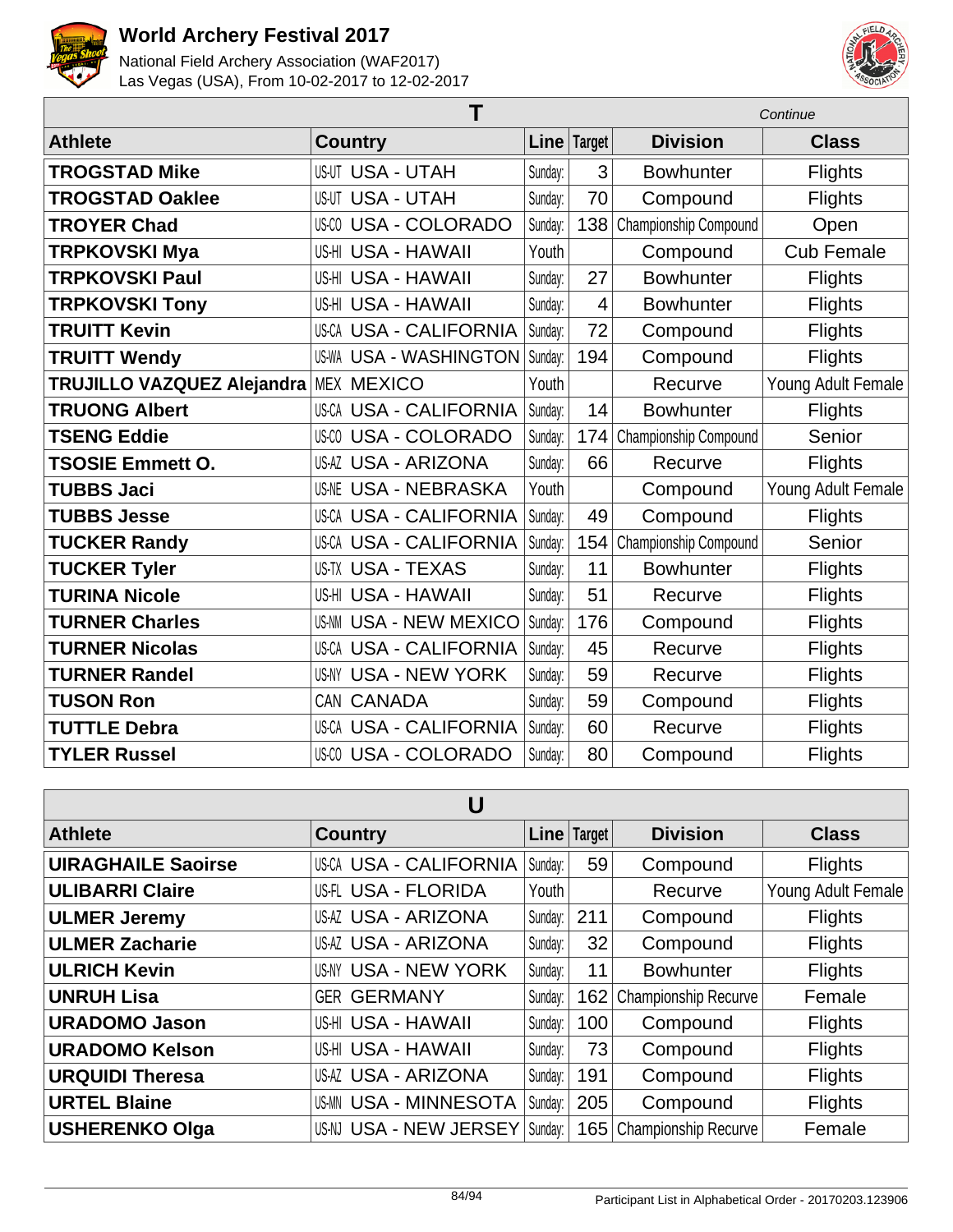# World Archery Festival 2017

National Field Archery Association (WAF2017)
Las Vegas (USA), From 10-02-2017 to 12-02-2017

## T

*Continue*

| Athlete | Country | Line | Target | Division | Class |
|---|---|---|---|---|---|
| **TROGSTAD Mike** | US-UT USA - UTAH | Sunday: | 3 | Bowhunter | Flights |
| **TROGSTAD Oaklee** | US-UT USA - UTAH | Sunday: | 70 | Compound | Flights |
| **TROYER Chad** | US-CO USA - COLORADO | Sunday: | 138 | Championship Compound | Open |
| **TRPKOVSKI Mya** | US-HI USA - HAWAII | Youth | | Compound | Cub Female |
| **TRPKOVSKI Paul** | US-HI USA - HAWAII | Sunday: | 27 | Bowhunter | Flights |
| **TRPKOVSKI Tony** | US-HI USA - HAWAII | Sunday: | 4 | Bowhunter | Flights |
| **TRUITT Kevin** | US-CA USA - CALIFORNIA | Sunday: | 72 | Compound | Flights |
| **TRUITT Wendy** | US-WA USA - WASHINGTON | Sunday: | 194 | Compound | Flights |
| **TRUJILLO VAZQUEZ Alejandra** | MEX MEXICO | Youth | | Recurve | Young Adult Female |
| **TRUONG Albert** | US-CA USA - CALIFORNIA | Sunday: | 14 | Bowhunter | Flights |
| **TSENG Eddie** | US-CO USA - COLORADO | Sunday: | 174 | Championship Compound | Senior |
| **TSOSIE Emmett O.** | US-AZ USA - ARIZONA | Sunday: | 66 | Recurve | Flights |
| **TUBBS Jaci** | US-NE USA - NEBRASKA | Youth | | Compound | Young Adult Female |
| **TUBBS Jesse** | US-CA USA - CALIFORNIA | Sunday: | 49 | Compound | Flights |
| **TUCKER Randy** | US-CA USA - CALIFORNIA | Sunday: | 154 | Championship Compound | Senior |
| **TUCKER Tyler** | US-TX USA - TEXAS | Sunday: | 11 | Bowhunter | Flights |
| **TURINA Nicole** | US-HI USA - HAWAII | Sunday: | 51 | Recurve | Flights |
| **TURNER Charles** | US-NM USA - NEW MEXICO | Sunday: | 176 | Compound | Flights |
| **TURNER Nicolas** | US-CA USA - CALIFORNIA | Sunday: | 45 | Recurve | Flights |
| **TURNER Randel** | US-NY USA - NEW YORK | Sunday: | 59 | Recurve | Flights |
| **TUSON Ron** | CAN CANADA | Sunday: | 59 | Compound | Flights |
| **TUTTLE Debra** | US-CA USA - CALIFORNIA | Sunday: | 60 | Recurve | Flights |
| **TYLER Russel** | US-CO USA - COLORADO | Sunday: | 80 | Compound | Flights |

## U

| Athlete | Country | Line | Target | Division | Class |
|---|---|---|---|---|---|
| **UIRAGHAILE Saoirse** | US-CA USA - CALIFORNIA | Sunday: | 59 | Compound | Flights |
| **ULIBARRI Claire** | US-FL USA - FLORIDA | Youth | | Recurve | Young Adult Female |
| **ULMER Jeremy** | US-AZ USA - ARIZONA | Sunday: | 211 | Compound | Flights |
| **ULMER Zacharie** | US-AZ USA - ARIZONA | Sunday: | 32 | Compound | Flights |
| **ULRICH Kevin** | US-NY USA - NEW YORK | Sunday: | 11 | Bowhunter | Flights |
| **UNRUH Lisa** | GER GERMANY | Sunday: | 162 | Championship Recurve | Female |
| **URADOMO Jason** | US-HI USA - HAWAII | Sunday: | 100 | Compound | Flights |
| **URADOMO Kelson** | US-HI USA - HAWAII | Sunday: | 73 | Compound | Flights |
| **URQUIDI Theresa** | US-AZ USA - ARIZONA | Sunday: | 191 | Compound | Flights |
| **URTEL Blaine** | US-MN USA - MINNESOTA | Sunday: | 205 | Compound | Flights |
| **USHERENKO Olga** | US-NJ USA - NEW JERSEY | Sunday: | 165 | Championship Recurve | Female |

Participant List in Alphabetical Order - 20170203.123906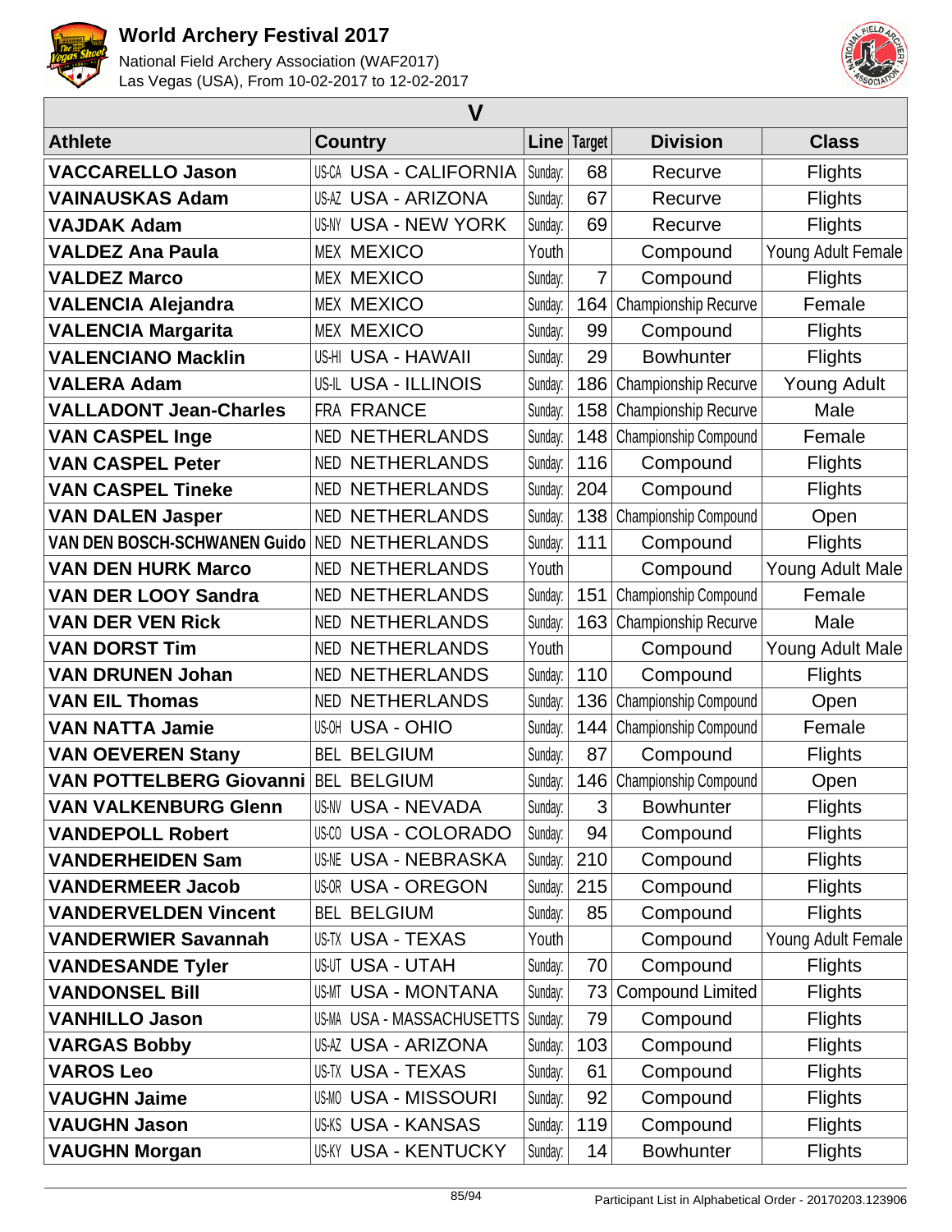# World Archery Festival 2017

National Field Archery Association (WAF2017)
Las Vegas (USA), From 10-02-2017 to 12-02-2017

## V

| Athlete | Country | Line | Target | Division | Class |
|---|---|---|---|---|---|
| **VACCARELLO Jason** | US-CA USA - CALIFORNIA | Sunday: | 68 | Recurve | Flights |
| **VAINAUSKAS Adam** | US-AZ USA - ARIZONA | Sunday: | 67 | Recurve | Flights |
| **VAJDAK Adam** | US-NY USA - NEW YORK | Sunday: | 69 | Recurve | Flights |
| **VALDEZ Ana Paula** | MEX MEXICO | Youth | | Compound | Young Adult Female |
| **VALDEZ Marco** | MEX MEXICO | Sunday: | 7 | Compound | Flights |
| **VALENCIA Alejandra** | MEX MEXICO | Sunday: | 164 | Championship Recurve | Female |
| **VALENCIA Margarita** | MEX MEXICO | Sunday: | 99 | Compound | Flights |
| **VALENCIANO Macklin** | US-HI USA - HAWAII | Sunday: | 29 | Bowhunter | Flights |
| **VALERA Adam** | US-IL USA - ILLINOIS | Sunday: | 186 | Championship Recurve | Young Adult |
| **VALLADONT Jean-Charles** | FRA FRANCE | Sunday: | 158 | Championship Recurve | Male |
| **VAN CASPEL Inge** | NED NETHERLANDS | Sunday: | 148 | Championship Compound | Female |
| **VAN CASPEL Peter** | NED NETHERLANDS | Sunday: | 116 | Compound | Flights |
| **VAN CASPEL Tineke** | NED NETHERLANDS | Sunday: | 204 | Compound | Flights |
| **VAN DALEN Jasper** | NED NETHERLANDS | Sunday: | 138 | Championship Compound | Open |
| **VAN DEN BOSCH-SCHWANEN Guido** | NED NETHERLANDS | Sunday: | 111 | Compound | Flights |
| **VAN DEN HURK Marco** | NED NETHERLANDS | Youth | | Compound | Young Adult Male |
| **VAN DER LOOY Sandra** | NED NETHERLANDS | Sunday: | 151 | Championship Compound | Female |
| **VAN DER VEN Rick** | NED NETHERLANDS | Sunday: | 163 | Championship Recurve | Male |
| **VAN DORST Tim** | NED NETHERLANDS | Youth | | Compound | Young Adult Male |
| **VAN DRUNEN Johan** | NED NETHERLANDS | Sunday: | 110 | Compound | Flights |
| **VAN EIL Thomas** | NED NETHERLANDS | Sunday: | 136 | Championship Compound | Open |
| **VAN NATTA Jamie** | US-OH USA - OHIO | Sunday: | 144 | Championship Compound | Female |
| **VAN OEVEREN Stany** | BEL BELGIUM | Sunday: | 87 | Compound | Flights |
| **VAN POTTELBERG Giovanni** | BEL BELGIUM | Sunday: | 146 | Championship Compound | Open |
| **VAN VALKENBURG Glenn** | US-NV USA - NEVADA | Sunday: | 3 | Bowhunter | Flights |
| **VANDEPOLL Robert** | US-CO USA - COLORADO | Sunday: | 94 | Compound | Flights |
| **VANDERHEIDEN Sam** | US-NE USA - NEBRASKA | Sunday: | 210 | Compound | Flights |
| **VANDERMEER Jacob** | US-OR USA - OREGON | Sunday: | 215 | Compound | Flights |
| **VANDERVELDEN Vincent** | BEL BELGIUM | Sunday: | 85 | Compound | Flights |
| **VANDERWIER Savannah** | US-TX USA - TEXAS | Youth | | Compound | Young Adult Female |
| **VANDESANDE Tyler** | US-UT USA - UTAH | Sunday: | 70 | Compound | Flights |
| **VANDONSEL Bill** | US-MT USA - MONTANA | Sunday: | 73 | Compound Limited | Flights |
| **VANHILLO Jason** | US-MA USA - MASSACHUSETTS | Sunday: | 79 | Compound | Flights |
| **VARGAS Bobby** | US-AZ USA - ARIZONA | Sunday: | 103 | Compound | Flights |
| **VAROS Leo** | US-TX USA - TEXAS | Sunday: | 61 | Compound | Flights |
| **VAUGHN Jaime** | US-MO USA - MISSOURI | Sunday: | 92 | Compound | Flights |
| **VAUGHN Jason** | US-KS USA - KANSAS | Sunday: | 119 | Compound | Flights |
| **VAUGHN Morgan** | US-KY USA - KENTUCKY | Sunday: | 14 | Bowhunter | Flights |

Participant List in Alphabetical Order - 20170203.123906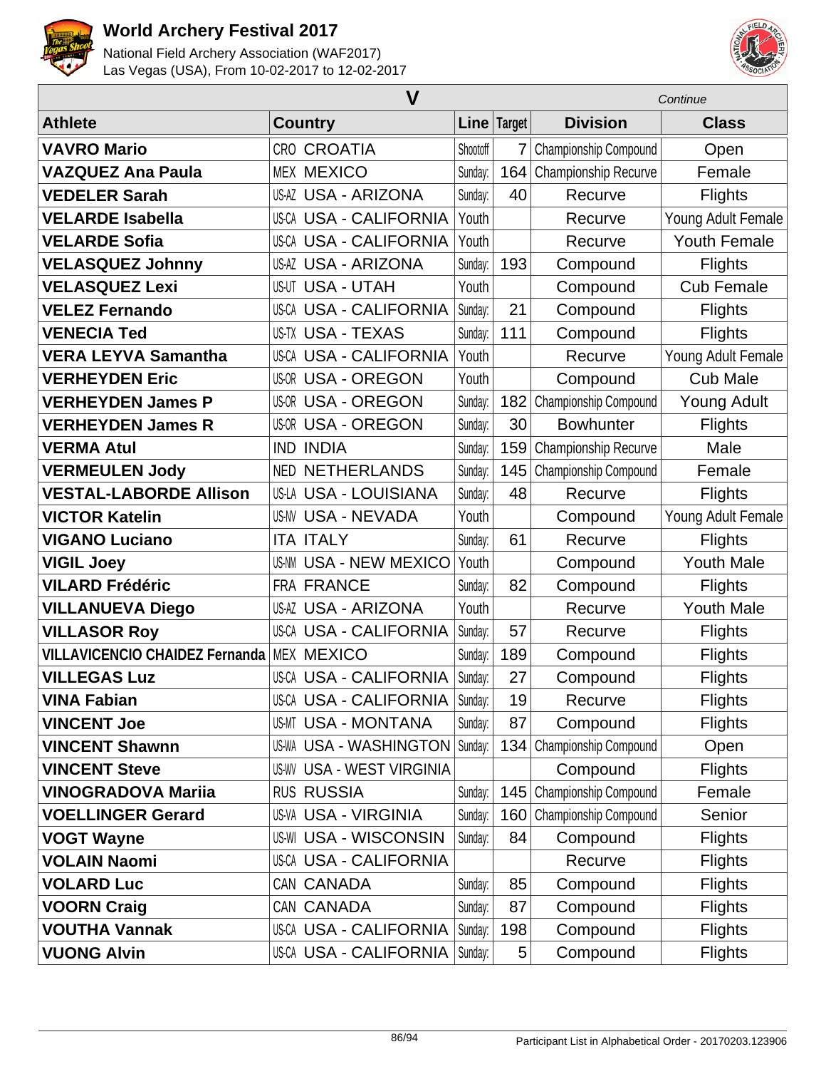# World Archery Festival 2017

National Field Archery Association (WAF2017)
Las Vegas (USA), From 10-02-2017 to 12-02-2017

## V

*Continue*

| Athlete | Country | | Line | Target | Division | Class |
|---|---|---|---|---|---|---|
| **VAVRO Mario** | CRO | CROATIA | Shootoff | 7 | Championship Compound | Open |
| **VAZQUEZ Ana Paula** | MEX | MEXICO | Sunday: | 164 | Championship Recurve | Female |
| **VEDELER Sarah** | US-AZ | USA - ARIZONA | Sunday: | 40 | Recurve | Flights |
| **VELARDE Isabella** | US-CA | USA - CALIFORNIA | Youth | | Recurve | Young Adult Female |
| **VELARDE Sofia** | US-CA | USA - CALIFORNIA | Youth | | Recurve | Youth Female |
| **VELASQUEZ Johnny** | US-AZ | USA - ARIZONA | Sunday: | 193 | Compound | Flights |
| **VELASQUEZ Lexi** | US-UT | USA - UTAH | Youth | | Compound | Cub Female |
| **VELEZ Fernando** | US-CA | USA - CALIFORNIA | Sunday: | 21 | Compound | Flights |
| **VENECIA Ted** | US-TX | USA - TEXAS | Sunday: | 111 | Compound | Flights |
| **VERA LEYVA Samantha** | US-CA | USA - CALIFORNIA | Youth | | Recurve | Young Adult Female |
| **VERHEYDEN Eric** | US-OR | USA - OREGON | Youth | | Compound | Cub Male |
| **VERHEYDEN James P** | US-OR | USA - OREGON | Sunday: | 182 | Championship Compound | Young Adult |
| **VERHEYDEN James R** | US-OR | USA - OREGON | Sunday: | 30 | Bowhunter | Flights |
| **VERMA Atul** | IND | INDIA | Sunday: | 159 | Championship Recurve | Male |
| **VERMEULEN Jody** | NED | NETHERLANDS | Sunday: | 145 | Championship Compound | Female |
| **VESTAL-LABORDE Allison** | US-LA | USA - LOUISIANA | Sunday: | 48 | Recurve | Flights |
| **VICTOR Katelin** | US-NV | USA - NEVADA | Youth | | Compound | Young Adult Female |
| **VIGANO Luciano** | ITA | ITALY | Sunday: | 61 | Recurve | Flights |
| **VIGIL Joey** | US-NM | USA - NEW MEXICO | Youth | | Compound | Youth Male |
| **VILARD Frédéric** | FRA | FRANCE | Sunday: | 82 | Compound | Flights |
| **VILLANUEVA Diego** | US-AZ | USA - ARIZONA | Youth | | Recurve | Youth Male |
| **VILLASOR Roy** | US-CA | USA - CALIFORNIA | Sunday: | 57 | Recurve | Flights |
| **VILLAVICENCIO CHAIDEZ Fernanda** | MEX | MEXICO | Sunday: | 189 | Compound | Flights |
| **VILLEGAS Luz** | US-CA | USA - CALIFORNIA | Sunday: | 27 | Compound | Flights |
| **VINA Fabian** | US-CA | USA - CALIFORNIA | Sunday: | 19 | Recurve | Flights |
| **VINCENT Joe** | US-MT | USA - MONTANA | Sunday: | 87 | Compound | Flights |
| **VINCENT Shawnn** | US-WA | USA - WASHINGTON | Sunday: | 134 | Championship Compound | Open |
| **VINCENT Steve** | US-WV | USA - WEST VIRGINIA | | | Compound | Flights |
| **VINOGRADOVA Mariia** | RUS | RUSSIA | Sunday: | 145 | Championship Compound | Female |
| **VOELLINGER Gerard** | US-VA | USA - VIRGINIA | Sunday: | 160 | Championship Compound | Senior |
| **VOGT Wayne** | US-WI | USA - WISCONSIN | Sunday: | 84 | Compound | Flights |
| **VOLAIN Naomi** | US-CA | USA - CALIFORNIA | | | Recurve | Flights |
| **VOLARD Luc** | CAN | CANADA | Sunday: | 85 | Compound | Flights |
| **VOORN Craig** | CAN | CANADA | Sunday: | 87 | Compound | Flights |
| **VOUTHA Vannak** | US-CA | USA - CALIFORNIA | Sunday: | 198 | Compound | Flights |
| **VUONG Alvin** | US-CA | USA - CALIFORNIA | Sunday: | 5 | Compound | Flights |

Participant List in Alphabetical Order - 20170203.123906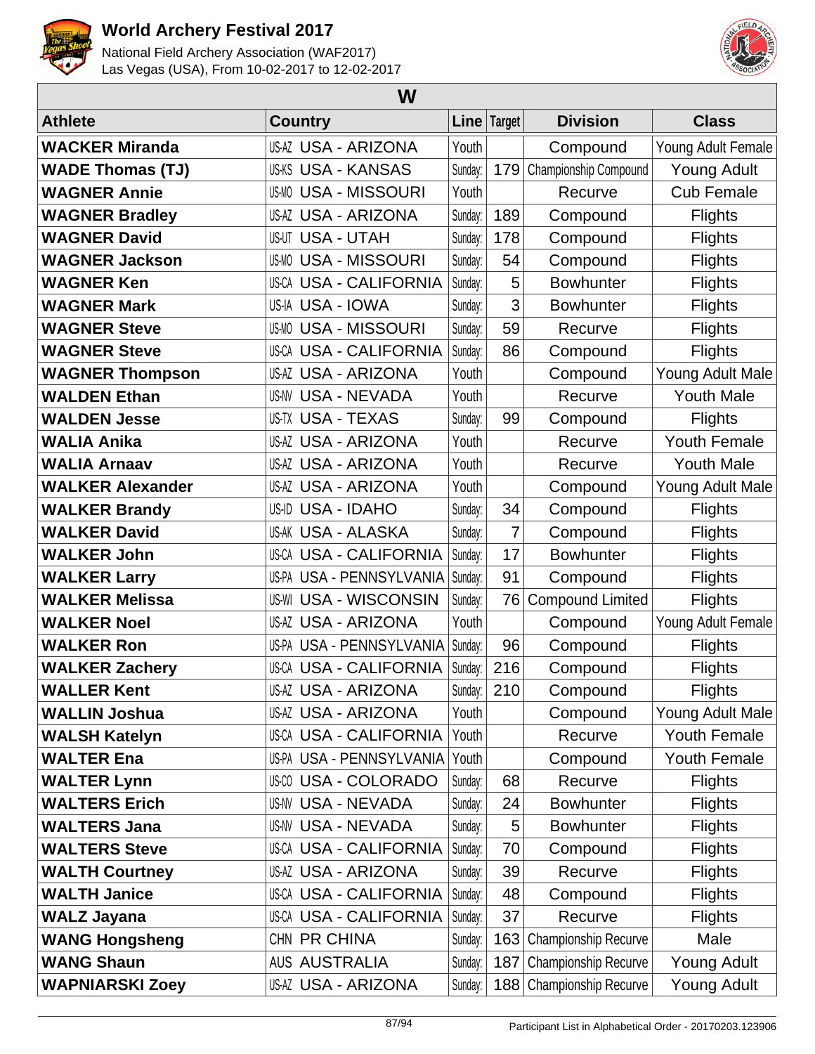# W

| Athlete | Country | Line | Target | Division | Class |
|---|---|---|---|---|---|
| **WACKER Miranda** | US-AZ USA - ARIZONA | Youth | | Compound | Young Adult Female |
| **WADE Thomas (TJ)** | US-KS USA - KANSAS | Sunday: | 179 | Championship Compound | Young Adult |
| **WAGNER Annie** | US-MO USA - MISSOURI | Youth | | Recurve | Cub Female |
| **WAGNER Bradley** | US-AZ USA - ARIZONA | Sunday: | 189 | Compound | Flights |
| **WAGNER David** | US-UT USA - UTAH | Sunday: | 178 | Compound | Flights |
| **WAGNER Jackson** | US-MO USA - MISSOURI | Sunday: | 54 | Compound | Flights |
| **WAGNER Ken** | US-CA USA - CALIFORNIA | Sunday: | 5 | Bowhunter | Flights |
| **WAGNER Mark** | US-IA USA - IOWA | Sunday: | 3 | Bowhunter | Flights |
| **WAGNER Steve** | US-MO USA - MISSOURI | Sunday: | 59 | Recurve | Flights |
| **WAGNER Steve** | US-CA USA - CALIFORNIA | Sunday: | 86 | Compound | Flights |
| **WAGNER Thompson** | US-AZ USA - ARIZONA | Youth | | Compound | Young Adult Male |
| **WALDEN Ethan** | US-NV USA - NEVADA | Youth | | Recurve | Youth Male |
| **WALDEN Jesse** | US-TX USA - TEXAS | Sunday: | 99 | Compound | Flights |
| **WALIA Anika** | US-AZ USA - ARIZONA | Youth | | Recurve | Youth Female |
| **WALIA Arnaav** | US-AZ USA - ARIZONA | Youth | | Recurve | Youth Male |
| **WALKER Alexander** | US-AZ USA - ARIZONA | Youth | | Compound | Young Adult Male |
| **WALKER Brandy** | US-ID USA - IDAHO | Sunday: | 34 | Compound | Flights |
| **WALKER David** | US-AK USA - ALASKA | Sunday: | 7 | Compound | Flights |
| **WALKER John** | US-CA USA - CALIFORNIA | Sunday: | 17 | Bowhunter | Flights |
| **WALKER Larry** | US-PA USA - PENNSYLVANIA | Sunday: | 91 | Compound | Flights |
| **WALKER Melissa** | US-WI USA - WISCONSIN | Sunday: | 76 | Compound Limited | Flights |
| **WALKER Noel** | US-AZ USA - ARIZONA | Youth | | Compound | Young Adult Female |
| **WALKER Ron** | US-PA USA - PENNSYLVANIA | Sunday: | 96 | Compound | Flights |
| **WALKER Zachery** | US-CA USA - CALIFORNIA | Sunday: | 216 | Compound | Flights |
| **WALLER Kent** | US-AZ USA - ARIZONA | Sunday: | 210 | Compound | Flights |
| **WALLIN Joshua** | US-AZ USA - ARIZONA | Youth | | Compound | Young Adult Male |
| **WALSH Katelyn** | US-CA USA - CALIFORNIA | Youth | | Recurve | Youth Female |
| **WALTER Ena** | US-PA USA - PENNSYLVANIA | Youth | | Compound | Youth Female |
| **WALTER Lynn** | US-CO USA - COLORADO | Sunday: | 68 | Recurve | Flights |
| **WALTERS Erich** | US-NV USA - NEVADA | Sunday: | 24 | Bowhunter | Flights |
| **WALTERS Jana** | US-NV USA - NEVADA | Sunday: | 5 | Bowhunter | Flights |
| **WALTERS Steve** | US-CA USA - CALIFORNIA | Sunday: | 70 | Compound | Flights |
| **WALTH Courtney** | US-AZ USA - ARIZONA | Sunday: | 39 | Recurve | Flights |
| **WALTH Janice** | US-CA USA - CALIFORNIA | Sunday: | 48 | Compound | Flights |
| **WALZ Jayana** | US-CA USA - CALIFORNIA | Sunday: | 37 | Recurve | Flights |
| **WANG Hongsheng** | CHN PR CHINA | Sunday: | 163 | Championship Recurve | Male |
| **WANG Shaun** | AUS AUSTRALIA | Sunday: | 187 | Championship Recurve | Young Adult |
| **WAPNIARSKI Zoey** | US-AZ USA - ARIZONA | Sunday: | 188 | Championship Recurve | Young Adult |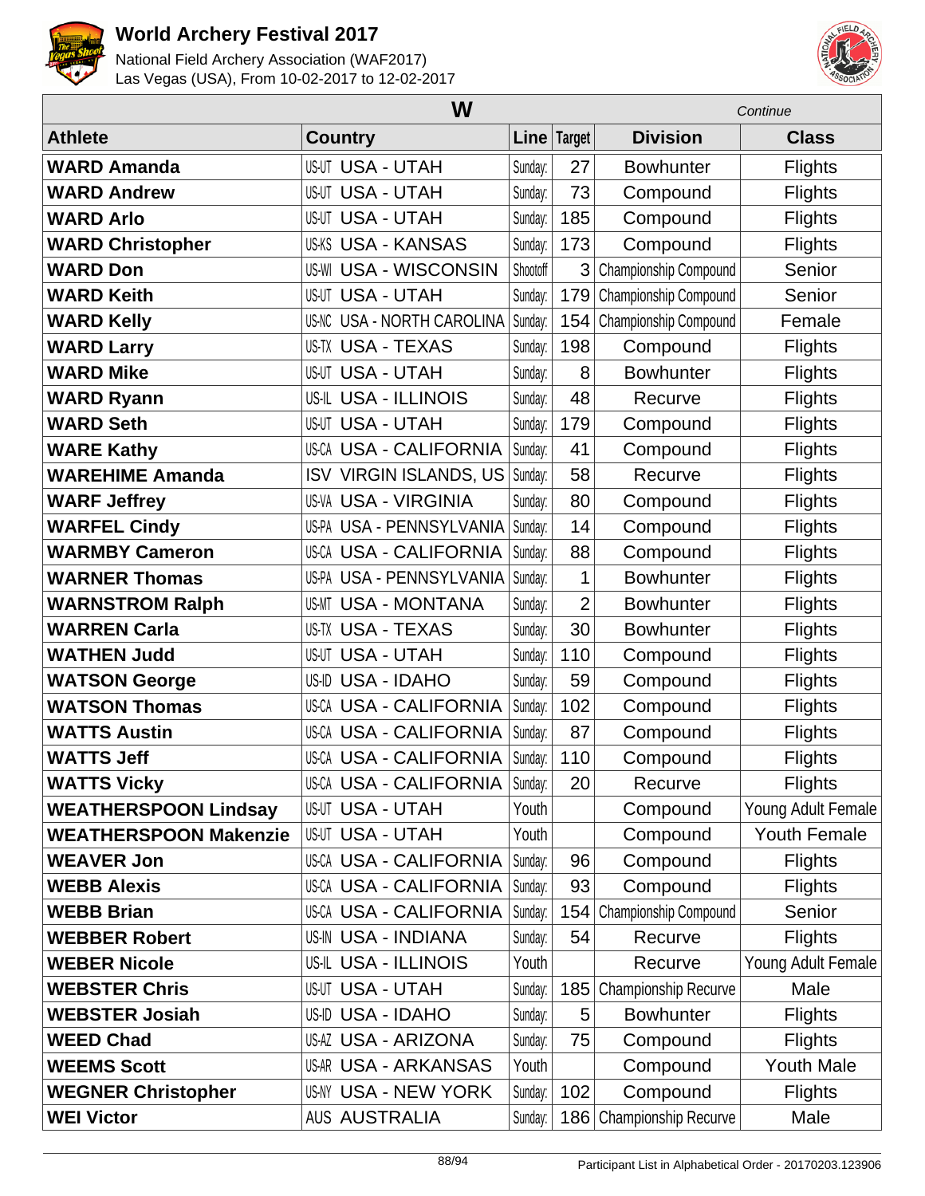| W | | | | | Continue |
|---|---|---|---|---|---|
| **Athlete** | **Country** | **Line** | **Target** | **Division** | **Class** |
| **WARD Amanda** | US-UT USA - UTAH | Sunday: | 27 | Bowhunter | Flights |
| **WARD Andrew** | US-UT USA - UTAH | Sunday: | 73 | Compound | Flights |
| **WARD Arlo** | US-UT USA - UTAH | Sunday: | 185 | Compound | Flights |
| **WARD Christopher** | US-KS USA - KANSAS | Sunday: | 173 | Compound | Flights |
| **WARD Don** | US-WI USA - WISCONSIN | Shootoff | 3 | Championship Compound | Senior |
| **WARD Keith** | US-UT USA - UTAH | Sunday: | 179 | Championship Compound | Senior |
| **WARD Kelly** | US-NC USA - NORTH CAROLINA | Sunday: | 154 | Championship Compound | Female |
| **WARD Larry** | US-TX USA - TEXAS | Sunday: | 198 | Compound | Flights |
| **WARD Mike** | US-UT USA - UTAH | Sunday: | 8 | Bowhunter | Flights |
| **WARD Ryann** | US-IL USA - ILLINOIS | Sunday: | 48 | Recurve | Flights |
| **WARD Seth** | US-UT USA - UTAH | Sunday: | 179 | Compound | Flights |
| **WARE Kathy** | US-CA USA - CALIFORNIA | Sunday: | 41 | Compound | Flights |
| **WAREHIME Amanda** | ISV VIRGIN ISLANDS, US | Sunday: | 58 | Recurve | Flights |
| **WARF Jeffrey** | US-VA USA - VIRGINIA | Sunday: | 80 | Compound | Flights |
| **WARFEL Cindy** | US-PA USA - PENNSYLVANIA | Sunday: | 14 | Compound | Flights |
| **WARMBY Cameron** | US-CA USA - CALIFORNIA | Sunday: | 88 | Compound | Flights |
| **WARNER Thomas** | US-PA USA - PENNSYLVANIA | Sunday: | 1 | Bowhunter | Flights |
| **WARNSTROM Ralph** | US-MT USA - MONTANA | Sunday: | 2 | Bowhunter | Flights |
| **WARREN Carla** | US-TX USA - TEXAS | Sunday: | 30 | Bowhunter | Flights |
| **WATHEN Judd** | US-UT USA - UTAH | Sunday: | 110 | Compound | Flights |
| **WATSON George** | US-ID USA - IDAHO | Sunday: | 59 | Compound | Flights |
| **WATSON Thomas** | US-CA USA - CALIFORNIA | Sunday: | 102 | Compound | Flights |
| **WATTS Austin** | US-CA USA - CALIFORNIA | Sunday: | 87 | Compound | Flights |
| **WATTS Jeff** | US-CA USA - CALIFORNIA | Sunday: | 110 | Compound | Flights |
| **WATTS Vicky** | US-CA USA - CALIFORNIA | Sunday: | 20 | Recurve | Flights |
| **WEATHERSPOON Lindsay** | US-UT USA - UTAH | Youth | | Compound | Young Adult Female |
| **WEATHERSPOON Makenzie** | US-UT USA - UTAH | Youth | | Compound | Youth Female |
| **WEAVER Jon** | US-CA USA - CALIFORNIA | Sunday: | 96 | Compound | Flights |
| **WEBB Alexis** | US-CA USA - CALIFORNIA | Sunday: | 93 | Compound | Flights |
| **WEBB Brian** | US-CA USA - CALIFORNIA | Sunday: | 154 | Championship Compound | Senior |
| **WEBBER Robert** | US-IN USA - INDIANA | Sunday: | 54 | Recurve | Flights |
| **WEBER Nicole** | US-IL USA - ILLINOIS | Youth | | Recurve | Young Adult Female |
| **WEBSTER Chris** | US-UT USA - UTAH | Sunday: | 185 | Championship Recurve | Male |
| **WEBSTER Josiah** | US-ID USA - IDAHO | Sunday: | 5 | Bowhunter | Flights |
| **WEED Chad** | US-AZ USA - ARIZONA | Sunday: | 75 | Compound | Flights |
| **WEEMS Scott** | US-AR USA - ARKANSAS | Youth | | Compound | Youth Male |
| **WEGNER Christopher** | US-NY USA - NEW YORK | Sunday: | 102 | Compound | Flights |
| **WEI Victor** | AUS AUSTRALIA | Sunday: | 186 | Championship Recurve | Male |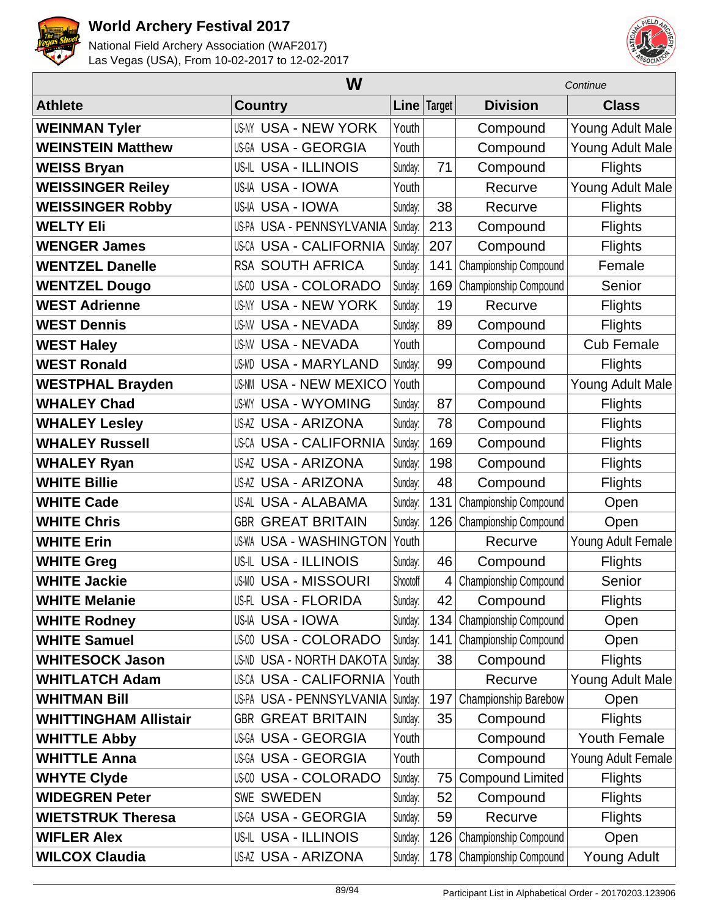# World Archery Festival 2017

National Field Archery Association (WAF2017)
Las Vegas (USA), From 10-02-2017 to 12-02-2017

| W | | | | | *Continue* |
|---|---|---|---|---|---|
| **Athlete** | **Country** | **Line** | **Target** | **Division** | **Class** |
| **WEINMAN Tyler** | US-NY USA - NEW YORK | Youth | | Compound | Young Adult Male |
| **WEINSTEIN Matthew** | US-GA USA - GEORGIA | Youth | | Compound | Young Adult Male |
| **WEISS Bryan** | US-IL USA - ILLINOIS | Sunday: | 71 | Compound | Flights |
| **WEISSINGER Reiley** | US-IA USA - IOWA | Youth | | Recurve | Young Adult Male |
| **WEISSINGER Robby** | US-IA USA - IOWA | Sunday: | 38 | Recurve | Flights |
| **WELTY Eli** | US-PA USA - PENNSYLVANIA | Sunday: | 213 | Compound | Flights |
| **WENGER James** | US-CA USA - CALIFORNIA | Sunday: | 207 | Compound | Flights |
| **WENTZEL Danelle** | RSA SOUTH AFRICA | Sunday: | 141 | Championship Compound | Female |
| **WENTZEL Dougo** | US-CO USA - COLORADO | Sunday: | 169 | Championship Compound | Senior |
| **WEST Adrienne** | US-NY USA - NEW YORK | Sunday: | 19 | Recurve | Flights |
| **WEST Dennis** | US-NV USA - NEVADA | Sunday: | 89 | Compound | Flights |
| **WEST Haley** | US-NV USA - NEVADA | Youth | | Compound | Cub Female |
| **WEST Ronald** | US-MD USA - MARYLAND | Sunday: | 99 | Compound | Flights |
| **WESTPHAL Brayden** | US-NM USA - NEW MEXICO | Youth | | Compound | Young Adult Male |
| **WHALEY Chad** | US-WY USA - WYOMING | Sunday: | 87 | Compound | Flights |
| **WHALEY Lesley** | US-AZ USA - ARIZONA | Sunday: | 78 | Compound | Flights |
| **WHALEY Russell** | US-CA USA - CALIFORNIA | Sunday: | 169 | Compound | Flights |
| **WHALEY Ryan** | US-AZ USA - ARIZONA | Sunday: | 198 | Compound | Flights |
| **WHITE Billie** | US-AZ USA - ARIZONA | Sunday: | 48 | Compound | Flights |
| **WHITE Cade** | US-AL USA - ALABAMA | Sunday: | 131 | Championship Compound | Open |
| **WHITE Chris** | GBR GREAT BRITAIN | Sunday: | 126 | Championship Compound | Open |
| **WHITE Erin** | US-WA USA - WASHINGTON | Youth | | Recurve | Young Adult Female |
| **WHITE Greg** | US-IL USA - ILLINOIS | Sunday: | 46 | Compound | Flights |
| **WHITE Jackie** | US-MO USA - MISSOURI | Shootoff | 4 | Championship Compound | Senior |
| **WHITE Melanie** | US-FL USA - FLORIDA | Sunday: | 42 | Compound | Flights |
| **WHITE Rodney** | US-IA USA - IOWA | Sunday: | 134 | Championship Compound | Open |
| **WHITE Samuel** | US-CO USA - COLORADO | Sunday: | 141 | Championship Compound | Open |
| **WHITESOCK Jason** | US-ND USA - NORTH DAKOTA | Sunday: | 38 | Compound | Flights |
| **WHITLATCH Adam** | US-CA USA - CALIFORNIA | Youth | | Recurve | Young Adult Male |
| **WHITMAN Bill** | US-PA USA - PENNSYLVANIA | Sunday: | 197 | Championship Barebow | Open |
| **WHITTINGHAM Allistair** | GBR GREAT BRITAIN | Sunday: | 35 | Compound | Flights |
| **WHITTLE Abby** | US-GA USA - GEORGIA | Youth | | Compound | Youth Female |
| **WHITTLE Anna** | US-GA USA - GEORGIA | Youth | | Compound | Young Adult Female |
| **WHYTE Clyde** | US-CO USA - COLORADO | Sunday: | 75 | Compound Limited | Flights |
| **WIDEGREN Peter** | SWE SWEDEN | Sunday: | 52 | Compound | Flights |
| **WIETSTRUK Theresa** | US-GA USA - GEORGIA | Sunday: | 59 | Recurve | Flights |
| **WIFLER Alex** | US-IL USA - ILLINOIS | Sunday: | 126 | Championship Compound | Open |
| **WILCOX Claudia** | US-AZ USA - ARIZONA | Sunday: | 178 | Championship Compound | Young Adult |

Participant List in Alphabetical Order - 20170203.123906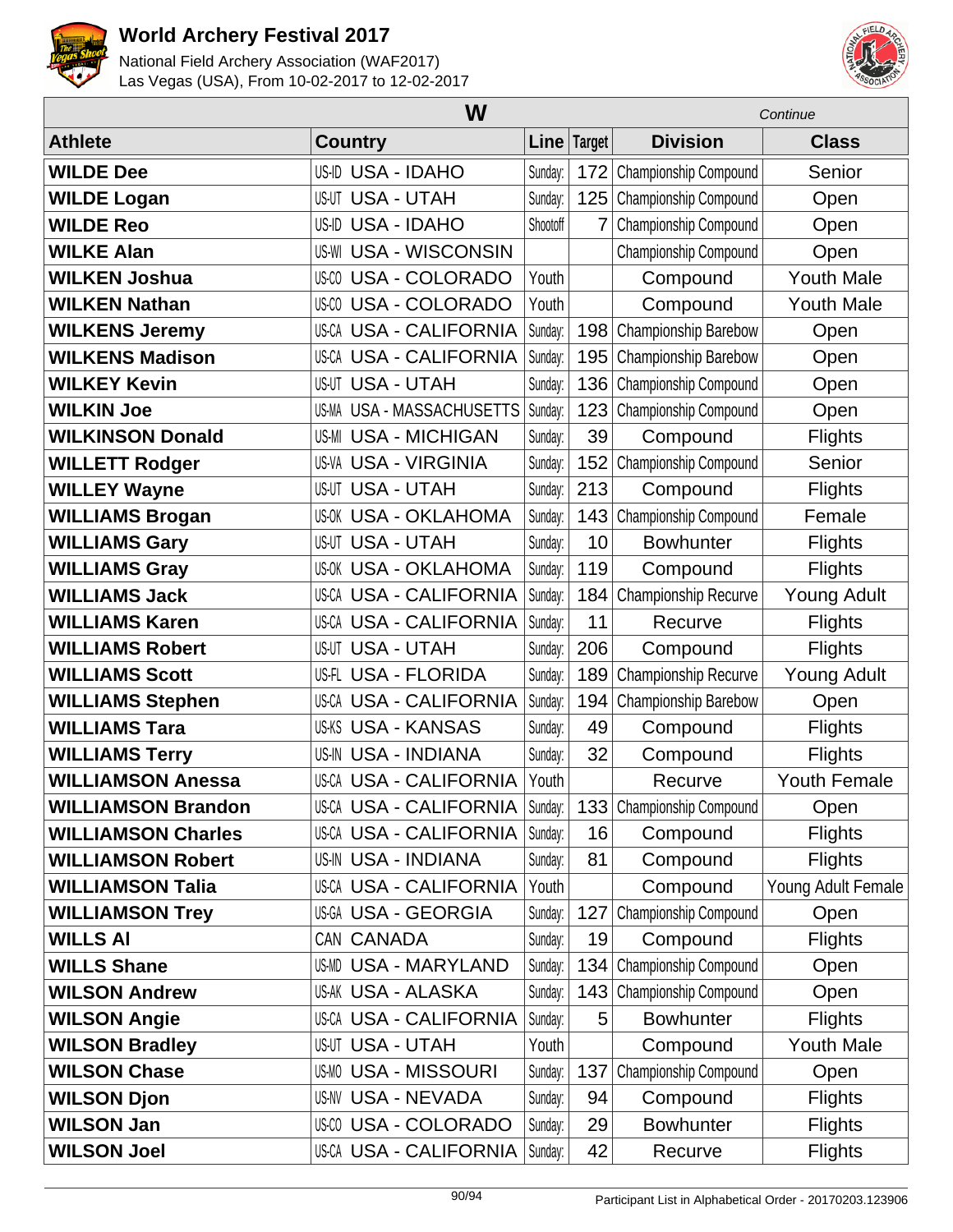| W | | | | | Continue |
|---|---|---|---|---|---|
| **Athlete** | **Country** | **Line** | **Target** | **Division** | **Class** |
| **WILDE Dee** | US-ID USA - IDAHO | Sunday: | 172 | Championship Compound | Senior |
| **WILDE Logan** | US-UT USA - UTAH | Sunday: | 125 | Championship Compound | Open |
| **WILDE Reo** | US-ID USA - IDAHO | Shootoff | 7 | Championship Compound | Open |
| **WILKE Alan** | US-WI USA - WISCONSIN | | | Championship Compound | Open |
| **WILKEN Joshua** | US-CO USA - COLORADO | Youth | | Compound | Youth Male |
| **WILKEN Nathan** | US-CO USA - COLORADO | Youth | | Compound | Youth Male |
| **WILKENS Jeremy** | US-CA USA - CALIFORNIA | Sunday: | 198 | Championship Barebow | Open |
| **WILKENS Madison** | US-CA USA - CALIFORNIA | Sunday: | 195 | Championship Barebow | Open |
| **WILKEY Kevin** | US-UT USA - UTAH | Sunday: | 136 | Championship Compound | Open |
| **WILKIN Joe** | US-MA USA - MASSACHUSETTS | Sunday: | 123 | Championship Compound | Open |
| **WILKINSON Donald** | US-MI USA - MICHIGAN | Sunday: | 39 | Compound | Flights |
| **WILLETT Rodger** | US-VA USA - VIRGINIA | Sunday: | 152 | Championship Compound | Senior |
| **WILLEY Wayne** | US-UT USA - UTAH | Sunday: | 213 | Compound | Flights |
| **WILLIAMS Brogan** | US-OK USA - OKLAHOMA | Sunday: | 143 | Championship Compound | Female |
| **WILLIAMS Gary** | US-UT USA - UTAH | Sunday: | 10 | Bowhunter | Flights |
| **WILLIAMS Gray** | US-OK USA - OKLAHOMA | Sunday: | 119 | Compound | Flights |
| **WILLIAMS Jack** | US-CA USA - CALIFORNIA | Sunday: | 184 | Championship Recurve | Young Adult |
| **WILLIAMS Karen** | US-CA USA - CALIFORNIA | Sunday: | 11 | Recurve | Flights |
| **WILLIAMS Robert** | US-UT USA - UTAH | Sunday: | 206 | Compound | Flights |
| **WILLIAMS Scott** | US-FL USA - FLORIDA | Sunday: | 189 | Championship Recurve | Young Adult |
| **WILLIAMS Stephen** | US-CA USA - CALIFORNIA | Sunday: | 194 | Championship Barebow | Open |
| **WILLIAMS Tara** | US-KS USA - KANSAS | Sunday: | 49 | Compound | Flights |
| **WILLIAMS Terry** | US-IN USA - INDIANA | Sunday: | 32 | Compound | Flights |
| **WILLIAMSON Anessa** | US-CA USA - CALIFORNIA | Youth | | Recurve | Youth Female |
| **WILLIAMSON Brandon** | US-CA USA - CALIFORNIA | Sunday: | 133 | Championship Compound | Open |
| **WILLIAMSON Charles** | US-CA USA - CALIFORNIA | Sunday: | 16 | Compound | Flights |
| **WILLIAMSON Robert** | US-IN USA - INDIANA | Sunday: | 81 | Compound | Flights |
| **WILLIAMSON Talia** | US-CA USA - CALIFORNIA | Youth | | Compound | Young Adult Female |
| **WILLIAMSON Trey** | US-GA USA - GEORGIA | Sunday: | 127 | Championship Compound | Open |
| **WILLS Al** | CAN CANADA | Sunday: | 19 | Compound | Flights |
| **WILLS Shane** | US-MD USA - MARYLAND | Sunday: | 134 | Championship Compound | Open |
| **WILSON Andrew** | US-AK USA - ALASKA | Sunday: | 143 | Championship Compound | Open |
| **WILSON Angie** | US-CA USA - CALIFORNIA | Sunday: | 5 | Bowhunter | Flights |
| **WILSON Bradley** | US-UT USA - UTAH | Youth | | Compound | Youth Male |
| **WILSON Chase** | US-MO USA - MISSOURI | Sunday: | 137 | Championship Compound | Open |
| **WILSON Djon** | US-NV USA - NEVADA | Sunday: | 94 | Compound | Flights |
| **WILSON Jan** | US-CO USA - COLORADO | Sunday: | 29 | Bowhunter | Flights |
| **WILSON Joel** | US-CA USA - CALIFORNIA | Sunday: | 42 | Recurve | Flights |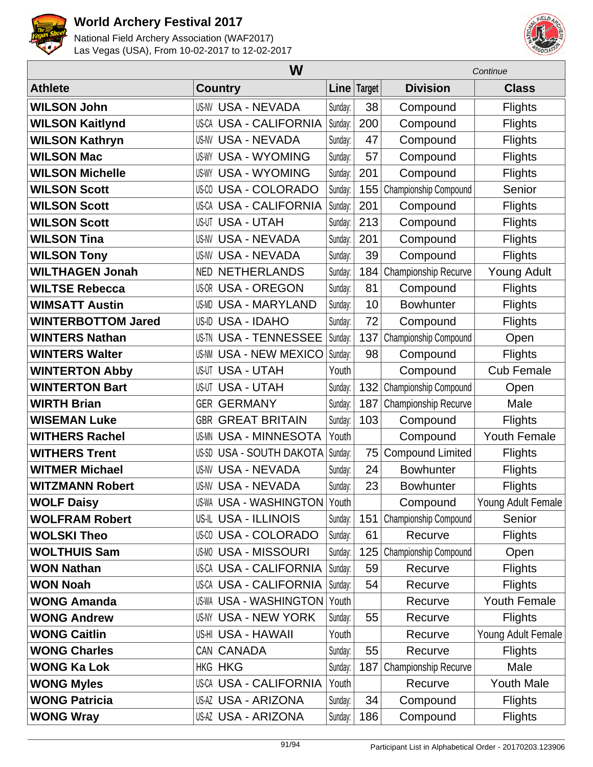| W | | | | | Continue |
|---|---|---|---|---|---|
| **Athlete** | **Country** | **Line** | **Target** | **Division** | **Class** |
| **WILSON John** | US-NV USA - NEVADA | Sunday: | 38 | Compound | Flights |
| **WILSON Kaitlynd** | US-CA USA - CALIFORNIA | Sunday: | 200 | Compound | Flights |
| **WILSON Kathryn** | US-NV USA - NEVADA | Sunday: | 47 | Compound | Flights |
| **WILSON Mac** | US-WY USA - WYOMING | Sunday: | 57 | Compound | Flights |
| **WILSON Michelle** | US-WY USA - WYOMING | Sunday: | 201 | Compound | Flights |
| **WILSON Scott** | US-CO USA - COLORADO | Sunday: | 155 | Championship Compound | Senior |
| **WILSON Scott** | US-CA USA - CALIFORNIA | Sunday: | 201 | Compound | Flights |
| **WILSON Scott** | US-UT USA - UTAH | Sunday: | 213 | Compound | Flights |
| **WILSON Tina** | US-NV USA - NEVADA | Sunday: | 201 | Compound | Flights |
| **WILSON Tony** | US-NV USA - NEVADA | Sunday: | 39 | Compound | Flights |
| **WILTHAGEN Jonah** | NED NETHERLANDS | Sunday: | 184 | Championship Recurve | Young Adult |
| **WILTSE Rebecca** | US-OR USA - OREGON | Sunday: | 81 | Compound | Flights |
| **WIMSATT Austin** | US-MD USA - MARYLAND | Sunday: | 10 | Bowhunter | Flights |
| **WINTERBOTTOM Jared** | US-ID USA - IDAHO | Sunday: | 72 | Compound | Flights |
| **WINTERS Nathan** | US-TN USA - TENNESSEE | Sunday: | 137 | Championship Compound | Open |
| **WINTERS Walter** | US-NM USA - NEW MEXICO | Sunday: | 98 | Compound | Flights |
| **WINTERTON Abby** | US-UT USA - UTAH | Youth | | Compound | Cub Female |
| **WINTERTON Bart** | US-UT USA - UTAH | Sunday: | 132 | Championship Compound | Open |
| **WIRTH Brian** | GER GERMANY | Sunday: | 187 | Championship Recurve | Male |
| **WISEMAN Luke** | GBR GREAT BRITAIN | Sunday: | 103 | Compound | Flights |
| **WITHERS Rachel** | US-MN USA - MINNESOTA | Youth | | Compound | Youth Female |
| **WITHERS Trent** | US-SD USA - SOUTH DAKOTA | Sunday: | 75 | Compound Limited | Flights |
| **WITMER Michael** | US-NV USA - NEVADA | Sunday: | 24 | Bowhunter | Flights |
| **WITZMANN Robert** | US-NV USA - NEVADA | Sunday: | 23 | Bowhunter | Flights |
| **WOLF Daisy** | US-WA USA - WASHINGTON | Youth | | Compound | Young Adult Female |
| **WOLFRAM Robert** | US-IL USA - ILLINOIS | Sunday: | 151 | Championship Compound | Senior |
| **WOLSKI Theo** | US-CO USA - COLORADO | Sunday: | 61 | Recurve | Flights |
| **WOLTHUIS Sam** | US-MO USA - MISSOURI | Sunday: | 125 | Championship Compound | Open |
| **WON Nathan** | US-CA USA - CALIFORNIA | Sunday: | 59 | Recurve | Flights |
| **WON Noah** | US-CA USA - CALIFORNIA | Sunday: | 54 | Recurve | Flights |
| **WONG Amanda** | US-WA USA - WASHINGTON | Youth | | Recurve | Youth Female |
| **WONG Andrew** | US-NY USA - NEW YORK | Sunday: | 55 | Recurve | Flights |
| **WONG Caitlin** | US-HI USA - HAWAII | Youth | | Recurve | Young Adult Female |
| **WONG Charles** | CAN CANADA | Sunday: | 55 | Recurve | Flights |
| **WONG Ka Lok** | HKG HKG | Sunday: | 187 | Championship Recurve | Male |
| **WONG Myles** | US-CA USA - CALIFORNIA | Youth | | Recurve | Youth Male |
| **WONG Patricia** | US-AZ USA - ARIZONA | Sunday: | 34 | Compound | Flights |
| **WONG Wray** | US-AZ USA - ARIZONA | Sunday: | 186 | Compound | Flights |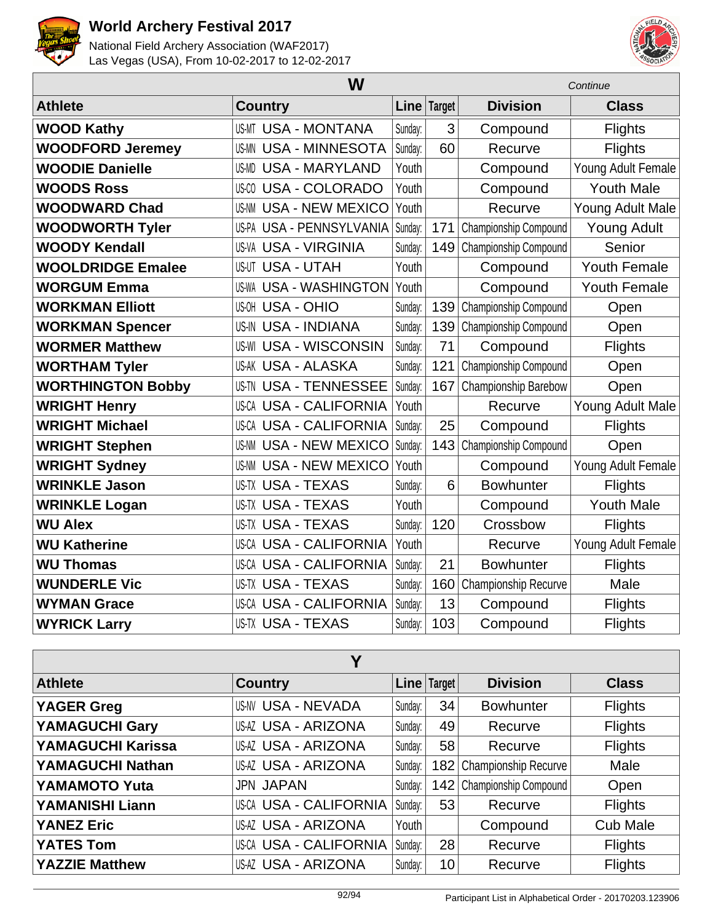## W

*Continue*

| Athlete | Country | Line | Target | Division | Class |
|---|---|---|---|---|---|
| **WOOD Kathy** | US-MT USA - MONTANA | Sunday: | 3 | Compound | Flights |
| **WOODFORD Jeremey** | US-MN USA - MINNESOTA | Sunday: | 60 | Recurve | Flights |
| **WOODIE Danielle** | US-MD USA - MARYLAND | Youth | | Compound | Young Adult Female |
| **WOODS Ross** | US-CO USA - COLORADO | Youth | | Compound | Youth Male |
| **WOODWARD Chad** | US-NM USA - NEW MEXICO | Youth | | Recurve | Young Adult Male |
| **WOODWORTH Tyler** | US-PA USA - PENNSYLVANIA | Sunday: | 171 | Championship Compound | Young Adult |
| **WOODY Kendall** | US-VA USA - VIRGINIA | Sunday: | 149 | Championship Compound | Senior |
| **WOOLDRIDGE Emalee** | US-UT USA - UTAH | Youth | | Compound | Youth Female |
| **WORGUM Emma** | US-WA USA - WASHINGTON | Youth | | Compound | Youth Female |
| **WORKMAN Elliott** | US-OH USA - OHIO | Sunday: | 139 | Championship Compound | Open |
| **WORKMAN Spencer** | US-IN USA - INDIANA | Sunday: | 139 | Championship Compound | Open |
| **WORMER Matthew** | US-WI USA - WISCONSIN | Sunday: | 71 | Compound | Flights |
| **WORTHAM Tyler** | US-AK USA - ALASKA | Sunday: | 121 | Championship Compound | Open |
| **WORTHINGTON Bobby** | US-TN USA - TENNESSEE | Sunday: | 167 | Championship Barebow | Open |
| **WRIGHT Henry** | US-CA USA - CALIFORNIA | Youth | | Recurve | Young Adult Male |
| **WRIGHT Michael** | US-CA USA - CALIFORNIA | Sunday: | 25 | Compound | Flights |
| **WRIGHT Stephen** | US-NM USA - NEW MEXICO | Sunday: | 143 | Championship Compound | Open |
| **WRIGHT Sydney** | US-NM USA - NEW MEXICO | Youth | | Compound | Young Adult Female |
| **WRINKLE Jason** | US-TX USA - TEXAS | Sunday: | 6 | Bowhunter | Flights |
| **WRINKLE Logan** | US-TX USA - TEXAS | Youth | | Compound | Youth Male |
| **WU Alex** | US-TX USA - TEXAS | Sunday: | 120 | Crossbow | Flights |
| **WU Katherine** | US-CA USA - CALIFORNIA | Youth | | Recurve | Young Adult Female |
| **WU Thomas** | US-CA USA - CALIFORNIA | Sunday: | 21 | Bowhunter | Flights |
| **WUNDERLE Vic** | US-TX USA - TEXAS | Sunday: | 160 | Championship Recurve | Male |
| **WYMAN Grace** | US-CA USA - CALIFORNIA | Sunday: | 13 | Compound | Flights |
| **WYRICK Larry** | US-TX USA - TEXAS | Sunday: | 103 | Compound | Flights |

## Y

| Athlete | Country | Line | Target | Division | Class |
|---|---|---|---|---|---|
| **YAGER Greg** | US-NV USA - NEVADA | Sunday: | 34 | Bowhunter | Flights |
| **YAMAGUCHI Gary** | US-AZ USA - ARIZONA | Sunday: | 49 | Recurve | Flights |
| **YAMAGUCHI Karissa** | US-AZ USA - ARIZONA | Sunday: | 58 | Recurve | Flights |
| **YAMAGUCHI Nathan** | US-AZ USA - ARIZONA | Sunday: | 182 | Championship Recurve | Male |
| **YAMAMOTO Yuta** | JPN JAPAN | Sunday: | 142 | Championship Compound | Open |
| **YAMANISHI Liann** | US-CA USA - CALIFORNIA | Sunday: | 53 | Recurve | Flights |
| **YANEZ Eric** | US-AZ USA - ARIZONA | Youth | | Compound | Cub Male |
| **YATES Tom** | US-CA USA - CALIFORNIA | Sunday: | 28 | Recurve | Flights |
| **YAZZIE Matthew** | US-AZ USA - ARIZONA | Sunday: | 10 | Recurve | Flights |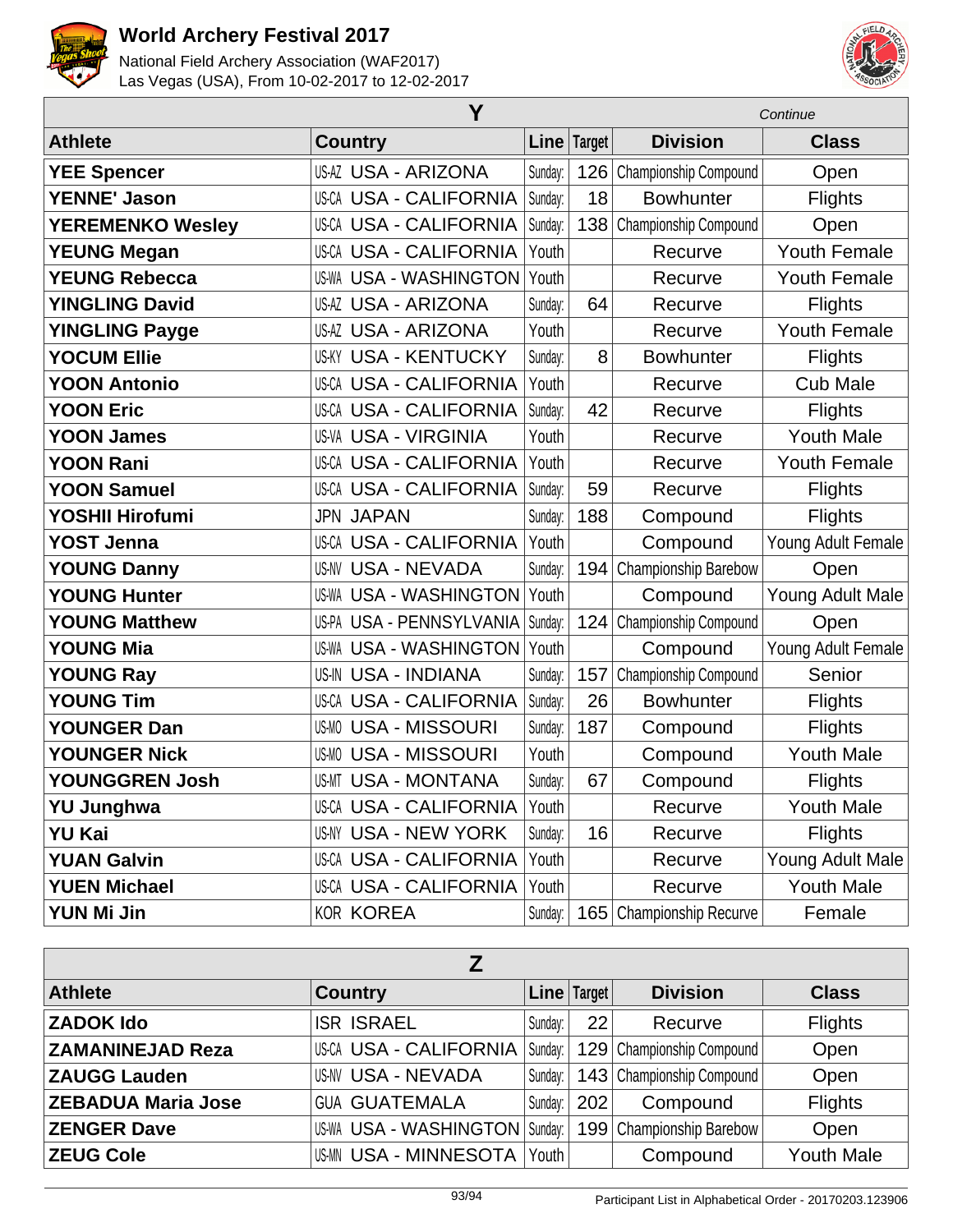## Y

*Continue*

| Athlete | Country | Line | Target | Division | Class |
|---|---|---|---|---|---|
| **YEE Spencer** | US-AZ USA - ARIZONA | Sunday: | 126 | Championship Compound | Open |
| **YENNE' Jason** | US-CA USA - CALIFORNIA | Sunday: | 18 | Bowhunter | Flights |
| **YEREMENKO Wesley** | US-CA USA - CALIFORNIA | Sunday: | 138 | Championship Compound | Open |
| **YEUNG Megan** | US-CA USA - CALIFORNIA | Youth | | Recurve | Youth Female |
| **YEUNG Rebecca** | US-WA USA - WASHINGTON | Youth | | Recurve | Youth Female |
| **YINGLING David** | US-AZ USA - ARIZONA | Sunday: | 64 | Recurve | Flights |
| **YINGLING Payge** | US-AZ USA - ARIZONA | Youth | | Recurve | Youth Female |
| **YOCUM Ellie** | US-KY USA - KENTUCKY | Sunday: | 8 | Bowhunter | Flights |
| **YOON Antonio** | US-CA USA - CALIFORNIA | Youth | | Recurve | Cub Male |
| **YOON Eric** | US-CA USA - CALIFORNIA | Sunday: | 42 | Recurve | Flights |
| **YOON James** | US-VA USA - VIRGINIA | Youth | | Recurve | Youth Male |
| **YOON Rani** | US-CA USA - CALIFORNIA | Youth | | Recurve | Youth Female |
| **YOON Samuel** | US-CA USA - CALIFORNIA | Sunday: | 59 | Recurve | Flights |
| **YOSHII Hirofumi** | JPN JAPAN | Sunday: | 188 | Compound | Flights |
| **YOST Jenna** | US-CA USA - CALIFORNIA | Youth | | Compound | Young Adult Female |
| **YOUNG Danny** | US-NV USA - NEVADA | Sunday: | 194 | Championship Barebow | Open |
| **YOUNG Hunter** | US-WA USA - WASHINGTON | Youth | | Compound | Young Adult Male |
| **YOUNG Matthew** | US-PA USA - PENNSYLVANIA | Sunday: | 124 | Championship Compound | Open |
| **YOUNG Mia** | US-WA USA - WASHINGTON | Youth | | Compound | Young Adult Female |
| **YOUNG Ray** | US-IN USA - INDIANA | Sunday: | 157 | Championship Compound | Senior |
| **YOUNG Tim** | US-CA USA - CALIFORNIA | Sunday: | 26 | Bowhunter | Flights |
| **YOUNGER Dan** | US-MO USA - MISSOURI | Sunday: | 187 | Compound | Flights |
| **YOUNGER Nick** | US-MO USA - MISSOURI | Youth | | Compound | Youth Male |
| **YOUNGGREN Josh** | US-MT USA - MONTANA | Sunday: | 67 | Compound | Flights |
| **YU Junghwa** | US-CA USA - CALIFORNIA | Youth | | Recurve | Youth Male |
| **YU Kai** | US-NY USA - NEW YORK | Sunday: | 16 | Recurve | Flights |
| **YUAN Galvin** | US-CA USA - CALIFORNIA | Youth | | Recurve | Young Adult Male |
| **YUEN Michael** | US-CA USA - CALIFORNIA | Youth | | Recurve | Youth Male |
| **YUN Mi Jin** | KOR KOREA | Sunday: | 165 | Championship Recurve | Female |

## Z

| Athlete | Country | Line | Target | Division | Class |
|---|---|---|---|---|---|
| **ZADOK Ido** | ISR ISRAEL | Sunday: | 22 | Recurve | Flights |
| **ZAMANINEJAD Reza** | US-CA USA - CALIFORNIA | Sunday: | 129 | Championship Compound | Open |
| **ZAUGG Lauden** | US-NV USA - NEVADA | Sunday: | 143 | Championship Compound | Open |
| **ZEBADUA Maria Jose** | GUA GUATEMALA | Sunday: | 202 | Compound | Flights |
| **ZENGER Dave** | US-WA USA - WASHINGTON | Sunday: | 199 | Championship Barebow | Open |
| **ZEUG Cole** | US-MN USA - MINNESOTA | Youth | | Compound | Youth Male |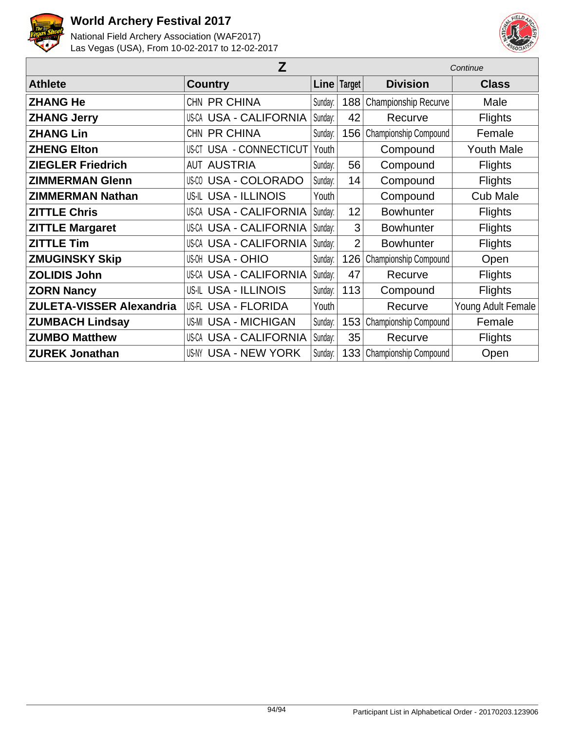# World Archery Festival 2017

National Field Archery Association (WAF2017)
Las Vegas (USA), From 10-02-2017 to 12-02-2017

## Z

*Continue*

| Athlete | Country | | Line | Target | Division | Class |
|---|---|---|---|---|---|---|
| **ZHANG He** | CHN | PR CHINA | Sunday: | 188 | Championship Recurve | Male |
| **ZHANG Jerry** | US-CA | USA - CALIFORNIA | Sunday: | 42 | Recurve | Flights |
| **ZHANG Lin** | CHN | PR CHINA | Sunday: | 156 | Championship Compound | Female |
| **ZHENG Elton** | US-CT | USA - CONNECTICUT | Youth | | Compound | Youth Male |
| **ZIEGLER Friedrich** | AUT | AUSTRIA | Sunday: | 56 | Compound | Flights |
| **ZIMMERMAN Glenn** | US-CO | USA - COLORADO | Sunday: | 14 | Compound | Flights |
| **ZIMMERMAN Nathan** | US-IL | USA - ILLINOIS | Youth | | Compound | Cub Male |
| **ZITTLE Chris** | US-CA | USA - CALIFORNIA | Sunday: | 12 | Bowhunter | Flights |
| **ZITTLE Margaret** | US-CA | USA - CALIFORNIA | Sunday: | 3 | Bowhunter | Flights |
| **ZITTLE Tim** | US-CA | USA - CALIFORNIA | Sunday: | 2 | Bowhunter | Flights |
| **ZMUGINSKY Skip** | US-OH | USA - OHIO | Sunday: | 126 | Championship Compound | Open |
| **ZOLIDIS John** | US-CA | USA - CALIFORNIA | Sunday: | 47 | Recurve | Flights |
| **ZORN Nancy** | US-IL | USA - ILLINOIS | Sunday: | 113 | Compound | Flights |
| **ZULETA-VISSER Alexandria** | US-FL | USA - FLORIDA | Youth | | Recurve | Young Adult Female |
| **ZUMBACH Lindsay** | US-MI | USA - MICHIGAN | Sunday: | 153 | Championship Compound | Female |
| **ZUMBO Matthew** | US-CA | USA - CALIFORNIA | Sunday: | 35 | Recurve | Flights |
| **ZUREK Jonathan** | US-NY | USA - NEW YORK | Sunday: | 133 | Championship Compound | Open |

Participant List in Alphabetical Order - 20170203.123906